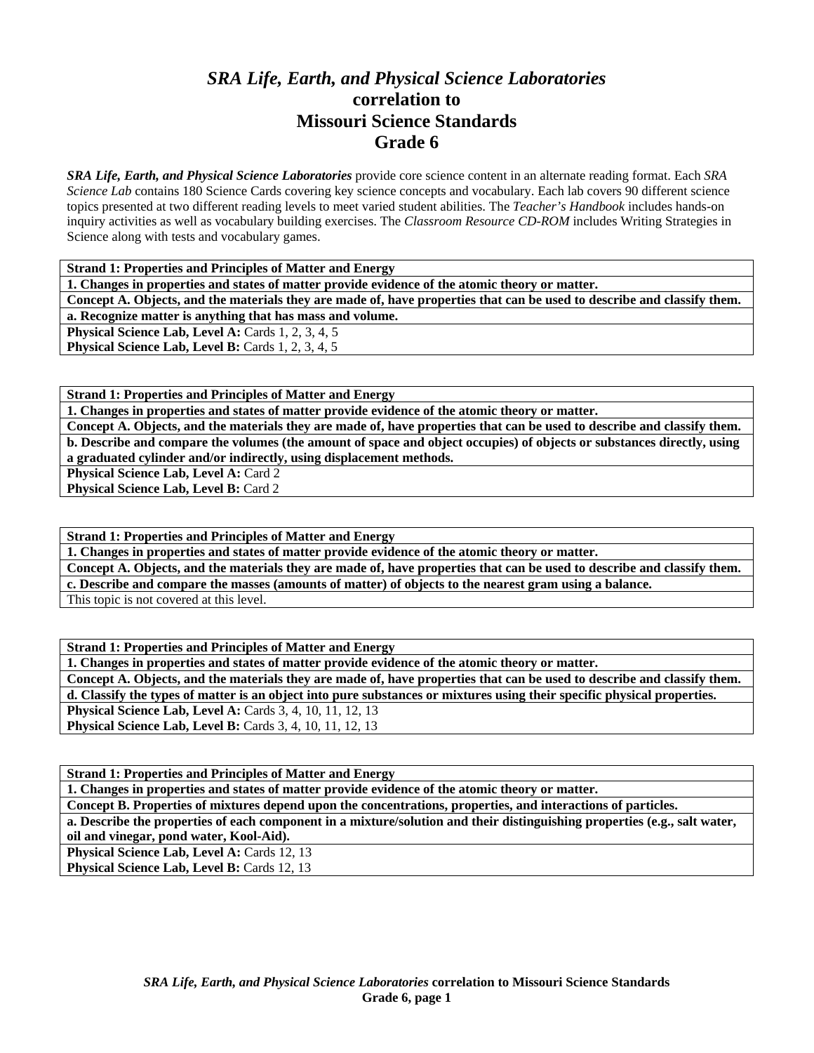# *SRA Life, Earth, and Physical Science Laboratories* correlation to Missouri Science Standards Grade 6

***SRA Life, Earth, and Physical Science Laboratories*** provide core science content in an alternate reading format. Each *SRA Science Lab* contains 180 Science Cards covering key science concepts and vocabulary. Each lab covers 90 different science topics presented at two different reading levels to meet varied student abilities. The *Teacher's Handbook* includes hands-on inquiry activities as well as vocabulary building exercises. The *Classroom Resource CD-ROM* includes Writing Strategies in Science along with tests and vocabulary games.

| **Strand 1: Properties and Principles of Matter and Energy** |
|---|
| **1. Changes in properties and states of matter provide evidence of the atomic theory or matter.** |
| **Concept A. Objects, and the materials they are made of, have properties that can be used to describe and classify them.** |
| **a. Recognize matter is anything that has mass and volume.** |
| **Physical Science Lab, Level A:** Cards 1, 2, 3, 4, 5 |
| **Physical Science Lab, Level B:** Cards 1, 2, 3, 4, 5 |

| **Strand 1: Properties and Principles of Matter and Energy** |
|---|
| **1. Changes in properties and states of matter provide evidence of the atomic theory or matter.** |
| **Concept A. Objects, and the materials they are made of, have properties that can be used to describe and classify them.** |
| **b. Describe and compare the volumes (the amount of space and object occupies) of objects or substances directly, using a graduated cylinder and/or indirectly, using displacement methods.** |
| **Physical Science Lab, Level A:** Card 2 |
| **Physical Science Lab, Level B:** Card 2 |

| **Strand 1: Properties and Principles of Matter and Energy** |
|---|
| **1. Changes in properties and states of matter provide evidence of the atomic theory or matter.** |
| **Concept A. Objects, and the materials they are made of, have properties that can be used to describe and classify them.** |
| **c. Describe and compare the masses (amounts of matter) of objects to the nearest gram using a balance.** |
| This topic is not covered at this level. |

| **Strand 1: Properties and Principles of Matter and Energy** |
|---|
| **1. Changes in properties and states of matter provide evidence of the atomic theory or matter.** |
| **Concept A. Objects, and the materials they are made of, have properties that can be used to describe and classify them.** |
| **d. Classify the types of matter is an object into pure substances or mixtures using their specific physical properties.** |
| **Physical Science Lab, Level A:** Cards 3, 4, 10, 11, 12, 13 |
| **Physical Science Lab, Level B:** Cards 3, 4, 10, 11, 12, 13 |

| **Strand 1: Properties and Principles of Matter and Energy** |
|---|
| **1. Changes in properties and states of matter provide evidence of the atomic theory or matter.** |
| **Concept B. Properties of mixtures depend upon the concentrations, properties, and interactions of particles.** |
| **a. Describe the properties of each component in a mixture/solution and their distinguishing properties (e.g., salt water, oil and vinegar, pond water, Kool-Aid).** |
| **Physical Science Lab, Level A:** Cards 12, 13 |
| **Physical Science Lab, Level B:** Cards 12, 13 |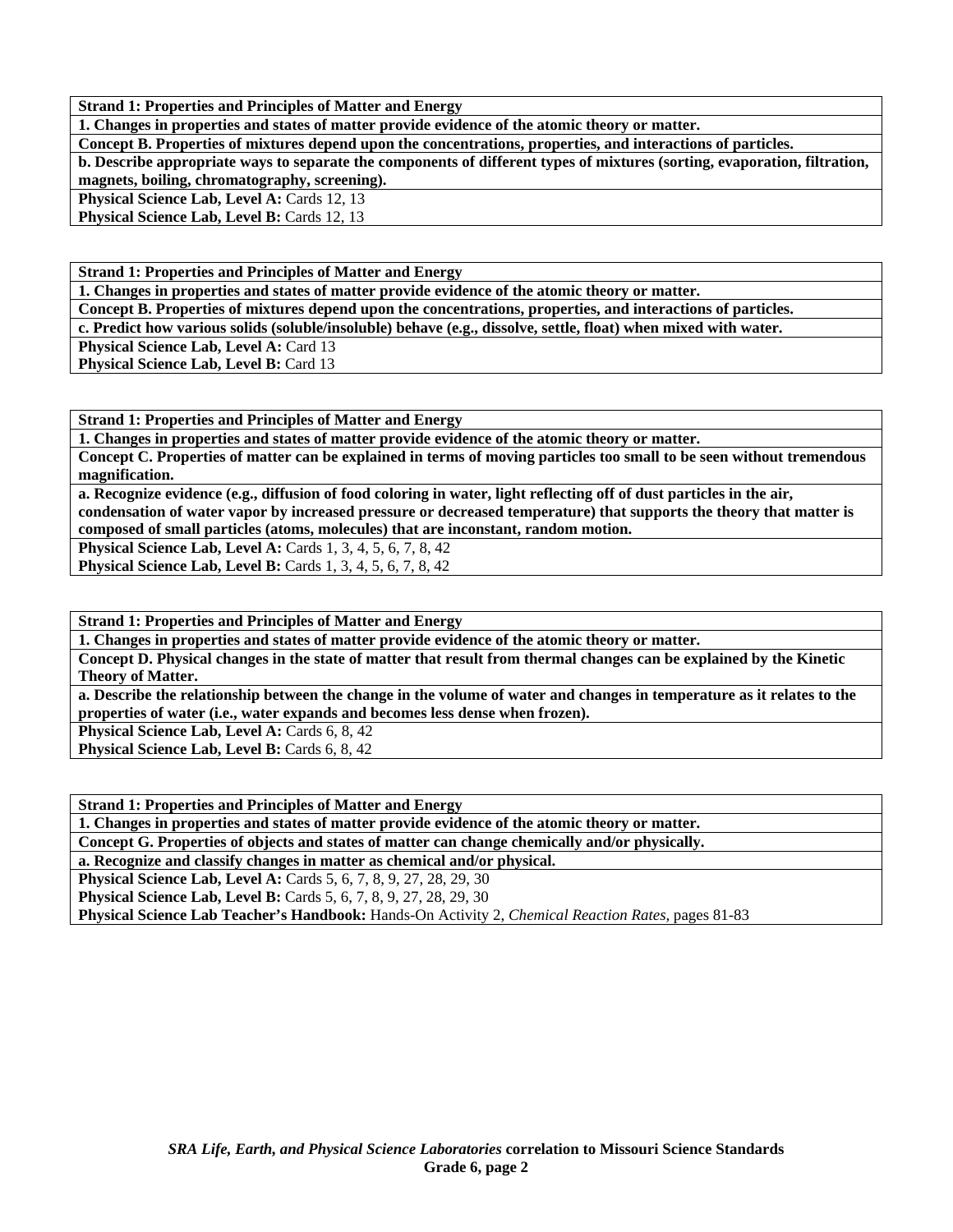**Strand 1: Properties and Principles of Matter and Energy**

**1. Changes in properties and states of matter provide evidence of the atomic theory or matter.**

**Concept B. Properties of mixtures depend upon the concentrations, properties, and interactions of particles.**

**b. Describe appropriate ways to separate the components of different types of mixtures (sorting, evaporation, filtration, magnets, boiling, chromatography, screening).**

**Physical Science Lab, Level A:** Cards 12, 13

**Physical Science Lab, Level B:** Cards 12, 13

---

**Strand 1: Properties and Principles of Matter and Energy**

**1. Changes in properties and states of matter provide evidence of the atomic theory or matter.**

**Concept B. Properties of mixtures depend upon the concentrations, properties, and interactions of particles.**

**c. Predict how various solids (soluble/insoluble) behave (e.g., dissolve, settle, float) when mixed with water.**

**Physical Science Lab, Level A:** Card 13

**Physical Science Lab, Level B:** Card 13

---

**Strand 1: Properties and Principles of Matter and Energy**

**1. Changes in properties and states of matter provide evidence of the atomic theory or matter.**

**Concept C. Properties of matter can be explained in terms of moving particles too small to be seen without tremendous magnification.**

**a. Recognize evidence (e.g., diffusion of food coloring in water, light reflecting off of dust particles in the air, condensation of water vapor by increased pressure or decreased temperature) that supports the theory that matter is composed of small particles (atoms, molecules) that are inconstant, random motion.**

**Physical Science Lab, Level A:** Cards 1, 3, 4, 5, 6, 7, 8, 42

**Physical Science Lab, Level B:** Cards 1, 3, 4, 5, 6, 7, 8, 42

---

**Strand 1: Properties and Principles of Matter and Energy**

**1. Changes in properties and states of matter provide evidence of the atomic theory or matter.**

**Concept D. Physical changes in the state of matter that result from thermal changes can be explained by the Kinetic Theory of Matter.**

**a. Describe the relationship between the change in the volume of water and changes in temperature as it relates to the properties of water (i.e., water expands and becomes less dense when frozen).**

**Physical Science Lab, Level A:** Cards 6, 8, 42

**Physical Science Lab, Level B:** Cards 6, 8, 42

---

**Strand 1: Properties and Principles of Matter and Energy**

**1. Changes in properties and states of matter provide evidence of the atomic theory or matter.**

**Concept G. Properties of objects and states of matter can change chemically and/or physically.**

**a. Recognize and classify changes in matter as chemical and/or physical.**

**Physical Science Lab, Level A:** Cards 5, 6, 7, 8, 9, 27, 28, 29, 30

**Physical Science Lab, Level B:** Cards 5, 6, 7, 8, 9, 27, 28, 29, 30

**Physical Science Lab Teacher's Handbook:** Hands-On Activity 2, *Chemical Reaction Rates*, pages 81-83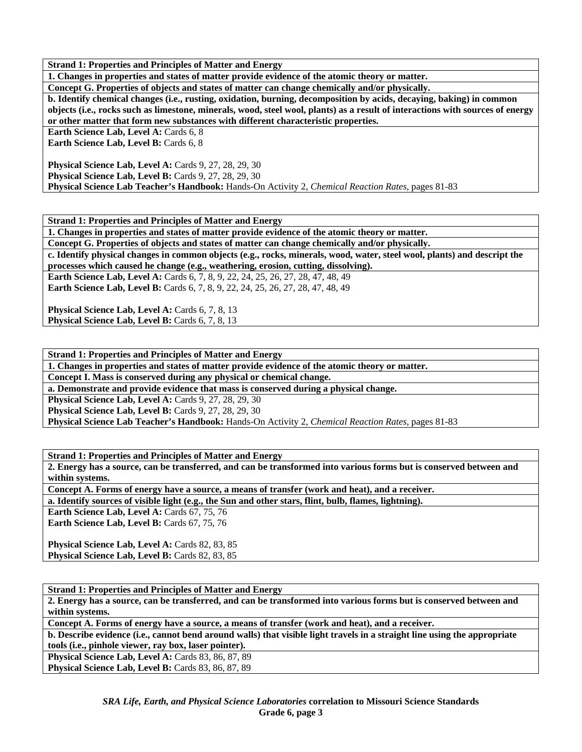**Strand 1: Properties and Principles of Matter and Energy**

**1. Changes in properties and states of matter provide evidence of the atomic theory or matter.**

**Concept G. Properties of objects and states of matter can change chemically and/or physically.**

**b. Identify chemical changes (i.e., rusting, oxidation, burning, decomposition by acids, decaying, baking) in common objects (i.e., rocks such as limestone, minerals, wood, steel wool, plants) as a result of interactions with sources of energy or other matter that form new substances with different characteristic properties.**

**Earth Science Lab, Level A:** Cards 6, 8
**Earth Science Lab, Level B:** Cards 6, 8

**Physical Science Lab, Level A:** Cards 9, 27, 28, 29, 30
**Physical Science Lab, Level B:** Cards 9, 27, 28, 29, 30
**Physical Science Lab Teacher's Handbook:** Hands-On Activity 2, *Chemical Reaction Rates,* pages 81-83

---

**Strand 1: Properties and Principles of Matter and Energy**

**1. Changes in properties and states of matter provide evidence of the atomic theory or matter.**

**Concept G. Properties of objects and states of matter can change chemically and/or physically.**

**c. Identify physical changes in common objects (e.g., rocks, minerals, wood, water, steel wool, plants) and descript the processes which caused he change (e.g., weathering, erosion, cutting, dissolving).**

**Earth Science Lab, Level A:** Cards 6, 7, 8, 9, 22, 24, 25, 26, 27, 28, 47, 48, 49
**Earth Science Lab, Level B:** Cards 6, 7, 8, 9, 22, 24, 25, 26, 27, 28, 47, 48, 49

**Physical Science Lab, Level A:** Cards 6, 7, 8, 13
**Physical Science Lab, Level B:** Cards 6, 7, 8, 13

---

**Strand 1: Properties and Principles of Matter and Energy**

**1. Changes in properties and states of matter provide evidence of the atomic theory or matter.**

**Concept I. Mass is conserved during any physical or chemical change.**

**a. Demonstrate and provide evidence that mass is conserved during a physical change.**

**Physical Science Lab, Level A:** Cards 9, 27, 28, 29, 30
**Physical Science Lab, Level B:** Cards 9, 27, 28, 29, 30
**Physical Science Lab Teacher's Handbook:** Hands-On Activity 2, *Chemical Reaction Rates,* pages 81-83

---

**Strand 1: Properties and Principles of Matter and Energy**

**2. Energy has a source, can be transferred, and can be transformed into various forms but is conserved between and within systems.**

**Concept A. Forms of energy have a source, a means of transfer (work and heat), and a receiver.**

**a. Identify sources of visible light (e.g., the Sun and other stars, flint, bulb, flames, lightning).**

**Earth Science Lab, Level A:** Cards 67, 75, 76
**Earth Science Lab, Level B:** Cards 67, 75, 76

**Physical Science Lab, Level A:** Cards 82, 83, 85
**Physical Science Lab, Level B:** Cards 82, 83, 85

---

**Strand 1: Properties and Principles of Matter and Energy**

**2. Energy has a source, can be transferred, and can be transformed into various forms but is conserved between and within systems.**

**Concept A. Forms of energy have a source, a means of transfer (work and heat), and a receiver.**

**b. Describe evidence (i.e., cannot bend around walls) that visible light travels in a straight line using the appropriate tools (i.e., pinhole viewer, ray box, laser pointer).**

**Physical Science Lab, Level A:** Cards 83, 86, 87, 89
**Physical Science Lab, Level B:** Cards 83, 86, 87, 89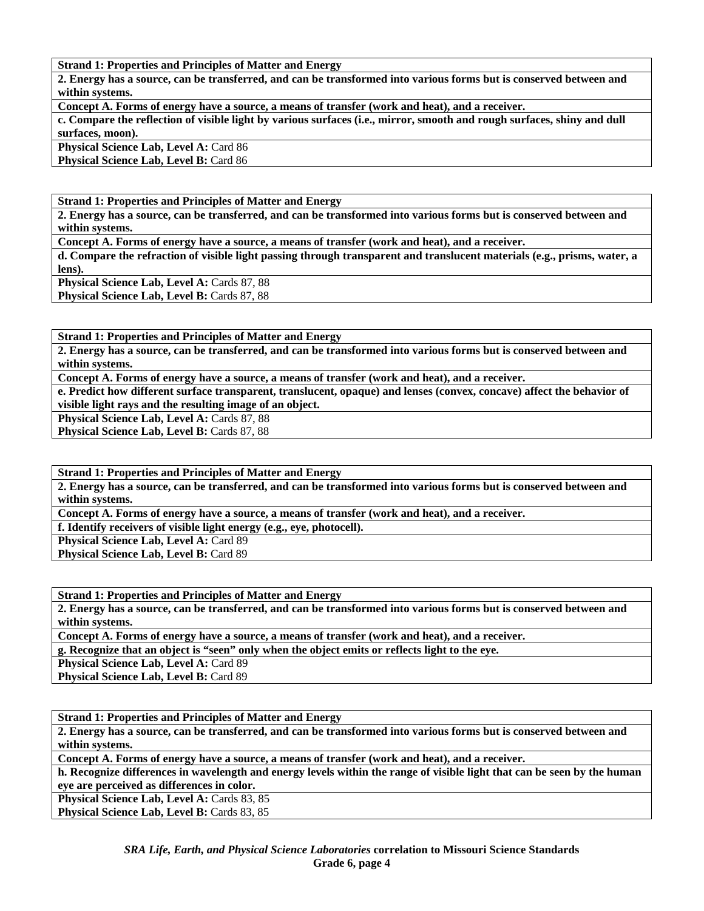| **Strand 1: Properties and Principles of Matter and Energy** |
|---|
| **2. Energy has a source, can be transferred, and can be transformed into various forms but is conserved between and within systems.** |
| **Concept A. Forms of energy have a source, a means of transfer (work and heat), and a receiver.** |
| **c. Compare the reflection of visible light by various surfaces (i.e., mirror, smooth and rough surfaces, shiny and dull surfaces, moon).** |
| **Physical Science Lab, Level A:** Card 86 |
| **Physical Science Lab, Level B:** Card 86 |

| **Strand 1: Properties and Principles of Matter and Energy** |
|---|
| **2. Energy has a source, can be transferred, and can be transformed into various forms but is conserved between and within systems.** |
| **Concept A. Forms of energy have a source, a means of transfer (work and heat), and a receiver.** |
| **d. Compare the refraction of visible light passing through transparent and translucent materials (e.g., prisms, water, a lens).** |
| **Physical Science Lab, Level A:** Cards 87, 88 |
| **Physical Science Lab, Level B:** Cards 87, 88 |

| **Strand 1: Properties and Principles of Matter and Energy** |
|---|
| **2. Energy has a source, can be transferred, and can be transformed into various forms but is conserved between and within systems.** |
| **Concept A. Forms of energy have a source, a means of transfer (work and heat), and a receiver.** |
| **e. Predict how different surface transparent, translucent, opaque) and lenses (convex, concave) affect the behavior of visible light rays and the resulting image of an object.** |
| **Physical Science Lab, Level A:** Cards 87, 88 |
| **Physical Science Lab, Level B:** Cards 87, 88 |

| **Strand 1: Properties and Principles of Matter and Energy** |
|---|
| **2. Energy has a source, can be transferred, and can be transformed into various forms but is conserved between and within systems.** |
| **Concept A. Forms of energy have a source, a means of transfer (work and heat), and a receiver.** |
| **f. Identify receivers of visible light energy (e.g., eye, photocell).** |
| **Physical Science Lab, Level A:** Card 89 |
| **Physical Science Lab, Level B:** Card 89 |

| **Strand 1: Properties and Principles of Matter and Energy** |
|---|
| **2. Energy has a source, can be transferred, and can be transformed into various forms but is conserved between and within systems.** |
| **Concept A. Forms of energy have a source, a means of transfer (work and heat), and a receiver.** |
| **g. Recognize that an object is "seen" only when the object emits or reflects light to the eye.** |
| **Physical Science Lab, Level A:** Card 89 |
| **Physical Science Lab, Level B:** Card 89 |

| **Strand 1: Properties and Principles of Matter and Energy** |
|---|
| **2. Energy has a source, can be transferred, and can be transformed into various forms but is conserved between and within systems.** |
| **Concept A. Forms of energy have a source, a means of transfer (work and heat), and a receiver.** |
| **h. Recognize differences in wavelength and energy levels within the range of visible light that can be seen by the human eye are perceived as differences in color.** |
| **Physical Science Lab, Level A:** Cards 83, 85 |
| **Physical Science Lab, Level B:** Cards 83, 85 |

***SRA Life, Earth, and Physical Science Laboratories*** **correlation to Missouri Science Standards**
**Grade 6, page 4**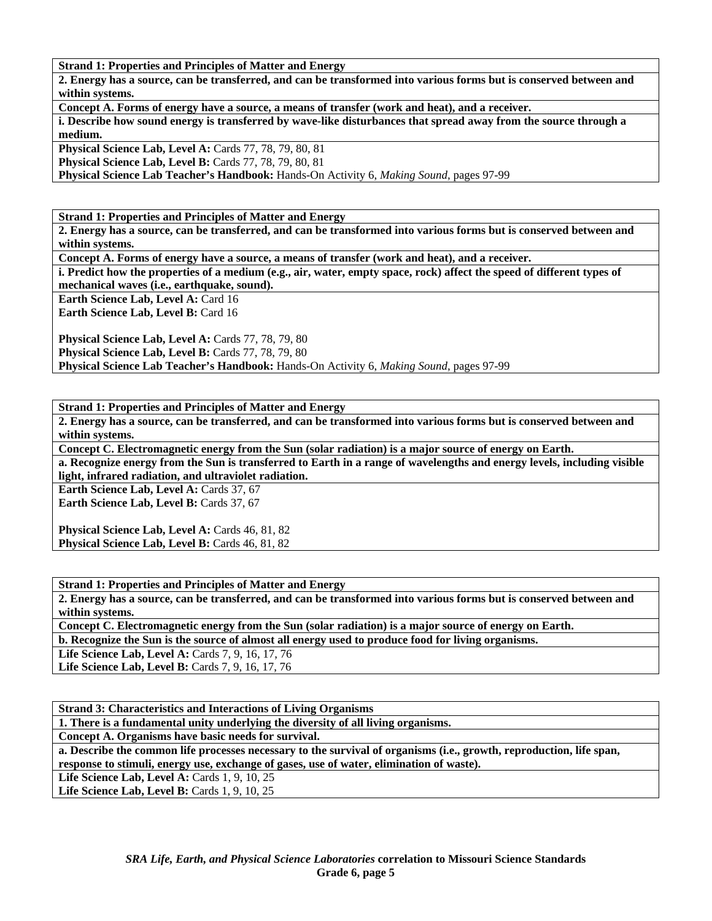**Strand 1: Properties and Principles of Matter and Energy**

**2. Energy has a source, can be transferred, and can be transformed into various forms but is conserved between and within systems.**

**Concept A. Forms of energy have a source, a means of transfer (work and heat), and a receiver.**

**i. Describe how sound energy is transferred by wave-like disturbances that spread away from the source through a medium.**

**Physical Science Lab, Level A:** Cards 77, 78, 79, 80, 81
**Physical Science Lab, Level B:** Cards 77, 78, 79, 80, 81
**Physical Science Lab Teacher's Handbook:** Hands-On Activity 6, *Making Sound*, pages 97-99

---

**Strand 1: Properties and Principles of Matter and Energy**

**2. Energy has a source, can be transferred, and can be transformed into various forms but is conserved between and within systems.**

**Concept A. Forms of energy have a source, a means of transfer (work and heat), and a receiver.**

**i. Predict how the properties of a medium (e.g., air, water, empty space, rock) affect the speed of different types of mechanical waves (i.e., earthquake, sound).**

**Earth Science Lab, Level A:** Card 16
**Earth Science Lab, Level B:** Card 16

**Physical Science Lab, Level A:** Cards 77, 78, 79, 80
**Physical Science Lab, Level B:** Cards 77, 78, 79, 80
**Physical Science Lab Teacher's Handbook:** Hands-On Activity 6, *Making Sound*, pages 97-99

---

**Strand 1: Properties and Principles of Matter and Energy**

**2. Energy has a source, can be transferred, and can be transformed into various forms but is conserved between and within systems.**

**Concept C. Electromagnetic energy from the Sun (solar radiation) is a major source of energy on Earth.**

**a. Recognize energy from the Sun is transferred to Earth in a range of wavelengths and energy levels, including visible light, infrared radiation, and ultraviolet radiation.**

**Earth Science Lab, Level A:** Cards 37, 67
**Earth Science Lab, Level B:** Cards 37, 67

**Physical Science Lab, Level A:** Cards 46, 81, 82
**Physical Science Lab, Level B:** Cards 46, 81, 82

---

**Strand 1: Properties and Principles of Matter and Energy**

**2. Energy has a source, can be transferred, and can be transformed into various forms but is conserved between and within systems.**

**Concept C. Electromagnetic energy from the Sun (solar radiation) is a major source of energy on Earth.**

**b. Recognize the Sun is the source of almost all energy used to produce food for living organisms.**

**Life Science Lab, Level A:** Cards 7, 9, 16, 17, 76
**Life Science Lab, Level B:** Cards 7, 9, 16, 17, 76

---

**Strand 3: Characteristics and Interactions of Living Organisms**

**1. There is a fundamental unity underlying the diversity of all living organisms.**

**Concept A. Organisms have basic needs for survival.**

**a. Describe the common life processes necessary to the survival of organisms (i.e., growth, reproduction, life span, response to stimuli, energy use, exchange of gases, use of water, elimination of waste).**

**Life Science Lab, Level A:** Cards 1, 9, 10, 25
**Life Science Lab, Level B:** Cards 1, 9, 10, 25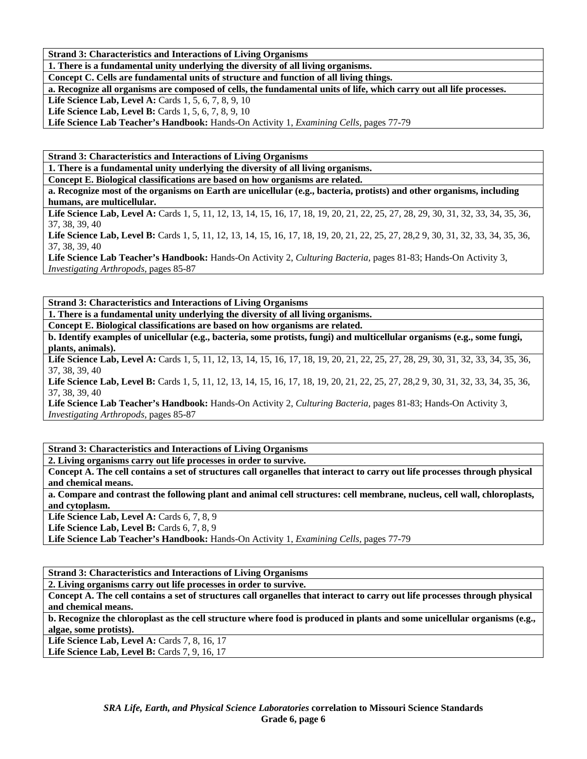**Strand 3: Characteristics and Interactions of Living Organisms**

**1. There is a fundamental unity underlying the diversity of all living organisms.**

**Concept C. Cells are fundamental units of structure and function of all living things.**

**a. Recognize all organisms are composed of cells, the fundamental units of life, which carry out all life processes.**

**Life Science Lab, Level A:** Cards 1, 5, 6, 7, 8, 9, 10

**Life Science Lab, Level B:** Cards 1, 5, 6, 7, 8, 9, 10

**Life Science Lab Teacher's Handbook:** Hands-On Activity 1, *Examining Cells,* pages 77-79

---

**Strand 3: Characteristics and Interactions of Living Organisms**

**1. There is a fundamental unity underlying the diversity of all living organisms.**

**Concept E. Biological classifications are based on how organisms are related.**

**a. Recognize most of the organisms on Earth are unicellular (e.g., bacteria, protists) and other organisms, including humans, are multicellular.**

**Life Science Lab, Level A:** Cards 1, 5, 11, 12, 13, 14, 15, 16, 17, 18, 19, 20, 21, 22, 25, 27, 28, 29, 30, 31, 32, 33, 34, 35, 36, 37, 38, 39, 40

**Life Science Lab, Level B:** Cards 1, 5, 11, 12, 13, 14, 15, 16, 17, 18, 19, 20, 21, 22, 25, 27, 28,2 9, 30, 31, 32, 33, 34, 35, 36, 37, 38, 39, 40

**Life Science Lab Teacher's Handbook:** Hands-On Activity 2, *Culturing Bacteria,* pages 81-83; Hands-On Activity 3, *Investigating Arthropods,* pages 85-87

---

**Strand 3: Characteristics and Interactions of Living Organisms**

**1. There is a fundamental unity underlying the diversity of all living organisms.**

**Concept E. Biological classifications are based on how organisms are related.**

**b. Identify examples of unicellular (e.g., bacteria, some protists, fungi) and multicellular organisms (e.g., some fungi, plants, animals).**

**Life Science Lab, Level A:** Cards 1, 5, 11, 12, 13, 14, 15, 16, 17, 18, 19, 20, 21, 22, 25, 27, 28, 29, 30, 31, 32, 33, 34, 35, 36, 37, 38, 39, 40

**Life Science Lab, Level B:** Cards 1, 5, 11, 12, 13, 14, 15, 16, 17, 18, 19, 20, 21, 22, 25, 27, 28,2 9, 30, 31, 32, 33, 34, 35, 36, 37, 38, 39, 40

**Life Science Lab Teacher's Handbook:** Hands-On Activity 2, *Culturing Bacteria,* pages 81-83; Hands-On Activity 3, *Investigating Arthropods,* pages 85-87

---

**Strand 3: Characteristics and Interactions of Living Organisms**

**2. Living organisms carry out life processes in order to survive.**

**Concept A. The cell contains a set of structures call organelles that interact to carry out life processes through physical and chemical means.**

**a. Compare and contrast the following plant and animal cell structures: cell membrane, nucleus, cell wall, chloroplasts, and cytoplasm.**

**Life Science Lab, Level A:** Cards 6, 7, 8, 9

**Life Science Lab, Level B:** Cards 6, 7, 8, 9

**Life Science Lab Teacher's Handbook:** Hands-On Activity 1, *Examining Cells,* pages 77-79

---

**Strand 3: Characteristics and Interactions of Living Organisms**

**2. Living organisms carry out life processes in order to survive.**

**Concept A. The cell contains a set of structures call organelles that interact to carry out life processes through physical and chemical means.**

**b. Recognize the chloroplast as the cell structure where food is produced in plants and some unicellular organisms (e.g., algae, some protists).**

**Life Science Lab, Level A:** Cards 7, 8, 16, 17

**Life Science Lab, Level B:** Cards 7, 9, 16, 17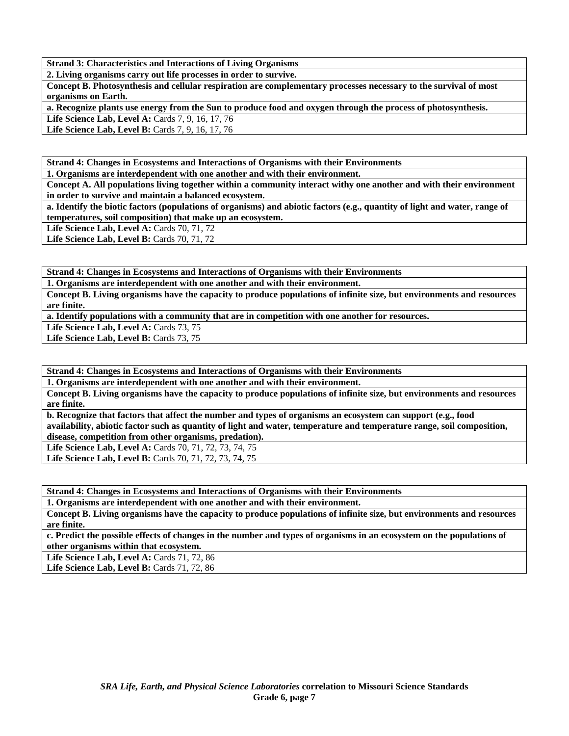**Strand 3: Characteristics and Interactions of Living Organisms**

**2. Living organisms carry out life processes in order to survive.**

**Concept B. Photosynthesis and cellular respiration are complementary processes necessary to the survival of most organisms on Earth.**

**a. Recognize plants use energy from the Sun to produce food and oxygen through the process of photosynthesis.**

**Life Science Lab, Level A:** Cards 7, 9, 16, 17, 76
**Life Science Lab, Level B:** Cards 7, 9, 16, 17, 76

**Strand 4: Changes in Ecosystems and Interactions of Organisms with their Environments**

**1. Organisms are interdependent with one another and with their environment.**

**Concept A. All populations living together within a community interact withy one another and with their environment in order to survive and maintain a balanced ecosystem.**

**a. Identify the biotic factors (populations of organisms) and abiotic factors (e.g., quantity of light and water, range of temperatures, soil composition) that make up an ecosystem.**

**Life Science Lab, Level A:** Cards 70, 71, 72
**Life Science Lab, Level B:** Cards 70, 71, 72

**Strand 4: Changes in Ecosystems and Interactions of Organisms with their Environments**

**1. Organisms are interdependent with one another and with their environment.**

**Concept B. Living organisms have the capacity to produce populations of infinite size, but environments and resources are finite.**

**a. Identify populations with a community that are in competition with one another for resources.**

**Life Science Lab, Level A:** Cards 73, 75
**Life Science Lab, Level B:** Cards 73, 75

**Strand 4: Changes in Ecosystems and Interactions of Organisms with their Environments**

**1. Organisms are interdependent with one another and with their environment.**

**Concept B. Living organisms have the capacity to produce populations of infinite size, but environments and resources are finite.**

**b. Recognize that factors that affect the number and types of organisms an ecosystem can support (e.g., food availability, abiotic factor such as quantity of light and water, temperature and temperature range, soil composition, disease, competition from other organisms, predation).**

**Life Science Lab, Level A:** Cards 70, 71, 72, 73, 74, 75
**Life Science Lab, Level B:** Cards 70, 71, 72, 73, 74, 75

**Strand 4: Changes in Ecosystems and Interactions of Organisms with their Environments**

**1. Organisms are interdependent with one another and with their environment.**

**Concept B. Living organisms have the capacity to produce populations of infinite size, but environments and resources are finite.**

**c. Predict the possible effects of changes in the number and types of organisms in an ecosystem on the populations of other organisms within that ecosystem.**

**Life Science Lab, Level A:** Cards 71, 72, 86
**Life Science Lab, Level B:** Cards 71, 72, 86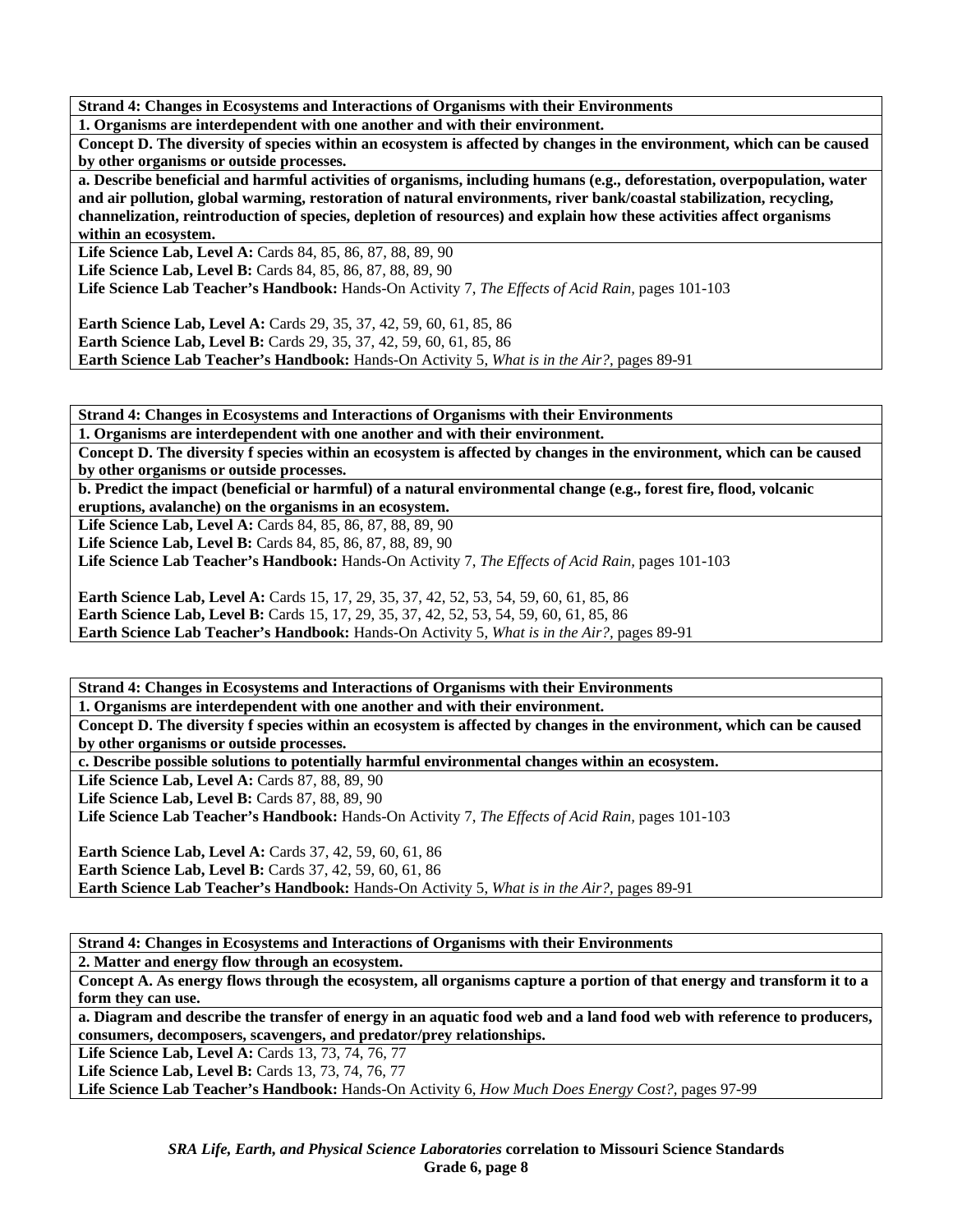**Strand 4: Changes in Ecosystems and Interactions of Organisms with their Environments**

**1. Organisms are interdependent with one another and with their environment.**

**Concept D. The diversity of species within an ecosystem is affected by changes in the environment, which can be caused by other organisms or outside processes.**

**a. Describe beneficial and harmful activities of organisms, including humans (e.g., deforestation, overpopulation, water and air pollution, global warming, restoration of natural environments, river bank/coastal stabilization, recycling, channelization, reintroduction of species, depletion of resources) and explain how these activities affect organisms within an ecosystem.**

**Life Science Lab, Level A:** Cards 84, 85, 86, 87, 88, 89, 90
**Life Science Lab, Level B:** Cards 84, 85, 86, 87, 88, 89, 90
**Life Science Lab Teacher's Handbook:** Hands-On Activity 7, *The Effects of Acid Rain,* pages 101-103

**Earth Science Lab, Level A:** Cards 29, 35, 37, 42, 59, 60, 61, 85, 86
**Earth Science Lab, Level B:** Cards 29, 35, 37, 42, 59, 60, 61, 85, 86
**Earth Science Lab Teacher's Handbook:** Hands-On Activity 5, *What is in the Air?,* pages 89-91

---

**Strand 4: Changes in Ecosystems and Interactions of Organisms with their Environments**

**1. Organisms are interdependent with one another and with their environment.**

**Concept D. The diversity f species within an ecosystem is affected by changes in the environment, which can be caused by other organisms or outside processes.**

**b. Predict the impact (beneficial or harmful) of a natural environmental change (e.g., forest fire, flood, volcanic eruptions, avalanche) on the organisms in an ecosystem.**

**Life Science Lab, Level A:** Cards 84, 85, 86, 87, 88, 89, 90
**Life Science Lab, Level B:** Cards 84, 85, 86, 87, 88, 89, 90
**Life Science Lab Teacher's Handbook:** Hands-On Activity 7, *The Effects of Acid Rain,* pages 101-103

**Earth Science Lab, Level A:** Cards 15, 17, 29, 35, 37, 42, 52, 53, 54, 59, 60, 61, 85, 86
**Earth Science Lab, Level B:** Cards 15, 17, 29, 35, 37, 42, 52, 53, 54, 59, 60, 61, 85, 86
**Earth Science Lab Teacher's Handbook:** Hands-On Activity 5, *What is in the Air?,* pages 89-91

---

**Strand 4: Changes in Ecosystems and Interactions of Organisms with their Environments**

**1. Organisms are interdependent with one another and with their environment.**

**Concept D. The diversity f species within an ecosystem is affected by changes in the environment, which can be caused by other organisms or outside processes.**

**c. Describe possible solutions to potentially harmful environmental changes within an ecosystem.**

**Life Science Lab, Level A:** Cards 87, 88, 89, 90
**Life Science Lab, Level B:** Cards 87, 88, 89, 90
**Life Science Lab Teacher's Handbook:** Hands-On Activity 7, *The Effects of Acid Rain,* pages 101-103

**Earth Science Lab, Level A:** Cards 37, 42, 59, 60, 61, 86
**Earth Science Lab, Level B:** Cards 37, 42, 59, 60, 61, 86
**Earth Science Lab Teacher's Handbook:** Hands-On Activity 5, *What is in the Air?,* pages 89-91

---

**Strand 4: Changes in Ecosystems and Interactions of Organisms with their Environments**

**2. Matter and energy flow through an ecosystem.**

**Concept A. As energy flows through the ecosystem, all organisms capture a portion of that energy and transform it to a form they can use.**

**a. Diagram and describe the transfer of energy in an aquatic food web and a land food web with reference to producers, consumers, decomposers, scavengers, and predator/prey relationships.**

**Life Science Lab, Level A:** Cards 13, 73, 74, 76, 77
**Life Science Lab, Level B:** Cards 13, 73, 74, 76, 77
**Life Science Lab Teacher's Handbook:** Hands-On Activity 6, *How Much Does Energy Cost?,* pages 97-99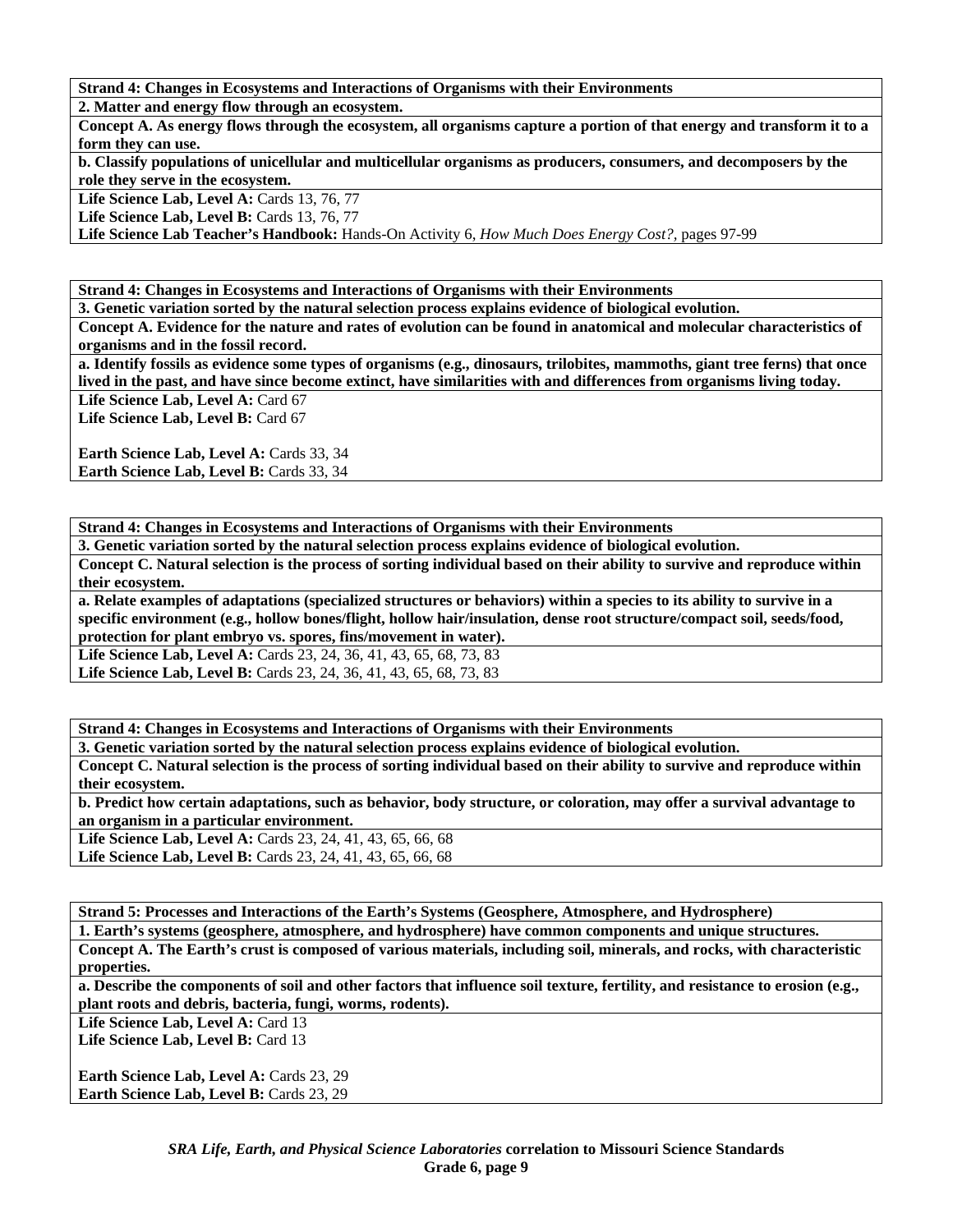**Strand 4: Changes in Ecosystems and Interactions of Organisms with their Environments**

**2. Matter and energy flow through an ecosystem.**

**Concept A. As energy flows through the ecosystem, all organisms capture a portion of that energy and transform it to a form they can use.**

**b. Classify populations of unicellular and multicellular organisms as producers, consumers, and decomposers by the role they serve in the ecosystem.**

**Life Science Lab, Level A:** Cards 13, 76, 77
**Life Science Lab, Level B:** Cards 13, 76, 77
**Life Science Lab Teacher's Handbook:** Hands-On Activity 6, *How Much Does Energy Cost?*, pages 97-99

---

**Strand 4: Changes in Ecosystems and Interactions of Organisms with their Environments**

**3. Genetic variation sorted by the natural selection process explains evidence of biological evolution.**

**Concept A. Evidence for the nature and rates of evolution can be found in anatomical and molecular characteristics of organisms and in the fossil record.**

**a. Identify fossils as evidence some types of organisms (e.g., dinosaurs, trilobites, mammoths, giant tree ferns) that once lived in the past, and have since become extinct, have similarities with and differences from organisms living today.**

**Life Science Lab, Level A:** Card 67
**Life Science Lab, Level B:** Card 67

**Earth Science Lab, Level A:** Cards 33, 34
**Earth Science Lab, Level B:** Cards 33, 34

---

**Strand 4: Changes in Ecosystems and Interactions of Organisms with their Environments**

**3. Genetic variation sorted by the natural selection process explains evidence of biological evolution.**

**Concept C. Natural selection is the process of sorting individual based on their ability to survive and reproduce within their ecosystem.**

**a. Relate examples of adaptations (specialized structures or behaviors) within a species to its ability to survive in a specific environment (e.g., hollow bones/flight, hollow hair/insulation, dense root structure/compact soil, seeds/food, protection for plant embryo vs. spores, fins/movement in water).**

**Life Science Lab, Level A:** Cards 23, 24, 36, 41, 43, 65, 68, 73, 83
**Life Science Lab, Level B:** Cards 23, 24, 36, 41, 43, 65, 68, 73, 83

---

**Strand 4: Changes in Ecosystems and Interactions of Organisms with their Environments**

**3. Genetic variation sorted by the natural selection process explains evidence of biological evolution.**

**Concept C. Natural selection is the process of sorting individual based on their ability to survive and reproduce within their ecosystem.**

**b. Predict how certain adaptations, such as behavior, body structure, or coloration, may offer a survival advantage to an organism in a particular environment.**

**Life Science Lab, Level A:** Cards 23, 24, 41, 43, 65, 66, 68
**Life Science Lab, Level B:** Cards 23, 24, 41, 43, 65, 66, 68

---

**Strand 5: Processes and Interactions of the Earth's Systems (Geosphere, Atmosphere, and Hydrosphere)**

**1. Earth's systems (geosphere, atmosphere, and hydrosphere) have common components and unique structures.**

**Concept A. The Earth's crust is composed of various materials, including soil, minerals, and rocks, with characteristic properties.**

**a. Describe the components of soil and other factors that influence soil texture, fertility, and resistance to erosion (e.g., plant roots and debris, bacteria, fungi, worms, rodents).**

**Life Science Lab, Level A:** Card 13
**Life Science Lab, Level B:** Card 13

**Earth Science Lab, Level A:** Cards 23, 29
**Earth Science Lab, Level B:** Cards 23, 29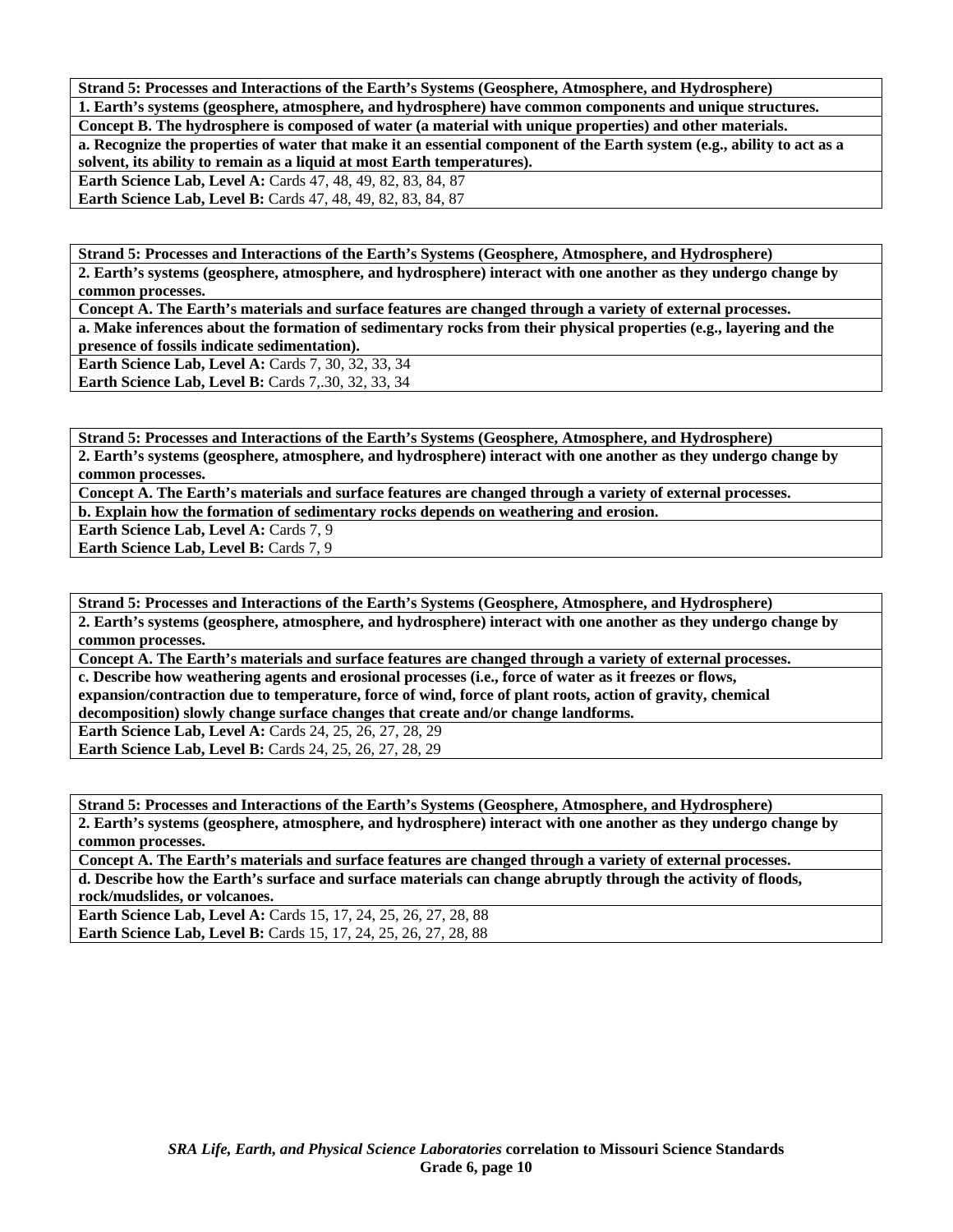**Strand 5: Processes and Interactions of the Earth's Systems (Geosphere, Atmosphere, and Hydrosphere)**

**1. Earth's systems (geosphere, atmosphere, and hydrosphere) have common components and unique structures.**

**Concept B. The hydrosphere is composed of water (a material with unique properties) and other materials.**

**a. Recognize the properties of water that make it an essential component of the Earth system (e.g., ability to act as a solvent, its ability to remain as a liquid at most Earth temperatures).**

**Earth Science Lab, Level A:** Cards 47, 48, 49, 82, 83, 84, 87
**Earth Science Lab, Level B:** Cards 47, 48, 49, 82, 83, 84, 87

---

**Strand 5: Processes and Interactions of the Earth's Systems (Geosphere, Atmosphere, and Hydrosphere)**

**2. Earth's systems (geosphere, atmosphere, and hydrosphere) interact with one another as they undergo change by common processes.**

**Concept A. The Earth's materials and surface features are changed through a variety of external processes.**

**a. Make inferences about the formation of sedimentary rocks from their physical properties (e.g., layering and the presence of fossils indicate sedimentation).**

**Earth Science Lab, Level A:** Cards 7, 30, 32, 33, 34
**Earth Science Lab, Level B:** Cards 7,.30, 32, 33, 34

---

**Strand 5: Processes and Interactions of the Earth's Systems (Geosphere, Atmosphere, and Hydrosphere)**

**2. Earth's systems (geosphere, atmosphere, and hydrosphere) interact with one another as they undergo change by common processes.**

**Concept A. The Earth's materials and surface features are changed through a variety of external processes.**

**b. Explain how the formation of sedimentary rocks depends on weathering and erosion.**

**Earth Science Lab, Level A:** Cards 7, 9
**Earth Science Lab, Level B:** Cards 7, 9

---

**Strand 5: Processes and Interactions of the Earth's Systems (Geosphere, Atmosphere, and Hydrosphere)**

**2. Earth's systems (geosphere, atmosphere, and hydrosphere) interact with one another as they undergo change by common processes.**

**Concept A. The Earth's materials and surface features are changed through a variety of external processes.**

**c. Describe how weathering agents and erosional processes (i.e., force of water as it freezes or flows, expansion/contraction due to temperature, force of wind, force of plant roots, action of gravity, chemical decomposition) slowly change surface changes that create and/or change landforms.**

**Earth Science Lab, Level A:** Cards 24, 25, 26, 27, 28, 29
**Earth Science Lab, Level B:** Cards 24, 25, 26, 27, 28, 29

---

**Strand 5: Processes and Interactions of the Earth's Systems (Geosphere, Atmosphere, and Hydrosphere)**

**2. Earth's systems (geosphere, atmosphere, and hydrosphere) interact with one another as they undergo change by common processes.**

**Concept A. The Earth's materials and surface features are changed through a variety of external processes.**

**d. Describe how the Earth's surface and surface materials can change abruptly through the activity of floods, rock/mudslides, or volcanoes.**

**Earth Science Lab, Level A:** Cards 15, 17, 24, 25, 26, 27, 28, 88
**Earth Science Lab, Level B:** Cards 15, 17, 24, 25, 26, 27, 28, 88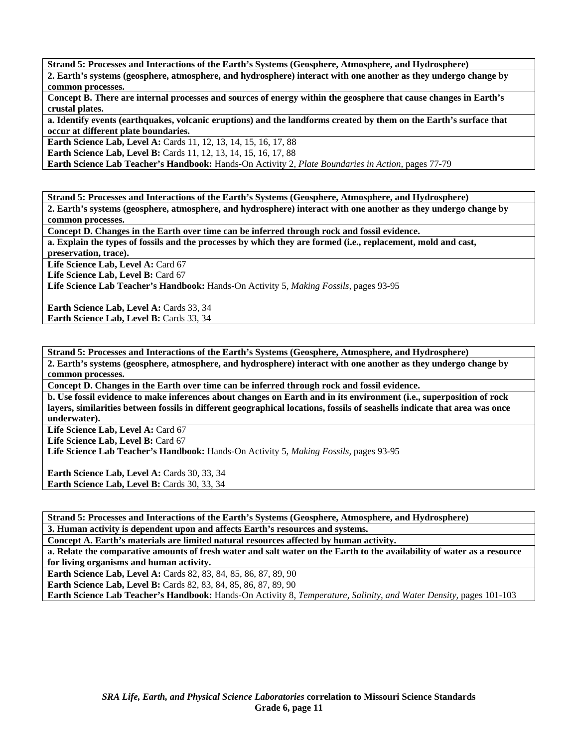**Strand 5: Processes and Interactions of the Earth's Systems (Geosphere, Atmosphere, and Hydrosphere)**

**2. Earth's systems (geosphere, atmosphere, and hydrosphere) interact with one another as they undergo change by common processes.**

**Concept B. There are internal processes and sources of energy within the geosphere that cause changes in Earth's crustal plates.**

**a. Identify events (earthquakes, volcanic eruptions) and the landforms created by them on the Earth's surface that occur at different plate boundaries.**

**Earth Science Lab, Level A:** Cards 11, 12, 13, 14, 15, 16, 17, 88
**Earth Science Lab, Level B:** Cards 11, 12, 13, 14, 15, 16, 17, 88
**Earth Science Lab Teacher's Handbook:** Hands-On Activity 2, *Plate Boundaries in Action,* pages 77-79

**Strand 5: Processes and Interactions of the Earth's Systems (Geosphere, Atmosphere, and Hydrosphere)**

**2. Earth's systems (geosphere, atmosphere, and hydrosphere) interact with one another as they undergo change by common processes.**

**Concept D. Changes in the Earth over time can be inferred through rock and fossil evidence.**

**a. Explain the types of fossils and the processes by which they are formed (i.e., replacement, mold and cast, preservation, trace).**

**Life Science Lab, Level A:** Card 67
**Life Science Lab, Level B:** Card 67
**Life Science Lab Teacher's Handbook:** Hands-On Activity 5, *Making Fossils,* pages 93-95

**Earth Science Lab, Level A:** Cards 33, 34
**Earth Science Lab, Level B:** Cards 33, 34

**Strand 5: Processes and Interactions of the Earth's Systems (Geosphere, Atmosphere, and Hydrosphere)**

**2. Earth's systems (geosphere, atmosphere, and hydrosphere) interact with one another as they undergo change by common processes.**

**Concept D. Changes in the Earth over time can be inferred through rock and fossil evidence.**

**b. Use fossil evidence to make inferences about changes on Earth and in its environment (i.e., superposition of rock layers, similarities between fossils in different geographical locations, fossils of seashells indicate that area was once underwater).**

**Life Science Lab, Level A:** Card 67
**Life Science Lab, Level B:** Card 67
**Life Science Lab Teacher's Handbook:** Hands-On Activity 5, *Making Fossils,* pages 93-95

**Earth Science Lab, Level A:** Cards 30, 33, 34
**Earth Science Lab, Level B:** Cards 30, 33, 34

**Strand 5: Processes and Interactions of the Earth's Systems (Geosphere, Atmosphere, and Hydrosphere)**

**3. Human activity is dependent upon and affects Earth's resources and systems.**

**Concept A. Earth's materials are limited natural resources affected by human activity.**

**a. Relate the comparative amounts of fresh water and salt water on the Earth to the availability of water as a resource for living organisms and human activity.**

**Earth Science Lab, Level A:** Cards 82, 83, 84, 85, 86, 87, 89, 90
**Earth Science Lab, Level B:** Cards 82, 83, 84, 85, 86, 87, 89, 90
**Earth Science Lab Teacher's Handbook:** Hands-On Activity 8, *Temperature, Salinity, and Water Density,* pages 101-103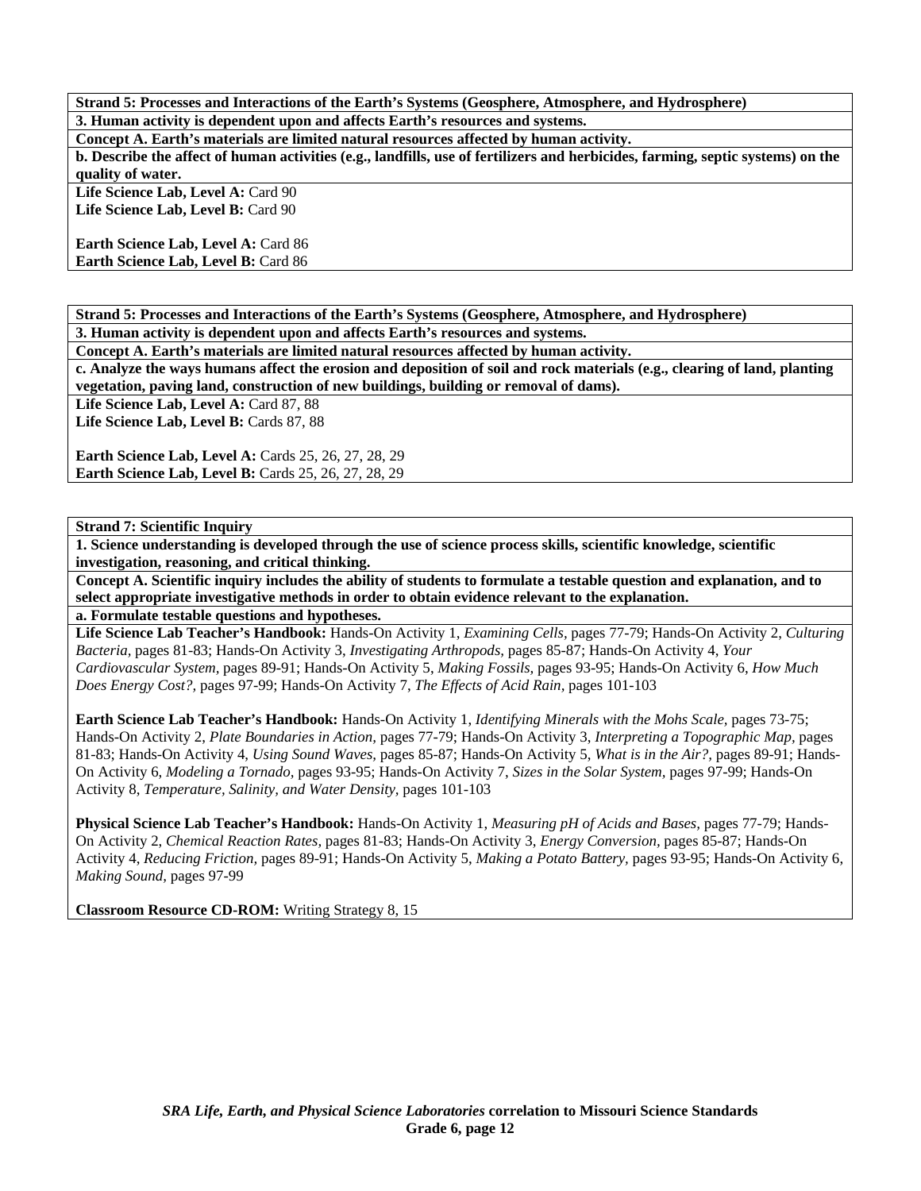**Strand 5: Processes and Interactions of the Earth's Systems (Geosphere, Atmosphere, and Hydrosphere)**

**3. Human activity is dependent upon and affects Earth's resources and systems.**

**Concept A. Earth's materials are limited natural resources affected by human activity.**

**b. Describe the affect of human activities (e.g., landfills, use of fertilizers and herbicides, farming, septic systems) on the quality of water.**

**Life Science Lab, Level A:** Card 90
**Life Science Lab, Level B:** Card 90

**Earth Science Lab, Level A:** Card 86
**Earth Science Lab, Level B:** Card 86

---

**Strand 5: Processes and Interactions of the Earth's Systems (Geosphere, Atmosphere, and Hydrosphere)**

**3. Human activity is dependent upon and affects Earth's resources and systems.**

**Concept A. Earth's materials are limited natural resources affected by human activity.**

**c. Analyze the ways humans affect the erosion and deposition of soil and rock materials (e.g., clearing of land, planting vegetation, paving land, construction of new buildings, building or removal of dams).**

**Life Science Lab, Level A:** Card 87, 88
**Life Science Lab, Level B:** Cards 87, 88

**Earth Science Lab, Level A:** Cards 25, 26, 27, 28, 29
**Earth Science Lab, Level B:** Cards 25, 26, 27, 28, 29

---

**Strand 7: Scientific Inquiry**

**1. Science understanding is developed through the use of science process skills, scientific knowledge, scientific investigation, reasoning, and critical thinking.**

**Concept A. Scientific inquiry includes the ability of students to formulate a testable question and explanation, and to select appropriate investigative methods in order to obtain evidence relevant to the explanation.**

**a. Formulate testable questions and hypotheses.**

**Life Science Lab Teacher's Handbook:** Hands-On Activity 1, *Examining Cells,* pages 77-79; Hands-On Activity 2, *Culturing Bacteria,* pages 81-83; Hands-On Activity 3, *Investigating Arthropods,* pages 85-87; Hands-On Activity 4, *Your Cardiovascular System,* pages 89-91; Hands-On Activity 5, *Making Fossils,* pages 93-95; Hands-On Activity 6, *How Much Does Energy Cost?,* pages 97-99; Hands-On Activity 7, *The Effects of Acid Rain,* pages 101-103

**Earth Science Lab Teacher's Handbook:** Hands-On Activity 1, *Identifying Minerals with the Mohs Scale,* pages 73-75; Hands-On Activity 2, *Plate Boundaries in Action,* pages 77-79; Hands-On Activity 3, *Interpreting a Topographic Map,* pages 81-83; Hands-On Activity 4, *Using Sound Waves,* pages 85-87; Hands-On Activity 5, *What is in the Air?,* pages 89-91; Hands-On Activity 6, *Modeling a Tornado,* pages 93-95; Hands-On Activity 7, *Sizes in the Solar System,* pages 97-99; Hands-On Activity 8, *Temperature, Salinity, and Water Density,* pages 101-103

**Physical Science Lab Teacher's Handbook:** Hands-On Activity 1, *Measuring pH of Acids and Bases,* pages 77-79; Hands-On Activity 2, *Chemical Reaction Rates,* pages 81-83; Hands-On Activity 3, *Energy Conversion,* pages 85-87; Hands-On Activity 4, *Reducing Friction,* pages 89-91; Hands-On Activity 5, *Making a Potato Battery,* pages 93-95; Hands-On Activity 6, *Making Sound,* pages 97-99

**Classroom Resource CD-ROM:** Writing Strategy 8, 15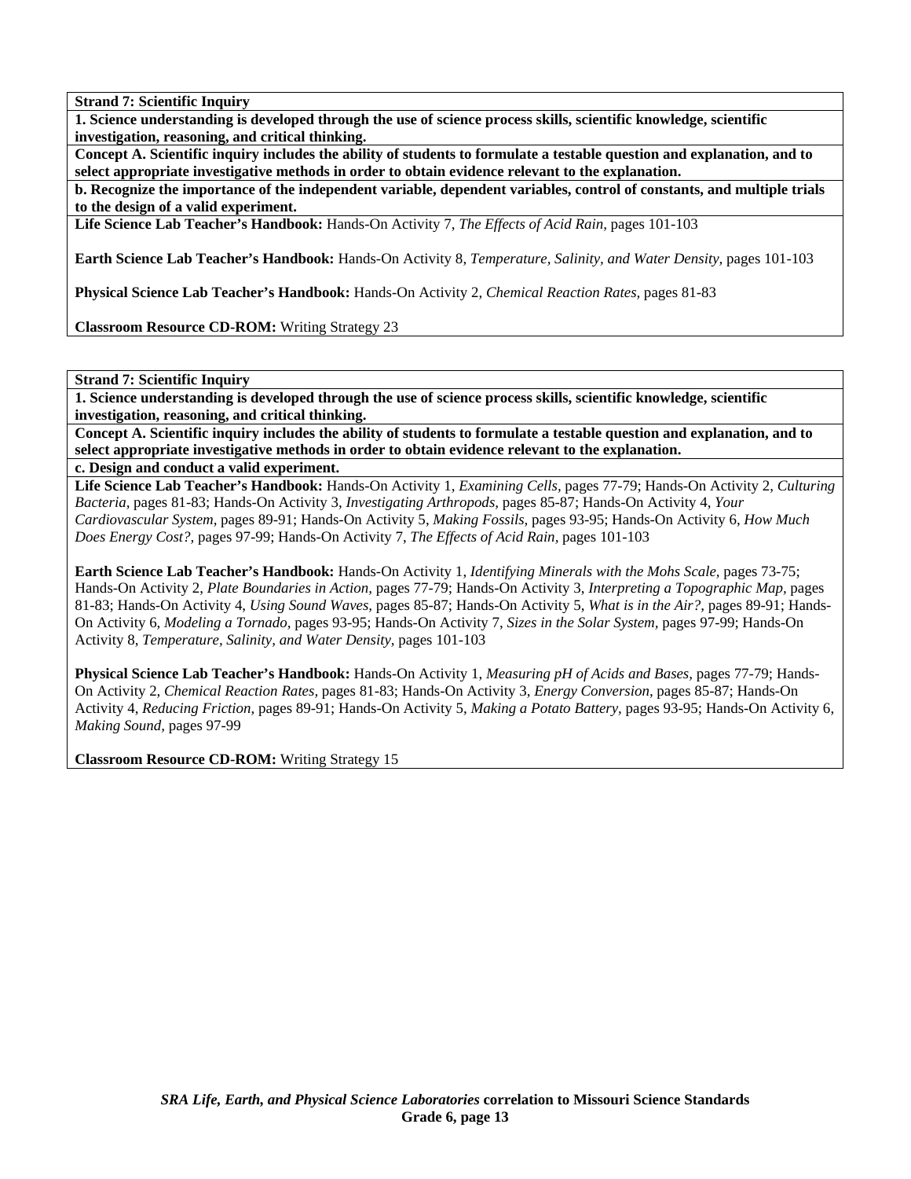**Strand 7: Scientific Inquiry**

**1. Science understanding is developed through the use of science process skills, scientific knowledge, scientific investigation, reasoning, and critical thinking.**

**Concept A. Scientific inquiry includes the ability of students to formulate a testable question and explanation, and to select appropriate investigative methods in order to obtain evidence relevant to the explanation.**

**b. Recognize the importance of the independent variable, dependent variables, control of constants, and multiple trials to the design of a valid experiment.**

**Life Science Lab Teacher's Handbook:** Hands-On Activity 7, *The Effects of Acid Rain,* pages 101-103

**Earth Science Lab Teacher's Handbook:** Hands-On Activity 8, *Temperature, Salinity, and Water Density,* pages 101-103

**Physical Science Lab Teacher's Handbook:** Hands-On Activity 2, *Chemical Reaction Rates,* pages 81-83

**Classroom Resource CD-ROM:** Writing Strategy 23

---

**Strand 7: Scientific Inquiry**

**1. Science understanding is developed through the use of science process skills, scientific knowledge, scientific investigation, reasoning, and critical thinking.**

**Concept A. Scientific inquiry includes the ability of students to formulate a testable question and explanation, and to select appropriate investigative methods in order to obtain evidence relevant to the explanation.**

**c. Design and conduct a valid experiment.**

**Life Science Lab Teacher's Handbook:** Hands-On Activity 1, *Examining Cells,* pages 77-79; Hands-On Activity 2, *Culturing Bacteria,* pages 81-83; Hands-On Activity 3, *Investigating Arthropods,* pages 85-87; Hands-On Activity 4, *Your Cardiovascular System,* pages 89-91; Hands-On Activity 5, *Making Fossils,* pages 93-95; Hands-On Activity 6, *How Much Does Energy Cost?,* pages 97-99; Hands-On Activity 7, *The Effects of Acid Rain,* pages 101-103

**Earth Science Lab Teacher's Handbook:** Hands-On Activity 1, *Identifying Minerals with the Mohs Scale,* pages 73-75; Hands-On Activity 2, *Plate Boundaries in Action,* pages 77-79; Hands-On Activity 3, *Interpreting a Topographic Map,* pages 81-83; Hands-On Activity 4, *Using Sound Waves,* pages 85-87; Hands-On Activity 5, *What is in the Air?,* pages 89-91; Hands-On Activity 6, *Modeling a Tornado,* pages 93-95; Hands-On Activity 7, *Sizes in the Solar System,* pages 97-99; Hands-On Activity 8, *Temperature, Salinity, and Water Density,* pages 101-103

**Physical Science Lab Teacher's Handbook:** Hands-On Activity 1, *Measuring pH of Acids and Bases,* pages 77-79; Hands-On Activity 2, *Chemical Reaction Rates,* pages 81-83; Hands-On Activity 3, *Energy Conversion,* pages 85-87; Hands-On Activity 4, *Reducing Friction,* pages 89-91; Hands-On Activity 5, *Making a Potato Battery,* pages 93-95; Hands-On Activity 6, *Making Sound,* pages 97-99

**Classroom Resource CD-ROM:** Writing Strategy 15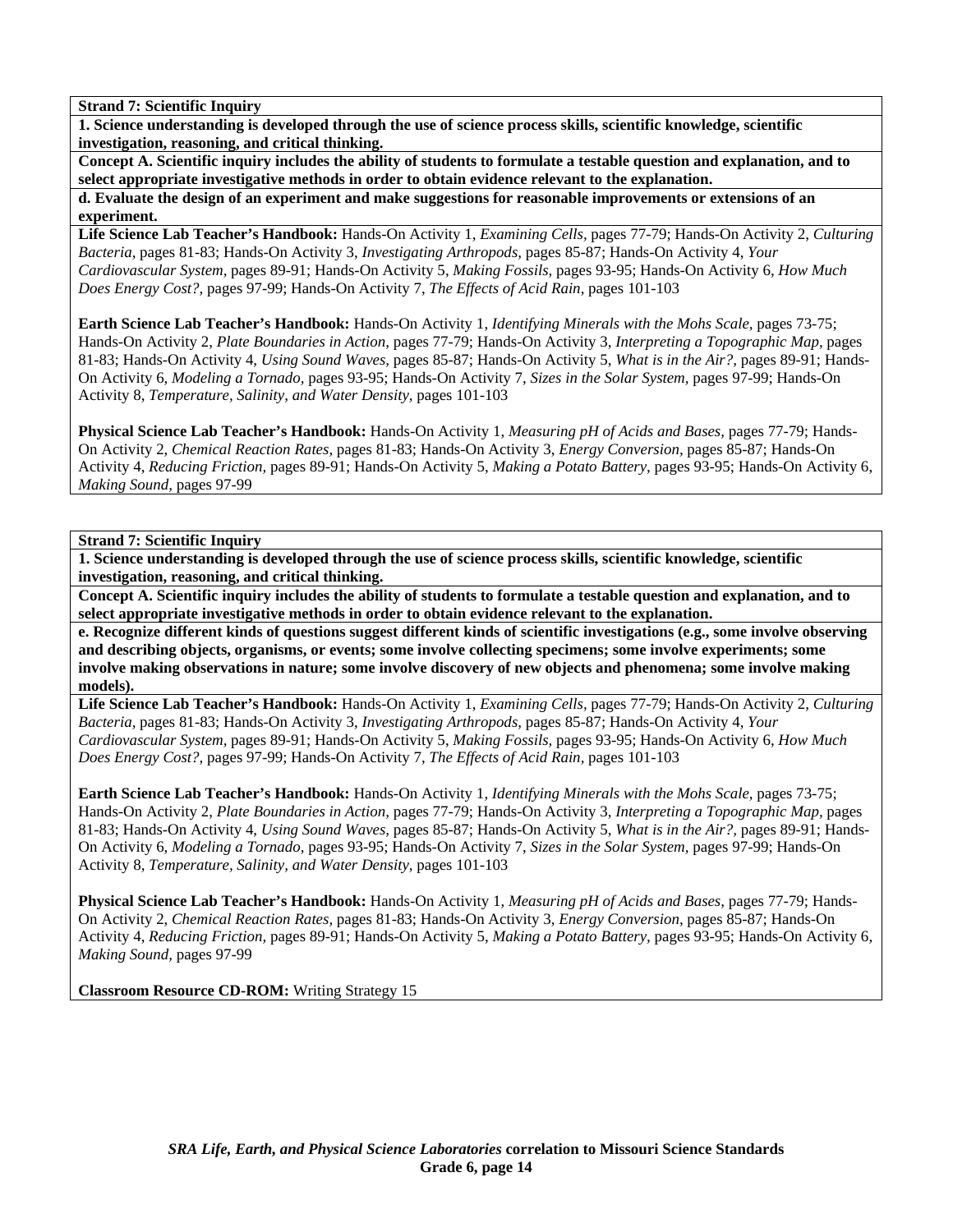**Strand 7: Scientific Inquiry**

**1. Science understanding is developed through the use of science process skills, scientific knowledge, scientific investigation, reasoning, and critical thinking.**

**Concept A. Scientific inquiry includes the ability of students to formulate a testable question and explanation, and to select appropriate investigative methods in order to obtain evidence relevant to the explanation.**

**d. Evaluate the design of an experiment and make suggestions for reasonable improvements or extensions of an experiment.**

**Life Science Lab Teacher's Handbook:** Hands-On Activity 1, *Examining Cells,* pages 77-79; Hands-On Activity 2, *Culturing Bacteria,* pages 81-83; Hands-On Activity 3, *Investigating Arthropods,* pages 85-87; Hands-On Activity 4, *Your Cardiovascular System,* pages 89-91; Hands-On Activity 5, *Making Fossils,* pages 93-95; Hands-On Activity 6, *How Much Does Energy Cost?,* pages 97-99; Hands-On Activity 7, *The Effects of Acid Rain,* pages 101-103

**Earth Science Lab Teacher's Handbook:** Hands-On Activity 1, *Identifying Minerals with the Mohs Scale,* pages 73-75; Hands-On Activity 2, *Plate Boundaries in Action,* pages 77-79; Hands-On Activity 3, *Interpreting a Topographic Map,* pages 81-83; Hands-On Activity 4, *Using Sound Waves,* pages 85-87; Hands-On Activity 5, *What is in the Air?,* pages 89-91; Hands-On Activity 6, *Modeling a Tornado,* pages 93-95; Hands-On Activity 7, *Sizes in the Solar System,* pages 97-99; Hands-On Activity 8, *Temperature, Salinity, and Water Density,* pages 101-103

**Physical Science Lab Teacher's Handbook:** Hands-On Activity 1, *Measuring pH of Acids and Bases,* pages 77-79; Hands-On Activity 2, *Chemical Reaction Rates,* pages 81-83; Hands-On Activity 3, *Energy Conversion,* pages 85-87; Hands-On Activity 4, *Reducing Friction,* pages 89-91; Hands-On Activity 5, *Making a Potato Battery,* pages 93-95; Hands-On Activity 6, *Making Sound,* pages 97-99

**Strand 7: Scientific Inquiry**

**1. Science understanding is developed through the use of science process skills, scientific knowledge, scientific investigation, reasoning, and critical thinking.**

**Concept A. Scientific inquiry includes the ability of students to formulate a testable question and explanation, and to select appropriate investigative methods in order to obtain evidence relevant to the explanation.**

**e. Recognize different kinds of questions suggest different kinds of scientific investigations (e.g., some involve observing and describing objects, organisms, or events; some involve collecting specimens; some involve experiments; some involve making observations in nature; some involve discovery of new objects and phenomena; some involve making models).**

**Life Science Lab Teacher's Handbook:** Hands-On Activity 1, *Examining Cells,* pages 77-79; Hands-On Activity 2, *Culturing Bacteria,* pages 81-83; Hands-On Activity 3, *Investigating Arthropods,* pages 85-87; Hands-On Activity 4, *Your Cardiovascular System,* pages 89-91; Hands-On Activity 5, *Making Fossils,* pages 93-95; Hands-On Activity 6, *How Much Does Energy Cost?,* pages 97-99; Hands-On Activity 7, *The Effects of Acid Rain,* pages 101-103

**Earth Science Lab Teacher's Handbook:** Hands-On Activity 1, *Identifying Minerals with the Mohs Scale,* pages 73-75; Hands-On Activity 2, *Plate Boundaries in Action,* pages 77-79; Hands-On Activity 3, *Interpreting a Topographic Map,* pages 81-83; Hands-On Activity 4, *Using Sound Waves,* pages 85-87; Hands-On Activity 5, *What is in the Air?,* pages 89-91; Hands-On Activity 6, *Modeling a Tornado,* pages 93-95; Hands-On Activity 7, *Sizes in the Solar System,* pages 97-99; Hands-On Activity 8, *Temperature, Salinity, and Water Density,* pages 101-103

**Physical Science Lab Teacher's Handbook:** Hands-On Activity 1, *Measuring pH of Acids and Bases,* pages 77-79; Hands-On Activity 2, *Chemical Reaction Rates,* pages 81-83; Hands-On Activity 3, *Energy Conversion,* pages 85-87; Hands-On Activity 4, *Reducing Friction,* pages 89-91; Hands-On Activity 5, *Making a Potato Battery,* pages 93-95; Hands-On Activity 6, *Making Sound,* pages 97-99

**Classroom Resource CD-ROM:** Writing Strategy 15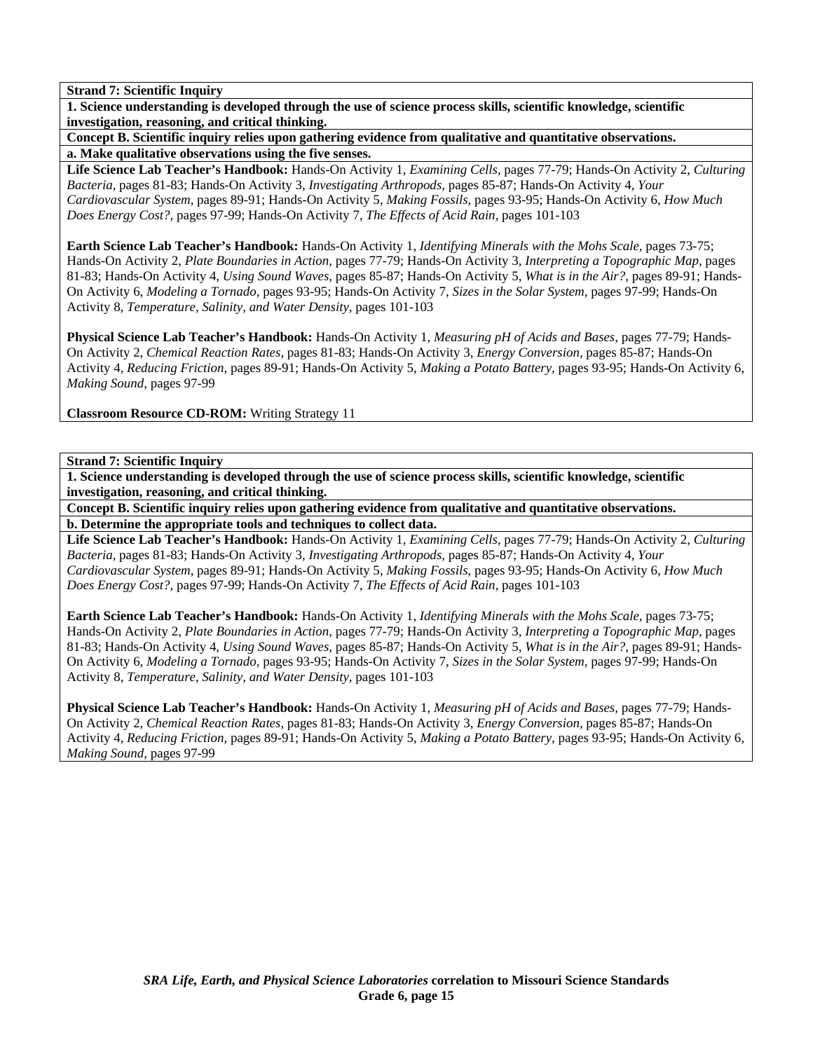**Strand 7: Scientific Inquiry**

**1. Science understanding is developed through the use of science process skills, scientific knowledge, scientific investigation, reasoning, and critical thinking.**

**Concept B. Scientific inquiry relies upon gathering evidence from qualitative and quantitative observations.**

**a. Make qualitative observations using the five senses.**

**Life Science Lab Teacher's Handbook:** Hands-On Activity 1, *Examining Cells,* pages 77-79; Hands-On Activity 2, *Culturing Bacteria,* pages 81-83; Hands-On Activity 3, *Investigating Arthropods,* pages 85-87; Hands-On Activity 4, *Your Cardiovascular System,* pages 89-91; Hands-On Activity 5, *Making Fossils,* pages 93-95; Hands-On Activity 6, *How Much Does Energy Cost?,* pages 97-99; Hands-On Activity 7, *The Effects of Acid Rain,* pages 101-103

**Earth Science Lab Teacher's Handbook:** Hands-On Activity 1, *Identifying Minerals with the Mohs Scale,* pages 73-75; Hands-On Activity 2, *Plate Boundaries in Action,* pages 77-79; Hands-On Activity 3, *Interpreting a Topographic Map,* pages 81-83; Hands-On Activity 4, *Using Sound Waves,* pages 85-87; Hands-On Activity 5, *What is in the Air?,* pages 89-91; Hands-On Activity 6, *Modeling a Tornado,* pages 93-95; Hands-On Activity 7, *Sizes in the Solar System,* pages 97-99; Hands-On Activity 8, *Temperature, Salinity, and Water Density,* pages 101-103

**Physical Science Lab Teacher's Handbook:** Hands-On Activity 1, *Measuring pH of Acids and Bases,* pages 77-79; Hands-On Activity 2, *Chemical Reaction Rates,* pages 81-83; Hands-On Activity 3, *Energy Conversion,* pages 85-87; Hands-On Activity 4, *Reducing Friction,* pages 89-91; Hands-On Activity 5, *Making a Potato Battery,* pages 93-95; Hands-On Activity 6, *Making Sound,* pages 97-99

**Classroom Resource CD-ROM:** Writing Strategy 11

**Strand 7: Scientific Inquiry**

**1. Science understanding is developed through the use of science process skills, scientific knowledge, scientific investigation, reasoning, and critical thinking.**

**Concept B. Scientific inquiry relies upon gathering evidence from qualitative and quantitative observations.**

**b. Determine the appropriate tools and techniques to collect data.**

**Life Science Lab Teacher's Handbook:** Hands-On Activity 1, *Examining Cells,* pages 77-79; Hands-On Activity 2, *Culturing Bacteria,* pages 81-83; Hands-On Activity 3, *Investigating Arthropods,* pages 85-87; Hands-On Activity 4, *Your Cardiovascular System,* pages 89-91; Hands-On Activity 5, *Making Fossils,* pages 93-95; Hands-On Activity 6, *How Much Does Energy Cost?,* pages 97-99; Hands-On Activity 7, *The Effects of Acid Rain,* pages 101-103

**Earth Science Lab Teacher's Handbook:** Hands-On Activity 1, *Identifying Minerals with the Mohs Scale,* pages 73-75; Hands-On Activity 2, *Plate Boundaries in Action,* pages 77-79; Hands-On Activity 3, *Interpreting a Topographic Map,* pages 81-83; Hands-On Activity 4, *Using Sound Waves,* pages 85-87; Hands-On Activity 5, *What is in the Air?,* pages 89-91; Hands-On Activity 6, *Modeling a Tornado,* pages 93-95; Hands-On Activity 7, *Sizes in the Solar System,* pages 97-99; Hands-On Activity 8, *Temperature, Salinity, and Water Density,* pages 101-103

**Physical Science Lab Teacher's Handbook:** Hands-On Activity 1, *Measuring pH of Acids and Bases,* pages 77-79; Hands-On Activity 2, *Chemical Reaction Rates,* pages 81-83; Hands-On Activity 3, *Energy Conversion,* pages 85-87; Hands-On Activity 4, *Reducing Friction,* pages 89-91; Hands-On Activity 5, *Making a Potato Battery,* pages 93-95; Hands-On Activity 6, *Making Sound,* pages 97-99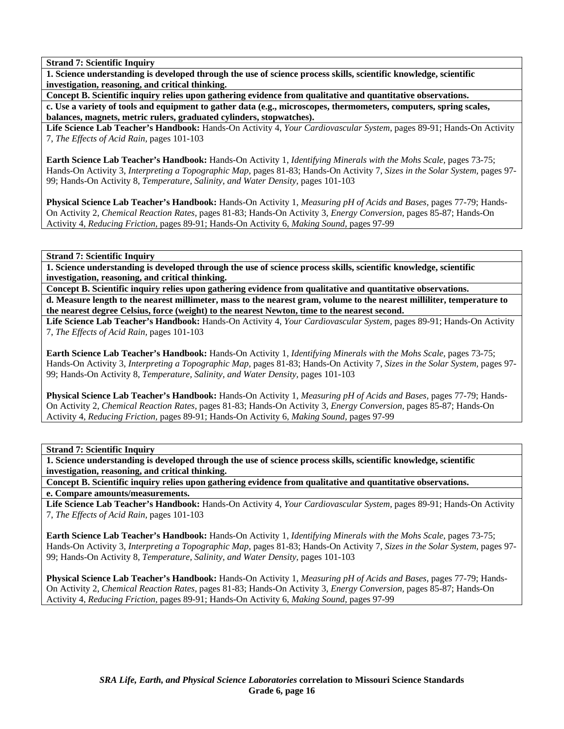**Strand 7: Scientific Inquiry**

**1. Science understanding is developed through the use of science process skills, scientific knowledge, scientific investigation, reasoning, and critical thinking.**

**Concept B. Scientific inquiry relies upon gathering evidence from qualitative and quantitative observations.**

**c. Use a variety of tools and equipment to gather data (e.g., microscopes, thermometers, computers, spring scales, balances, magnets, metric rulers, graduated cylinders, stopwatches).**

**Life Science Lab Teacher's Handbook:** Hands-On Activity 4, *Your Cardiovascular System,* pages 89-91; Hands-On Activity 7, *The Effects of Acid Rain,* pages 101-103

**Earth Science Lab Teacher's Handbook:** Hands-On Activity 1, *Identifying Minerals with the Mohs Scale,* pages 73-75; Hands-On Activity 3, *Interpreting a Topographic Map,* pages 81-83; Hands-On Activity 7, *Sizes in the Solar System,* pages 97-99; Hands-On Activity 8, *Temperature, Salinity, and Water Density,* pages 101-103

**Physical Science Lab Teacher's Handbook:** Hands-On Activity 1, *Measuring pH of Acids and Bases,* pages 77-79; Hands-On Activity 2, *Chemical Reaction Rates,* pages 81-83; Hands-On Activity 3, *Energy Conversion,* pages 85-87; Hands-On Activity 4, *Reducing Friction,* pages 89-91; Hands-On Activity 6, *Making Sound,* pages 97-99

---

**Strand 7: Scientific Inquiry**

**1. Science understanding is developed through the use of science process skills, scientific knowledge, scientific investigation, reasoning, and critical thinking.**

**Concept B. Scientific inquiry relies upon gathering evidence from qualitative and quantitative observations.**

**d. Measure length to the nearest millimeter, mass to the nearest gram, volume to the nearest milliliter, temperature to the nearest degree Celsius, force (weight) to the nearest Newton, time to the nearest second.**

**Life Science Lab Teacher's Handbook:** Hands-On Activity 4, *Your Cardiovascular System,* pages 89-91; Hands-On Activity 7, *The Effects of Acid Rain,* pages 101-103

**Earth Science Lab Teacher's Handbook:** Hands-On Activity 1, *Identifying Minerals with the Mohs Scale,* pages 73-75; Hands-On Activity 3, *Interpreting a Topographic Map,* pages 81-83; Hands-On Activity 7, *Sizes in the Solar System,* pages 97-99; Hands-On Activity 8, *Temperature, Salinity, and Water Density,* pages 101-103

**Physical Science Lab Teacher's Handbook:** Hands-On Activity 1, *Measuring pH of Acids and Bases,* pages 77-79; Hands-On Activity 2, *Chemical Reaction Rates,* pages 81-83; Hands-On Activity 3, *Energy Conversion,* pages 85-87; Hands-On Activity 4, *Reducing Friction,* pages 89-91; Hands-On Activity 6, *Making Sound,* pages 97-99

---

**Strand 7: Scientific Inquiry**

**1. Science understanding is developed through the use of science process skills, scientific knowledge, scientific investigation, reasoning, and critical thinking.**

**Concept B. Scientific inquiry relies upon gathering evidence from qualitative and quantitative observations.**

**e. Compare amounts/measurements.**

**Life Science Lab Teacher's Handbook:** Hands-On Activity 4, *Your Cardiovascular System,* pages 89-91; Hands-On Activity 7, *The Effects of Acid Rain,* pages 101-103

**Earth Science Lab Teacher's Handbook:** Hands-On Activity 1, *Identifying Minerals with the Mohs Scale,* pages 73-75; Hands-On Activity 3, *Interpreting a Topographic Map,* pages 81-83; Hands-On Activity 7, *Sizes in the Solar System,* pages 97-99; Hands-On Activity 8, *Temperature, Salinity, and Water Density,* pages 101-103

**Physical Science Lab Teacher's Handbook:** Hands-On Activity 1, *Measuring pH of Acids and Bases,* pages 77-79; Hands-On Activity 2, *Chemical Reaction Rates,* pages 81-83; Hands-On Activity 3, *Energy Conversion,* pages 85-87; Hands-On Activity 4, *Reducing Friction,* pages 89-91; Hands-On Activity 6, *Making Sound,* pages 97-99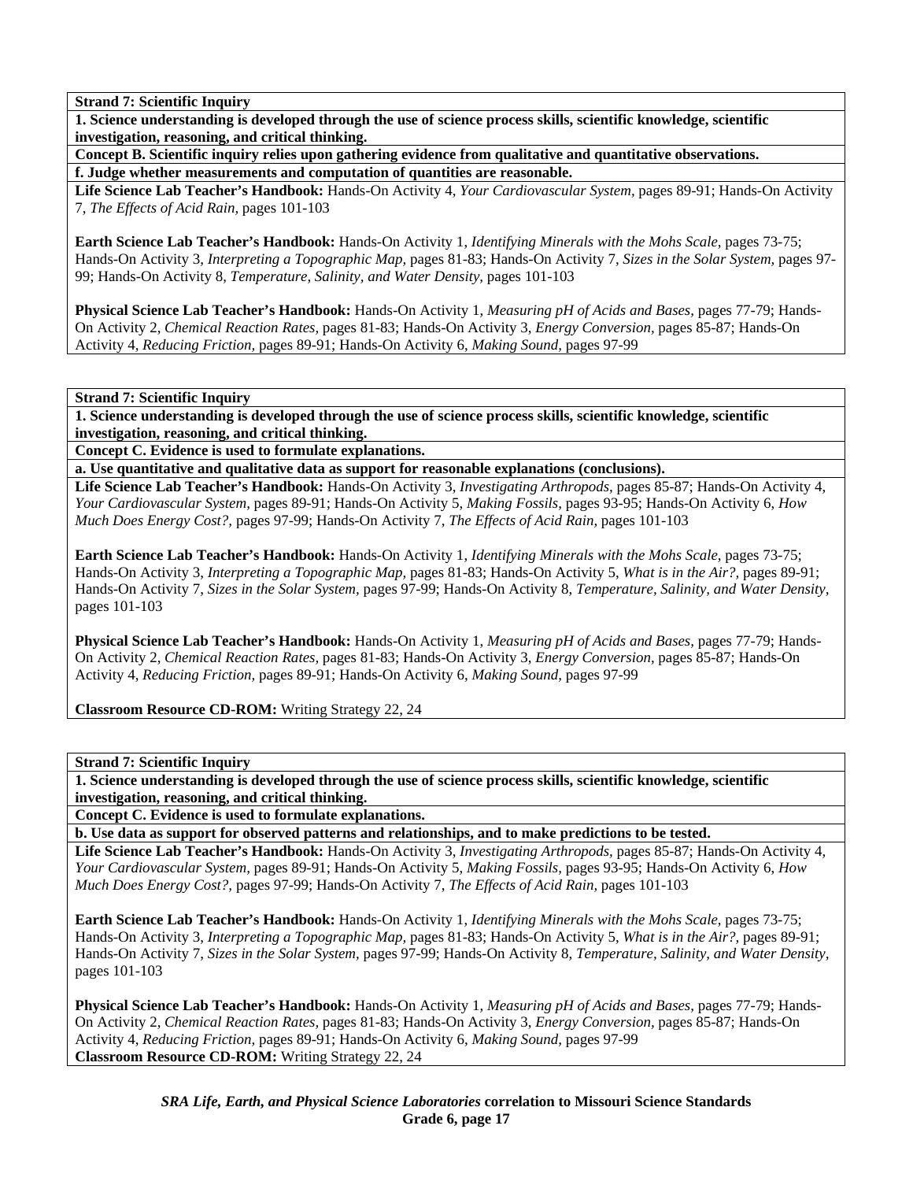**Strand 7: Scientific Inquiry**

**1. Science understanding is developed through the use of science process skills, scientific knowledge, scientific investigation, reasoning, and critical thinking.**

**Concept B. Scientific inquiry relies upon gathering evidence from qualitative and quantitative observations.**

**f. Judge whether measurements and computation of quantities are reasonable.**

**Life Science Lab Teacher's Handbook:** Hands-On Activity 4, *Your Cardiovascular System,* pages 89-91; Hands-On Activity 7, *The Effects of Acid Rain,* pages 101-103

**Earth Science Lab Teacher's Handbook:** Hands-On Activity 1, *Identifying Minerals with the Mohs Scale,* pages 73-75; Hands-On Activity 3, *Interpreting a Topographic Map,* pages 81-83; Hands-On Activity 7, *Sizes in the Solar System,* pages 97-99; Hands-On Activity 8, *Temperature, Salinity, and Water Density,* pages 101-103

**Physical Science Lab Teacher's Handbook:** Hands-On Activity 1, *Measuring pH of Acids and Bases,* pages 77-79; Hands-On Activity 2, *Chemical Reaction Rates,* pages 81-83; Hands-On Activity 3, *Energy Conversion,* pages 85-87; Hands-On Activity 4, *Reducing Friction,* pages 89-91; Hands-On Activity 6, *Making Sound,* pages 97-99

---

**Strand 7: Scientific Inquiry**

**1. Science understanding is developed through the use of science process skills, scientific knowledge, scientific investigation, reasoning, and critical thinking.**

**Concept C. Evidence is used to formulate explanations.**

**a. Use quantitative and qualitative data as support for reasonable explanations (conclusions).**

**Life Science Lab Teacher's Handbook:** Hands-On Activity 3, *Investigating Arthropods,* pages 85-87; Hands-On Activity 4, *Your Cardiovascular System,* pages 89-91; Hands-On Activity 5, *Making Fossils,* pages 93-95; Hands-On Activity 6, *How Much Does Energy Cost?,* pages 97-99; Hands-On Activity 7, *The Effects of Acid Rain,* pages 101-103

**Earth Science Lab Teacher's Handbook:** Hands-On Activity 1, *Identifying Minerals with the Mohs Scale,* pages 73-75; Hands-On Activity 3, *Interpreting a Topographic Map,* pages 81-83; Hands-On Activity 5, *What is in the Air?,* pages 89-91; Hands-On Activity 7, *Sizes in the Solar System,* pages 97-99; Hands-On Activity 8, *Temperature, Salinity, and Water Density,* pages 101-103

**Physical Science Lab Teacher's Handbook:** Hands-On Activity 1, *Measuring pH of Acids and Bases,* pages 77-79; Hands-On Activity 2, *Chemical Reaction Rates,* pages 81-83; Hands-On Activity 3, *Energy Conversion,* pages 85-87; Hands-On Activity 4, *Reducing Friction,* pages 89-91; Hands-On Activity 6, *Making Sound,* pages 97-99

**Classroom Resource CD-ROM:** Writing Strategy 22, 24

---

**Strand 7: Scientific Inquiry**

**1. Science understanding is developed through the use of science process skills, scientific knowledge, scientific investigation, reasoning, and critical thinking.**

**Concept C. Evidence is used to formulate explanations.**

**b. Use data as support for observed patterns and relationships, and to make predictions to be tested.**

**Life Science Lab Teacher's Handbook:** Hands-On Activity 3, *Investigating Arthropods,* pages 85-87; Hands-On Activity 4, *Your Cardiovascular System,* pages 89-91; Hands-On Activity 5, *Making Fossils,* pages 93-95; Hands-On Activity 6, *How Much Does Energy Cost?,* pages 97-99; Hands-On Activity 7, *The Effects of Acid Rain,* pages 101-103

**Earth Science Lab Teacher's Handbook:** Hands-On Activity 1, *Identifying Minerals with the Mohs Scale,* pages 73-75; Hands-On Activity 3, *Interpreting a Topographic Map,* pages 81-83; Hands-On Activity 5, *What is in the Air?,* pages 89-91; Hands-On Activity 7, *Sizes in the Solar System,* pages 97-99; Hands-On Activity 8, *Temperature, Salinity, and Water Density,* pages 101-103

**Physical Science Lab Teacher's Handbook:** Hands-On Activity 1, *Measuring pH of Acids and Bases,* pages 77-79; Hands-On Activity 2, *Chemical Reaction Rates,* pages 81-83; Hands-On Activity 3, *Energy Conversion,* pages 85-87; Hands-On Activity 4, *Reducing Friction,* pages 89-91; Hands-On Activity 6, *Making Sound,* pages 97-99

**Classroom Resource CD-ROM:** Writing Strategy 22, 24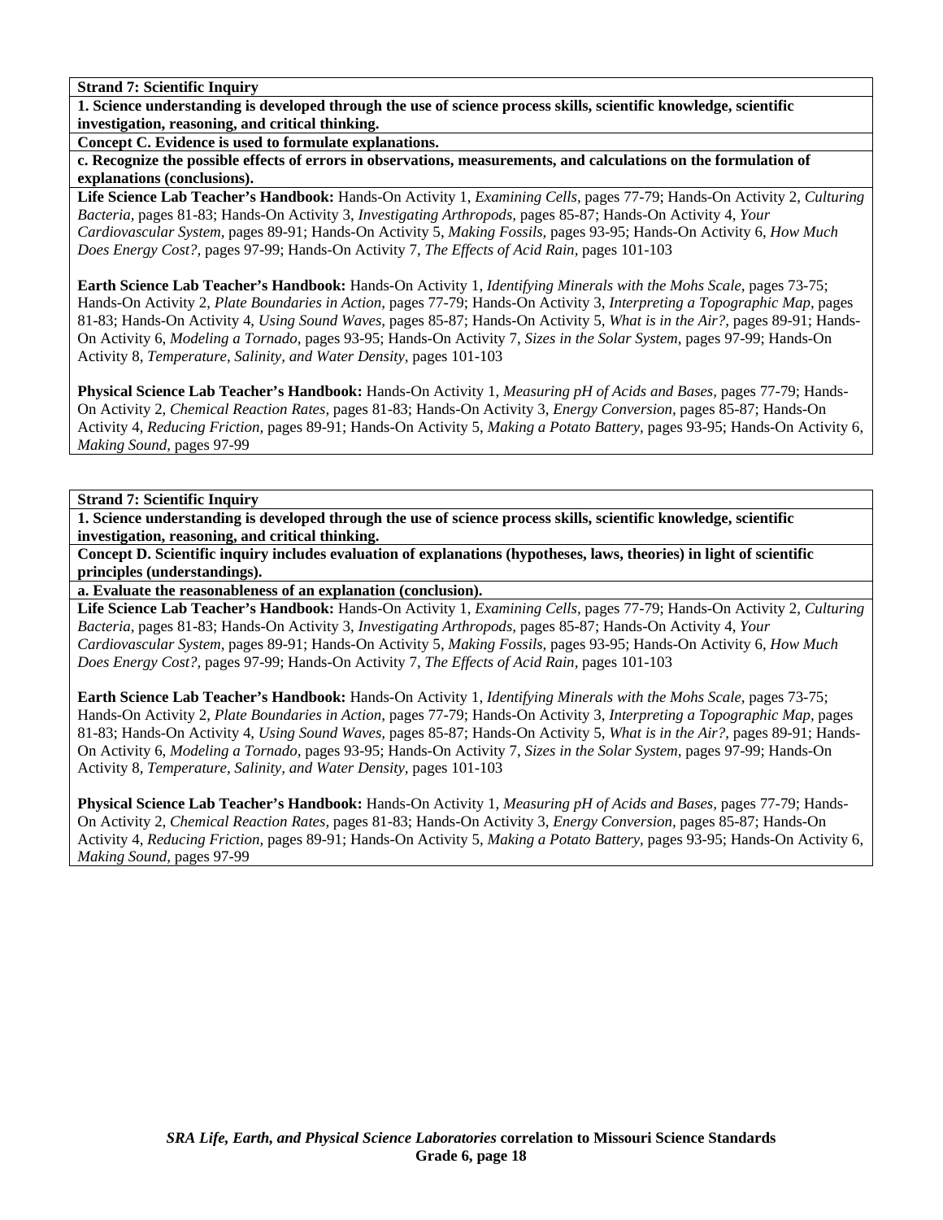**Strand 7: Scientific Inquiry**

**1. Science understanding is developed through the use of science process skills, scientific knowledge, scientific investigation, reasoning, and critical thinking.**

**Concept C. Evidence is used to formulate explanations.**

**c. Recognize the possible effects of errors in observations, measurements, and calculations on the formulation of explanations (conclusions).**

**Life Science Lab Teacher's Handbook:** Hands-On Activity 1, *Examining Cells,* pages 77-79; Hands-On Activity 2, *Culturing Bacteria,* pages 81-83; Hands-On Activity 3, *Investigating Arthropods,* pages 85-87; Hands-On Activity 4, *Your Cardiovascular System,* pages 89-91; Hands-On Activity 5, *Making Fossils,* pages 93-95; Hands-On Activity 6, *How Much Does Energy Cost?,* pages 97-99; Hands-On Activity 7, *The Effects of Acid Rain,* pages 101-103

**Earth Science Lab Teacher's Handbook:** Hands-On Activity 1, *Identifying Minerals with the Mohs Scale,* pages 73-75; Hands-On Activity 2, *Plate Boundaries in Action,* pages 77-79; Hands-On Activity 3, *Interpreting a Topographic Map,* pages 81-83; Hands-On Activity 4, *Using Sound Waves,* pages 85-87; Hands-On Activity 5, *What is in the Air?,* pages 89-91; Hands-On Activity 6, *Modeling a Tornado,* pages 93-95; Hands-On Activity 7, *Sizes in the Solar System,* pages 97-99; Hands-On Activity 8, *Temperature, Salinity, and Water Density,* pages 101-103

**Physical Science Lab Teacher's Handbook:** Hands-On Activity 1, *Measuring pH of Acids and Bases,* pages 77-79; Hands-On Activity 2, *Chemical Reaction Rates,* pages 81-83; Hands-On Activity 3, *Energy Conversion,* pages 85-87; Hands-On Activity 4, *Reducing Friction,* pages 89-91; Hands-On Activity 5, *Making a Potato Battery,* pages 93-95; Hands-On Activity 6, *Making Sound,* pages 97-99

**Strand 7: Scientific Inquiry**

**1. Science understanding is developed through the use of science process skills, scientific knowledge, scientific investigation, reasoning, and critical thinking.**

**Concept D. Scientific inquiry includes evaluation of explanations (hypotheses, laws, theories) in light of scientific principles (understandings).**

**a. Evaluate the reasonableness of an explanation (conclusion).**

**Life Science Lab Teacher's Handbook:** Hands-On Activity 1, *Examining Cells,* pages 77-79; Hands-On Activity 2, *Culturing Bacteria,* pages 81-83; Hands-On Activity 3, *Investigating Arthropods,* pages 85-87; Hands-On Activity 4, *Your Cardiovascular System,* pages 89-91; Hands-On Activity 5, *Making Fossils,* pages 93-95; Hands-On Activity 6, *How Much Does Energy Cost?,* pages 97-99; Hands-On Activity 7, *The Effects of Acid Rain,* pages 101-103

**Earth Science Lab Teacher's Handbook:** Hands-On Activity 1, *Identifying Minerals with the Mohs Scale,* pages 73-75; Hands-On Activity 2, *Plate Boundaries in Action,* pages 77-79; Hands-On Activity 3, *Interpreting a Topographic Map,* pages 81-83; Hands-On Activity 4, *Using Sound Waves,* pages 85-87; Hands-On Activity 5, *What is in the Air?,* pages 89-91; Hands-On Activity 6, *Modeling a Tornado,* pages 93-95; Hands-On Activity 7, *Sizes in the Solar System,* pages 97-99; Hands-On Activity 8, *Temperature, Salinity, and Water Density,* pages 101-103

**Physical Science Lab Teacher's Handbook:** Hands-On Activity 1, *Measuring pH of Acids and Bases,* pages 77-79; Hands-On Activity 2, *Chemical Reaction Rates,* pages 81-83; Hands-On Activity 3, *Energy Conversion,* pages 85-87; Hands-On Activity 4, *Reducing Friction,* pages 89-91; Hands-On Activity 5, *Making a Potato Battery,* pages 93-95; Hands-On Activity 6, *Making Sound,* pages 97-99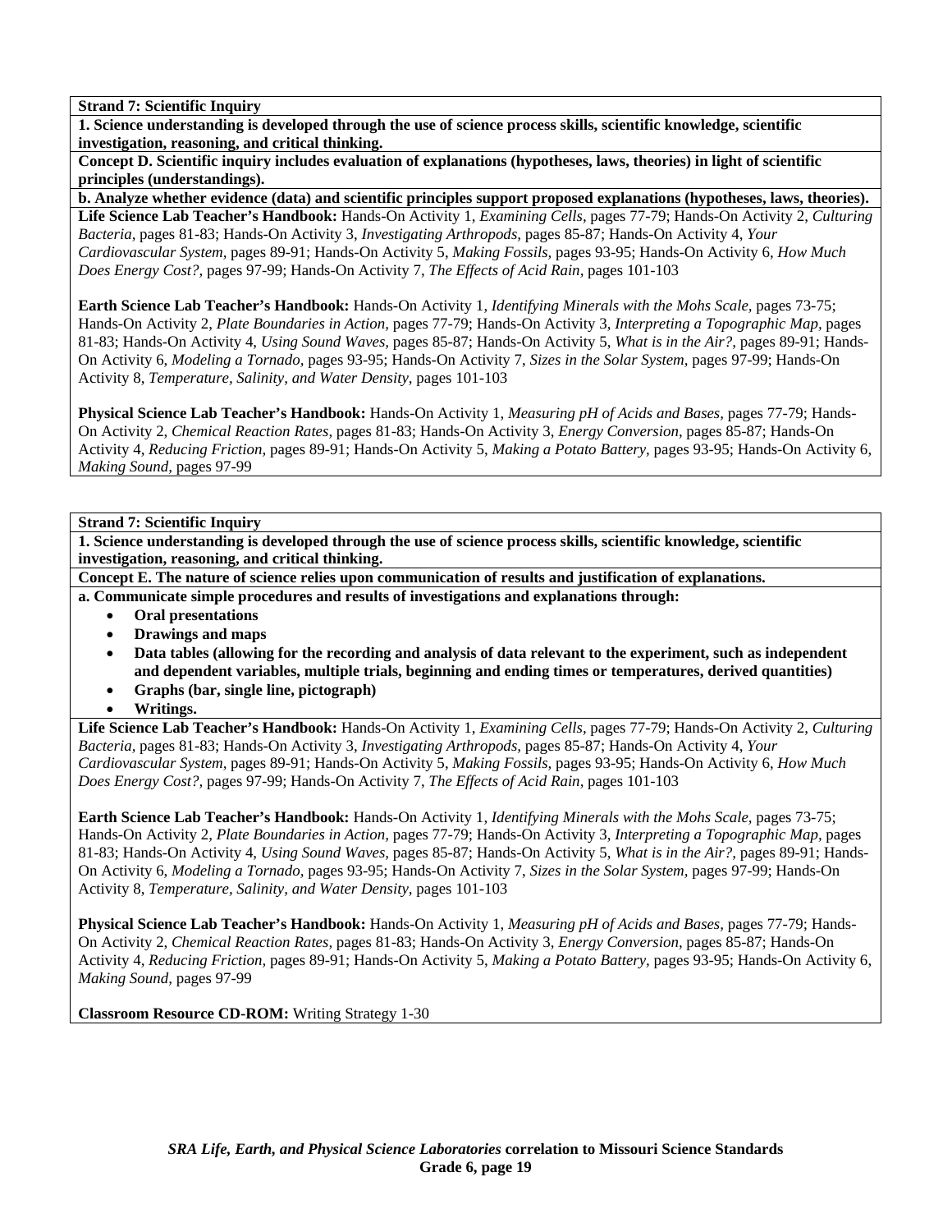**Strand 7: Scientific Inquiry**

**1. Science understanding is developed through the use of science process skills, scientific knowledge, scientific investigation, reasoning, and critical thinking.**

**Concept D. Scientific inquiry includes evaluation of explanations (hypotheses, laws, theories) in light of scientific principles (understandings).**

**b. Analyze whether evidence (data) and scientific principles support proposed explanations (hypotheses, laws, theories).**

**Life Science Lab Teacher's Handbook:** Hands-On Activity 1, *Examining Cells,* pages 77-79; Hands-On Activity 2, *Culturing Bacteria,* pages 81-83; Hands-On Activity 3, *Investigating Arthropods,* pages 85-87; Hands-On Activity 4, *Your Cardiovascular System,* pages 89-91; Hands-On Activity 5, *Making Fossils,* pages 93-95; Hands-On Activity 6, *How Much Does Energy Cost?,* pages 97-99; Hands-On Activity 7, *The Effects of Acid Rain,* pages 101-103

**Earth Science Lab Teacher's Handbook:** Hands-On Activity 1, *Identifying Minerals with the Mohs Scale,* pages 73-75; Hands-On Activity 2, *Plate Boundaries in Action,* pages 77-79; Hands-On Activity 3, *Interpreting a Topographic Map,* pages 81-83; Hands-On Activity 4, *Using Sound Waves,* pages 85-87; Hands-On Activity 5, *What is in the Air?,* pages 89-91; Hands-On Activity 6, *Modeling a Tornado,* pages 93-95; Hands-On Activity 7, *Sizes in the Solar System,* pages 97-99; Hands-On Activity 8, *Temperature, Salinity, and Water Density,* pages 101-103

**Physical Science Lab Teacher's Handbook:** Hands-On Activity 1, *Measuring pH of Acids and Bases,* pages 77-79; Hands-On Activity 2, *Chemical Reaction Rates,* pages 81-83; Hands-On Activity 3, *Energy Conversion,* pages 85-87; Hands-On Activity 4, *Reducing Friction,* pages 89-91; Hands-On Activity 5, *Making a Potato Battery,* pages 93-95; Hands-On Activity 6, *Making Sound,* pages 97-99

**Strand 7: Scientific Inquiry**

**1. Science understanding is developed through the use of science process skills, scientific knowledge, scientific investigation, reasoning, and critical thinking.**

**Concept E. The nature of science relies upon communication of results and justification of explanations.**

**a. Communicate simple procedures and results of investigations and explanations through:**

- **Oral presentations**
- **Drawings and maps**
- **Data tables (allowing for the recording and analysis of data relevant to the experiment, such as independent and dependent variables, multiple trials, beginning and ending times or temperatures, derived quantities)**
- **Graphs (bar, single line, pictograph)**
- **Writings.**

**Life Science Lab Teacher's Handbook:** Hands-On Activity 1, *Examining Cells,* pages 77-79; Hands-On Activity 2, *Culturing Bacteria,* pages 81-83; Hands-On Activity 3, *Investigating Arthropods,* pages 85-87; Hands-On Activity 4, *Your Cardiovascular System,* pages 89-91; Hands-On Activity 5, *Making Fossils,* pages 93-95; Hands-On Activity 6, *How Much Does Energy Cost?,* pages 97-99; Hands-On Activity 7, *The Effects of Acid Rain,* pages 101-103

**Earth Science Lab Teacher's Handbook:** Hands-On Activity 1, *Identifying Minerals with the Mohs Scale,* pages 73-75; Hands-On Activity 2, *Plate Boundaries in Action,* pages 77-79; Hands-On Activity 3, *Interpreting a Topographic Map,* pages 81-83; Hands-On Activity 4, *Using Sound Waves,* pages 85-87; Hands-On Activity 5, *What is in the Air?,* pages 89-91; Hands-On Activity 6, *Modeling a Tornado,* pages 93-95; Hands-On Activity 7, *Sizes in the Solar System,* pages 97-99; Hands-On Activity 8, *Temperature, Salinity, and Water Density,* pages 101-103

**Physical Science Lab Teacher's Handbook:** Hands-On Activity 1, *Measuring pH of Acids and Bases,* pages 77-79; Hands-On Activity 2, *Chemical Reaction Rates,* pages 81-83; Hands-On Activity 3, *Energy Conversion,* pages 85-87; Hands-On Activity 4, *Reducing Friction,* pages 89-91; Hands-On Activity 5, *Making a Potato Battery,* pages 93-95; Hands-On Activity 6, *Making Sound,* pages 97-99

**Classroom Resource CD-ROM:** Writing Strategy 1-30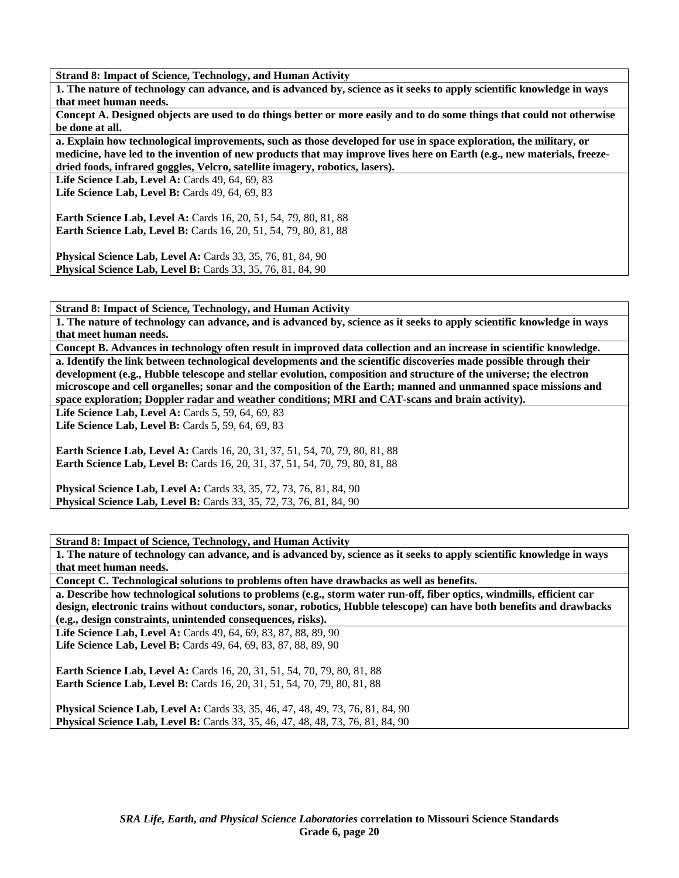**Strand 8: Impact of Science, Technology, and Human Activity**

**1. The nature of technology can advance, and is advanced by, science as it seeks to apply scientific knowledge in ways that meet human needs.**

**Concept A. Designed objects are used to do things better or more easily and to do some things that could not otherwise be done at all.**

**a. Explain how technological improvements, such as those developed for use in space exploration, the military, or medicine, have led to the invention of new products that may improve lives here on Earth (e.g., new materials, freeze-dried foods, infrared goggles, Velcro, satellite imagery, robotics, lasers).**

**Life Science Lab, Level A:** Cards 49, 64, 69, 83
**Life Science Lab, Level B:** Cards 49, 64, 69, 83

**Earth Science Lab, Level A:** Cards 16, 20, 51, 54, 79, 80, 81, 88
**Earth Science Lab, Level B:** Cards 16, 20, 51, 54, 79, 80, 81, 88

**Physical Science Lab, Level A:** Cards 33, 35, 76, 81, 84, 90
**Physical Science Lab, Level B:** Cards 33, 35, 76, 81, 84, 90

**Strand 8: Impact of Science, Technology, and Human Activity**

**1. The nature of technology can advance, and is advanced by, science as it seeks to apply scientific knowledge in ways that meet human needs.**

**Concept B. Advances in technology often result in improved data collection and an increase in scientific knowledge.**

**a. Identify the link between technological developments and the scientific discoveries made possible through their development (e.g., Hubble telescope and stellar evolution, composition and structure of the universe; the electron microscope and cell organelles; sonar and the composition of the Earth; manned and unmanned space missions and space exploration; Doppler radar and weather conditions; MRI and CAT-scans and brain activity).**

**Life Science Lab, Level A:** Cards 5, 59, 64, 69, 83
**Life Science Lab, Level B:** Cards 5, 59, 64, 69, 83

**Earth Science Lab, Level A:** Cards 16, 20, 31, 37, 51, 54, 70, 79, 80, 81, 88
**Earth Science Lab, Level B:** Cards 16, 20, 31, 37, 51, 54, 70, 79, 80, 81, 88

**Physical Science Lab, Level A:** Cards 33, 35, 72, 73, 76, 81, 84, 90
**Physical Science Lab, Level B:** Cards 33, 35, 72, 73, 76, 81, 84, 90

**Strand 8: Impact of Science, Technology, and Human Activity**

**1. The nature of technology can advance, and is advanced by, science as it seeks to apply scientific knowledge in ways that meet human needs.**

**Concept C. Technological solutions to problems often have drawbacks as well as benefits.**

**a. Describe how technological solutions to problems (e.g., storm water run-off, fiber optics, windmills, efficient car design, electronic trains without conductors, sonar, robotics, Hubble telescope) can have both benefits and drawbacks (e.g., design constraints, unintended consequences, risks).**

**Life Science Lab, Level A:** Cards 49, 64, 69, 83, 87, 88, 89, 90
**Life Science Lab, Level B:** Cards 49, 64, 69, 83, 87, 88, 89, 90

**Earth Science Lab, Level A:** Cards 16, 20, 31, 51, 54, 70, 79, 80, 81, 88
**Earth Science Lab, Level B:** Cards 16, 20, 31, 51, 54, 70, 79, 80, 81, 88

**Physical Science Lab, Level A:** Cards 33, 35, 46, 47, 48, 49, 73, 76, 81, 84, 90
**Physical Science Lab, Level B:** Cards 33, 35, 46, 47, 48, 48, 73, 76, 81, 84, 90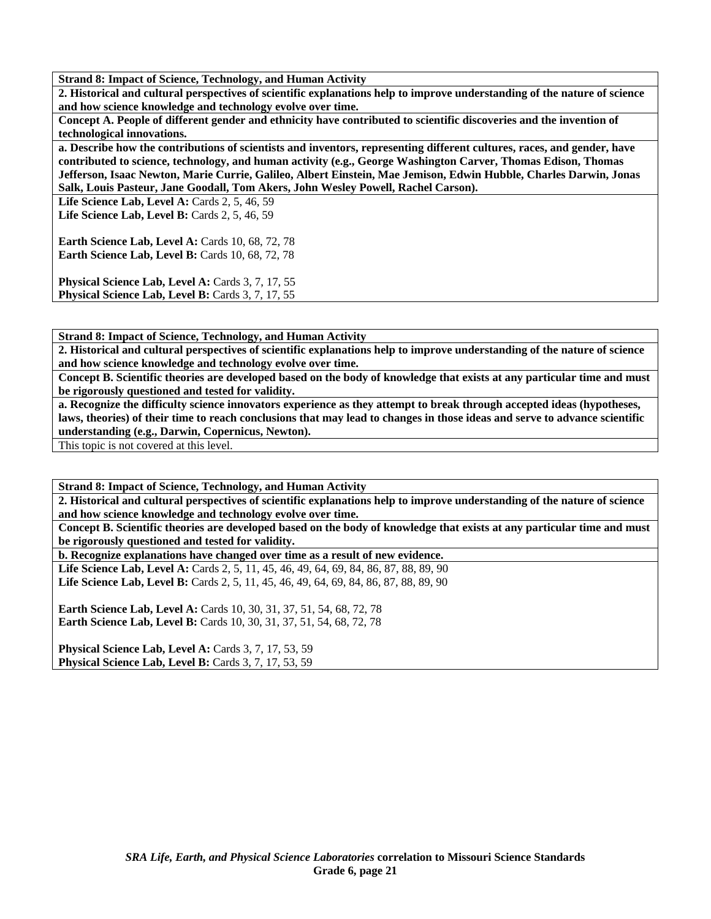**Strand 8: Impact of Science, Technology, and Human Activity**

**2. Historical and cultural perspectives of scientific explanations help to improve understanding of the nature of science and how science knowledge and technology evolve over time.**

**Concept A. People of different gender and ethnicity have contributed to scientific discoveries and the invention of technological innovations.**

**a. Describe how the contributions of scientists and inventors, representing different cultures, races, and gender, have contributed to science, technology, and human activity (e.g., George Washington Carver, Thomas Edison, Thomas Jefferson, Isaac Newton, Marie Currie, Galileo, Albert Einstein, Mae Jemison, Edwin Hubble, Charles Darwin, Jonas Salk, Louis Pasteur, Jane Goodall, Tom Akers, John Wesley Powell, Rachel Carson).**

**Life Science Lab, Level A:** Cards 2, 5, 46, 59
**Life Science Lab, Level B:** Cards 2, 5, 46, 59

**Earth Science Lab, Level A:** Cards 10, 68, 72, 78
**Earth Science Lab, Level B:** Cards 10, 68, 72, 78

**Physical Science Lab, Level A:** Cards 3, 7, 17, 55
**Physical Science Lab, Level B:** Cards 3, 7, 17, 55

**Strand 8: Impact of Science, Technology, and Human Activity**

**2. Historical and cultural perspectives of scientific explanations help to improve understanding of the nature of science and how science knowledge and technology evolve over time.**

**Concept B. Scientific theories are developed based on the body of knowledge that exists at any particular time and must be rigorously questioned and tested for validity.**

**a. Recognize the difficulty science innovators experience as they attempt to break through accepted ideas (hypotheses, laws, theories) of their time to reach conclusions that may lead to changes in those ideas and serve to advance scientific understanding (e.g., Darwin, Copernicus, Newton).**

This topic is not covered at this level.

**Strand 8: Impact of Science, Technology, and Human Activity**

**2. Historical and cultural perspectives of scientific explanations help to improve understanding of the nature of science and how science knowledge and technology evolve over time.**

**Concept B. Scientific theories are developed based on the body of knowledge that exists at any particular time and must be rigorously questioned and tested for validity.**

**b. Recognize explanations have changed over time as a result of new evidence.**

**Life Science Lab, Level A:** Cards 2, 5, 11, 45, 46, 49, 64, 69, 84, 86, 87, 88, 89, 90
**Life Science Lab, Level B:** Cards 2, 5, 11, 45, 46, 49, 64, 69, 84, 86, 87, 88, 89, 90

**Earth Science Lab, Level A:** Cards 10, 30, 31, 37, 51, 54, 68, 72, 78
**Earth Science Lab, Level B:** Cards 10, 30, 31, 37, 51, 54, 68, 72, 78

**Physical Science Lab, Level A:** Cards 3, 7, 17, 53, 59
**Physical Science Lab, Level B:** Cards 3, 7, 17, 53, 59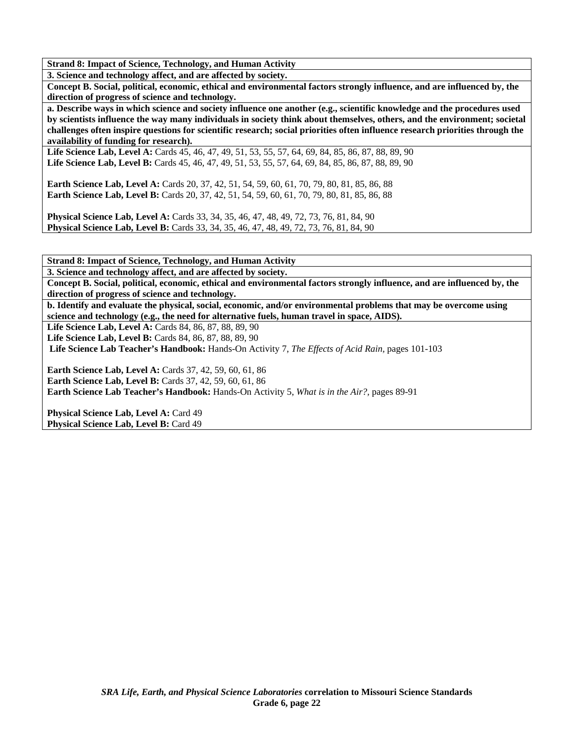**Strand 8: Impact of Science, Technology, and Human Activity**

**3. Science and technology affect, and are affected by society.**

**Concept B. Social, political, economic, ethical and environmental factors strongly influence, and are influenced by, the direction of progress of science and technology.**

**a. Describe ways in which science and society influence one another (e.g., scientific knowledge and the procedures used by scientists influence the way many individuals in society think about themselves, others, and the environment; societal challenges often inspire questions for scientific research; social priorities often influence research priorities through the availability of funding for research).**

**Life Science Lab, Level A:** Cards 45, 46, 47, 49, 51, 53, 55, 57, 64, 69, 84, 85, 86, 87, 88, 89, 90
**Life Science Lab, Level B:** Cards 45, 46, 47, 49, 51, 53, 55, 57, 64, 69, 84, 85, 86, 87, 88, 89, 90

**Earth Science Lab, Level A:** Cards 20, 37, 42, 51, 54, 59, 60, 61, 70, 79, 80, 81, 85, 86, 88
**Earth Science Lab, Level B:** Cards 20, 37, 42, 51, 54, 59, 60, 61, 70, 79, 80, 81, 85, 86, 88

**Physical Science Lab, Level A:** Cards 33, 34, 35, 46, 47, 48, 49, 72, 73, 76, 81, 84, 90
**Physical Science Lab, Level B:** Cards 33, 34, 35, 46, 47, 48, 49, 72, 73, 76, 81, 84, 90

**Strand 8: Impact of Science, Technology, and Human Activity**

**3. Science and technology affect, and are affected by society.**

**Concept B. Social, political, economic, ethical and environmental factors strongly influence, and are influenced by, the direction of progress of science and technology.**

**b. Identify and evaluate the physical, social, economic, and/or environmental problems that may be overcome using science and technology (e.g., the need for alternative fuels, human travel in space, AIDS).**

**Life Science Lab, Level A:** Cards 84, 86, 87, 88, 89, 90
**Life Science Lab, Level B:** Cards 84, 86, 87, 88, 89, 90
**Life Science Lab Teacher's Handbook:** Hands-On Activity 7, *The Effects of Acid Rain,* pages 101-103

**Earth Science Lab, Level A:** Cards 37, 42, 59, 60, 61, 86
**Earth Science Lab, Level B:** Cards 37, 42, 59, 60, 61, 86
**Earth Science Lab Teacher's Handbook:** Hands-On Activity 5, *What is in the Air?,* pages 89-91

**Physical Science Lab, Level A:** Card 49
**Physical Science Lab, Level B:** Card 49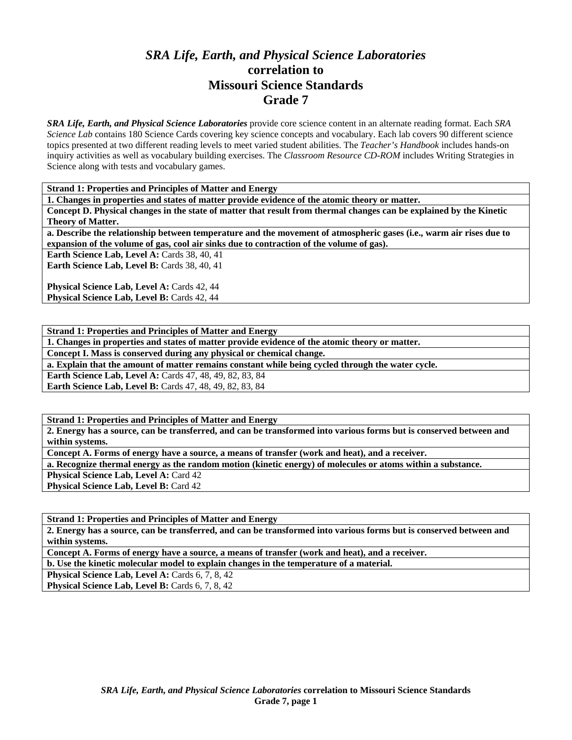# *SRA Life, Earth, and Physical Science Laboratories* correlation to Missouri Science Standards Grade 7

***SRA Life, Earth, and Physical Science Laboratories*** provide core science content in an alternate reading format. Each *SRA Science Lab* contains 180 Science Cards covering key science concepts and vocabulary. Each lab covers 90 different science topics presented at two different reading levels to meet varied student abilities. The *Teacher's Handbook* includes hands-on inquiry activities as well as vocabulary building exercises. The *Classroom Resource CD-ROM* includes Writing Strategies in Science along with tests and vocabulary games.

| **Strand 1: Properties and Principles of Matter and Energy** |
|---|
| **1. Changes in properties and states of matter provide evidence of the atomic theory or matter.** |
| **Concept D. Physical changes in the state of matter that result from thermal changes can be explained by the Kinetic Theory of Matter.** |
| **a. Describe the relationship between temperature and the movement of atmospheric gases (i.e., warm air rises due to expansion of the volume of gas, cool air sinks due to contraction of the volume of gas).** |
| **Earth Science Lab, Level A:** Cards 38, 40, 41<br>**Earth Science Lab, Level B:** Cards 38, 40, 41<br><br>**Physical Science Lab, Level A:** Cards 42, 44<br>**Physical Science Lab, Level B:** Cards 42, 44 |

| **Strand 1: Properties and Principles of Matter and Energy** |
|---|
| **1. Changes in properties and states of matter provide evidence of the atomic theory or matter.** |
| **Concept I. Mass is conserved during any physical or chemical change.** |
| **a. Explain that the amount of matter remains constant while being cycled through the water cycle.** |
| **Earth Science Lab, Level A:** Cards 47, 48, 49, 82, 83, 84<br>**Earth Science Lab, Level B:** Cards 47, 48, 49, 82, 83, 84 |

| **Strand 1: Properties and Principles of Matter and Energy** |
|---|
| **2. Energy has a source, can be transferred, and can be transformed into various forms but is conserved between and within systems.** |
| **Concept A. Forms of energy have a source, a means of transfer (work and heat), and a receiver.** |
| **a. Recognize thermal energy as the random motion (kinetic energy) of molecules or atoms within a substance.** |
| **Physical Science Lab, Level A:** Card 42<br>**Physical Science Lab, Level B:** Card 42 |

| **Strand 1: Properties and Principles of Matter and Energy** |
|---|
| **2. Energy has a source, can be transferred, and can be transformed into various forms but is conserved between and within systems.** |
| **Concept A. Forms of energy have a source, a means of transfer (work and heat), and a receiver.** |
| **b. Use the kinetic molecular model to explain changes in the temperature of a material.** |
| **Physical Science Lab, Level A:** Cards 6, 7, 8, 42<br>**Physical Science Lab, Level B:** Cards 6, 7, 8, 42 |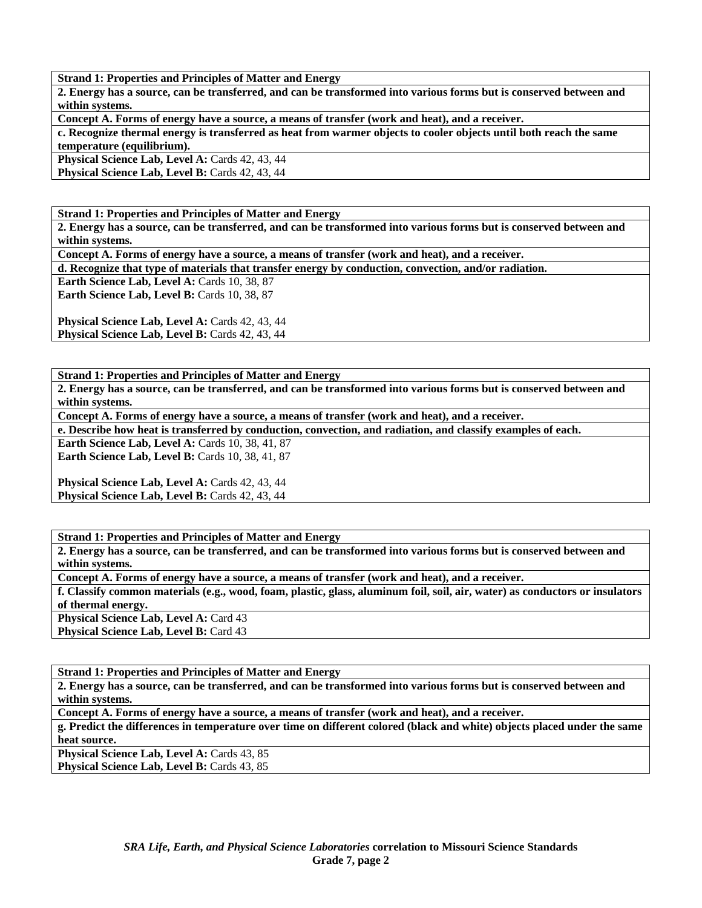**Strand 1: Properties and Principles of Matter and Energy**

**2. Energy has a source, can be transferred, and can be transformed into various forms but is conserved between and within systems.**

**Concept A. Forms of energy have a source, a means of transfer (work and heat), and a receiver.**

**c. Recognize thermal energy is transferred as heat from warmer objects to cooler objects until both reach the same temperature (equilibrium).**

**Physical Science Lab, Level A:** Cards 42, 43, 44
**Physical Science Lab, Level B:** Cards 42, 43, 44

---

**Strand 1: Properties and Principles of Matter and Energy**

**2. Energy has a source, can be transferred, and can be transformed into various forms but is conserved between and within systems.**

**Concept A. Forms of energy have a source, a means of transfer (work and heat), and a receiver.**

**d. Recognize that type of materials that transfer energy by conduction, convection, and/or radiation.**

**Earth Science Lab, Level A:** Cards 10, 38, 87
**Earth Science Lab, Level B:** Cards 10, 38, 87

**Physical Science Lab, Level A:** Cards 42, 43, 44
**Physical Science Lab, Level B:** Cards 42, 43, 44

---

**Strand 1: Properties and Principles of Matter and Energy**

**2. Energy has a source, can be transferred, and can be transformed into various forms but is conserved between and within systems.**

**Concept A. Forms of energy have a source, a means of transfer (work and heat), and a receiver.**

**e. Describe how heat is transferred by conduction, convection, and radiation, and classify examples of each.**

**Earth Science Lab, Level A:** Cards 10, 38, 41, 87
**Earth Science Lab, Level B:** Cards 10, 38, 41, 87

**Physical Science Lab, Level A:** Cards 42, 43, 44
**Physical Science Lab, Level B:** Cards 42, 43, 44

---

**Strand 1: Properties and Principles of Matter and Energy**

**2. Energy has a source, can be transferred, and can be transformed into various forms but is conserved between and within systems.**

**Concept A. Forms of energy have a source, a means of transfer (work and heat), and a receiver.**

**f. Classify common materials (e.g., wood, foam, plastic, glass, aluminum foil, soil, air, water) as conductors or insulators of thermal energy.**

**Physical Science Lab, Level A:** Card 43
**Physical Science Lab, Level B:** Card 43

---

**Strand 1: Properties and Principles of Matter and Energy**

**2. Energy has a source, can be transferred, and can be transformed into various forms but is conserved between and within systems.**

**Concept A. Forms of energy have a source, a means of transfer (work and heat), and a receiver.**

**g. Predict the differences in temperature over time on different colored (black and white) objects placed under the same heat source.**

**Physical Science Lab, Level A:** Cards 43, 85
**Physical Science Lab, Level B:** Cards 43, 85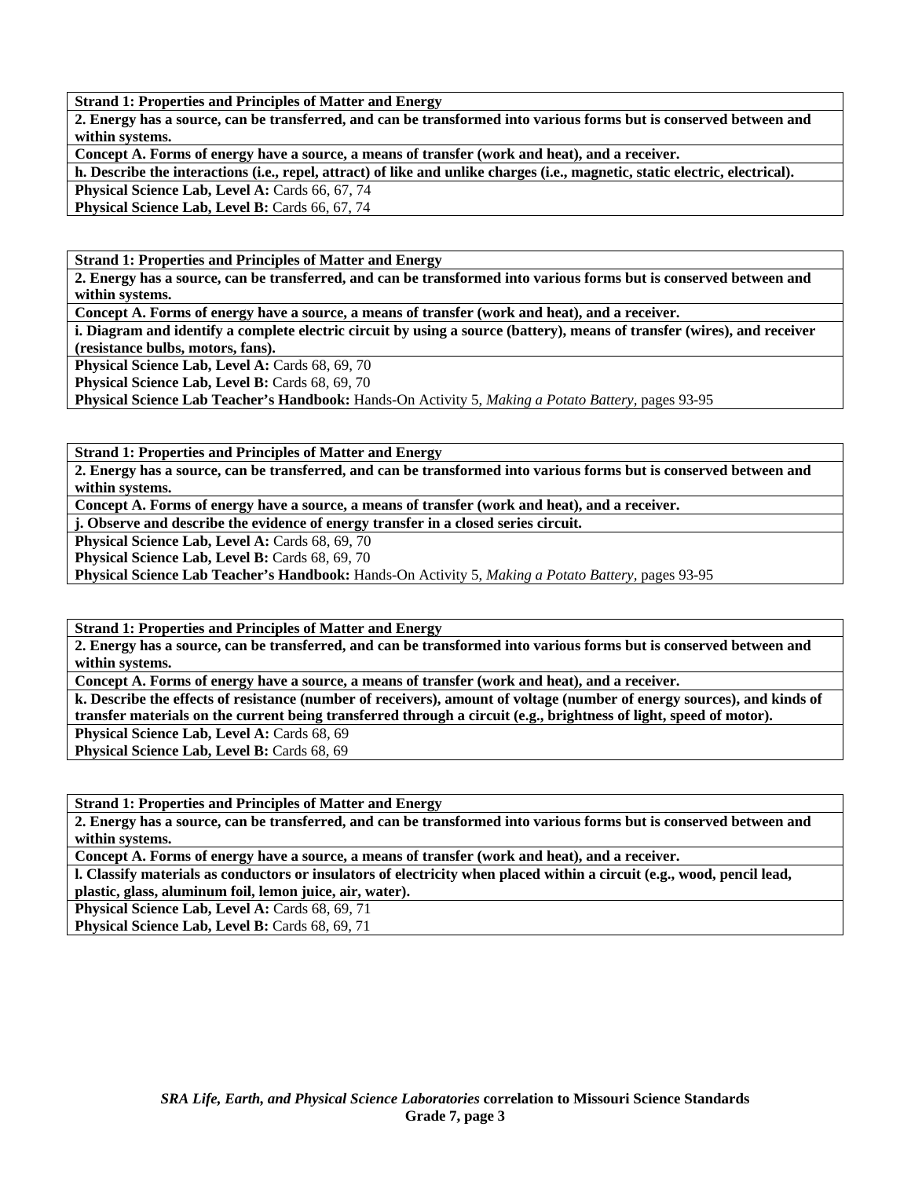**Strand 1: Properties and Principles of Matter and Energy**

**2. Energy has a source, can be transferred, and can be transformed into various forms but is conserved between and within systems.**

**Concept A. Forms of energy have a source, a means of transfer (work and heat), and a receiver.**

**h. Describe the interactions (i.e., repel, attract) of like and unlike charges (i.e., magnetic, static electric, electrical).**

**Physical Science Lab, Level A:** Cards 66, 67, 74

**Physical Science Lab, Level B:** Cards 66, 67, 74

**Strand 1: Properties and Principles of Matter and Energy**

**2. Energy has a source, can be transferred, and can be transformed into various forms but is conserved between and within systems.**

**Concept A. Forms of energy have a source, a means of transfer (work and heat), and a receiver.**

**i. Diagram and identify a complete electric circuit by using a source (battery), means of transfer (wires), and receiver (resistance bulbs, motors, fans).**

**Physical Science Lab, Level A:** Cards 68, 69, 70

**Physical Science Lab, Level B:** Cards 68, 69, 70

**Physical Science Lab Teacher's Handbook:** Hands-On Activity 5, *Making a Potato Battery,* pages 93-95

**Strand 1: Properties and Principles of Matter and Energy**

**2. Energy has a source, can be transferred, and can be transformed into various forms but is conserved between and within systems.**

**Concept A. Forms of energy have a source, a means of transfer (work and heat), and a receiver.**

**j. Observe and describe the evidence of energy transfer in a closed series circuit.**

**Physical Science Lab, Level A:** Cards 68, 69, 70

**Physical Science Lab, Level B:** Cards 68, 69, 70

**Physical Science Lab Teacher's Handbook:** Hands-On Activity 5, *Making a Potato Battery,* pages 93-95

**Strand 1: Properties and Principles of Matter and Energy**

**2. Energy has a source, can be transferred, and can be transformed into various forms but is conserved between and within systems.**

**Concept A. Forms of energy have a source, a means of transfer (work and heat), and a receiver.**

**k. Describe the effects of resistance (number of receivers), amount of voltage (number of energy sources), and kinds of transfer materials on the current being transferred through a circuit (e.g., brightness of light, speed of motor).**

**Physical Science Lab, Level A:** Cards 68, 69

**Physical Science Lab, Level B:** Cards 68, 69

**Strand 1: Properties and Principles of Matter and Energy**

**2. Energy has a source, can be transferred, and can be transformed into various forms but is conserved between and within systems.**

**Concept A. Forms of energy have a source, a means of transfer (work and heat), and a receiver.**

**l. Classify materials as conductors or insulators of electricity when placed within a circuit (e.g., wood, pencil lead, plastic, glass, aluminum foil, lemon juice, air, water).**

**Physical Science Lab, Level A:** Cards 68, 69, 71

**Physical Science Lab, Level B:** Cards 68, 69, 71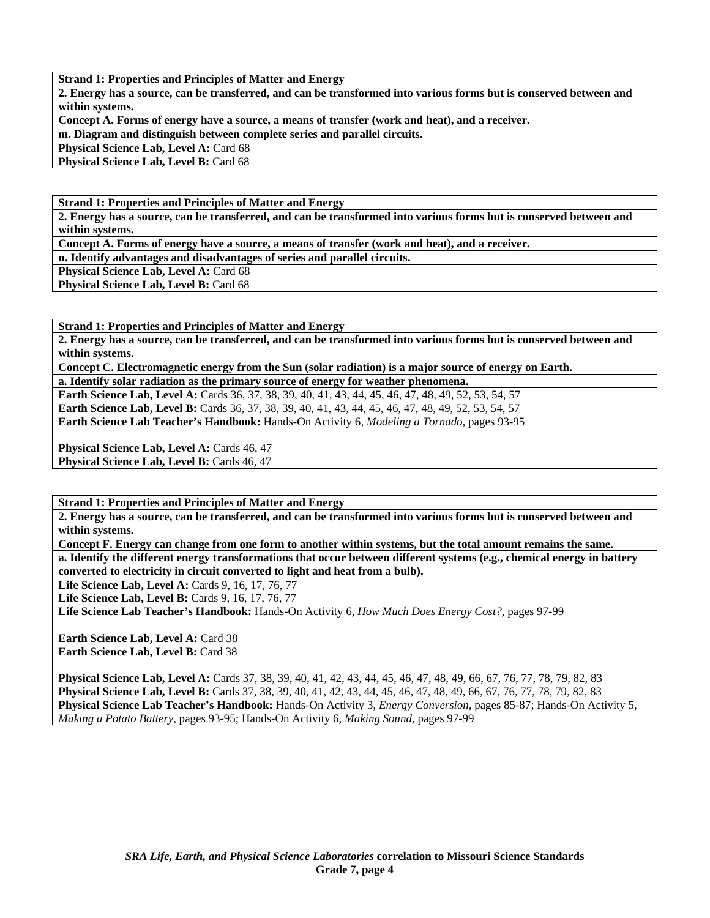**Strand 1: Properties and Principles of Matter and Energy**

**2. Energy has a source, can be transferred, and can be transformed into various forms but is conserved between and within systems.**

**Concept A. Forms of energy have a source, a means of transfer (work and heat), and a receiver.**

**m. Diagram and distinguish between complete series and parallel circuits.**

**Physical Science Lab, Level A:** Card 68
**Physical Science Lab, Level B:** Card 68

**Strand 1: Properties and Principles of Matter and Energy**

**2. Energy has a source, can be transferred, and can be transformed into various forms but is conserved between and within systems.**

**Concept A. Forms of energy have a source, a means of transfer (work and heat), and a receiver.**

**n. Identify advantages and disadvantages of series and parallel circuits.**

**Physical Science Lab, Level A:** Card 68
**Physical Science Lab, Level B:** Card 68

**Strand 1: Properties and Principles of Matter and Energy**

**2. Energy has a source, can be transferred, and can be transformed into various forms but is conserved between and within systems.**

**Concept C. Electromagnetic energy from the Sun (solar radiation) is a major source of energy on Earth.**

**a. Identify solar radiation as the primary source of energy for weather phenomena.**

**Earth Science Lab, Level A:** Cards 36, 37, 38, 39, 40, 41, 43, 44, 45, 46, 47, 48, 49, 52, 53, 54, 57
**Earth Science Lab, Level B:** Cards 36, 37, 38, 39, 40, 41, 43, 44, 45, 46, 47, 48, 49, 52, 53, 54, 57
**Earth Science Lab Teacher's Handbook:** Hands-On Activity 6, *Modeling a Tornado,* pages 93-95

**Physical Science Lab, Level A:** Cards 46, 47
**Physical Science Lab, Level B:** Cards 46, 47

**Strand 1: Properties and Principles of Matter and Energy**

**2. Energy has a source, can be transferred, and can be transformed into various forms but is conserved between and within systems.**

**Concept F. Energy can change from one form to another within systems, but the total amount remains the same.**

**a. Identify the different energy transformations that occur between different systems (e.g., chemical energy in battery converted to electricity in circuit converted to light and heat from a bulb).**

**Life Science Lab, Level A:** Cards 9, 16, 17, 76, 77
**Life Science Lab, Level B:** Cards 9, 16, 17, 76, 77
**Life Science Lab Teacher's Handbook:** Hands-On Activity 6, *How Much Does Energy Cost?,* pages 97-99

**Earth Science Lab, Level A:** Card 38
**Earth Science Lab, Level B:** Card 38

**Physical Science Lab, Level A:** Cards 37, 38, 39, 40, 41, 42, 43, 44, 45, 46, 47, 48, 49, 66, 67, 76, 77, 78, 79, 82, 83
**Physical Science Lab, Level B:** Cards 37, 38, 39, 40, 41, 42, 43, 44, 45, 46, 47, 48, 49, 66, 67, 76, 77, 78, 79, 82, 83
**Physical Science Lab Teacher's Handbook:** Hands-On Activity 3, *Energy Conversion,* pages 85-87; Hands-On Activity 5, *Making a Potato Battery,* pages 93-95; Hands-On Activity 6, *Making Sound,* pages 97-99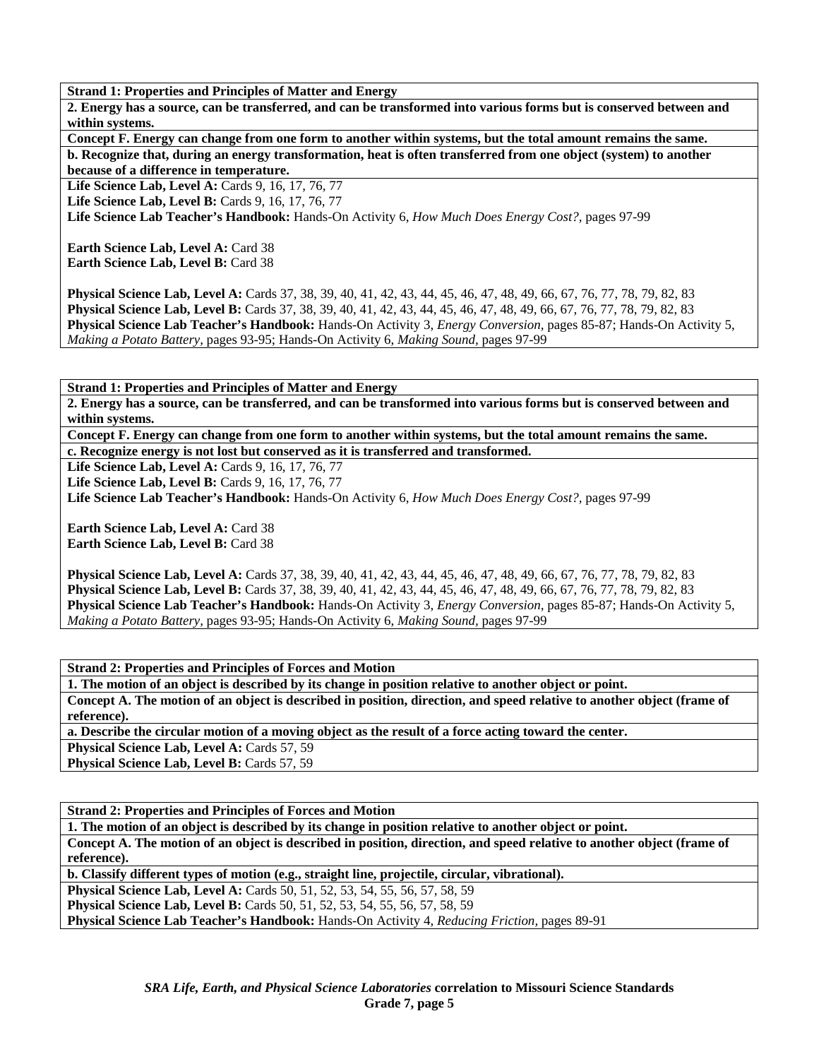**Strand 1: Properties and Principles of Matter and Energy**

**2. Energy has a source, can be transferred, and can be transformed into various forms but is conserved between and within systems.**

**Concept F. Energy can change from one form to another within systems, but the total amount remains the same.**

**b. Recognize that, during an energy transformation, heat is often transferred from one object (system) to another because of a difference in temperature.**

**Life Science Lab, Level A:** Cards 9, 16, 17, 76, 77
**Life Science Lab, Level B:** Cards 9, 16, 17, 76, 77
**Life Science Lab Teacher's Handbook:** Hands-On Activity 6, *How Much Does Energy Cost?,* pages 97-99

**Earth Science Lab, Level A:** Card 38
**Earth Science Lab, Level B:** Card 38

**Physical Science Lab, Level A:** Cards 37, 38, 39, 40, 41, 42, 43, 44, 45, 46, 47, 48, 49, 66, 67, 76, 77, 78, 79, 82, 83
**Physical Science Lab, Level B:** Cards 37, 38, 39, 40, 41, 42, 43, 44, 45, 46, 47, 48, 49, 66, 67, 76, 77, 78, 79, 82, 83
**Physical Science Lab Teacher's Handbook:** Hands-On Activity 3, *Energy Conversion,* pages 85-87; Hands-On Activity 5, *Making a Potato Battery,* pages 93-95; Hands-On Activity 6, *Making Sound,* pages 97-99

**Strand 1: Properties and Principles of Matter and Energy**

**2. Energy has a source, can be transferred, and can be transformed into various forms but is conserved between and within systems.**

**Concept F. Energy can change from one form to another within systems, but the total amount remains the same.**

**c. Recognize energy is not lost but conserved as it is transferred and transformed.**

**Life Science Lab, Level A:** Cards 9, 16, 17, 76, 77
**Life Science Lab, Level B:** Cards 9, 16, 17, 76, 77
**Life Science Lab Teacher's Handbook:** Hands-On Activity 6, *How Much Does Energy Cost?,* pages 97-99

**Earth Science Lab, Level A:** Card 38
**Earth Science Lab, Level B:** Card 38

**Physical Science Lab, Level A:** Cards 37, 38, 39, 40, 41, 42, 43, 44, 45, 46, 47, 48, 49, 66, 67, 76, 77, 78, 79, 82, 83
**Physical Science Lab, Level B:** Cards 37, 38, 39, 40, 41, 42, 43, 44, 45, 46, 47, 48, 49, 66, 67, 76, 77, 78, 79, 82, 83
**Physical Science Lab Teacher's Handbook:** Hands-On Activity 3, *Energy Conversion,* pages 85-87; Hands-On Activity 5, *Making a Potato Battery,* pages 93-95; Hands-On Activity 6, *Making Sound,* pages 97-99

**Strand 2: Properties and Principles of Forces and Motion**

**1. The motion of an object is described by its change in position relative to another object or point.**

**Concept A. The motion of an object is described in position, direction, and speed relative to another object (frame of reference).**

**a. Describe the circular motion of a moving object as the result of a force acting toward the center.**

**Physical Science Lab, Level A:** Cards 57, 59
**Physical Science Lab, Level B:** Cards 57, 59

**Strand 2: Properties and Principles of Forces and Motion**

**1. The motion of an object is described by its change in position relative to another object or point.**

**Concept A. The motion of an object is described in position, direction, and speed relative to another object (frame of reference).**

**b. Classify different types of motion (e.g., straight line, projectile, circular, vibrational).**

**Physical Science Lab, Level A:** Cards 50, 51, 52, 53, 54, 55, 56, 57, 58, 59
**Physical Science Lab, Level B:** Cards 50, 51, 52, 53, 54, 55, 56, 57, 58, 59
**Physical Science Lab Teacher's Handbook:** Hands-On Activity 4, *Reducing Friction,* pages 89-91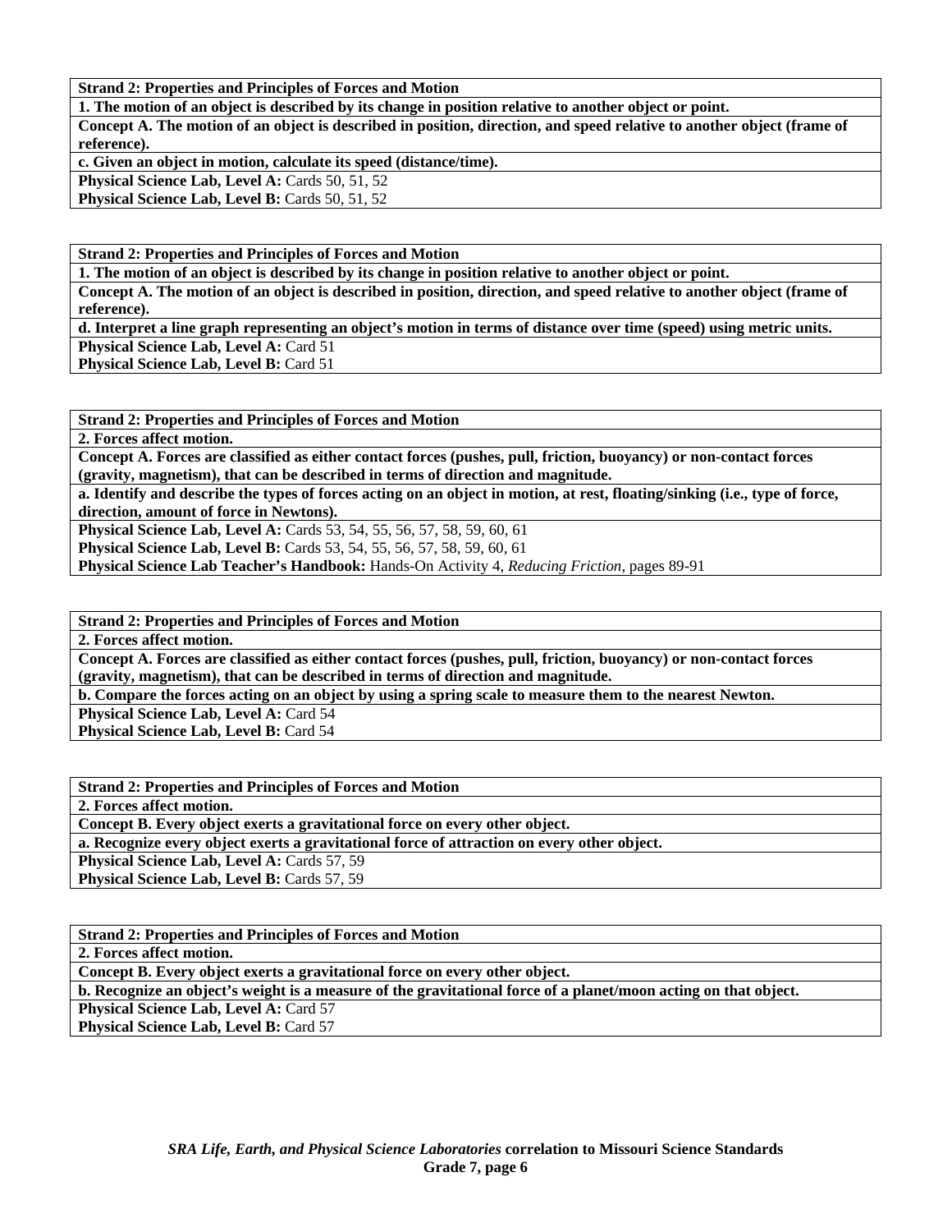| **Strand 2: Properties and Principles of Forces and Motion** |
|---|
| **1. The motion of an object is described by its change in position relative to another object or point.** |
| **Concept A. The motion of an object is described in position, direction, and speed relative to another object (frame of reference).** |
| **c. Given an object in motion, calculate its speed (distance/time).** |
| **Physical Science Lab, Level A:** Cards 50, 51, 52 |
| **Physical Science Lab, Level B:** Cards 50, 51, 52 |

| **Strand 2: Properties and Principles of Forces and Motion** |
|---|
| **1. The motion of an object is described by its change in position relative to another object or point.** |
| **Concept A. The motion of an object is described in position, direction, and speed relative to another object (frame of reference).** |
| **d. Interpret a line graph representing an object's motion in terms of distance over time (speed) using metric units.** |
| **Physical Science Lab, Level A:** Card 51 |
| **Physical Science Lab, Level B:** Card 51 |

| **Strand 2: Properties and Principles of Forces and Motion** |
|---|
| **2. Forces affect motion.** |
| **Concept A. Forces are classified as either contact forces (pushes, pull, friction, buoyancy) or non-contact forces (gravity, magnetism), that can be described in terms of direction and magnitude.** |
| **a. Identify and describe the types of forces acting on an object in motion, at rest, floating/sinking (i.e., type of force, direction, amount of force in Newtons).** |
| **Physical Science Lab, Level A:** Cards 53, 54, 55, 56, 57, 58, 59, 60, 61 |
| **Physical Science Lab, Level B:** Cards 53, 54, 55, 56, 57, 58, 59, 60, 61 |
| **Physical Science Lab Teacher's Handbook:** Hands-On Activity 4, *Reducing Friction,* pages 89-91 |

| **Strand 2: Properties and Principles of Forces and Motion** |
|---|
| **2. Forces affect motion.** |
| **Concept A. Forces are classified as either contact forces (pushes, pull, friction, buoyancy) or non-contact forces (gravity, magnetism), that can be described in terms of direction and magnitude.** |
| **b. Compare the forces acting on an object by using a spring scale to measure them to the nearest Newton.** |
| **Physical Science Lab, Level A:** Card 54 |
| **Physical Science Lab, Level B:** Card 54 |

| **Strand 2: Properties and Principles of Forces and Motion** |
|---|
| **2. Forces affect motion.** |
| **Concept B. Every object exerts a gravitational force on every other object.** |
| **a. Recognize every object exerts a gravitational force of attraction on every other object.** |
| **Physical Science Lab, Level A:** Cards 57, 59 |
| **Physical Science Lab, Level B:** Cards 57, 59 |

| **Strand 2: Properties and Principles of Forces and Motion** |
|---|
| **2. Forces affect motion.** |
| **Concept B. Every object exerts a gravitational force on every other object.** |
| **b. Recognize an object's weight is a measure of the gravitational force of a planet/moon acting on that object.** |
| **Physical Science Lab, Level A:** Card 57 |
| **Physical Science Lab, Level B:** Card 57 |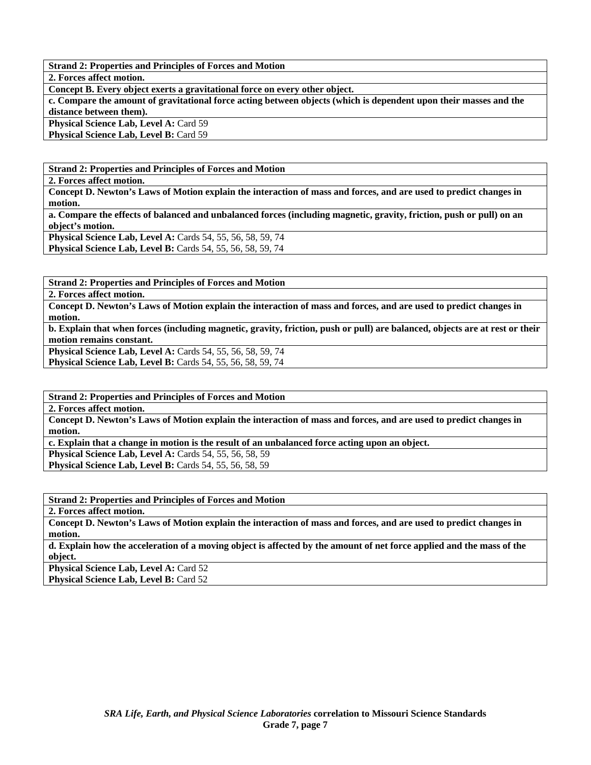| **Strand 2: Properties and Principles of Forces and Motion** |
|---|
| **2. Forces affect motion.** |
| **Concept B. Every object exerts a gravitational force on every other object.** |
| **c. Compare the amount of gravitational force acting between objects (which is dependent upon their masses and the distance between them).** |
| **Physical Science Lab, Level A:** Card 59 |
| **Physical Science Lab, Level B:** Card 59 |

| **Strand 2: Properties and Principles of Forces and Motion** |
|---|
| **2. Forces affect motion.** |
| **Concept D. Newton's Laws of Motion explain the interaction of mass and forces, and are used to predict changes in motion.** |
| **a. Compare the effects of balanced and unbalanced forces (including magnetic, gravity, friction, push or pull) on an object's motion.** |
| **Physical Science Lab, Level A:** Cards 54, 55, 56, 58, 59, 74 |
| **Physical Science Lab, Level B:** Cards 54, 55, 56, 58, 59, 74 |

| **Strand 2: Properties and Principles of Forces and Motion** |
|---|
| **2. Forces affect motion.** |
| **Concept D. Newton's Laws of Motion explain the interaction of mass and forces, and are used to predict changes in motion.** |
| **b. Explain that when forces (including magnetic, gravity, friction, push or pull) are balanced, objects are at rest or their motion remains constant.** |
| **Physical Science Lab, Level A:** Cards 54, 55, 56, 58, 59, 74 |
| **Physical Science Lab, Level B:** Cards 54, 55, 56, 58, 59, 74 |

| **Strand 2: Properties and Principles of Forces and Motion** |
|---|
| **2. Forces affect motion.** |
| **Concept D. Newton's Laws of Motion explain the interaction of mass and forces, and are used to predict changes in motion.** |
| **c. Explain that a change in motion is the result of an unbalanced force acting upon an object.** |
| **Physical Science Lab, Level A:** Cards 54, 55, 56, 58, 59 |
| **Physical Science Lab, Level B:** Cards 54, 55, 56, 58, 59 |

| **Strand 2: Properties and Principles of Forces and Motion** |
|---|
| **2. Forces affect motion.** |
| **Concept D. Newton's Laws of Motion explain the interaction of mass and forces, and are used to predict changes in motion.** |
| **d. Explain how the acceleration of a moving object is affected by the amount of net force applied and the mass of the object.** |
| **Physical Science Lab, Level A:** Card 52 |
| **Physical Science Lab, Level B:** Card 52 |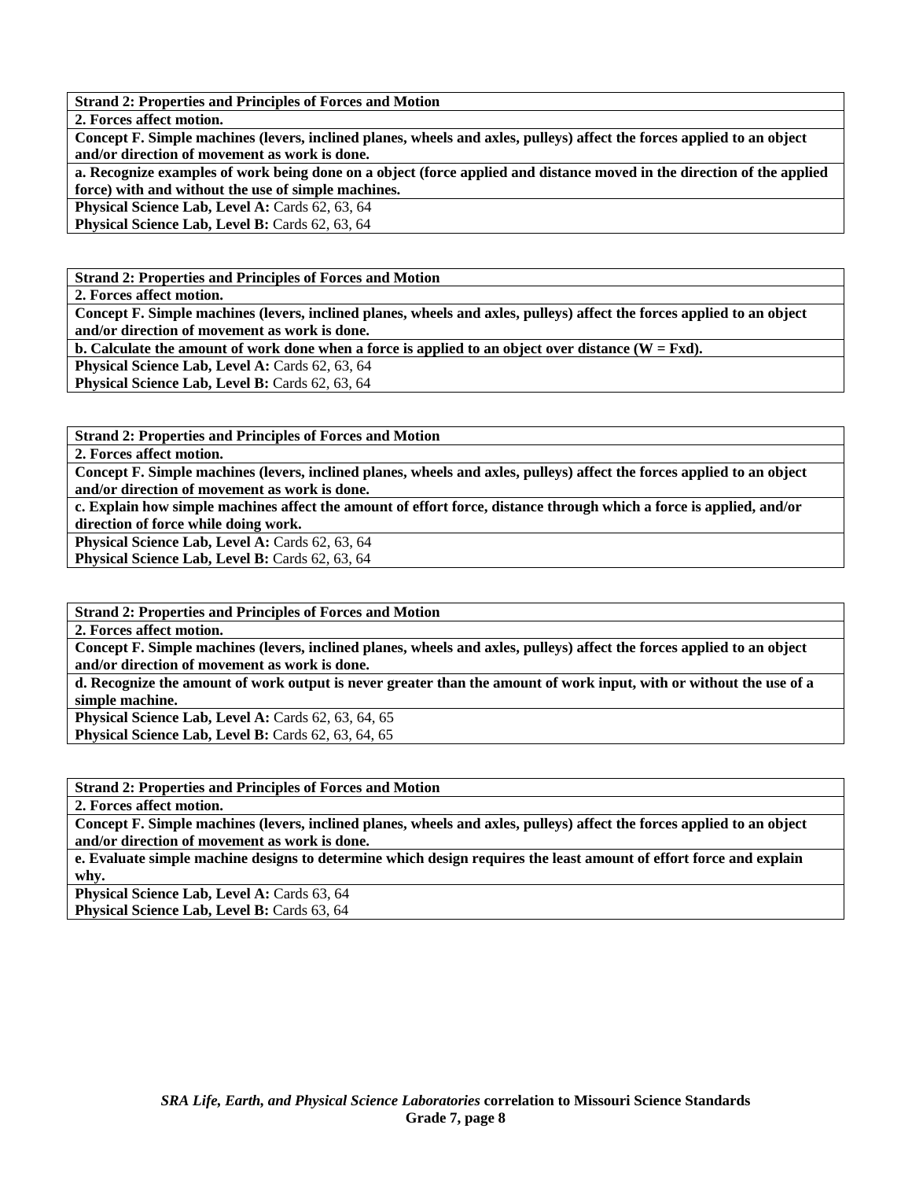| **Strand 2: Properties and Principles of Forces and Motion** |
|---|
| **2. Forces affect motion.** |
| **Concept F. Simple machines (levers, inclined planes, wheels and axles, pulleys) affect the forces applied to an object and/or direction of movement as work is done.** |
| **a. Recognize examples of work being done on a object (force applied and distance moved in the direction of the applied force) with and without the use of simple machines.** |
| **Physical Science Lab, Level A:** Cards 62, 63, 64 |
| **Physical Science Lab, Level B:** Cards 62, 63, 64 |

| **Strand 2: Properties and Principles of Forces and Motion** |
|---|
| **2. Forces affect motion.** |
| **Concept F. Simple machines (levers, inclined planes, wheels and axles, pulleys) affect the forces applied to an object and/or direction of movement as work is done.** |
| **b. Calculate the amount of work done when a force is applied to an object over distance (W = Fxd).** |
| **Physical Science Lab, Level A:** Cards 62, 63, 64 |
| **Physical Science Lab, Level B:** Cards 62, 63, 64 |

| **Strand 2: Properties and Principles of Forces and Motion** |
|---|
| **2. Forces affect motion.** |
| **Concept F. Simple machines (levers, inclined planes, wheels and axles, pulleys) affect the forces applied to an object and/or direction of movement as work is done.** |
| **c. Explain how simple machines affect the amount of effort force, distance through which a force is applied, and/or direction of force while doing work.** |
| **Physical Science Lab, Level A:** Cards 62, 63, 64 |
| **Physical Science Lab, Level B:** Cards 62, 63, 64 |

| **Strand 2: Properties and Principles of Forces and Motion** |
|---|
| **2. Forces affect motion.** |
| **Concept F. Simple machines (levers, inclined planes, wheels and axles, pulleys) affect the forces applied to an object and/or direction of movement as work is done.** |
| **d. Recognize the amount of work output is never greater than the amount of work input, with or without the use of a simple machine.** |
| **Physical Science Lab, Level A:** Cards 62, 63, 64, 65 |
| **Physical Science Lab, Level B:** Cards 62, 63, 64, 65 |

| **Strand 2: Properties and Principles of Forces and Motion** |
|---|
| **2. Forces affect motion.** |
| **Concept F. Simple machines (levers, inclined planes, wheels and axles, pulleys) affect the forces applied to an object and/or direction of movement as work is done.** |
| **e. Evaluate simple machine designs to determine which design requires the least amount of effort force and explain why.** |
| **Physical Science Lab, Level A:** Cards 63, 64 |
| **Physical Science Lab, Level B:** Cards 63, 64 |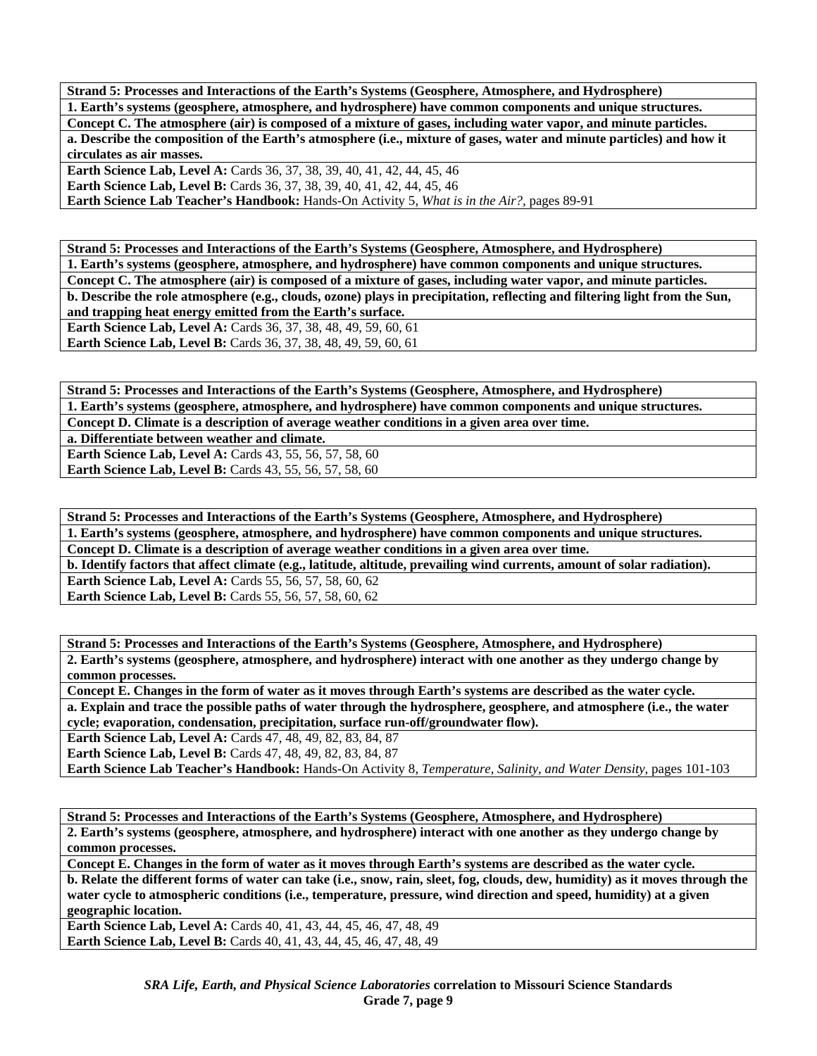**Strand 5: Processes and Interactions of the Earth's Systems (Geosphere, Atmosphere, and Hydrosphere)**

**1. Earth's systems (geosphere, atmosphere, and hydrosphere) have common components and unique structures.**

**Concept C. The atmosphere (air) is composed of a mixture of gases, including water vapor, and minute particles.**

**a. Describe the composition of the Earth's atmosphere (i.e., mixture of gases, water and minute particles) and how it circulates as air masses.**

**Earth Science Lab, Level A:** Cards 36, 37, 38, 39, 40, 41, 42, 44, 45, 46
**Earth Science Lab, Level B:** Cards 36, 37, 38, 39, 40, 41, 42, 44, 45, 46
**Earth Science Lab Teacher's Handbook:** Hands-On Activity 5, *What is in the Air?,* pages 89-91

---

**Strand 5: Processes and Interactions of the Earth's Systems (Geosphere, Atmosphere, and Hydrosphere)**

**1. Earth's systems (geosphere, atmosphere, and hydrosphere) have common components and unique structures.**

**Concept C. The atmosphere (air) is composed of a mixture of gases, including water vapor, and minute particles.**

**b. Describe the role atmosphere (e.g., clouds, ozone) plays in precipitation, reflecting and filtering light from the Sun, and trapping heat energy emitted from the Earth's surface.**

**Earth Science Lab, Level A:** Cards 36, 37, 38, 48, 49, 59, 60, 61
**Earth Science Lab, Level B:** Cards 36, 37, 38, 48, 49, 59, 60, 61

---

**Strand 5: Processes and Interactions of the Earth's Systems (Geosphere, Atmosphere, and Hydrosphere)**

**1. Earth's systems (geosphere, atmosphere, and hydrosphere) have common components and unique structures.**

**Concept D. Climate is a description of average weather conditions in a given area over time.**

**a. Differentiate between weather and climate.**

**Earth Science Lab, Level A:** Cards 43, 55, 56, 57, 58, 60
**Earth Science Lab, Level B:** Cards 43, 55, 56, 57, 58, 60

---

**Strand 5: Processes and Interactions of the Earth's Systems (Geosphere, Atmosphere, and Hydrosphere)**

**1. Earth's systems (geosphere, atmosphere, and hydrosphere) have common components and unique structures.**

**Concept D. Climate is a description of average weather conditions in a given area over time.**

**b. Identify factors that affect climate (e.g., latitude, altitude, prevailing wind currents, amount of solar radiation).**

**Earth Science Lab, Level A:** Cards 55, 56, 57, 58, 60, 62
**Earth Science Lab, Level B:** Cards 55, 56, 57, 58, 60, 62

---

**Strand 5: Processes and Interactions of the Earth's Systems (Geosphere, Atmosphere, and Hydrosphere)**

**2. Earth's systems (geosphere, atmosphere, and hydrosphere) interact with one another as they undergo change by common processes.**

**Concept E. Changes in the form of water as it moves through Earth's systems are described as the water cycle.**

**a. Explain and trace the possible paths of water through the hydrosphere, geosphere, and atmosphere (i.e., the water cycle; evaporation, condensation, precipitation, surface run-off/groundwater flow).**

**Earth Science Lab, Level A:** Cards 47, 48, 49, 82, 83, 84, 87
**Earth Science Lab, Level B:** Cards 47, 48, 49, 82, 83, 84, 87
**Earth Science Lab Teacher's Handbook:** Hands-On Activity 8, *Temperature, Salinity, and Water Density,* pages 101-103

---

**Strand 5: Processes and Interactions of the Earth's Systems (Geosphere, Atmosphere, and Hydrosphere)**

**2. Earth's systems (geosphere, atmosphere, and hydrosphere) interact with one another as they undergo change by common processes.**

**Concept E. Changes in the form of water as it moves through Earth's systems are described as the water cycle.**

**b. Relate the different forms of water can take (i.e., snow, rain, sleet, fog, clouds, dew, humidity) as it moves through the water cycle to atmospheric conditions (i.e., temperature, pressure, wind direction and speed, humidity) at a given geographic location.**

**Earth Science Lab, Level A:** Cards 40, 41, 43, 44, 45, 46, 47, 48, 49
**Earth Science Lab, Level B:** Cards 40, 41, 43, 44, 45, 46, 47, 48, 49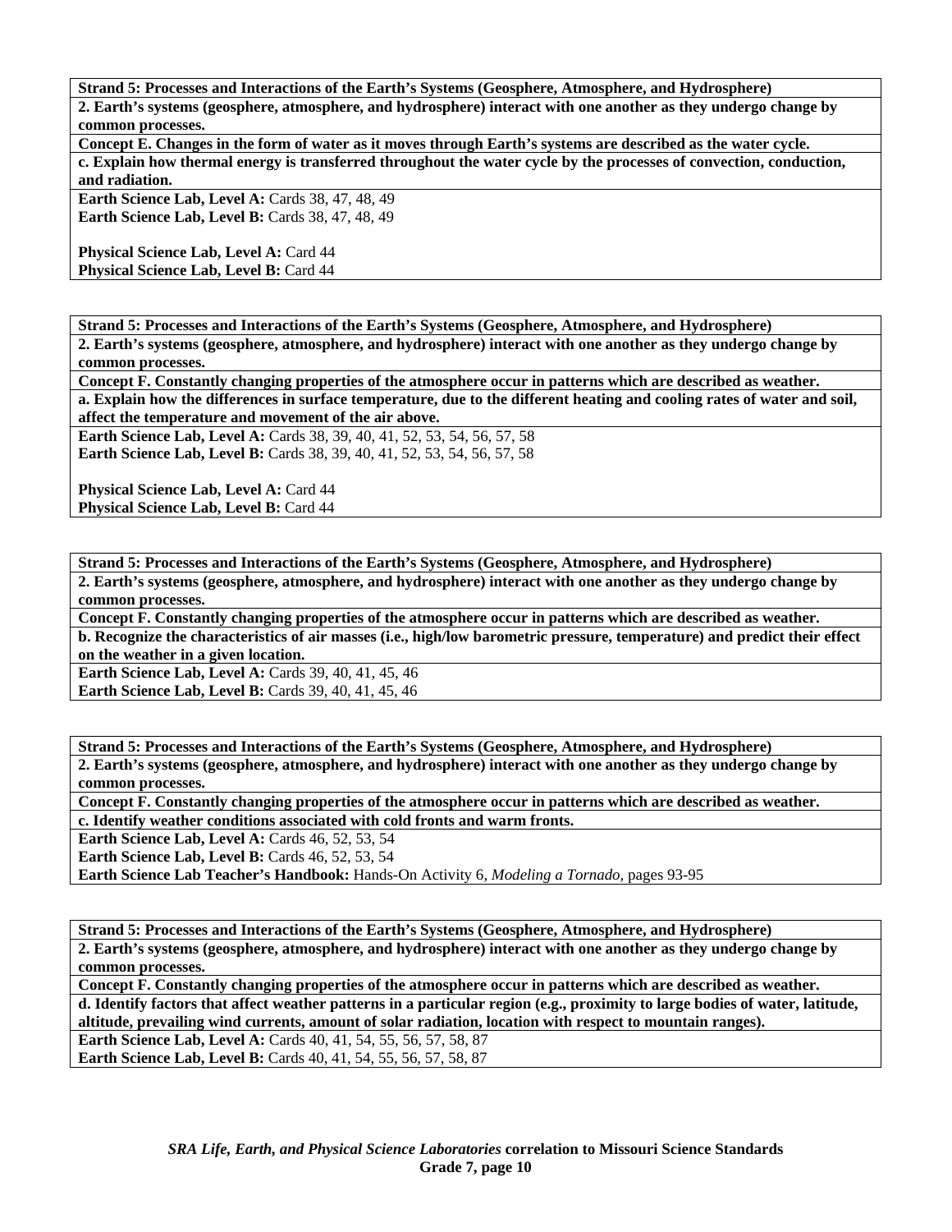**Strand 5: Processes and Interactions of the Earth's Systems (Geosphere, Atmosphere, and Hydrosphere)**

**2. Earth's systems (geosphere, atmosphere, and hydrosphere) interact with one another as they undergo change by common processes.**

**Concept E. Changes in the form of water as it moves through Earth's systems are described as the water cycle.**

**c. Explain how thermal energy is transferred throughout the water cycle by the processes of convection, conduction, and radiation.**

**Earth Science Lab, Level A:** Cards 38, 47, 48, 49
**Earth Science Lab, Level B:** Cards 38, 47, 48, 49

**Physical Science Lab, Level A:** Card 44
**Physical Science Lab, Level B:** Card 44

---

**Strand 5: Processes and Interactions of the Earth's Systems (Geosphere, Atmosphere, and Hydrosphere)**

**2. Earth's systems (geosphere, atmosphere, and hydrosphere) interact with one another as they undergo change by common processes.**

**Concept F. Constantly changing properties of the atmosphere occur in patterns which are described as weather.**

**a. Explain how the differences in surface temperature, due to the different heating and cooling rates of water and soil, affect the temperature and movement of the air above.**

**Earth Science Lab, Level A:** Cards 38, 39, 40, 41, 52, 53, 54, 56, 57, 58
**Earth Science Lab, Level B:** Cards 38, 39, 40, 41, 52, 53, 54, 56, 57, 58

**Physical Science Lab, Level A:** Card 44
**Physical Science Lab, Level B:** Card 44

---

**Strand 5: Processes and Interactions of the Earth's Systems (Geosphere, Atmosphere, and Hydrosphere)**

**2. Earth's systems (geosphere, atmosphere, and hydrosphere) interact with one another as they undergo change by common processes.**

**Concept F. Constantly changing properties of the atmosphere occur in patterns which are described as weather.**

**b. Recognize the characteristics of air masses (i.e., high/low barometric pressure, temperature) and predict their effect on the weather in a given location.**

**Earth Science Lab, Level A:** Cards 39, 40, 41, 45, 46
**Earth Science Lab, Level B:** Cards 39, 40, 41, 45, 46

---

**Strand 5: Processes and Interactions of the Earth's Systems (Geosphere, Atmosphere, and Hydrosphere)**

**2. Earth's systems (geosphere, atmosphere, and hydrosphere) interact with one another as they undergo change by common processes.**

**Concept F. Constantly changing properties of the atmosphere occur in patterns which are described as weather.**

**c. Identify weather conditions associated with cold fronts and warm fronts.**

**Earth Science Lab, Level A:** Cards 46, 52, 53, 54
**Earth Science Lab, Level B:** Cards 46, 52, 53, 54
**Earth Science Lab Teacher's Handbook:** Hands-On Activity 6, *Modeling a Tornado,* pages 93-95

---

**Strand 5: Processes and Interactions of the Earth's Systems (Geosphere, Atmosphere, and Hydrosphere)**

**2. Earth's systems (geosphere, atmosphere, and hydrosphere) interact with one another as they undergo change by common processes.**

**Concept F. Constantly changing properties of the atmosphere occur in patterns which are described as weather.**

**d. Identify factors that affect weather patterns in a particular region (e.g., proximity to large bodies of water, latitude, altitude, prevailing wind currents, amount of solar radiation, location with respect to mountain ranges).**

**Earth Science Lab, Level A:** Cards 40, 41, 54, 55, 56, 57, 58, 87
**Earth Science Lab, Level B:** Cards 40, 41, 54, 55, 56, 57, 58, 87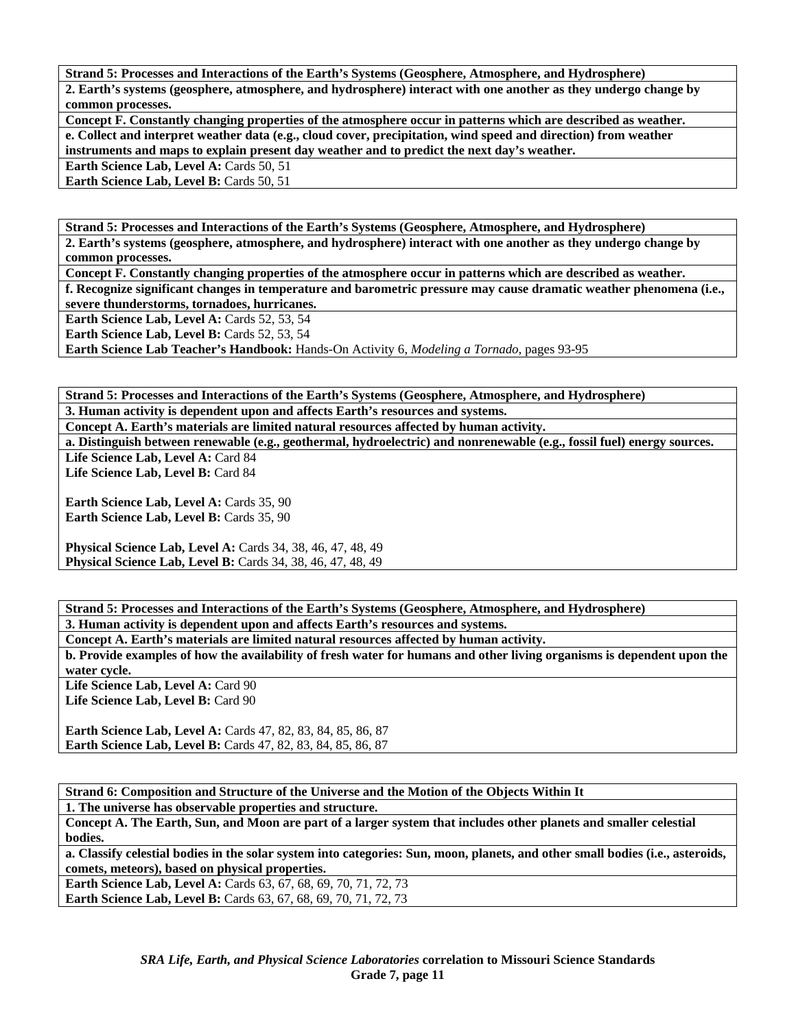**Strand 5: Processes and Interactions of the Earth's Systems (Geosphere, Atmosphere, and Hydrosphere)**

**2. Earth's systems (geosphere, atmosphere, and hydrosphere) interact with one another as they undergo change by common processes.**

**Concept F. Constantly changing properties of the atmosphere occur in patterns which are described as weather.**

**e. Collect and interpret weather data (e.g., cloud cover, precipitation, wind speed and direction) from weather instruments and maps to explain present day weather and to predict the next day's weather.**

**Earth Science Lab, Level A:** Cards 50, 51
**Earth Science Lab, Level B:** Cards 50, 51

---

**Strand 5: Processes and Interactions of the Earth's Systems (Geosphere, Atmosphere, and Hydrosphere)**

**2. Earth's systems (geosphere, atmosphere, and hydrosphere) interact with one another as they undergo change by common processes.**

**Concept F. Constantly changing properties of the atmosphere occur in patterns which are described as weather.**

**f. Recognize significant changes in temperature and barometric pressure may cause dramatic weather phenomena (i.e., severe thunderstorms, tornadoes, hurricanes.**

**Earth Science Lab, Level A:** Cards 52, 53, 54
**Earth Science Lab, Level B:** Cards 52, 53, 54
**Earth Science Lab Teacher's Handbook:** Hands-On Activity 6, *Modeling a Tornado,* pages 93-95

---

**Strand 5: Processes and Interactions of the Earth's Systems (Geosphere, Atmosphere, and Hydrosphere)**

**3. Human activity is dependent upon and affects Earth's resources and systems.**

**Concept A. Earth's materials are limited natural resources affected by human activity.**

**a. Distinguish between renewable (e.g., geothermal, hydroelectric) and nonrenewable (e.g., fossil fuel) energy sources.**

**Life Science Lab, Level A:** Card 84
**Life Science Lab, Level B:** Card 84

**Earth Science Lab, Level A:** Cards 35, 90
**Earth Science Lab, Level B:** Cards 35, 90

**Physical Science Lab, Level A:** Cards 34, 38, 46, 47, 48, 49
**Physical Science Lab, Level B:** Cards 34, 38, 46, 47, 48, 49

---

**Strand 5: Processes and Interactions of the Earth's Systems (Geosphere, Atmosphere, and Hydrosphere)**

**3. Human activity is dependent upon and affects Earth's resources and systems.**

**Concept A. Earth's materials are limited natural resources affected by human activity.**

**b. Provide examples of how the availability of fresh water for humans and other living organisms is dependent upon the water cycle.**

**Life Science Lab, Level A:** Card 90
**Life Science Lab, Level B:** Card 90

**Earth Science Lab, Level A:** Cards 47, 82, 83, 84, 85, 86, 87
**Earth Science Lab, Level B:** Cards 47, 82, 83, 84, 85, 86, 87

---

**Strand 6: Composition and Structure of the Universe and the Motion of the Objects Within It**

**1. The universe has observable properties and structure.**

**Concept A. The Earth, Sun, and Moon are part of a larger system that includes other planets and smaller celestial bodies.**

**a. Classify celestial bodies in the solar system into categories: Sun, moon, planets, and other small bodies (i.e., asteroids, comets, meteors), based on physical properties.**

**Earth Science Lab, Level A:** Cards 63, 67, 68, 69, 70, 71, 72, 73
**Earth Science Lab, Level B:** Cards 63, 67, 68, 69, 70, 71, 72, 73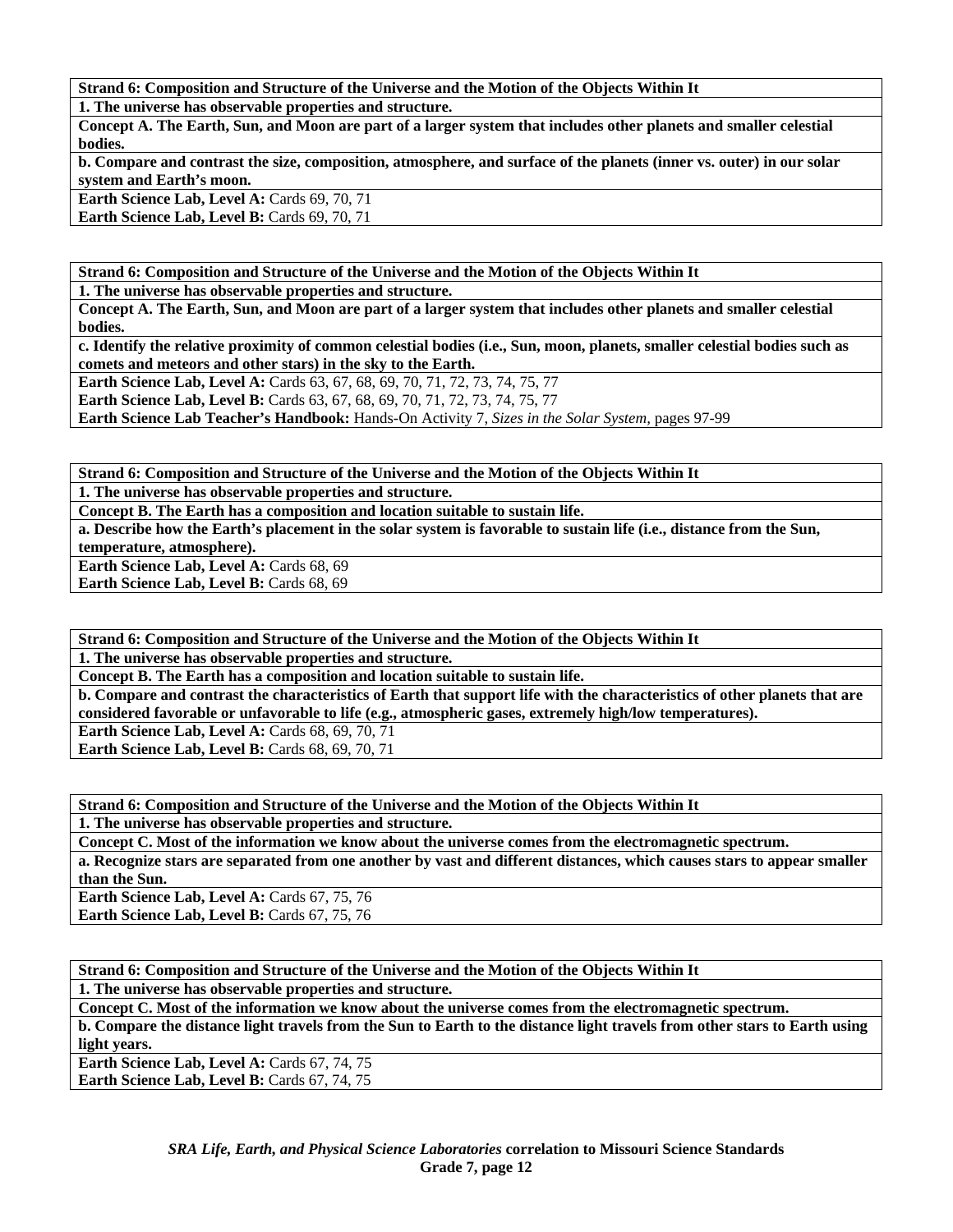**Strand 6: Composition and Structure of the Universe and the Motion of the Objects Within It**

**1. The universe has observable properties and structure.**

**Concept A. The Earth, Sun, and Moon are part of a larger system that includes other planets and smaller celestial bodies.**

**b. Compare and contrast the size, composition, atmosphere, and surface of the planets (inner vs. outer) in our solar system and Earth's moon.**

**Earth Science Lab, Level A:** Cards 69, 70, 71
**Earth Science Lab, Level B:** Cards 69, 70, 71

**Strand 6: Composition and Structure of the Universe and the Motion of the Objects Within It**

**1. The universe has observable properties and structure.**

**Concept A. The Earth, Sun, and Moon are part of a larger system that includes other planets and smaller celestial bodies.**

**c. Identify the relative proximity of common celestial bodies (i.e., Sun, moon, planets, smaller celestial bodies such as comets and meteors and other stars) in the sky to the Earth.**

**Earth Science Lab, Level A:** Cards 63, 67, 68, 69, 70, 71, 72, 73, 74, 75, 77
**Earth Science Lab, Level B:** Cards 63, 67, 68, 69, 70, 71, 72, 73, 74, 75, 77
**Earth Science Lab Teacher's Handbook:** Hands-On Activity 7, *Sizes in the Solar System,* pages 97-99

**Strand 6: Composition and Structure of the Universe and the Motion of the Objects Within It**

**1. The universe has observable properties and structure.**

**Concept B. The Earth has a composition and location suitable to sustain life.**

**a. Describe how the Earth's placement in the solar system is favorable to sustain life (i.e., distance from the Sun, temperature, atmosphere).**

**Earth Science Lab, Level A:** Cards 68, 69
**Earth Science Lab, Level B:** Cards 68, 69

**Strand 6: Composition and Structure of the Universe and the Motion of the Objects Within It**

**1. The universe has observable properties and structure.**

**Concept B. The Earth has a composition and location suitable to sustain life.**

**b. Compare and contrast the characteristics of Earth that support life with the characteristics of other planets that are considered favorable or unfavorable to life (e.g., atmospheric gases, extremely high/low temperatures).**

**Earth Science Lab, Level A:** Cards 68, 69, 70, 71
**Earth Science Lab, Level B:** Cards 68, 69, 70, 71

**Strand 6: Composition and Structure of the Universe and the Motion of the Objects Within It**

**1. The universe has observable properties and structure.**

**Concept C. Most of the information we know about the universe comes from the electromagnetic spectrum.**

**a. Recognize stars are separated from one another by vast and different distances, which causes stars to appear smaller than the Sun.**

**Earth Science Lab, Level A:** Cards 67, 75, 76
**Earth Science Lab, Level B:** Cards 67, 75, 76

**Strand 6: Composition and Structure of the Universe and the Motion of the Objects Within It**

**1. The universe has observable properties and structure.**

**Concept C. Most of the information we know about the universe comes from the electromagnetic spectrum.**

**b. Compare the distance light travels from the Sun to Earth to the distance light travels from other stars to Earth using light years.**

**Earth Science Lab, Level A:** Cards 67, 74, 75
**Earth Science Lab, Level B:** Cards 67, 74, 75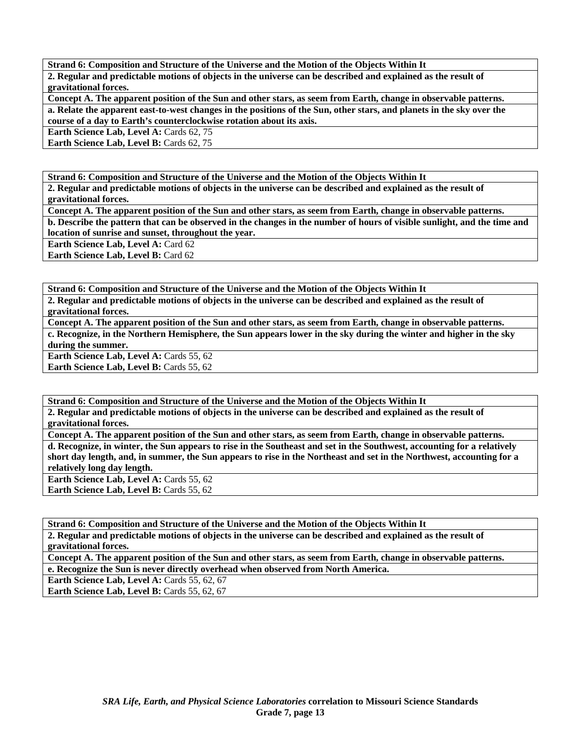**Strand 6: Composition and Structure of the Universe and the Motion of the Objects Within It**

**2. Regular and predictable motions of objects in the universe can be described and explained as the result of gravitational forces.**

**Concept A. The apparent position of the Sun and other stars, as seem from Earth, change in observable patterns.**

**a. Relate the apparent east-to-west changes in the positions of the Sun, other stars, and planets in the sky over the course of a day to Earth's counterclockwise rotation about its axis.**

**Earth Science Lab, Level A:** Cards 62, 75
**Earth Science Lab, Level B:** Cards 62, 75

**Strand 6: Composition and Structure of the Universe and the Motion of the Objects Within It**

**2. Regular and predictable motions of objects in the universe can be described and explained as the result of gravitational forces.**

**Concept A. The apparent position of the Sun and other stars, as seem from Earth, change in observable patterns.**

**b. Describe the pattern that can be observed in the changes in the number of hours of visible sunlight, and the time and location of sunrise and sunset, throughout the year.**

**Earth Science Lab, Level A:** Card 62
**Earth Science Lab, Level B:** Card 62

**Strand 6: Composition and Structure of the Universe and the Motion of the Objects Within It**

**2. Regular and predictable motions of objects in the universe can be described and explained as the result of gravitational forces.**

**Concept A. The apparent position of the Sun and other stars, as seem from Earth, change in observable patterns.**

**c. Recognize, in the Northern Hemisphere, the Sun appears lower in the sky during the winter and higher in the sky during the summer.**

**Earth Science Lab, Level A:** Cards 55, 62
**Earth Science Lab, Level B:** Cards 55, 62

**Strand 6: Composition and Structure of the Universe and the Motion of the Objects Within It**

**2. Regular and predictable motions of objects in the universe can be described and explained as the result of gravitational forces.**

**Concept A. The apparent position of the Sun and other stars, as seem from Earth, change in observable patterns.**

**d. Recognize, in winter, the Sun appears to rise in the Southeast and set in the Southwest, accounting for a relatively short day length, and, in summer, the Sun appears to rise in the Northeast and set in the Northwest, accounting for a relatively long day length.**

**Earth Science Lab, Level A:** Cards 55, 62
**Earth Science Lab, Level B:** Cards 55, 62

**Strand 6: Composition and Structure of the Universe and the Motion of the Objects Within It**

**2. Regular and predictable motions of objects in the universe can be described and explained as the result of gravitational forces.**

**Concept A. The apparent position of the Sun and other stars, as seem from Earth, change in observable patterns.**

**e. Recognize the Sun is never directly overhead when observed from North America.**

**Earth Science Lab, Level A:** Cards 55, 62, 67
**Earth Science Lab, Level B:** Cards 55, 62, 67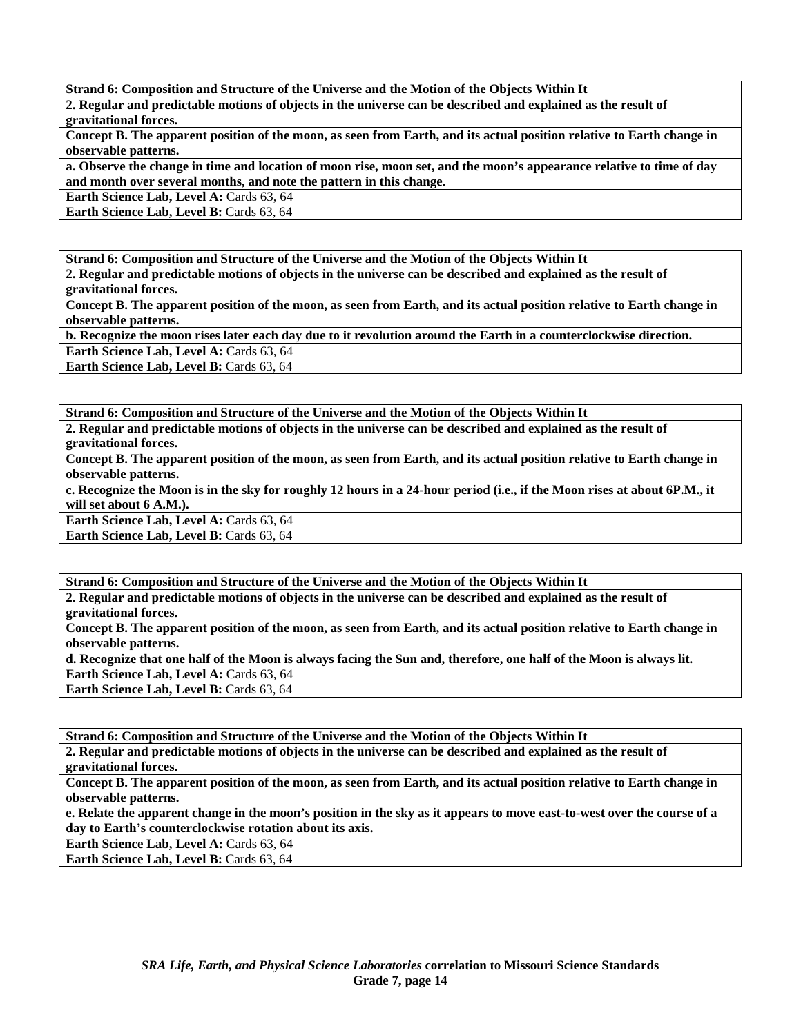| **Strand 6: Composition and Structure of the Universe and the Motion of the Objects Within It** |
|---|
| **2. Regular and predictable motions of objects in the universe can be described and explained as the result of gravitational forces.** |
| **Concept B. The apparent position of the moon, as seen from Earth, and its actual position relative to Earth change in observable patterns.** |
| **a. Observe the change in time and location of moon rise, moon set, and the moon's appearance relative to time of day and month over several months, and note the pattern in this change.** |
| **Earth Science Lab, Level A:** Cards 63, 64 <br> **Earth Science Lab, Level B:** Cards 63, 64 |

| **Strand 6: Composition and Structure of the Universe and the Motion of the Objects Within It** |
|---|
| **2. Regular and predictable motions of objects in the universe can be described and explained as the result of gravitational forces.** |
| **Concept B. The apparent position of the moon, as seen from Earth, and its actual position relative to Earth change in observable patterns.** |
| **b. Recognize the moon rises later each day due to it revolution around the Earth in a counterclockwise direction.** |
| **Earth Science Lab, Level A:** Cards 63, 64 <br> **Earth Science Lab, Level B:** Cards 63, 64 |

| **Strand 6: Composition and Structure of the Universe and the Motion of the Objects Within It** |
|---|
| **2. Regular and predictable motions of objects in the universe can be described and explained as the result of gravitational forces.** |
| **Concept B. The apparent position of the moon, as seen from Earth, and its actual position relative to Earth change in observable patterns.** |
| **c. Recognize the Moon is in the sky for roughly 12 hours in a 24-hour period (i.e., if the Moon rises at about 6P.M., it will set about 6 A.M.).** |
| **Earth Science Lab, Level A:** Cards 63, 64 <br> **Earth Science Lab, Level B:** Cards 63, 64 |

| **Strand 6: Composition and Structure of the Universe and the Motion of the Objects Within It** |
|---|
| **2. Regular and predictable motions of objects in the universe can be described and explained as the result of gravitational forces.** |
| **Concept B. The apparent position of the moon, as seen from Earth, and its actual position relative to Earth change in observable patterns.** |
| **d. Recognize that one half of the Moon is always facing the Sun and, therefore, one half of the Moon is always lit.** |
| **Earth Science Lab, Level A:** Cards 63, 64 <br> **Earth Science Lab, Level B:** Cards 63, 64 |

| **Strand 6: Composition and Structure of the Universe and the Motion of the Objects Within It** |
|---|
| **2. Regular and predictable motions of objects in the universe can be described and explained as the result of gravitational forces.** |
| **Concept B. The apparent position of the moon, as seen from Earth, and its actual position relative to Earth change in observable patterns.** |
| **e. Relate the apparent change in the moon's position in the sky as it appears to move east-to-west over the course of a day to Earth's counterclockwise rotation about its axis.** |
| **Earth Science Lab, Level A:** Cards 63, 64 <br> **Earth Science Lab, Level B:** Cards 63, 64 |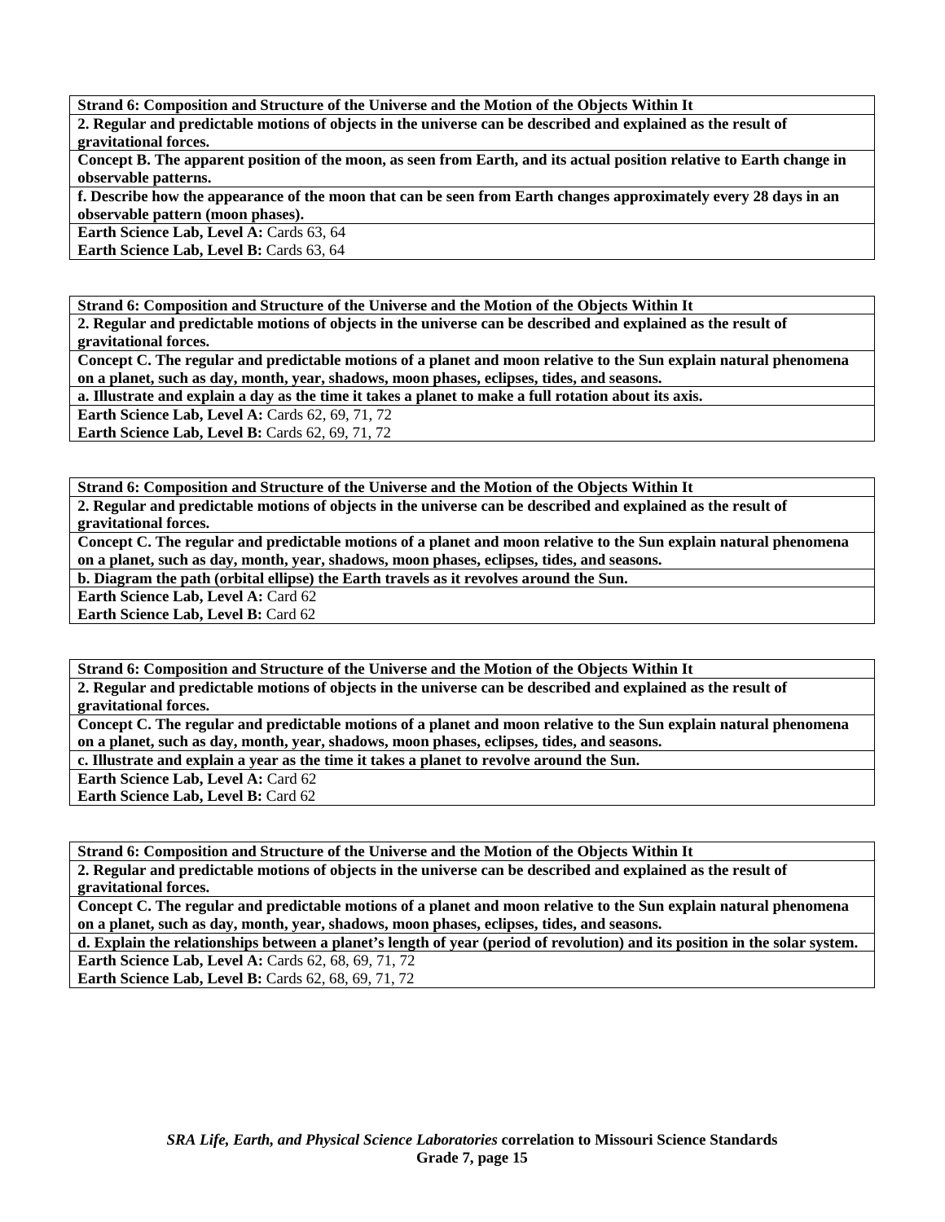| **Strand 6: Composition and Structure of the Universe and the Motion of the Objects Within It** |
|---|
| **2. Regular and predictable motions of objects in the universe can be described and explained as the result of gravitational forces.** |
| **Concept B. The apparent position of the moon, as seen from Earth, and its actual position relative to Earth change in observable patterns.** |
| **f. Describe how the appearance of the moon that can be seen from Earth changes approximately every 28 days in an observable pattern (moon phases).** |
| **Earth Science Lab, Level A:** Cards 63, 64 |
| **Earth Science Lab, Level B:** Cards 63, 64 |

| **Strand 6: Composition and Structure of the Universe and the Motion of the Objects Within It** |
|---|
| **2. Regular and predictable motions of objects in the universe can be described and explained as the result of gravitational forces.** |
| **Concept C. The regular and predictable motions of a planet and moon relative to the Sun explain natural phenomena on a planet, such as day, month, year, shadows, moon phases, eclipses, tides, and seasons.** |
| **a. Illustrate and explain a day as the time it takes a planet to make a full rotation about its axis.** |
| **Earth Science Lab, Level A:** Cards 62, 69, 71, 72 |
| **Earth Science Lab, Level B:** Cards 62, 69, 71, 72 |

| **Strand 6: Composition and Structure of the Universe and the Motion of the Objects Within It** |
|---|
| **2. Regular and predictable motions of objects in the universe can be described and explained as the result of gravitational forces.** |
| **Concept C. The regular and predictable motions of a planet and moon relative to the Sun explain natural phenomena on a planet, such as day, month, year, shadows, moon phases, eclipses, tides, and seasons.** |
| **b. Diagram the path (orbital ellipse) the Earth travels as it revolves around the Sun.** |
| **Earth Science Lab, Level A:** Card 62 |
| **Earth Science Lab, Level B:** Card 62 |

| **Strand 6: Composition and Structure of the Universe and the Motion of the Objects Within It** |
|---|
| **2. Regular and predictable motions of objects in the universe can be described and explained as the result of gravitational forces.** |
| **Concept C. The regular and predictable motions of a planet and moon relative to the Sun explain natural phenomena on a planet, such as day, month, year, shadows, moon phases, eclipses, tides, and seasons.** |
| **c. Illustrate and explain a year as the time it takes a planet to revolve around the Sun.** |
| **Earth Science Lab, Level A:** Card 62 |
| **Earth Science Lab, Level B:** Card 62 |

| **Strand 6: Composition and Structure of the Universe and the Motion of the Objects Within It** |
|---|
| **2. Regular and predictable motions of objects in the universe can be described and explained as the result of gravitational forces.** |
| **Concept C. The regular and predictable motions of a planet and moon relative to the Sun explain natural phenomena on a planet, such as day, month, year, shadows, moon phases, eclipses, tides, and seasons.** |
| **d. Explain the relationships between a planet's length of year (period of revolution) and its position in the solar system.** |
| **Earth Science Lab, Level A:** Cards 62, 68, 69, 71, 72 |
| **Earth Science Lab, Level B:** Cards 62, 68, 69, 71, 72 |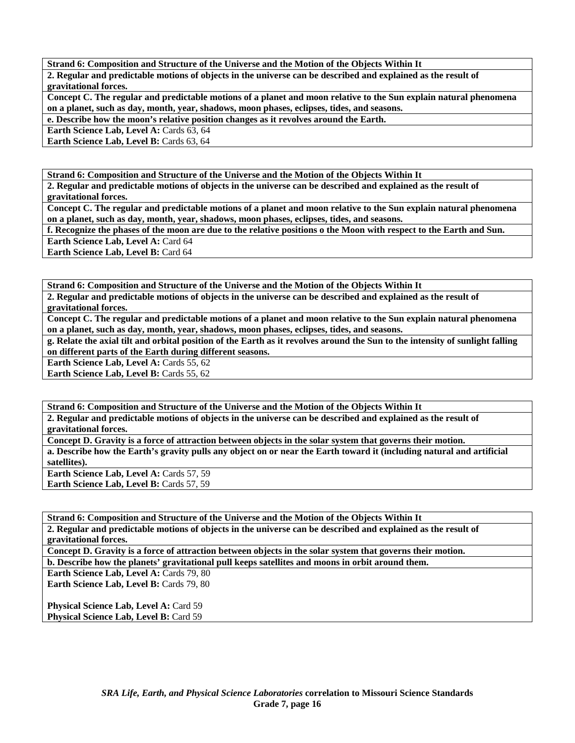| **Strand 6: Composition and Structure of the Universe and the Motion of the Objects Within It** |
|---|
| **2. Regular and predictable motions of objects in the universe can be described and explained as the result of gravitational forces.** |
| **Concept C. The regular and predictable motions of a planet and moon relative to the Sun explain natural phenomena on a planet, such as day, month, year, shadows, moon phases, eclipses, tides, and seasons.** |
| **e. Describe how the moon's relative position changes as it revolves around the Earth.** |
| **Earth Science Lab, Level A:** Cards 63, 64<br>**Earth Science Lab, Level B:** Cards 63, 64 |

| **Strand 6: Composition and Structure of the Universe and the Motion of the Objects Within It** |
|---|
| **2. Regular and predictable motions of objects in the universe can be described and explained as the result of gravitational forces.** |
| **Concept C. The regular and predictable motions of a planet and moon relative to the Sun explain natural phenomena on a planet, such as day, month, year, shadows, moon phases, eclipses, tides, and seasons.** |
| **f. Recognize the phases of the moon are due to the relative positions o the Moon with respect to the Earth and Sun.** |
| **Earth Science Lab, Level A:** Card 64<br>**Earth Science Lab, Level B:** Card 64 |

| **Strand 6: Composition and Structure of the Universe and the Motion of the Objects Within It** |
|---|
| **2. Regular and predictable motions of objects in the universe can be described and explained as the result of gravitational forces.** |
| **Concept C. The regular and predictable motions of a planet and moon relative to the Sun explain natural phenomena on a planet, such as day, month, year, shadows, moon phases, eclipses, tides, and seasons.** |
| **g. Relate the axial tilt and orbital position of the Earth as it revolves around the Sun to the intensity of sunlight falling on different parts of the Earth during different seasons.** |
| **Earth Science Lab, Level A:** Cards 55, 62<br>**Earth Science Lab, Level B:** Cards 55, 62 |

| **Strand 6: Composition and Structure of the Universe and the Motion of the Objects Within It** |
|---|
| **2. Regular and predictable motions of objects in the universe can be described and explained as the result of gravitational forces.** |
| **Concept D. Gravity is a force of attraction between objects in the solar system that governs their motion.** |
| **a. Describe how the Earth's gravity pulls any object on or near the Earth toward it (including natural and artificial satellites).** |
| **Earth Science Lab, Level A:** Cards 57, 59<br>**Earth Science Lab, Level B:** Cards 57, 59 |

| **Strand 6: Composition and Structure of the Universe and the Motion of the Objects Within It** |
|---|
| **2. Regular and predictable motions of objects in the universe can be described and explained as the result of gravitational forces.** |
| **Concept D. Gravity is a force of attraction between objects in the solar system that governs their motion.** |
| **b. Describe how the planets' gravitational pull keeps satellites and moons in orbit around them.** |
| **Earth Science Lab, Level A:** Cards 79, 80<br>**Earth Science Lab, Level B:** Cards 79, 80<br><br>**Physical Science Lab, Level A:** Card 59<br>**Physical Science Lab, Level B:** Card 59 |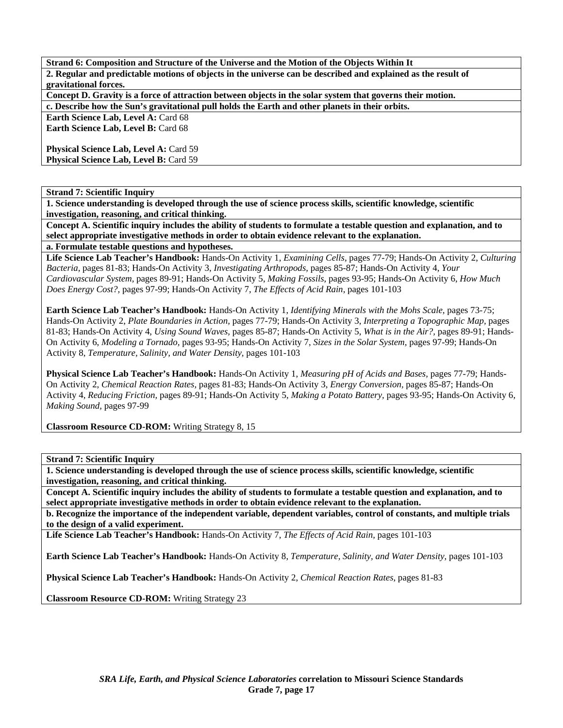**Strand 6: Composition and Structure of the Universe and the Motion of the Objects Within It**

**2. Regular and predictable motions of objects in the universe can be described and explained as the result of gravitational forces.**

**Concept D. Gravity is a force of attraction between objects in the solar system that governs their motion.**

**c. Describe how the Sun's gravitational pull holds the Earth and other planets in their orbits.**

**Earth Science Lab, Level A:** Card 68
**Earth Science Lab, Level B:** Card 68

**Physical Science Lab, Level A:** Card 59
**Physical Science Lab, Level B:** Card 59

---

**Strand 7: Scientific Inquiry**

**1. Science understanding is developed through the use of science process skills, scientific knowledge, scientific investigation, reasoning, and critical thinking.**

**Concept A. Scientific inquiry includes the ability of students to formulate a testable question and explanation, and to select appropriate investigative methods in order to obtain evidence relevant to the explanation.**

**a. Formulate testable questions and hypotheses.**

**Life Science Lab Teacher's Handbook:** Hands-On Activity 1, *Examining Cells,* pages 77-79; Hands-On Activity 2, *Culturing Bacteria,* pages 81-83; Hands-On Activity 3, *Investigating Arthropods,* pages 85-87; Hands-On Activity 4, *Your Cardiovascular System,* pages 89-91; Hands-On Activity 5, *Making Fossils,* pages 93-95; Hands-On Activity 6, *How Much Does Energy Cost?,* pages 97-99; Hands-On Activity 7, *The Effects of Acid Rain,* pages 101-103

**Earth Science Lab Teacher's Handbook:** Hands-On Activity 1, *Identifying Minerals with the Mohs Scale,* pages 73-75; Hands-On Activity 2, *Plate Boundaries in Action,* pages 77-79; Hands-On Activity 3, *Interpreting a Topographic Map,* pages 81-83; Hands-On Activity 4, *Using Sound Waves,* pages 85-87; Hands-On Activity 5, *What is in the Air?,* pages 89-91; Hands-On Activity 6, *Modeling a Tornado,* pages 93-95; Hands-On Activity 7, *Sizes in the Solar System,* pages 97-99; Hands-On Activity 8, *Temperature, Salinity, and Water Density,* pages 101-103

**Physical Science Lab Teacher's Handbook:** Hands-On Activity 1, *Measuring pH of Acids and Bases,* pages 77-79; Hands-On Activity 2, *Chemical Reaction Rates,* pages 81-83; Hands-On Activity 3, *Energy Conversion,* pages 85-87; Hands-On Activity 4, *Reducing Friction,* pages 89-91; Hands-On Activity 5, *Making a Potato Battery,* pages 93-95; Hands-On Activity 6, *Making Sound,* pages 97-99

**Classroom Resource CD-ROM:** Writing Strategy 8, 15

---

**Strand 7: Scientific Inquiry**

**1. Science understanding is developed through the use of science process skills, scientific knowledge, scientific investigation, reasoning, and critical thinking.**

**Concept A. Scientific inquiry includes the ability of students to formulate a testable question and explanation, and to select appropriate investigative methods in order to obtain evidence relevant to the explanation.**

**b. Recognize the importance of the independent variable, dependent variables, control of constants, and multiple trials to the design of a valid experiment.**

**Life Science Lab Teacher's Handbook:** Hands-On Activity 7, *The Effects of Acid Rain,* pages 101-103

**Earth Science Lab Teacher's Handbook:** Hands-On Activity 8, *Temperature, Salinity, and Water Density,* pages 101-103

**Physical Science Lab Teacher's Handbook:** Hands-On Activity 2, *Chemical Reaction Rates,* pages 81-83

**Classroom Resource CD-ROM:** Writing Strategy 23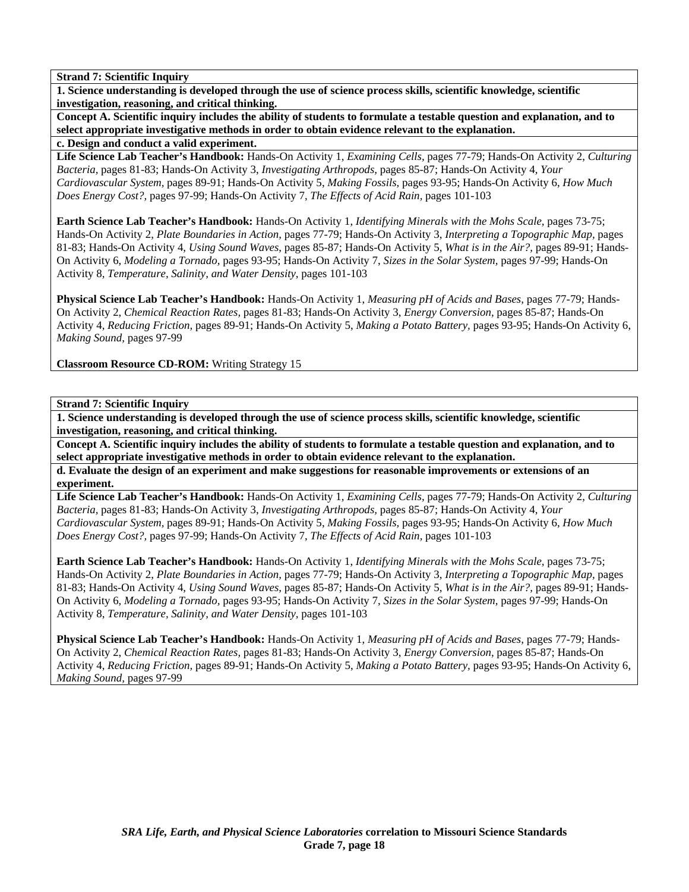**Strand 7: Scientific Inquiry**

**1. Science understanding is developed through the use of science process skills, scientific knowledge, scientific investigation, reasoning, and critical thinking.**

**Concept A. Scientific inquiry includes the ability of students to formulate a testable question and explanation, and to select appropriate investigative methods in order to obtain evidence relevant to the explanation.**

**c. Design and conduct a valid experiment.**

**Life Science Lab Teacher's Handbook:** Hands-On Activity 1, *Examining Cells,* pages 77-79; Hands-On Activity 2, *Culturing Bacteria,* pages 81-83; Hands-On Activity 3, *Investigating Arthropods,* pages 85-87; Hands-On Activity 4, *Your Cardiovascular System,* pages 89-91; Hands-On Activity 5, *Making Fossils,* pages 93-95; Hands-On Activity 6, *How Much Does Energy Cost?,* pages 97-99; Hands-On Activity 7, *The Effects of Acid Rain,* pages 101-103

**Earth Science Lab Teacher's Handbook:** Hands-On Activity 1, *Identifying Minerals with the Mohs Scale,* pages 73-75; Hands-On Activity 2, *Plate Boundaries in Action,* pages 77-79; Hands-On Activity 3, *Interpreting a Topographic Map,* pages 81-83; Hands-On Activity 4, *Using Sound Waves,* pages 85-87; Hands-On Activity 5, *What is in the Air?,* pages 89-91; Hands-On Activity 6, *Modeling a Tornado,* pages 93-95; Hands-On Activity 7, *Sizes in the Solar System,* pages 97-99; Hands-On Activity 8, *Temperature, Salinity, and Water Density,* pages 101-103

**Physical Science Lab Teacher's Handbook:** Hands-On Activity 1, *Measuring pH of Acids and Bases,* pages 77-79; Hands-On Activity 2, *Chemical Reaction Rates,* pages 81-83; Hands-On Activity 3, *Energy Conversion,* pages 85-87; Hands-On Activity 4, *Reducing Friction,* pages 89-91; Hands-On Activity 5, *Making a Potato Battery,* pages 93-95; Hands-On Activity 6, *Making Sound,* pages 97-99

**Classroom Resource CD-ROM:** Writing Strategy 15

**Strand 7: Scientific Inquiry**

**1. Science understanding is developed through the use of science process skills, scientific knowledge, scientific investigation, reasoning, and critical thinking.**

**Concept A. Scientific inquiry includes the ability of students to formulate a testable question and explanation, and to select appropriate investigative methods in order to obtain evidence relevant to the explanation.**

**d. Evaluate the design of an experiment and make suggestions for reasonable improvements or extensions of an experiment.**

**Life Science Lab Teacher's Handbook:** Hands-On Activity 1, *Examining Cells,* pages 77-79; Hands-On Activity 2, *Culturing Bacteria,* pages 81-83; Hands-On Activity 3, *Investigating Arthropods,* pages 85-87; Hands-On Activity 4, *Your Cardiovascular System,* pages 89-91; Hands-On Activity 5, *Making Fossils,* pages 93-95; Hands-On Activity 6, *How Much Does Energy Cost?,* pages 97-99; Hands-On Activity 7, *The Effects of Acid Rain,* pages 101-103

**Earth Science Lab Teacher's Handbook:** Hands-On Activity 1, *Identifying Minerals with the Mohs Scale,* pages 73-75; Hands-On Activity 2, *Plate Boundaries in Action,* pages 77-79; Hands-On Activity 3, *Interpreting a Topographic Map,* pages 81-83; Hands-On Activity 4, *Using Sound Waves,* pages 85-87; Hands-On Activity 5, *What is in the Air?,* pages 89-91; Hands-On Activity 6, *Modeling a Tornado,* pages 93-95; Hands-On Activity 7, *Sizes in the Solar System,* pages 97-99; Hands-On Activity 8, *Temperature, Salinity, and Water Density,* pages 101-103

**Physical Science Lab Teacher's Handbook:** Hands-On Activity 1, *Measuring pH of Acids and Bases,* pages 77-79; Hands-On Activity 2, *Chemical Reaction Rates,* pages 81-83; Hands-On Activity 3, *Energy Conversion,* pages 85-87; Hands-On Activity 4, *Reducing Friction,* pages 89-91; Hands-On Activity 5, *Making a Potato Battery,* pages 93-95; Hands-On Activity 6, *Making Sound,* pages 97-99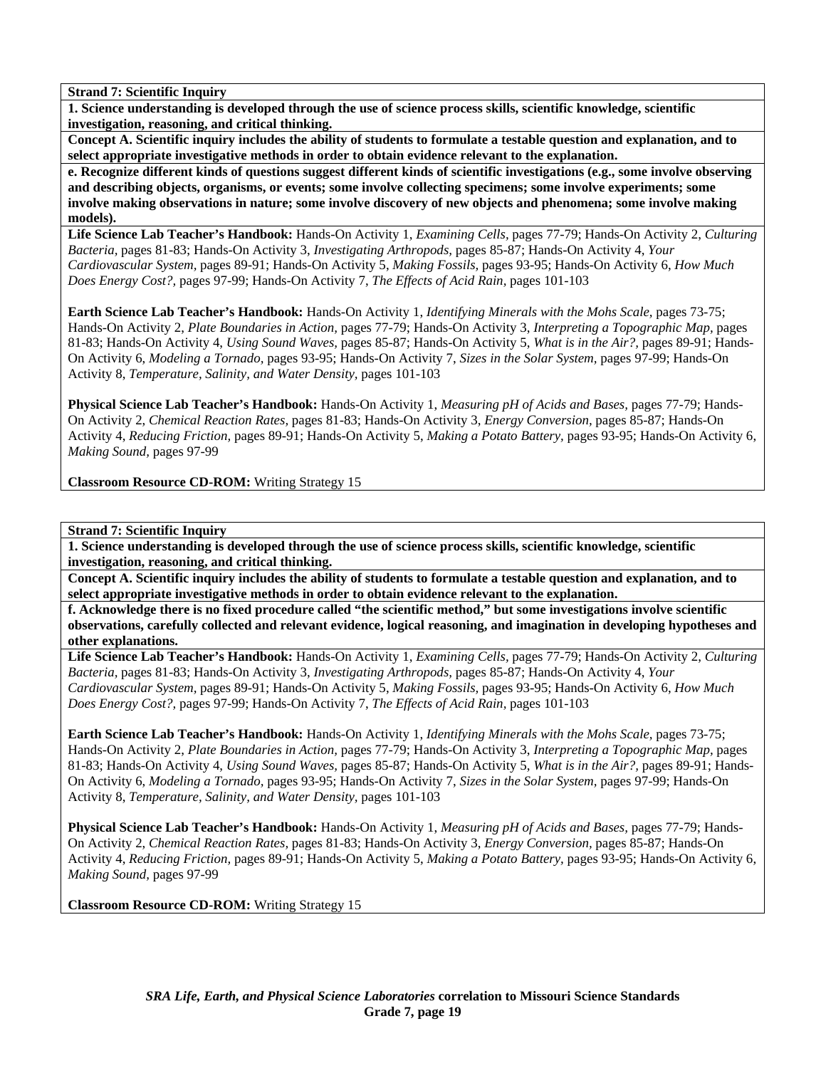**Strand 7: Scientific Inquiry**

**1. Science understanding is developed through the use of science process skills, scientific knowledge, scientific investigation, reasoning, and critical thinking.**

**Concept A. Scientific inquiry includes the ability of students to formulate a testable question and explanation, and to select appropriate investigative methods in order to obtain evidence relevant to the explanation.**

**e. Recognize different kinds of questions suggest different kinds of scientific investigations (e.g., some involve observing and describing objects, organisms, or events; some involve collecting specimens; some involve experiments; some involve making observations in nature; some involve discovery of new objects and phenomena; some involve making models).**

**Life Science Lab Teacher's Handbook:** Hands-On Activity 1, *Examining Cells,* pages 77-79; Hands-On Activity 2, *Culturing Bacteria,* pages 81-83; Hands-On Activity 3, *Investigating Arthropods,* pages 85-87; Hands-On Activity 4, *Your Cardiovascular System,* pages 89-91; Hands-On Activity 5, *Making Fossils,* pages 93-95; Hands-On Activity 6, *How Much Does Energy Cost?,* pages 97-99; Hands-On Activity 7, *The Effects of Acid Rain,* pages 101-103

**Earth Science Lab Teacher's Handbook:** Hands-On Activity 1, *Identifying Minerals with the Mohs Scale,* pages 73-75; Hands-On Activity 2, *Plate Boundaries in Action,* pages 77-79; Hands-On Activity 3, *Interpreting a Topographic Map,* pages 81-83; Hands-On Activity 4, *Using Sound Waves,* pages 85-87; Hands-On Activity 5, *What is in the Air?,* pages 89-91; Hands-On Activity 6, *Modeling a Tornado,* pages 93-95; Hands-On Activity 7, *Sizes in the Solar System,* pages 97-99; Hands-On Activity 8, *Temperature, Salinity, and Water Density,* pages 101-103

**Physical Science Lab Teacher's Handbook:** Hands-On Activity 1, *Measuring pH of Acids and Bases,* pages 77-79; Hands-On Activity 2, *Chemical Reaction Rates,* pages 81-83; Hands-On Activity 3, *Energy Conversion,* pages 85-87; Hands-On Activity 4, *Reducing Friction,* pages 89-91; Hands-On Activity 5, *Making a Potato Battery,* pages 93-95; Hands-On Activity 6, *Making Sound,* pages 97-99

**Classroom Resource CD-ROM:** Writing Strategy 15

**Strand 7: Scientific Inquiry**

**1. Science understanding is developed through the use of science process skills, scientific knowledge, scientific investigation, reasoning, and critical thinking.**

**Concept A. Scientific inquiry includes the ability of students to formulate a testable question and explanation, and to select appropriate investigative methods in order to obtain evidence relevant to the explanation.**

**f. Acknowledge there is no fixed procedure called "the scientific method," but some investigations involve scientific observations, carefully collected and relevant evidence, logical reasoning, and imagination in developing hypotheses and other explanations.**

**Life Science Lab Teacher's Handbook:** Hands-On Activity 1, *Examining Cells,* pages 77-79; Hands-On Activity 2, *Culturing Bacteria,* pages 81-83; Hands-On Activity 3, *Investigating Arthropods,* pages 85-87; Hands-On Activity 4, *Your Cardiovascular System,* pages 89-91; Hands-On Activity 5, *Making Fossils,* pages 93-95; Hands-On Activity 6, *How Much Does Energy Cost?,* pages 97-99; Hands-On Activity 7, *The Effects of Acid Rain,* pages 101-103

**Earth Science Lab Teacher's Handbook:** Hands-On Activity 1, *Identifying Minerals with the Mohs Scale,* pages 73-75; Hands-On Activity 2, *Plate Boundaries in Action,* pages 77-79; Hands-On Activity 3, *Interpreting a Topographic Map,* pages 81-83; Hands-On Activity 4, *Using Sound Waves,* pages 85-87; Hands-On Activity 5, *What is in the Air?,* pages 89-91; Hands-On Activity 6, *Modeling a Tornado,* pages 93-95; Hands-On Activity 7, *Sizes in the Solar System,* pages 97-99; Hands-On Activity 8, *Temperature, Salinity, and Water Density,* pages 101-103

**Physical Science Lab Teacher's Handbook:** Hands-On Activity 1, *Measuring pH of Acids and Bases,* pages 77-79; Hands-On Activity 2, *Chemical Reaction Rates,* pages 81-83; Hands-On Activity 3, *Energy Conversion,* pages 85-87; Hands-On Activity 4, *Reducing Friction,* pages 89-91; Hands-On Activity 5, *Making a Potato Battery,* pages 93-95; Hands-On Activity 6, *Making Sound,* pages 97-99

**Classroom Resource CD-ROM:** Writing Strategy 15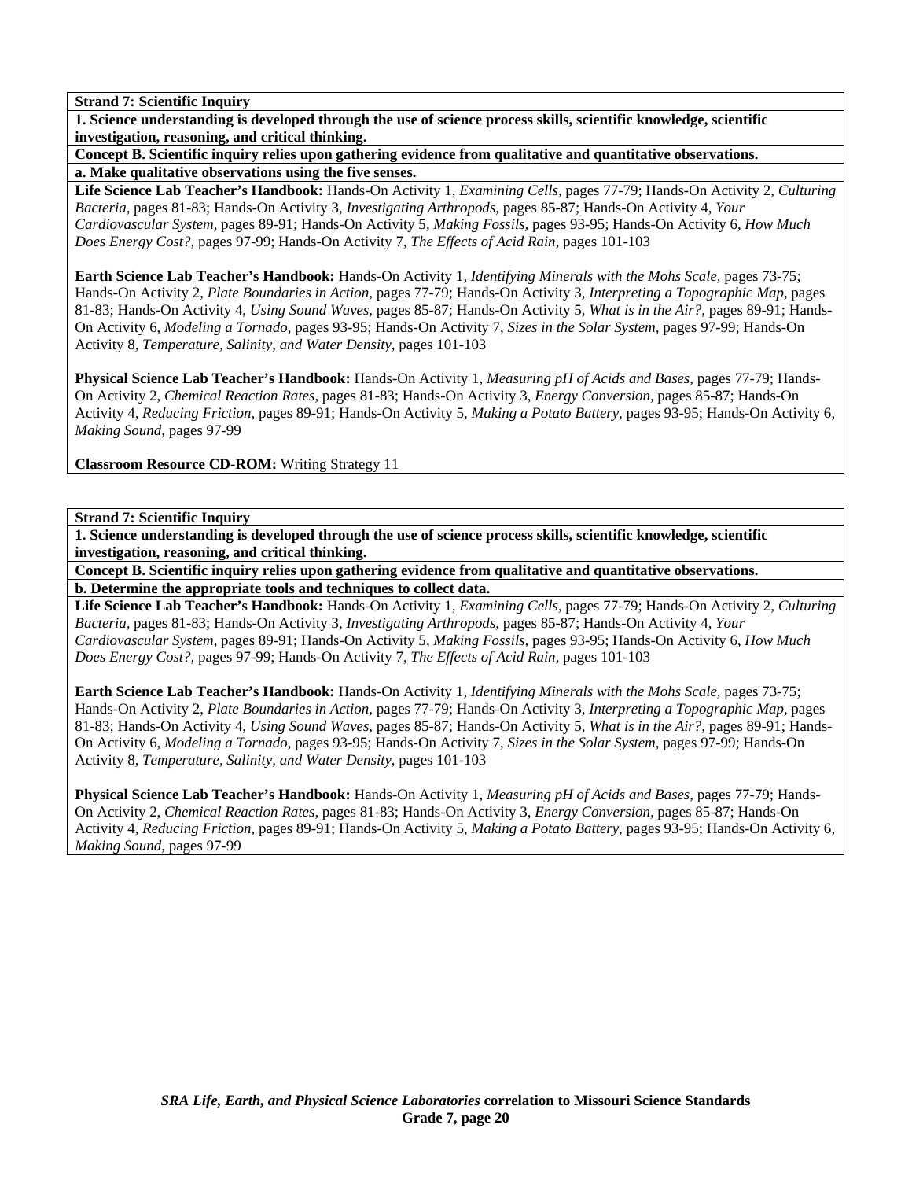**Strand 7: Scientific Inquiry**

**1. Science understanding is developed through the use of science process skills, scientific knowledge, scientific investigation, reasoning, and critical thinking.**

**Concept B. Scientific inquiry relies upon gathering evidence from qualitative and quantitative observations.**

**a. Make qualitative observations using the five senses.**

**Life Science Lab Teacher's Handbook:** Hands-On Activity 1, *Examining Cells,* pages 77-79; Hands-On Activity 2, *Culturing Bacteria,* pages 81-83; Hands-On Activity 3, *Investigating Arthropods,* pages 85-87; Hands-On Activity 4, *Your Cardiovascular System,* pages 89-91; Hands-On Activity 5, *Making Fossils,* pages 93-95; Hands-On Activity 6, *How Much Does Energy Cost?,* pages 97-99; Hands-On Activity 7, *The Effects of Acid Rain,* pages 101-103

**Earth Science Lab Teacher's Handbook:** Hands-On Activity 1, *Identifying Minerals with the Mohs Scale,* pages 73-75; Hands-On Activity 2, *Plate Boundaries in Action,* pages 77-79; Hands-On Activity 3, *Interpreting a Topographic Map,* pages 81-83; Hands-On Activity 4, *Using Sound Waves,* pages 85-87; Hands-On Activity 5, *What is in the Air?,* pages 89-91; Hands-On Activity 6, *Modeling a Tornado,* pages 93-95; Hands-On Activity 7, *Sizes in the Solar System,* pages 97-99; Hands-On Activity 8, *Temperature, Salinity, and Water Density,* pages 101-103

**Physical Science Lab Teacher's Handbook:** Hands-On Activity 1, *Measuring pH of Acids and Bases,* pages 77-79; Hands-On Activity 2, *Chemical Reaction Rates,* pages 81-83; Hands-On Activity 3, *Energy Conversion,* pages 85-87; Hands-On Activity 4, *Reducing Friction,* pages 89-91; Hands-On Activity 5, *Making a Potato Battery,* pages 93-95; Hands-On Activity 6, *Making Sound,* pages 97-99

**Classroom Resource CD-ROM:** Writing Strategy 11

**Strand 7: Scientific Inquiry**

**1. Science understanding is developed through the use of science process skills, scientific knowledge, scientific investigation, reasoning, and critical thinking.**

**Concept B. Scientific inquiry relies upon gathering evidence from qualitative and quantitative observations.**

**b. Determine the appropriate tools and techniques to collect data.**

**Life Science Lab Teacher's Handbook:** Hands-On Activity 1, *Examining Cells,* pages 77-79; Hands-On Activity 2, *Culturing Bacteria,* pages 81-83; Hands-On Activity 3, *Investigating Arthropods,* pages 85-87; Hands-On Activity 4, *Your Cardiovascular System,* pages 89-91; Hands-On Activity 5, *Making Fossils,* pages 93-95; Hands-On Activity 6, *How Much Does Energy Cost?,* pages 97-99; Hands-On Activity 7, *The Effects of Acid Rain,* pages 101-103

**Earth Science Lab Teacher's Handbook:** Hands-On Activity 1, *Identifying Minerals with the Mohs Scale,* pages 73-75; Hands-On Activity 2, *Plate Boundaries in Action,* pages 77-79; Hands-On Activity 3, *Interpreting a Topographic Map,* pages 81-83; Hands-On Activity 4, *Using Sound Waves,* pages 85-87; Hands-On Activity 5, *What is in the Air?,* pages 89-91; Hands-On Activity 6, *Modeling a Tornado,* pages 93-95; Hands-On Activity 7, *Sizes in the Solar System,* pages 97-99; Hands-On Activity 8, *Temperature, Salinity, and Water Density,* pages 101-103

**Physical Science Lab Teacher's Handbook:** Hands-On Activity 1, *Measuring pH of Acids and Bases,* pages 77-79; Hands-On Activity 2, *Chemical Reaction Rates,* pages 81-83; Hands-On Activity 3, *Energy Conversion,* pages 85-87; Hands-On Activity 4, *Reducing Friction,* pages 89-91; Hands-On Activity 5, *Making a Potato Battery,* pages 93-95; Hands-On Activity 6, *Making Sound,* pages 97-99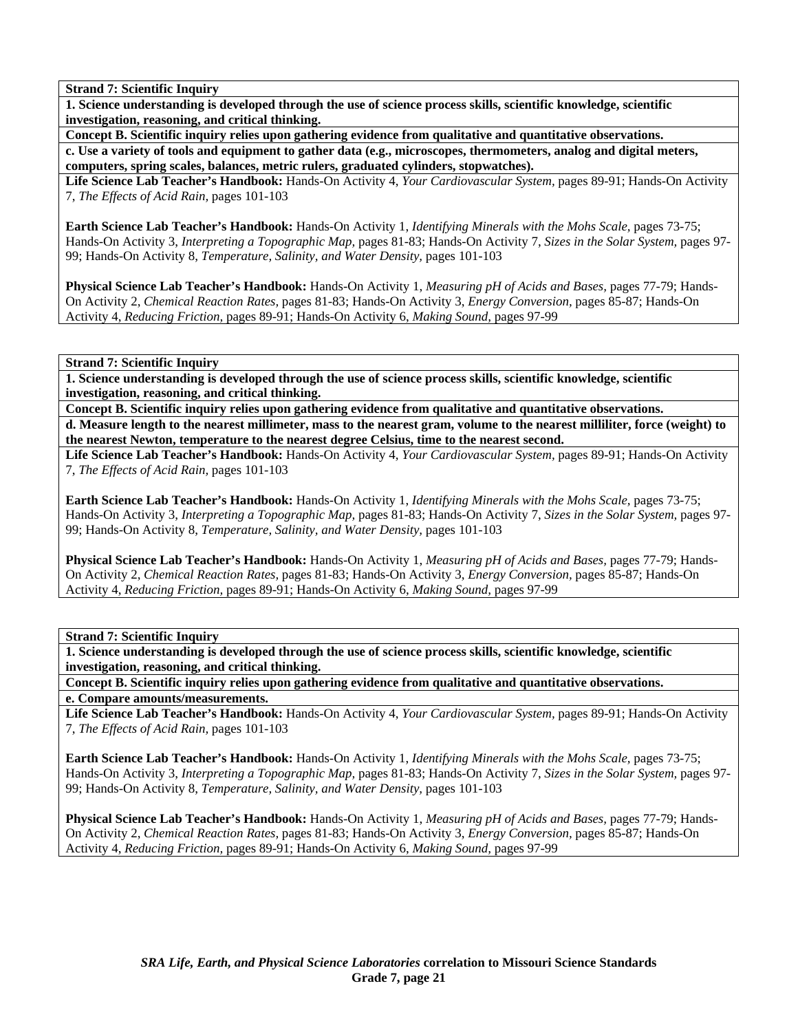**Strand 7: Scientific Inquiry**

**1. Science understanding is developed through the use of science process skills, scientific knowledge, scientific investigation, reasoning, and critical thinking.**

**Concept B. Scientific inquiry relies upon gathering evidence from qualitative and quantitative observations.**

**c. Use a variety of tools and equipment to gather data (e.g., microscopes, thermometers, analog and digital meters, computers, spring scales, balances, metric rulers, graduated cylinders, stopwatches).**

**Life Science Lab Teacher's Handbook:** Hands-On Activity 4, *Your Cardiovascular System,* pages 89-91; Hands-On Activity 7, *The Effects of Acid Rain,* pages 101-103

**Earth Science Lab Teacher's Handbook:** Hands-On Activity 1, *Identifying Minerals with the Mohs Scale,* pages 73-75; Hands-On Activity 3, *Interpreting a Topographic Map,* pages 81-83; Hands-On Activity 7, *Sizes in the Solar System,* pages 97-99; Hands-On Activity 8, *Temperature, Salinity, and Water Density,* pages 101-103

**Physical Science Lab Teacher's Handbook:** Hands-On Activity 1, *Measuring pH of Acids and Bases,* pages 77-79; Hands-On Activity 2, *Chemical Reaction Rates,* pages 81-83; Hands-On Activity 3, *Energy Conversion,* pages 85-87; Hands-On Activity 4, *Reducing Friction,* pages 89-91; Hands-On Activity 6, *Making Sound,* pages 97-99

**Strand 7: Scientific Inquiry**

**1. Science understanding is developed through the use of science process skills, scientific knowledge, scientific investigation, reasoning, and critical thinking.**

**Concept B. Scientific inquiry relies upon gathering evidence from qualitative and quantitative observations.**

**d. Measure length to the nearest millimeter, mass to the nearest gram, volume to the nearest milliliter, force (weight) to the nearest Newton, temperature to the nearest degree Celsius, time to the nearest second.**

**Life Science Lab Teacher's Handbook:** Hands-On Activity 4, *Your Cardiovascular System,* pages 89-91; Hands-On Activity 7, *The Effects of Acid Rain,* pages 101-103

**Earth Science Lab Teacher's Handbook:** Hands-On Activity 1, *Identifying Minerals with the Mohs Scale,* pages 73-75; Hands-On Activity 3, *Interpreting a Topographic Map,* pages 81-83; Hands-On Activity 7, *Sizes in the Solar System,* pages 97-99; Hands-On Activity 8, *Temperature, Salinity, and Water Density,* pages 101-103

**Physical Science Lab Teacher's Handbook:** Hands-On Activity 1, *Measuring pH of Acids and Bases,* pages 77-79; Hands-On Activity 2, *Chemical Reaction Rates,* pages 81-83; Hands-On Activity 3, *Energy Conversion,* pages 85-87; Hands-On Activity 4, *Reducing Friction,* pages 89-91; Hands-On Activity 6, *Making Sound,* pages 97-99

**Strand 7: Scientific Inquiry**

**1. Science understanding is developed through the use of science process skills, scientific knowledge, scientific investigation, reasoning, and critical thinking.**

**Concept B. Scientific inquiry relies upon gathering evidence from qualitative and quantitative observations.**

**e. Compare amounts/measurements.**

**Life Science Lab Teacher's Handbook:** Hands-On Activity 4, *Your Cardiovascular System,* pages 89-91; Hands-On Activity 7, *The Effects of Acid Rain,* pages 101-103

**Earth Science Lab Teacher's Handbook:** Hands-On Activity 1, *Identifying Minerals with the Mohs Scale,* pages 73-75; Hands-On Activity 3, *Interpreting a Topographic Map,* pages 81-83; Hands-On Activity 7, *Sizes in the Solar System,* pages 97-99; Hands-On Activity 8, *Temperature, Salinity, and Water Density,* pages 101-103

**Physical Science Lab Teacher's Handbook:** Hands-On Activity 1, *Measuring pH of Acids and Bases,* pages 77-79; Hands-On Activity 2, *Chemical Reaction Rates,* pages 81-83; Hands-On Activity 3, *Energy Conversion,* pages 85-87; Hands-On Activity 4, *Reducing Friction,* pages 89-91; Hands-On Activity 6, *Making Sound,* pages 97-99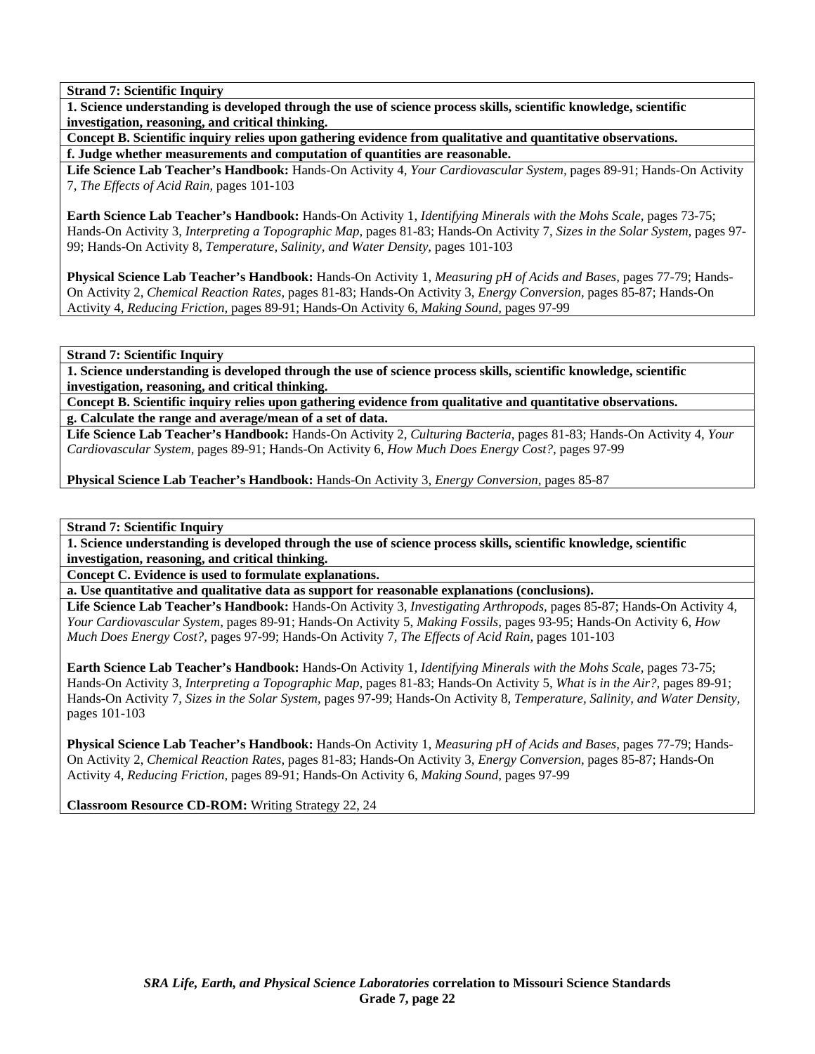**Strand 7: Scientific Inquiry**

**1. Science understanding is developed through the use of science process skills, scientific knowledge, scientific investigation, reasoning, and critical thinking.**

**Concept B. Scientific inquiry relies upon gathering evidence from qualitative and quantitative observations.**

**f. Judge whether measurements and computation of quantities are reasonable.**

**Life Science Lab Teacher's Handbook:** Hands-On Activity 4, *Your Cardiovascular System,* pages 89-91; Hands-On Activity 7, *The Effects of Acid Rain,* pages 101-103

**Earth Science Lab Teacher's Handbook:** Hands-On Activity 1, *Identifying Minerals with the Mohs Scale,* pages 73-75; Hands-On Activity 3, *Interpreting a Topographic Map,* pages 81-83; Hands-On Activity 7, *Sizes in the Solar System,* pages 97-99; Hands-On Activity 8, *Temperature, Salinity, and Water Density,* pages 101-103

**Physical Science Lab Teacher's Handbook:** Hands-On Activity 1, *Measuring pH of Acids and Bases,* pages 77-79; Hands-On Activity 2, *Chemical Reaction Rates,* pages 81-83; Hands-On Activity 3, *Energy Conversion,* pages 85-87; Hands-On Activity 4, *Reducing Friction,* pages 89-91; Hands-On Activity 6, *Making Sound,* pages 97-99

**Strand 7: Scientific Inquiry**

**1. Science understanding is developed through the use of science process skills, scientific knowledge, scientific investigation, reasoning, and critical thinking.**

**Concept B. Scientific inquiry relies upon gathering evidence from qualitative and quantitative observations.**

**g. Calculate the range and average/mean of a set of data.**

**Life Science Lab Teacher's Handbook:** Hands-On Activity 2, *Culturing Bacteria,* pages 81-83; Hands-On Activity 4, *Your Cardiovascular System,* pages 89-91; Hands-On Activity 6, *How Much Does Energy Cost?,* pages 97-99

**Physical Science Lab Teacher's Handbook:** Hands-On Activity 3, *Energy Conversion,* pages 85-87

**Strand 7: Scientific Inquiry**

**1. Science understanding is developed through the use of science process skills, scientific knowledge, scientific investigation, reasoning, and critical thinking.**

**Concept C. Evidence is used to formulate explanations.**

**a. Use quantitative and qualitative data as support for reasonable explanations (conclusions).**

**Life Science Lab Teacher's Handbook:** Hands-On Activity 3, *Investigating Arthropods,* pages 85-87; Hands-On Activity 4, *Your Cardiovascular System,* pages 89-91; Hands-On Activity 5, *Making Fossils,* pages 93-95; Hands-On Activity 6, *How Much Does Energy Cost?,* pages 97-99; Hands-On Activity 7, *The Effects of Acid Rain,* pages 101-103

**Earth Science Lab Teacher's Handbook:** Hands-On Activity 1, *Identifying Minerals with the Mohs Scale,* pages 73-75; Hands-On Activity 3, *Interpreting a Topographic Map,* pages 81-83; Hands-On Activity 5, *What is in the Air?,* pages 89-91; Hands-On Activity 7, *Sizes in the Solar System,* pages 97-99; Hands-On Activity 8, *Temperature, Salinity, and Water Density,* pages 101-103

**Physical Science Lab Teacher's Handbook:** Hands-On Activity 1, *Measuring pH of Acids and Bases,* pages 77-79; Hands-On Activity 2, *Chemical Reaction Rates,* pages 81-83; Hands-On Activity 3, *Energy Conversion,* pages 85-87; Hands-On Activity 4, *Reducing Friction,* pages 89-91; Hands-On Activity 6, *Making Sound,* pages 97-99

**Classroom Resource CD-ROM:** Writing Strategy 22, 24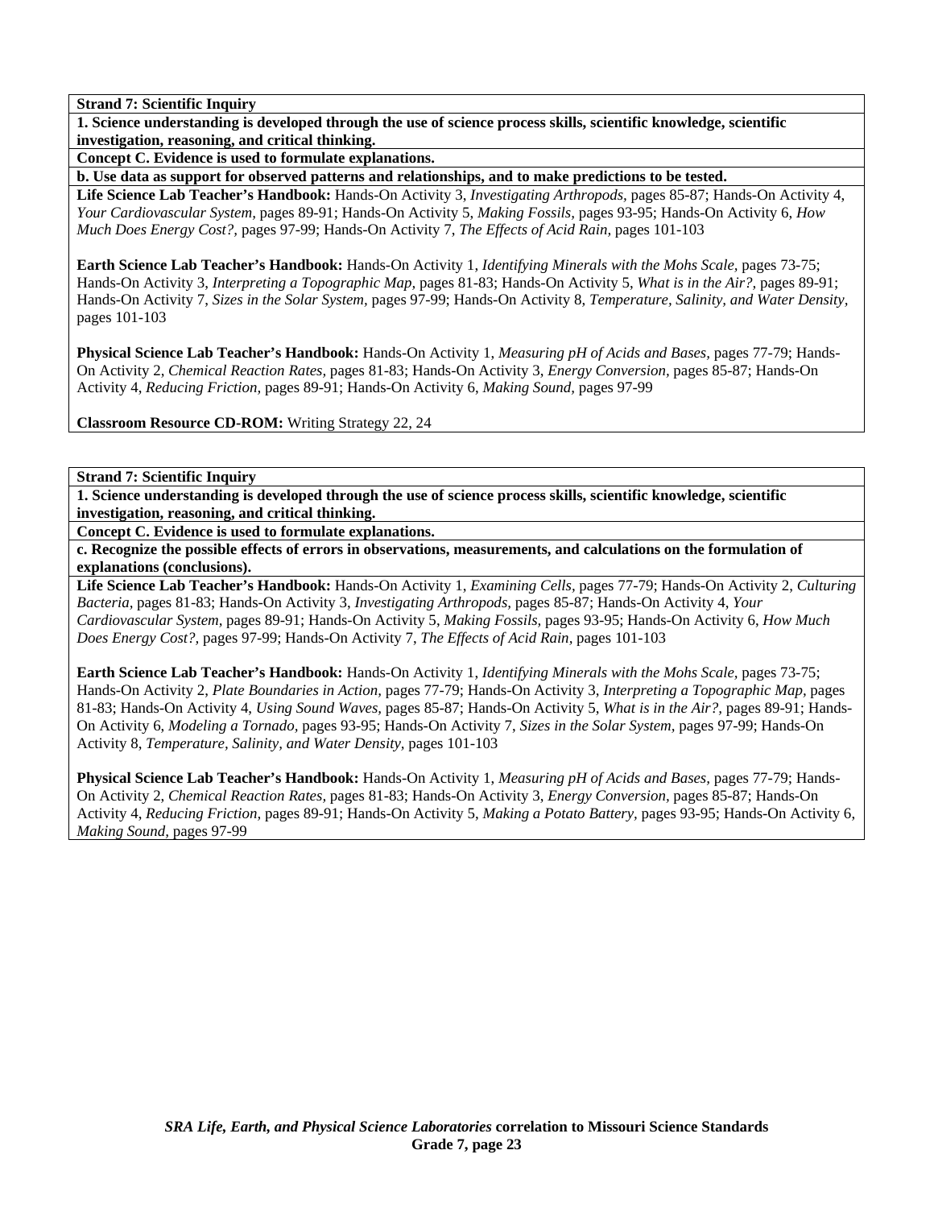**Strand 7: Scientific Inquiry**

**1. Science understanding is developed through the use of science process skills, scientific knowledge, scientific investigation, reasoning, and critical thinking.**

**Concept C. Evidence is used to formulate explanations.**

**b. Use data as support for observed patterns and relationships, and to make predictions to be tested.**

**Life Science Lab Teacher's Handbook:** Hands-On Activity 3, *Investigating Arthropods,* pages 85-87; Hands-On Activity 4, *Your Cardiovascular System,* pages 89-91; Hands-On Activity 5, *Making Fossils,* pages 93-95; Hands-On Activity 6, *How Much Does Energy Cost?,* pages 97-99; Hands-On Activity 7, *The Effects of Acid Rain,* pages 101-103

**Earth Science Lab Teacher's Handbook:** Hands-On Activity 1, *Identifying Minerals with the Mohs Scale,* pages 73-75; Hands-On Activity 3, *Interpreting a Topographic Map,* pages 81-83; Hands-On Activity 5, *What is in the Air?,* pages 89-91; Hands-On Activity 7, *Sizes in the Solar System,* pages 97-99; Hands-On Activity 8, *Temperature, Salinity, and Water Density,* pages 101-103

**Physical Science Lab Teacher's Handbook:** Hands-On Activity 1, *Measuring pH of Acids and Bases,* pages 77-79; Hands-On Activity 2, *Chemical Reaction Rates,* pages 81-83; Hands-On Activity 3, *Energy Conversion,* pages 85-87; Hands-On Activity 4, *Reducing Friction,* pages 89-91; Hands-On Activity 6, *Making Sound,* pages 97-99

**Classroom Resource CD-ROM:** Writing Strategy 22, 24

**Strand 7: Scientific Inquiry**

**1. Science understanding is developed through the use of science process skills, scientific knowledge, scientific investigation, reasoning, and critical thinking.**

**Concept C. Evidence is used to formulate explanations.**

**c. Recognize the possible effects of errors in observations, measurements, and calculations on the formulation of explanations (conclusions).**

**Life Science Lab Teacher's Handbook:** Hands-On Activity 1, *Examining Cells,* pages 77-79; Hands-On Activity 2, *Culturing Bacteria,* pages 81-83; Hands-On Activity 3, *Investigating Arthropods,* pages 85-87; Hands-On Activity 4, *Your Cardiovascular System,* pages 89-91; Hands-On Activity 5, *Making Fossils,* pages 93-95; Hands-On Activity 6, *How Much Does Energy Cost?,* pages 97-99; Hands-On Activity 7, *The Effects of Acid Rain,* pages 101-103

**Earth Science Lab Teacher's Handbook:** Hands-On Activity 1, *Identifying Minerals with the Mohs Scale,* pages 73-75; Hands-On Activity 2, *Plate Boundaries in Action,* pages 77-79; Hands-On Activity 3, *Interpreting a Topographic Map,* pages 81-83; Hands-On Activity 4, *Using Sound Waves,* pages 85-87; Hands-On Activity 5, *What is in the Air?,* pages 89-91; Hands-On Activity 6, *Modeling a Tornado,* pages 93-95; Hands-On Activity 7, *Sizes in the Solar System,* pages 97-99; Hands-On Activity 8, *Temperature, Salinity, and Water Density,* pages 101-103

**Physical Science Lab Teacher's Handbook:** Hands-On Activity 1, *Measuring pH of Acids and Bases,* pages 77-79; Hands-On Activity 2, *Chemical Reaction Rates,* pages 81-83; Hands-On Activity 3, *Energy Conversion,* pages 85-87; Hands-On Activity 4, *Reducing Friction,* pages 89-91; Hands-On Activity 5, *Making a Potato Battery,* pages 93-95; Hands-On Activity 6, *Making Sound,* pages 97-99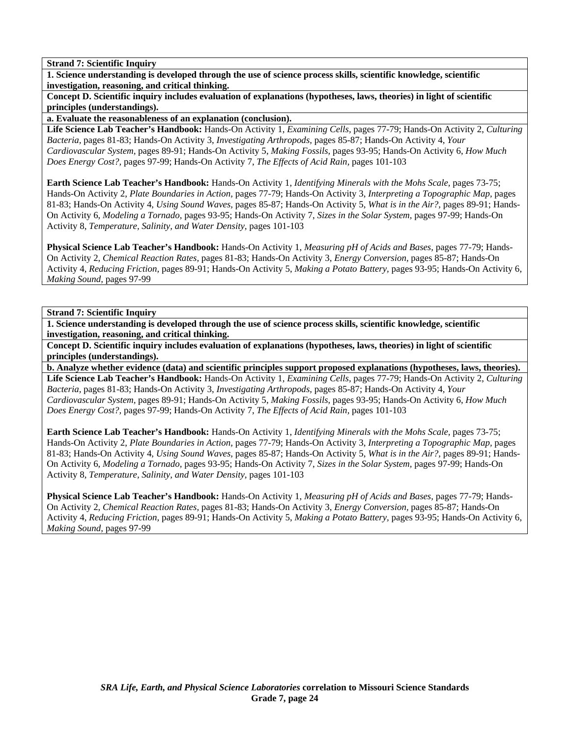**Strand 7: Scientific Inquiry**

**1. Science understanding is developed through the use of science process skills, scientific knowledge, scientific investigation, reasoning, and critical thinking.**

**Concept D. Scientific inquiry includes evaluation of explanations (hypotheses, laws, theories) in light of scientific principles (understandings).**

**a. Evaluate the reasonableness of an explanation (conclusion).**

**Life Science Lab Teacher's Handbook:** Hands-On Activity 1, *Examining Cells,* pages 77-79; Hands-On Activity 2, *Culturing Bacteria,* pages 81-83; Hands-On Activity 3, *Investigating Arthropods,* pages 85-87; Hands-On Activity 4, *Your Cardiovascular System,* pages 89-91; Hands-On Activity 5, *Making Fossils,* pages 93-95; Hands-On Activity 6, *How Much Does Energy Cost?,* pages 97-99; Hands-On Activity 7, *The Effects of Acid Rain,* pages 101-103

**Earth Science Lab Teacher's Handbook:** Hands-On Activity 1, *Identifying Minerals with the Mohs Scale,* pages 73-75; Hands-On Activity 2, *Plate Boundaries in Action,* pages 77-79; Hands-On Activity 3, *Interpreting a Topographic Map,* pages 81-83; Hands-On Activity 4, *Using Sound Waves,* pages 85-87; Hands-On Activity 5, *What is in the Air?,* pages 89-91; Hands-On Activity 6, *Modeling a Tornado,* pages 93-95; Hands-On Activity 7, *Sizes in the Solar System,* pages 97-99; Hands-On Activity 8, *Temperature, Salinity, and Water Density,* pages 101-103

**Physical Science Lab Teacher's Handbook:** Hands-On Activity 1, *Measuring pH of Acids and Bases,* pages 77-79; Hands-On Activity 2, *Chemical Reaction Rates,* pages 81-83; Hands-On Activity 3, *Energy Conversion,* pages 85-87; Hands-On Activity 4, *Reducing Friction,* pages 89-91; Hands-On Activity 5, *Making a Potato Battery,* pages 93-95; Hands-On Activity 6, *Making Sound,* pages 97-99

**Strand 7: Scientific Inquiry**

**1. Science understanding is developed through the use of science process skills, scientific knowledge, scientific investigation, reasoning, and critical thinking.**

**Concept D. Scientific inquiry includes evaluation of explanations (hypotheses, laws, theories) in light of scientific principles (understandings).**

**b. Analyze whether evidence (data) and scientific principles support proposed explanations (hypotheses, laws, theories).**

**Life Science Lab Teacher's Handbook:** Hands-On Activity 1, *Examining Cells,* pages 77-79; Hands-On Activity 2, *Culturing Bacteria,* pages 81-83; Hands-On Activity 3, *Investigating Arthropods,* pages 85-87; Hands-On Activity 4, *Your Cardiovascular System,* pages 89-91; Hands-On Activity 5, *Making Fossils,* pages 93-95; Hands-On Activity 6, *How Much Does Energy Cost?,* pages 97-99; Hands-On Activity 7, *The Effects of Acid Rain,* pages 101-103

**Earth Science Lab Teacher's Handbook:** Hands-On Activity 1, *Identifying Minerals with the Mohs Scale,* pages 73-75; Hands-On Activity 2, *Plate Boundaries in Action,* pages 77-79; Hands-On Activity 3, *Interpreting a Topographic Map,* pages 81-83; Hands-On Activity 4, *Using Sound Waves,* pages 85-87; Hands-On Activity 5, *What is in the Air?,* pages 89-91; Hands-On Activity 6, *Modeling a Tornado,* pages 93-95; Hands-On Activity 7, *Sizes in the Solar System,* pages 97-99; Hands-On Activity 8, *Temperature, Salinity, and Water Density,* pages 101-103

**Physical Science Lab Teacher's Handbook:** Hands-On Activity 1, *Measuring pH of Acids and Bases,* pages 77-79; Hands-On Activity 2, *Chemical Reaction Rates,* pages 81-83; Hands-On Activity 3, *Energy Conversion,* pages 85-87; Hands-On Activity 4, *Reducing Friction,* pages 89-91; Hands-On Activity 5, *Making a Potato Battery,* pages 93-95; Hands-On Activity 6, *Making Sound,* pages 97-99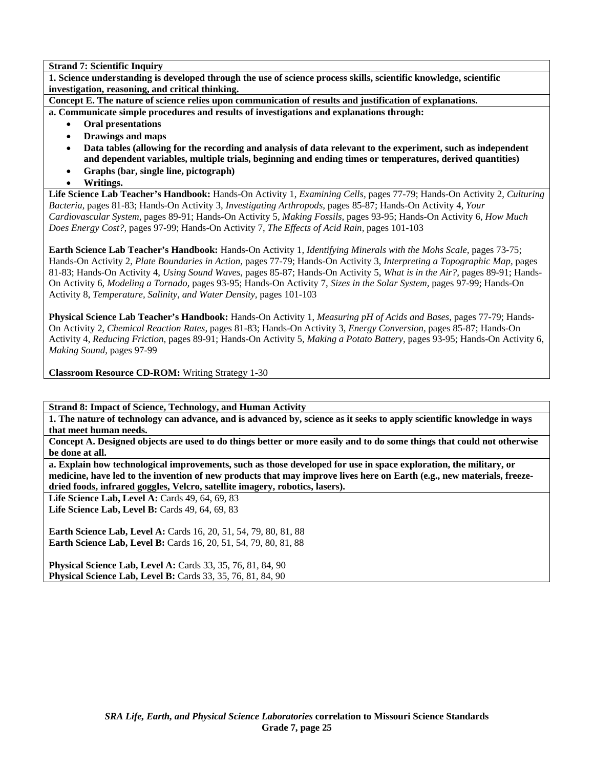**Strand 7: Scientific Inquiry**

**1. Science understanding is developed through the use of science process skills, scientific knowledge, scientific investigation, reasoning, and critical thinking.**

**Concept E. The nature of science relies upon communication of results and justification of explanations.**

**a. Communicate simple procedures and results of investigations and explanations through:**

- **Oral presentations**
- **Drawings and maps**
- **Data tables (allowing for the recording and analysis of data relevant to the experiment, such as independent and dependent variables, multiple trials, beginning and ending times or temperatures, derived quantities)**
- **Graphs (bar, single line, pictograph)**
- **Writings.**

**Life Science Lab Teacher's Handbook:** Hands-On Activity 1, *Examining Cells,* pages 77-79; Hands-On Activity 2, *Culturing Bacteria,* pages 81-83; Hands-On Activity 3, *Investigating Arthropods,* pages 85-87; Hands-On Activity 4, *Your Cardiovascular System,* pages 89-91; Hands-On Activity 5, *Making Fossils,* pages 93-95; Hands-On Activity 6, *How Much Does Energy Cost?,* pages 97-99; Hands-On Activity 7, *The Effects of Acid Rain,* pages 101-103

**Earth Science Lab Teacher's Handbook:** Hands-On Activity 1, *Identifying Minerals with the Mohs Scale,* pages 73-75; Hands-On Activity 2, *Plate Boundaries in Action,* pages 77-79; Hands-On Activity 3, *Interpreting a Topographic Map,* pages 81-83; Hands-On Activity 4, *Using Sound Waves,* pages 85-87; Hands-On Activity 5, *What is in the Air?,* pages 89-91; Hands-On Activity 6, *Modeling a Tornado,* pages 93-95; Hands-On Activity 7, *Sizes in the Solar System,* pages 97-99; Hands-On Activity 8, *Temperature, Salinity, and Water Density,* pages 101-103

**Physical Science Lab Teacher's Handbook:** Hands-On Activity 1, *Measuring pH of Acids and Bases,* pages 77-79; Hands-On Activity 2, *Chemical Reaction Rates,* pages 81-83; Hands-On Activity 3, *Energy Conversion,* pages 85-87; Hands-On Activity 4, *Reducing Friction,* pages 89-91; Hands-On Activity 5, *Making a Potato Battery,* pages 93-95; Hands-On Activity 6, *Making Sound,* pages 97-99

**Classroom Resource CD-ROM:** Writing Strategy 1-30

**Strand 8: Impact of Science, Technology, and Human Activity**

**1. The nature of technology can advance, and is advanced by, science as it seeks to apply scientific knowledge in ways that meet human needs.**

**Concept A. Designed objects are used to do things better or more easily and to do some things that could not otherwise be done at all.**

**a. Explain how technological improvements, such as those developed for use in space exploration, the military, or medicine, have led to the invention of new products that may improve lives here on Earth (e.g., new materials, freeze-dried foods, infrared goggles, Velcro, satellite imagery, robotics, lasers).**

**Life Science Lab, Level A:** Cards 49, 64, 69, 83
**Life Science Lab, Level B:** Cards 49, 64, 69, 83

**Earth Science Lab, Level A:** Cards 16, 20, 51, 54, 79, 80, 81, 88
**Earth Science Lab, Level B:** Cards 16, 20, 51, 54, 79, 80, 81, 88

**Physical Science Lab, Level A:** Cards 33, 35, 76, 81, 84, 90
**Physical Science Lab, Level B:** Cards 33, 35, 76, 81, 84, 90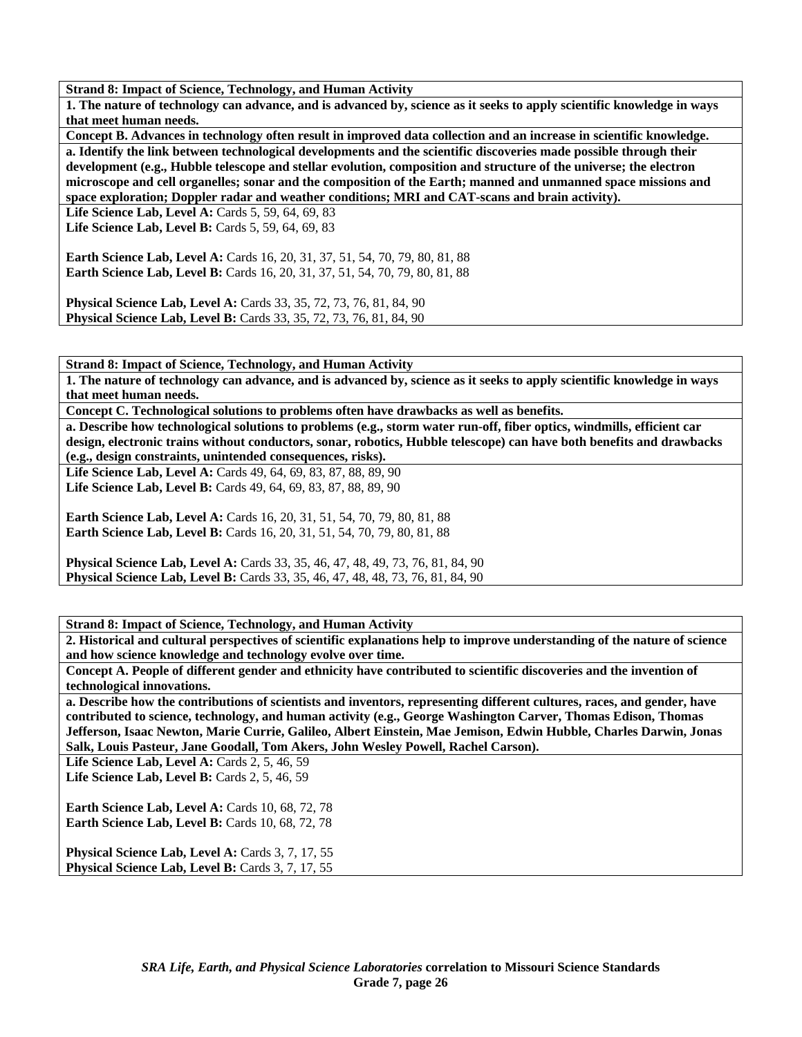**Strand 8: Impact of Science, Technology, and Human Activity**

**1. The nature of technology can advance, and is advanced by, science as it seeks to apply scientific knowledge in ways that meet human needs.**

**Concept B. Advances in technology often result in improved data collection and an increase in scientific knowledge.**

**a. Identify the link between technological developments and the scientific discoveries made possible through their development (e.g., Hubble telescope and stellar evolution, composition and structure of the universe; the electron microscope and cell organelles; sonar and the composition of the Earth; manned and unmanned space missions and space exploration; Doppler radar and weather conditions; MRI and CAT-scans and brain activity).**

**Life Science Lab, Level A:** Cards 5, 59, 64, 69, 83
**Life Science Lab, Level B:** Cards 5, 59, 64, 69, 83

**Earth Science Lab, Level A:** Cards 16, 20, 31, 37, 51, 54, 70, 79, 80, 81, 88
**Earth Science Lab, Level B:** Cards 16, 20, 31, 37, 51, 54, 70, 79, 80, 81, 88

**Physical Science Lab, Level A:** Cards 33, 35, 72, 73, 76, 81, 84, 90
**Physical Science Lab, Level B:** Cards 33, 35, 72, 73, 76, 81, 84, 90

**Strand 8: Impact of Science, Technology, and Human Activity**

**1. The nature of technology can advance, and is advanced by, science as it seeks to apply scientific knowledge in ways that meet human needs.**

**Concept C. Technological solutions to problems often have drawbacks as well as benefits.**

**a. Describe how technological solutions to problems (e.g., storm water run-off, fiber optics, windmills, efficient car design, electronic trains without conductors, sonar, robotics, Hubble telescope) can have both benefits and drawbacks (e.g., design constraints, unintended consequences, risks).**

**Life Science Lab, Level A:** Cards 49, 64, 69, 83, 87, 88, 89, 90
**Life Science Lab, Level B:** Cards 49, 64, 69, 83, 87, 88, 89, 90

**Earth Science Lab, Level A:** Cards 16, 20, 31, 51, 54, 70, 79, 80, 81, 88
**Earth Science Lab, Level B:** Cards 16, 20, 31, 51, 54, 70, 79, 80, 81, 88

**Physical Science Lab, Level A:** Cards 33, 35, 46, 47, 48, 49, 73, 76, 81, 84, 90
**Physical Science Lab, Level B:** Cards 33, 35, 46, 47, 48, 48, 73, 76, 81, 84, 90

**Strand 8: Impact of Science, Technology, and Human Activity**

**2. Historical and cultural perspectives of scientific explanations help to improve understanding of the nature of science and how science knowledge and technology evolve over time.**

**Concept A. People of different gender and ethnicity have contributed to scientific discoveries and the invention of technological innovations.**

**a. Describe how the contributions of scientists and inventors, representing different cultures, races, and gender, have contributed to science, technology, and human activity (e.g., George Washington Carver, Thomas Edison, Thomas Jefferson, Isaac Newton, Marie Currie, Galileo, Albert Einstein, Mae Jemison, Edwin Hubble, Charles Darwin, Jonas Salk, Louis Pasteur, Jane Goodall, Tom Akers, John Wesley Powell, Rachel Carson).**

**Life Science Lab, Level A:** Cards 2, 5, 46, 59
**Life Science Lab, Level B:** Cards 2, 5, 46, 59

**Earth Science Lab, Level A:** Cards 10, 68, 72, 78
**Earth Science Lab, Level B:** Cards 10, 68, 72, 78

**Physical Science Lab, Level A:** Cards 3, 7, 17, 55
**Physical Science Lab, Level B:** Cards 3, 7, 17, 55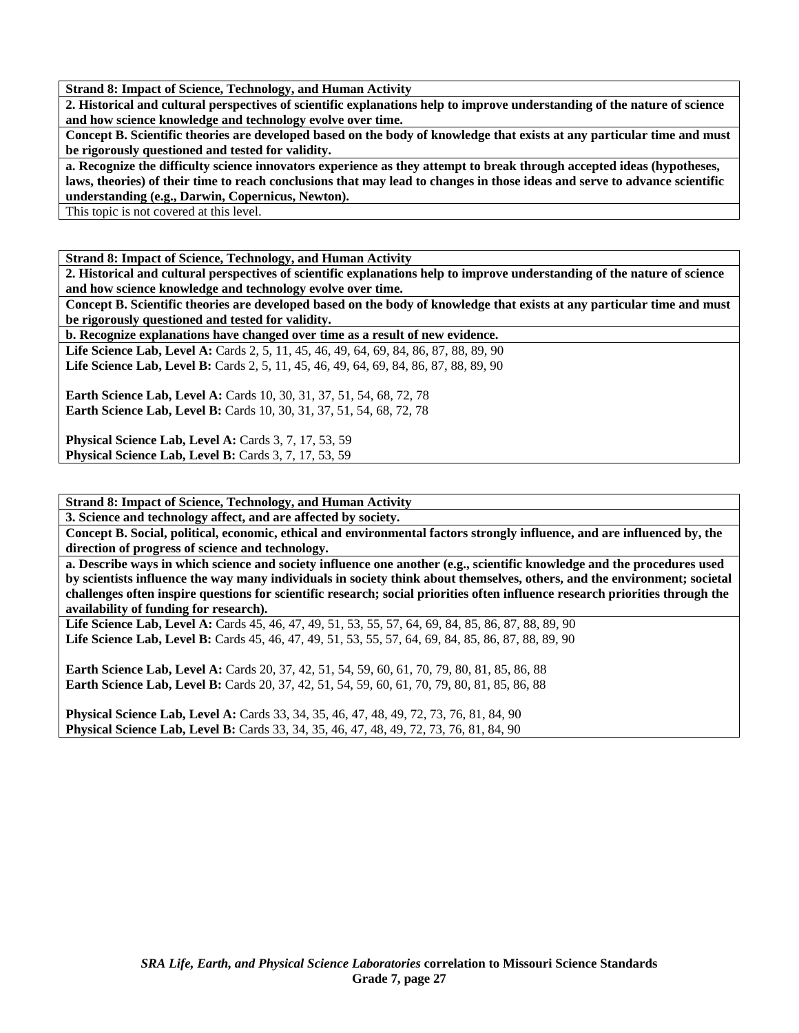**Strand 8: Impact of Science, Technology, and Human Activity**

**2. Historical and cultural perspectives of scientific explanations help to improve understanding of the nature of science and how science knowledge and technology evolve over time.**

**Concept B. Scientific theories are developed based on the body of knowledge that exists at any particular time and must be rigorously questioned and tested for validity.**

**a. Recognize the difficulty science innovators experience as they attempt to break through accepted ideas (hypotheses, laws, theories) of their time to reach conclusions that may lead to changes in those ideas and serve to advance scientific understanding (e.g., Darwin, Copernicus, Newton).**

This topic is not covered at this level.

---

**Strand 8: Impact of Science, Technology, and Human Activity**

**2. Historical and cultural perspectives of scientific explanations help to improve understanding of the nature of science and how science knowledge and technology evolve over time.**

**Concept B. Scientific theories are developed based on the body of knowledge that exists at any particular time and must be rigorously questioned and tested for validity.**

**b. Recognize explanations have changed over time as a result of new evidence.**

**Life Science Lab, Level A:** Cards 2, 5, 11, 45, 46, 49, 64, 69, 84, 86, 87, 88, 89, 90
**Life Science Lab, Level B:** Cards 2, 5, 11, 45, 46, 49, 64, 69, 84, 86, 87, 88, 89, 90

**Earth Science Lab, Level A:** Cards 10, 30, 31, 37, 51, 54, 68, 72, 78
**Earth Science Lab, Level B:** Cards 10, 30, 31, 37, 51, 54, 68, 72, 78

**Physical Science Lab, Level A:** Cards 3, 7, 17, 53, 59
**Physical Science Lab, Level B:** Cards 3, 7, 17, 53, 59

---

**Strand 8: Impact of Science, Technology, and Human Activity**

**3. Science and technology affect, and are affected by society.**

**Concept B. Social, political, economic, ethical and environmental factors strongly influence, and are influenced by, the direction of progress of science and technology.**

**a. Describe ways in which science and society influence one another (e.g., scientific knowledge and the procedures used by scientists influence the way many individuals in society think about themselves, others, and the environment; societal challenges often inspire questions for scientific research; social priorities often influence research priorities through the availability of funding for research).**

**Life Science Lab, Level A:** Cards 45, 46, 47, 49, 51, 53, 55, 57, 64, 69, 84, 85, 86, 87, 88, 89, 90
**Life Science Lab, Level B:** Cards 45, 46, 47, 49, 51, 53, 55, 57, 64, 69, 84, 85, 86, 87, 88, 89, 90

**Earth Science Lab, Level A:** Cards 20, 37, 42, 51, 54, 59, 60, 61, 70, 79, 80, 81, 85, 86, 88
**Earth Science Lab, Level B:** Cards 20, 37, 42, 51, 54, 59, 60, 61, 70, 79, 80, 81, 85, 86, 88

**Physical Science Lab, Level A:** Cards 33, 34, 35, 46, 47, 48, 49, 72, 73, 76, 81, 84, 90
**Physical Science Lab, Level B:** Cards 33, 34, 35, 46, 47, 48, 49, 72, 73, 76, 81, 84, 90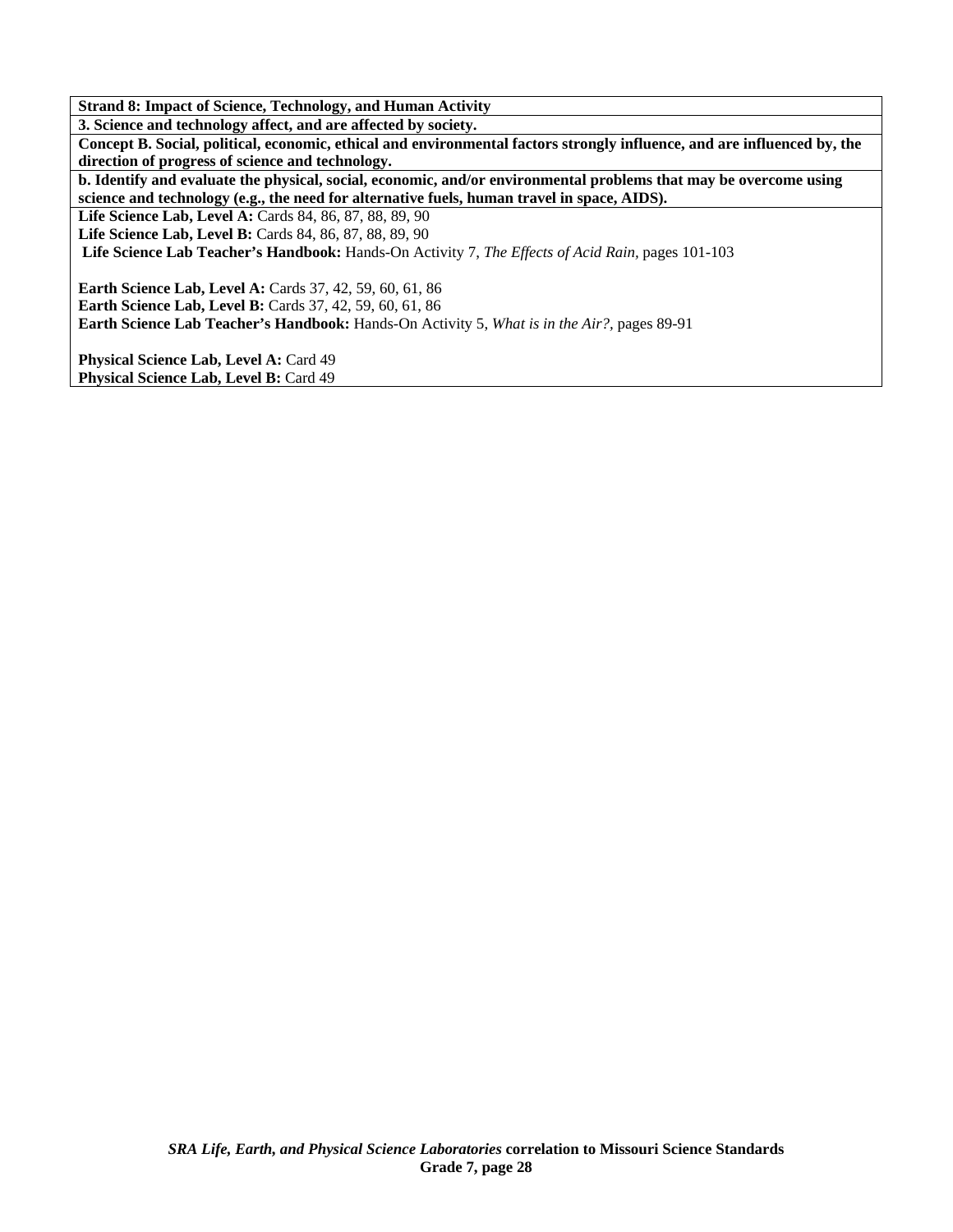**Strand 8: Impact of Science, Technology, and Human Activity**

**3. Science and technology affect, and are affected by society.**

**Concept B. Social, political, economic, ethical and environmental factors strongly influence, and are influenced by, the direction of progress of science and technology.**

**b. Identify and evaluate the physical, social, economic, and/or environmental problems that may be overcome using science and technology (e.g., the need for alternative fuels, human travel in space, AIDS).**

**Life Science Lab, Level A:** Cards 84, 86, 87, 88, 89, 90
**Life Science Lab, Level B:** Cards 84, 86, 87, 88, 89, 90
**Life Science Lab Teacher's Handbook:** Hands-On Activity 7, *The Effects of Acid Rain,* pages 101-103

**Earth Science Lab, Level A:** Cards 37, 42, 59, 60, 61, 86
**Earth Science Lab, Level B:** Cards 37, 42, 59, 60, 61, 86
**Earth Science Lab Teacher's Handbook:** Hands-On Activity 5, *What is in the Air?,* pages 89-91

**Physical Science Lab, Level A:** Card 49
**Physical Science Lab, Level B:** Card 49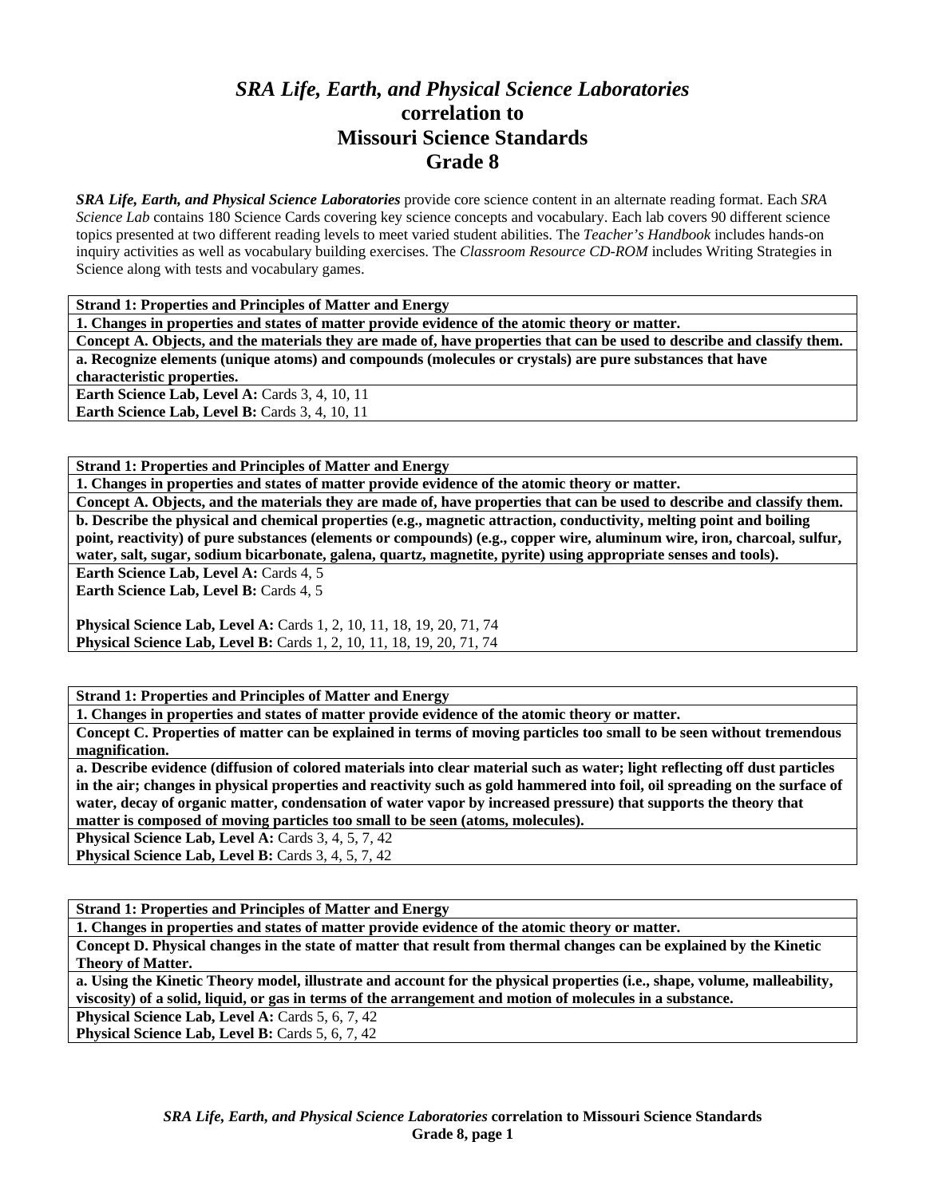# *SRA Life, Earth, and Physical Science Laboratories* correlation to Missouri Science Standards Grade 8

***SRA Life, Earth, and Physical Science Laboratories*** provide core science content in an alternate reading format. Each *SRA Science Lab* contains 180 Science Cards covering key science concepts and vocabulary. Each lab covers 90 different science topics presented at two different reading levels to meet varied student abilities. The *Teacher's Handbook* includes hands-on inquiry activities as well as vocabulary building exercises. The *Classroom Resource CD-ROM* includes Writing Strategies in Science along with tests and vocabulary games.

| **Strand 1: Properties and Principles of Matter and Energy** |
|---|
| **1. Changes in properties and states of matter provide evidence of the atomic theory or matter.** |
| **Concept A. Objects, and the materials they are made of, have properties that can be used to describe and classify them.** |
| **a. Recognize elements (unique atoms) and compounds (molecules or crystals) are pure substances that have characteristic properties.** |
| **Earth Science Lab, Level A:** Cards 3, 4, 10, 11<br>**Earth Science Lab, Level B:** Cards 3, 4, 10, 11 |

| **Strand 1: Properties and Principles of Matter and Energy** |
|---|
| **1. Changes in properties and states of matter provide evidence of the atomic theory or matter.** |
| **Concept A. Objects, and the materials they are made of, have properties that can be used to describe and classify them.** |
| **b. Describe the physical and chemical properties (e.g., magnetic attraction, conductivity, melting point and boiling point, reactivity) of pure substances (elements or compounds) (e.g., copper wire, aluminum wire, iron, charcoal, sulfur, water, salt, sugar, sodium bicarbonate, galena, quartz, magnetite, pyrite) using appropriate senses and tools).** |
| **Earth Science Lab, Level A:** Cards 4, 5<br>**Earth Science Lab, Level B:** Cards 4, 5<br><br>**Physical Science Lab, Level A:** Cards 1, 2, 10, 11, 18, 19, 20, 71, 74<br>**Physical Science Lab, Level B:** Cards 1, 2, 10, 11, 18, 19, 20, 71, 74 |

| **Strand 1: Properties and Principles of Matter and Energy** |
|---|
| **1. Changes in properties and states of matter provide evidence of the atomic theory or matter.** |
| **Concept C. Properties of matter can be explained in terms of moving particles too small to be seen without tremendous magnification.** |
| **a. Describe evidence (diffusion of colored materials into clear material such as water; light reflecting off dust particles in the air; changes in physical properties and reactivity such as gold hammered into foil, oil spreading on the surface of water, decay of organic matter, condensation of water vapor by increased pressure) that supports the theory that matter is composed of moving particles too small to be seen (atoms, molecules).** |
| **Physical Science Lab, Level A:** Cards 3, 4, 5, 7, 42<br>**Physical Science Lab, Level B:** Cards 3, 4, 5, 7, 42 |

| **Strand 1: Properties and Principles of Matter and Energy** |
|---|
| **1. Changes in properties and states of matter provide evidence of the atomic theory or matter.** |
| **Concept D. Physical changes in the state of matter that result from thermal changes can be explained by the Kinetic Theory of Matter.** |
| **a. Using the Kinetic Theory model, illustrate and account for the physical properties (i.e., shape, volume, malleability, viscosity) of a solid, liquid, or gas in terms of the arrangement and motion of molecules in a substance.** |
| **Physical Science Lab, Level A:** Cards 5, 6, 7, 42<br>**Physical Science Lab, Level B:** Cards 5, 6, 7, 42 |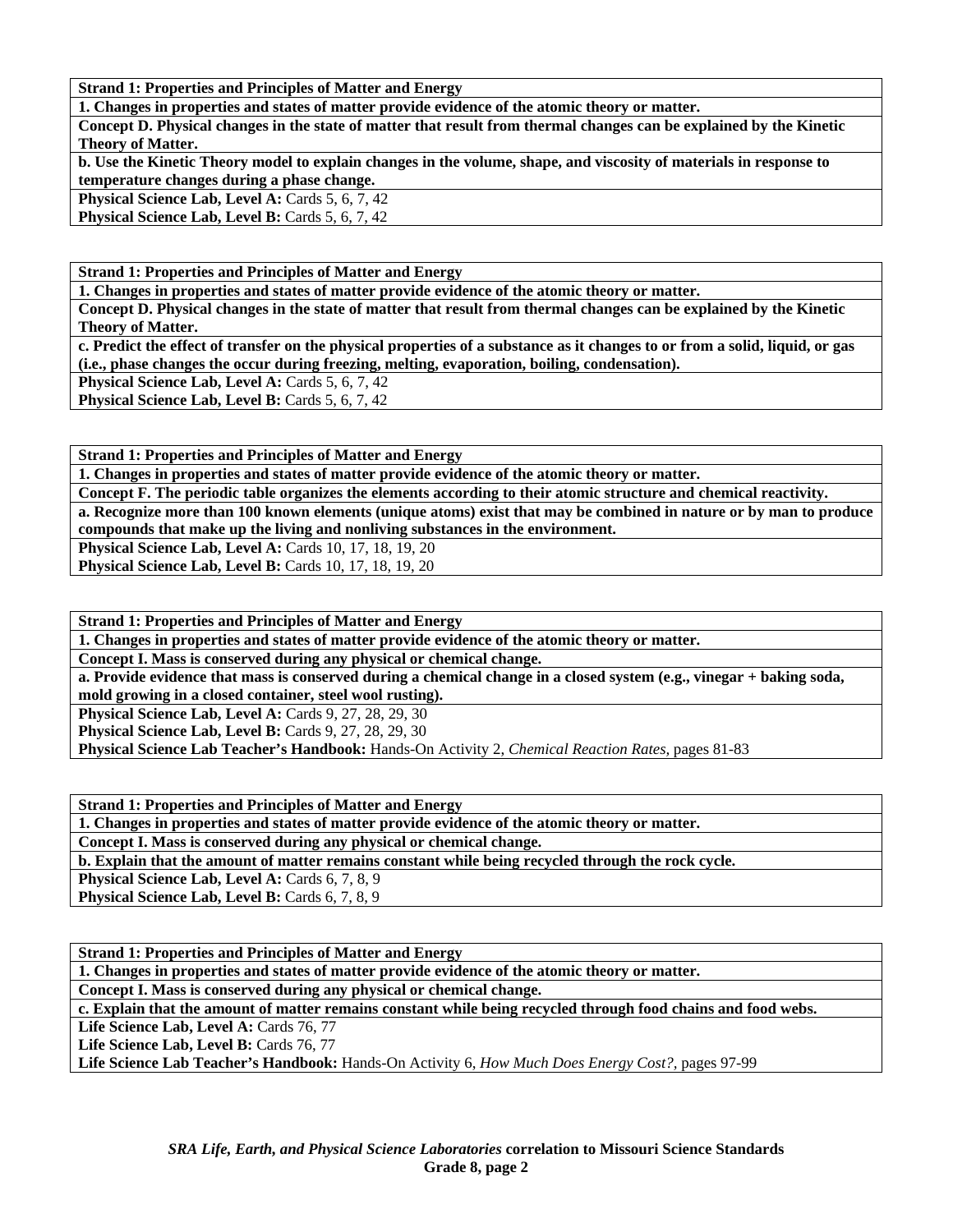**Strand 1: Properties and Principles of Matter and Energy**

**1. Changes in properties and states of matter provide evidence of the atomic theory or matter.**

**Concept D. Physical changes in the state of matter that result from thermal changes can be explained by the Kinetic Theory of Matter.**

**b. Use the Kinetic Theory model to explain changes in the volume, shape, and viscosity of materials in response to temperature changes during a phase change.**

**Physical Science Lab, Level A:** Cards 5, 6, 7, 42
**Physical Science Lab, Level B:** Cards 5, 6, 7, 42

---

**Strand 1: Properties and Principles of Matter and Energy**

**1. Changes in properties and states of matter provide evidence of the atomic theory or matter.**

**Concept D. Physical changes in the state of matter that result from thermal changes can be explained by the Kinetic Theory of Matter.**

**c. Predict the effect of transfer on the physical properties of a substance as it changes to or from a solid, liquid, or gas (i.e., phase changes the occur during freezing, melting, evaporation, boiling, condensation).**

**Physical Science Lab, Level A:** Cards 5, 6, 7, 42
**Physical Science Lab, Level B:** Cards 5, 6, 7, 42

---

**Strand 1: Properties and Principles of Matter and Energy**

**1. Changes in properties and states of matter provide evidence of the atomic theory or matter.**

**Concept F. The periodic table organizes the elements according to their atomic structure and chemical reactivity.**

**a. Recognize more than 100 known elements (unique atoms) exist that may be combined in nature or by man to produce compounds that make up the living and nonliving substances in the environment.**

**Physical Science Lab, Level A:** Cards 10, 17, 18, 19, 20
**Physical Science Lab, Level B:** Cards 10, 17, 18, 19, 20

---

**Strand 1: Properties and Principles of Matter and Energy**

**1. Changes in properties and states of matter provide evidence of the atomic theory or matter.**

**Concept I. Mass is conserved during any physical or chemical change.**

**a. Provide evidence that mass is conserved during a chemical change in a closed system (e.g., vinegar + baking soda, mold growing in a closed container, steel wool rusting).**

**Physical Science Lab, Level A:** Cards 9, 27, 28, 29, 30
**Physical Science Lab, Level B:** Cards 9, 27, 28, 29, 30
**Physical Science Lab Teacher's Handbook:** Hands-On Activity 2, *Chemical Reaction Rates*, pages 81-83

---

**Strand 1: Properties and Principles of Matter and Energy**

**1. Changes in properties and states of matter provide evidence of the atomic theory or matter.**

**Concept I. Mass is conserved during any physical or chemical change.**

**b. Explain that the amount of matter remains constant while being recycled through the rock cycle.**

**Physical Science Lab, Level A:** Cards 6, 7, 8, 9
**Physical Science Lab, Level B:** Cards 6, 7, 8, 9

---

**Strand 1: Properties and Principles of Matter and Energy**

**1. Changes in properties and states of matter provide evidence of the atomic theory or matter.**

**Concept I. Mass is conserved during any physical or chemical change.**

**c. Explain that the amount of matter remains constant while being recycled through food chains and food webs.**

**Life Science Lab, Level A:** Cards 76, 77
**Life Science Lab, Level B:** Cards 76, 77
**Life Science Lab Teacher's Handbook:** Hands-On Activity 6, *How Much Does Energy Cost?*, pages 97-99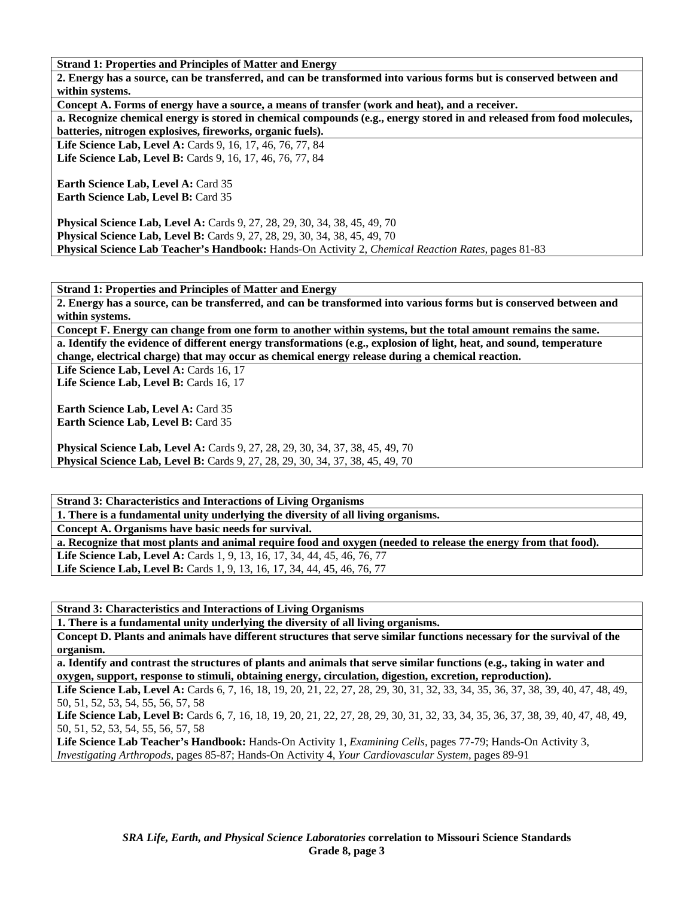**Strand 1: Properties and Principles of Matter and Energy**

**2. Energy has a source, can be transferred, and can be transformed into various forms but is conserved between and within systems.**

**Concept A. Forms of energy have a source, a means of transfer (work and heat), and a receiver.**

**a. Recognize chemical energy is stored in chemical compounds (e.g., energy stored in and released from food molecules, batteries, nitrogen explosives, fireworks, organic fuels).**

**Life Science Lab, Level A:** Cards 9, 16, 17, 46, 76, 77, 84
**Life Science Lab, Level B:** Cards 9, 16, 17, 46, 76, 77, 84

**Earth Science Lab, Level A:** Card 35
**Earth Science Lab, Level B:** Card 35

**Physical Science Lab, Level A:** Cards 9, 27, 28, 29, 30, 34, 38, 45, 49, 70
**Physical Science Lab, Level B:** Cards 9, 27, 28, 29, 30, 34, 38, 45, 49, 70
**Physical Science Lab Teacher's Handbook:** Hands-On Activity 2, *Chemical Reaction Rates,* pages 81-83

---

**Strand 1: Properties and Principles of Matter and Energy**

**2. Energy has a source, can be transferred, and can be transformed into various forms but is conserved between and within systems.**

**Concept F. Energy can change from one form to another within systems, but the total amount remains the same.**

**a. Identify the evidence of different energy transformations (e.g., explosion of light, heat, and sound, temperature change, electrical charge) that may occur as chemical energy release during a chemical reaction.**

**Life Science Lab, Level A:** Cards 16, 17
**Life Science Lab, Level B:** Cards 16, 17

**Earth Science Lab, Level A:** Card 35
**Earth Science Lab, Level B:** Card 35

**Physical Science Lab, Level A:** Cards 9, 27, 28, 29, 30, 34, 37, 38, 45, 49, 70
**Physical Science Lab, Level B:** Cards 9, 27, 28, 29, 30, 34, 37, 38, 45, 49, 70

---

**Strand 3: Characteristics and Interactions of Living Organisms**

**1. There is a fundamental unity underlying the diversity of all living organisms.**

**Concept A. Organisms have basic needs for survival.**

**a. Recognize that most plants and animal require food and oxygen (needed to release the energy from that food).**

**Life Science Lab, Level A:** Cards 1, 9, 13, 16, 17, 34, 44, 45, 46, 76, 77
**Life Science Lab, Level B:** Cards 1, 9, 13, 16, 17, 34, 44, 45, 46, 76, 77

---

**Strand 3: Characteristics and Interactions of Living Organisms**

**1. There is a fundamental unity underlying the diversity of all living organisms.**

**Concept D. Plants and animals have different structures that serve similar functions necessary for the survival of the organism.**

**a. Identify and contrast the structures of plants and animals that serve similar functions (e.g., taking in water and oxygen, support, response to stimuli, obtaining energy, circulation, digestion, excretion, reproduction).**

**Life Science Lab, Level A:** Cards 6, 7, 16, 18, 19, 20, 21, 22, 27, 28, 29, 30, 31, 32, 33, 34, 35, 36, 37, 38, 39, 40, 47, 48, 49, 50, 51, 52, 53, 54, 55, 56, 57, 58
**Life Science Lab, Level B:** Cards 6, 7, 16, 18, 19, 20, 21, 22, 27, 28, 29, 30, 31, 32, 33, 34, 35, 36, 37, 38, 39, 40, 47, 48, 49, 50, 51, 52, 53, 54, 55, 56, 57, 58
**Life Science Lab Teacher's Handbook:** Hands-On Activity 1, *Examining Cells,* pages 77-79; Hands-On Activity 3, *Investigating Arthropods,* pages 85-87; Hands-On Activity 4, *Your Cardiovascular System,* pages 89-91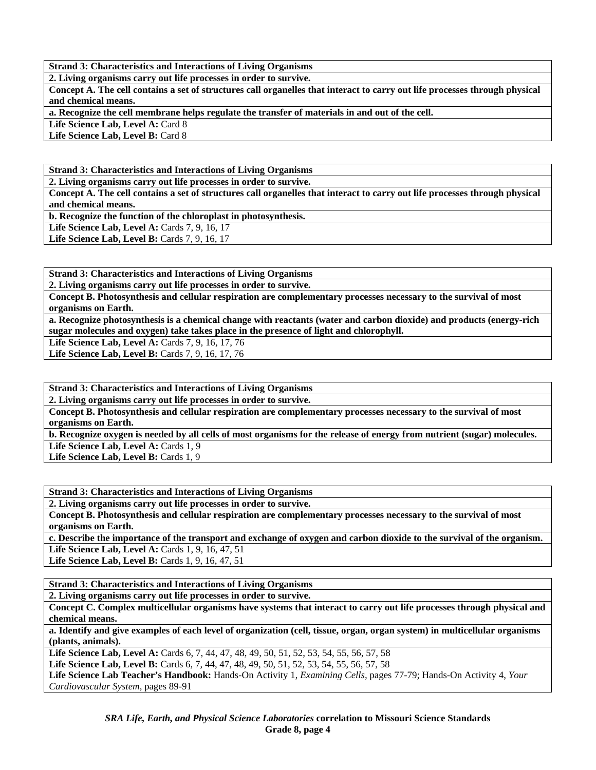**Strand 3: Characteristics and Interactions of Living Organisms**

**2. Living organisms carry out life processes in order to survive.**

**Concept A. The cell contains a set of structures call organelles that interact to carry out life processes through physical and chemical means.**

**a. Recognize the cell membrane helps regulate the transfer of materials in and out of the cell.**

**Life Science Lab, Level A:** Card 8

**Life Science Lab, Level B:** Card 8

**Strand 3: Characteristics and Interactions of Living Organisms**

**2. Living organisms carry out life processes in order to survive.**

**Concept A. The cell contains a set of structures call organelles that interact to carry out life processes through physical and chemical means.**

**b. Recognize the function of the chloroplast in photosynthesis.**

**Life Science Lab, Level A:** Cards 7, 9, 16, 17

**Life Science Lab, Level B:** Cards 7, 9, 16, 17

**Strand 3: Characteristics and Interactions of Living Organisms**

**2. Living organisms carry out life processes in order to survive.**

**Concept B. Photosynthesis and cellular respiration are complementary processes necessary to the survival of most organisms on Earth.**

**a. Recognize photosynthesis is a chemical change with reactants (water and carbon dioxide) and products (energy-rich sugar molecules and oxygen) take takes place in the presence of light and chlorophyll.**

**Life Science Lab, Level A:** Cards 7, 9, 16, 17, 76

**Life Science Lab, Level B:** Cards 7, 9, 16, 17, 76

**Strand 3: Characteristics and Interactions of Living Organisms**

**2. Living organisms carry out life processes in order to survive.**

**Concept B. Photosynthesis and cellular respiration are complementary processes necessary to the survival of most organisms on Earth.**

**b. Recognize oxygen is needed by all cells of most organisms for the release of energy from nutrient (sugar) molecules.**

**Life Science Lab, Level A:** Cards 1, 9

**Life Science Lab, Level B:** Cards 1, 9

**Strand 3: Characteristics and Interactions of Living Organisms**

**2. Living organisms carry out life processes in order to survive.**

**Concept B. Photosynthesis and cellular respiration are complementary processes necessary to the survival of most organisms on Earth.**

**c. Describe the importance of the transport and exchange of oxygen and carbon dioxide to the survival of the organism.**

**Life Science Lab, Level A:** Cards 1, 9, 16, 47, 51

**Life Science Lab, Level B:** Cards 1, 9, 16, 47, 51

**Strand 3: Characteristics and Interactions of Living Organisms**

**2. Living organisms carry out life processes in order to survive.**

**Concept C. Complex multicellular organisms have systems that interact to carry out life processes through physical and chemical means.**

**a. Identify and give examples of each level of organization (cell, tissue, organ, organ system) in multicellular organisms (plants, animals).**

**Life Science Lab, Level A:** Cards 6, 7, 44, 47, 48, 49, 50, 51, 52, 53, 54, 55, 56, 57, 58

**Life Science Lab, Level B:** Cards 6, 7, 44, 47, 48, 49, 50, 51, 52, 53, 54, 55, 56, 57, 58

**Life Science Lab Teacher's Handbook:** Hands-On Activity 1, *Examining Cells,* pages 77-79; Hands-On Activity 4, *Your Cardiovascular System,* pages 89-91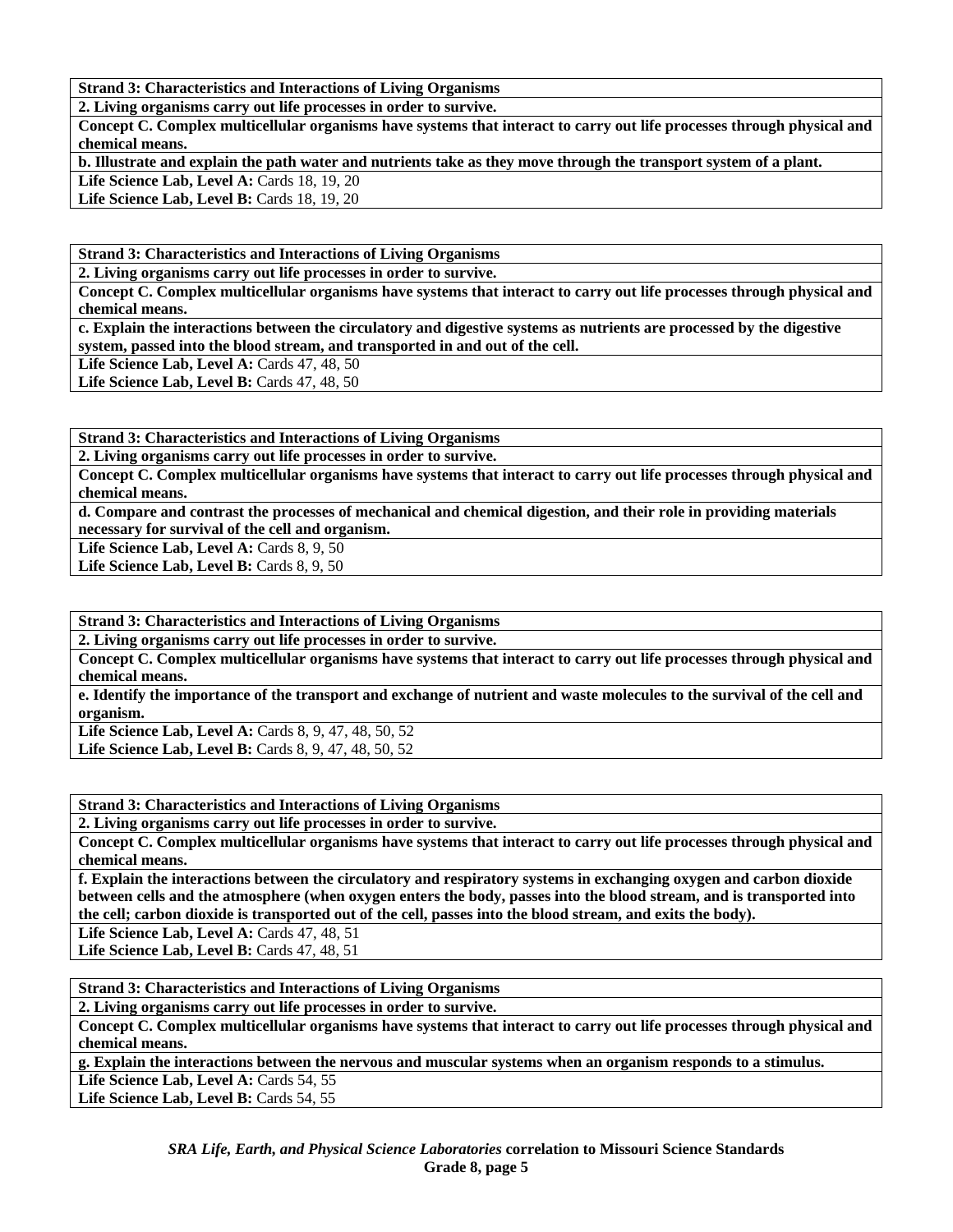| **Strand 3: Characteristics and Interactions of Living Organisms** |
|---|
| **2. Living organisms carry out life processes in order to survive.** |
| **Concept C. Complex multicellular organisms have systems that interact to carry out life processes through physical and chemical means.** |
| **b. Illustrate and explain the path water and nutrients take as they move through the transport system of a plant.** |
| **Life Science Lab, Level A:** Cards 18, 19, 20<br>**Life Science Lab, Level B:** Cards 18, 19, 20 |

| **Strand 3: Characteristics and Interactions of Living Organisms** |
|---|
| **2. Living organisms carry out life processes in order to survive.** |
| **Concept C. Complex multicellular organisms have systems that interact to carry out life processes through physical and chemical means.** |
| **c. Explain the interactions between the circulatory and digestive systems as nutrients are processed by the digestive system, passed into the blood stream, and transported in and out of the cell.** |
| **Life Science Lab, Level A:** Cards 47, 48, 50<br>**Life Science Lab, Level B:** Cards 47, 48, 50 |

| **Strand 3: Characteristics and Interactions of Living Organisms** |
|---|
| **2. Living organisms carry out life processes in order to survive.** |
| **Concept C. Complex multicellular organisms have systems that interact to carry out life processes through physical and chemical means.** |
| **d. Compare and contrast the processes of mechanical and chemical digestion, and their role in providing materials necessary for survival of the cell and organism.** |
| **Life Science Lab, Level A:** Cards 8, 9, 50<br>**Life Science Lab, Level B:** Cards 8, 9, 50 |

| **Strand 3: Characteristics and Interactions of Living Organisms** |
|---|
| **2. Living organisms carry out life processes in order to survive.** |
| **Concept C. Complex multicellular organisms have systems that interact to carry out life processes through physical and chemical means.** |
| **e. Identify the importance of the transport and exchange of nutrient and waste molecules to the survival of the cell and organism.** |
| **Life Science Lab, Level A:** Cards 8, 9, 47, 48, 50, 52<br>**Life Science Lab, Level B:** Cards 8, 9, 47, 48, 50, 52 |

| **Strand 3: Characteristics and Interactions of Living Organisms** |
|---|
| **2. Living organisms carry out life processes in order to survive.** |
| **Concept C. Complex multicellular organisms have systems that interact to carry out life processes through physical and chemical means.** |
| **f. Explain the interactions between the circulatory and respiratory systems in exchanging oxygen and carbon dioxide between cells and the atmosphere (when oxygen enters the body, passes into the blood stream, and is transported into the cell; carbon dioxide is transported out of the cell, passes into the blood stream, and exits the body).** |
| **Life Science Lab, Level A:** Cards 47, 48, 51<br>**Life Science Lab, Level B:** Cards 47, 48, 51 |

| **Strand 3: Characteristics and Interactions of Living Organisms** |
|---|
| **2. Living organisms carry out life processes in order to survive.** |
| **Concept C. Complex multicellular organisms have systems that interact to carry out life processes through physical and chemical means.** |
| **g. Explain the interactions between the nervous and muscular systems when an organism responds to a stimulus.** |
| **Life Science Lab, Level A:** Cards 54, 55<br>**Life Science Lab, Level B:** Cards 54, 55 |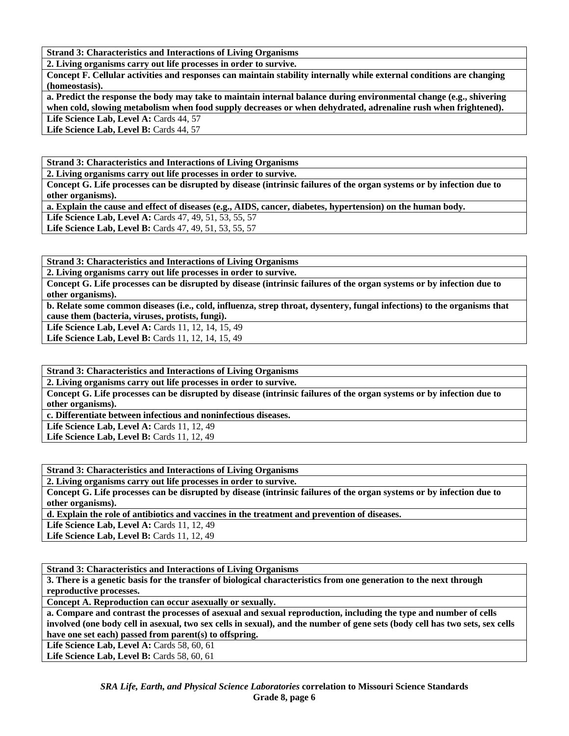| **Strand 3: Characteristics and Interactions of Living Organisms** |
|---|
| **2. Living organisms carry out life processes in order to survive.** |
| **Concept F. Cellular activities and responses can maintain stability internally while external conditions are changing (homeostasis).** |
| **a. Predict the response the body may take to maintain internal balance during environmental change (e.g., shivering when cold, slowing metabolism when food supply decreases or when dehydrated, adrenaline rush when frightened).** |
| **Life Science Lab, Level A:** Cards 44, 57<br>**Life Science Lab, Level B:** Cards 44, 57 |

| **Strand 3: Characteristics and Interactions of Living Organisms** |
|---|
| **2. Living organisms carry out life processes in order to survive.** |
| **Concept G. Life processes can be disrupted by disease (intrinsic failures of the organ systems or by infection due to other organisms).** |
| **a. Explain the cause and effect of diseases (e.g., AIDS, cancer, diabetes, hypertension) on the human body.** |
| **Life Science Lab, Level A:** Cards 47, 49, 51, 53, 55, 57<br>**Life Science Lab, Level B:** Cards 47, 49, 51, 53, 55, 57 |

| **Strand 3: Characteristics and Interactions of Living Organisms** |
|---|
| **2. Living organisms carry out life processes in order to survive.** |
| **Concept G. Life processes can be disrupted by disease (intrinsic failures of the organ systems or by infection due to other organisms).** |
| **b. Relate some common diseases (i.e., cold, influenza, strep throat, dysentery, fungal infections) to the organisms that cause them (bacteria, viruses, protists, fungi).** |
| **Life Science Lab, Level A:** Cards 11, 12, 14, 15, 49<br>**Life Science Lab, Level B:** Cards 11, 12, 14, 15, 49 |

| **Strand 3: Characteristics and Interactions of Living Organisms** |
|---|
| **2. Living organisms carry out life processes in order to survive.** |
| **Concept G. Life processes can be disrupted by disease (intrinsic failures of the organ systems or by infection due to other organisms).** |
| **c. Differentiate between infectious and noninfectious diseases.** |
| **Life Science Lab, Level A:** Cards 11, 12, 49<br>**Life Science Lab, Level B:** Cards 11, 12, 49 |

| **Strand 3: Characteristics and Interactions of Living Organisms** |
|---|
| **2. Living organisms carry out life processes in order to survive.** |
| **Concept G. Life processes can be disrupted by disease (intrinsic failures of the organ systems or by infection due to other organisms).** |
| **d. Explain the role of antibiotics and vaccines in the treatment and prevention of diseases.** |
| **Life Science Lab, Level A:** Cards 11, 12, 49<br>**Life Science Lab, Level B:** Cards 11, 12, 49 |

| **Strand 3: Characteristics and Interactions of Living Organisms** |
|---|
| **3. There is a genetic basis for the transfer of biological characteristics from one generation to the next through reproductive processes.** |
| **Concept A. Reproduction can occur asexually or sexually.** |
| **a. Compare and contrast the processes of asexual and sexual reproduction, including the type and number of cells involved (one body cell in asexual, two sex cells in sexual), and the number of gene sets (body cell has two sets, sex cells have one set each) passed from parent(s) to offspring.** |
| **Life Science Lab, Level A:** Cards 58, 60, 61<br>**Life Science Lab, Level B:** Cards 58, 60, 61 |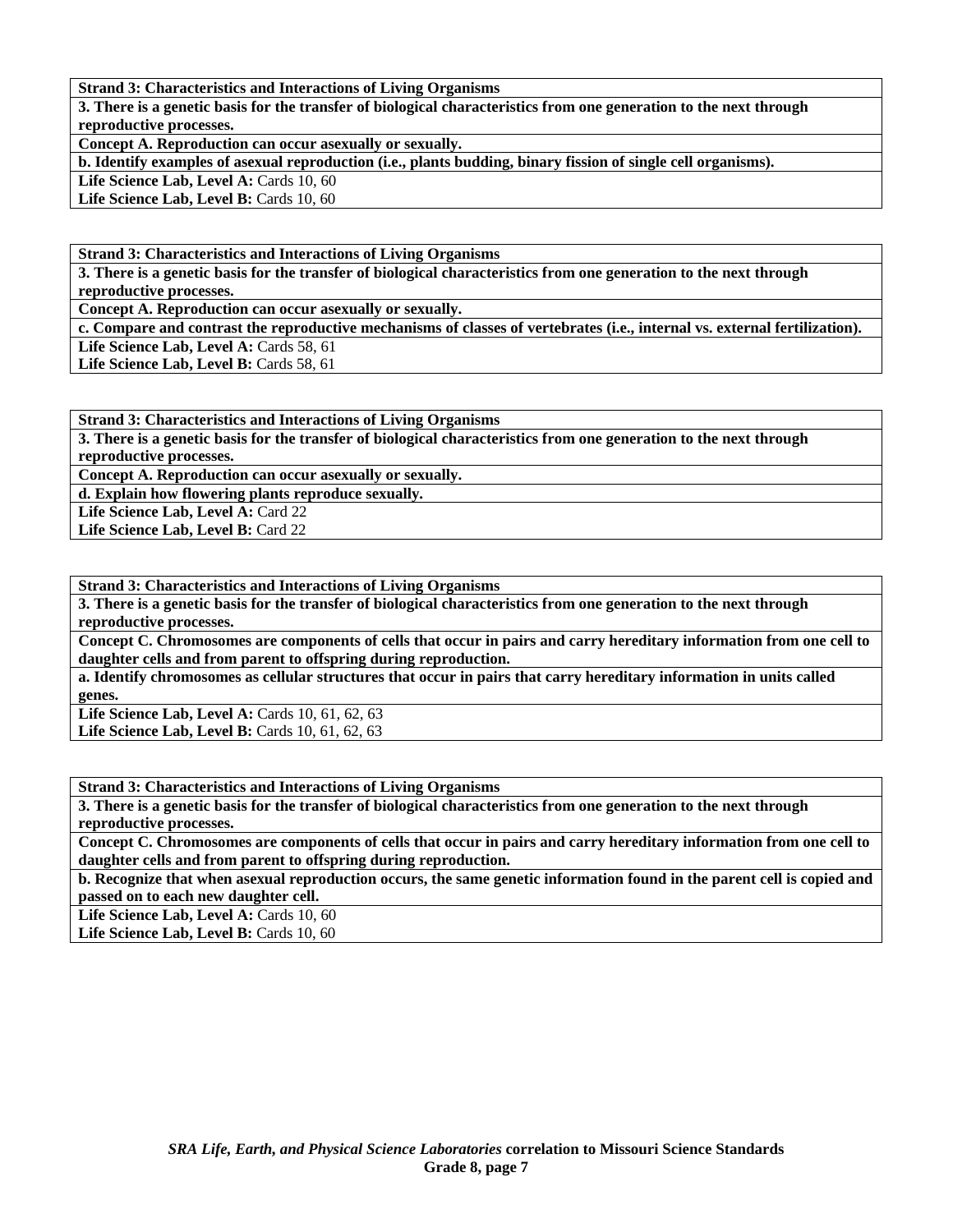| **Strand 3: Characteristics and Interactions of Living Organisms** |
|---|
| **3. There is a genetic basis for the transfer of biological characteristics from one generation to the next through reproductive processes.** |
| **Concept A. Reproduction can occur asexually or sexually.** |
| **b. Identify examples of asexual reproduction (i.e., plants budding, binary fission of single cell organisms).** |
| **Life Science Lab, Level A:** Cards 10, 60<br>**Life Science Lab, Level B:** Cards 10, 60 |

| **Strand 3: Characteristics and Interactions of Living Organisms** |
|---|
| **3. There is a genetic basis for the transfer of biological characteristics from one generation to the next through reproductive processes.** |
| **Concept A. Reproduction can occur asexually or sexually.** |
| **c. Compare and contrast the reproductive mechanisms of classes of vertebrates (i.e., internal vs. external fertilization).** |
| **Life Science Lab, Level A:** Cards 58, 61<br>**Life Science Lab, Level B:** Cards 58, 61 |

| **Strand 3: Characteristics and Interactions of Living Organisms** |
|---|
| **3. There is a genetic basis for the transfer of biological characteristics from one generation to the next through reproductive processes.** |
| **Concept A. Reproduction can occur asexually or sexually.** |
| **d. Explain how flowering plants reproduce sexually.** |
| **Life Science Lab, Level A:** Card 22<br>**Life Science Lab, Level B:** Card 22 |

| **Strand 3: Characteristics and Interactions of Living Organisms** |
|---|
| **3. There is a genetic basis for the transfer of biological characteristics from one generation to the next through reproductive processes.** |
| **Concept C. Chromosomes are components of cells that occur in pairs and carry hereditary information from one cell to daughter cells and from parent to offspring during reproduction.** |
| **a. Identify chromosomes as cellular structures that occur in pairs that carry hereditary information in units called genes.** |
| **Life Science Lab, Level A:** Cards 10, 61, 62, 63<br>**Life Science Lab, Level B:** Cards 10, 61, 62, 63 |

| **Strand 3: Characteristics and Interactions of Living Organisms** |
|---|
| **3. There is a genetic basis for the transfer of biological characteristics from one generation to the next through reproductive processes.** |
| **Concept C. Chromosomes are components of cells that occur in pairs and carry hereditary information from one cell to daughter cells and from parent to offspring during reproduction.** |
| **b. Recognize that when asexual reproduction occurs, the same genetic information found in the parent cell is copied and passed on to each new daughter cell.** |
| **Life Science Lab, Level A:** Cards 10, 60<br>**Life Science Lab, Level B:** Cards 10, 60 |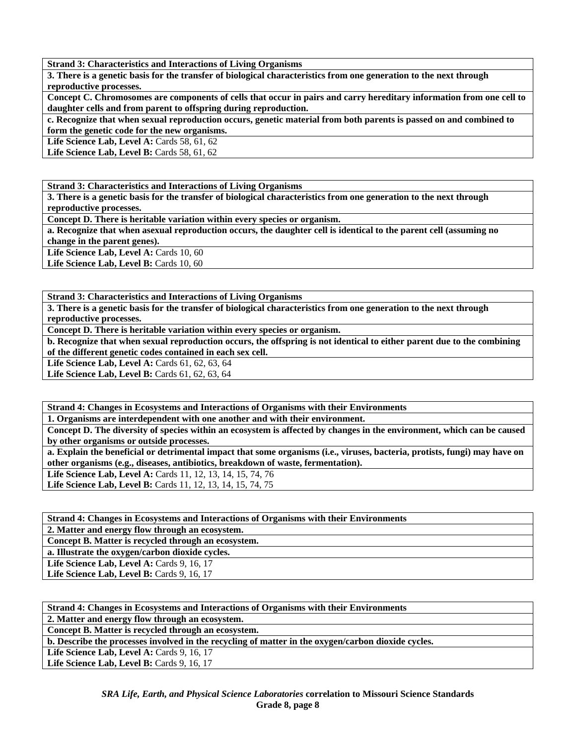| **Strand 3: Characteristics and Interactions of Living Organisms** |
|---|
| **3. There is a genetic basis for the transfer of biological characteristics from one generation to the next through reproductive processes.** |
| **Concept C. Chromosomes are components of cells that occur in pairs and carry hereditary information from one cell to daughter cells and from parent to offspring during reproduction.** |
| **c. Recognize that when sexual reproduction occurs, genetic material from both parents is passed on and combined to form the genetic code for the new organisms.** |
| **Life Science Lab, Level A:** Cards 58, 61, 62 |
| **Life Science Lab, Level B:** Cards 58, 61, 62 |

| **Strand 3: Characteristics and Interactions of Living Organisms** |
|---|
| **3. There is a genetic basis for the transfer of biological characteristics from one generation to the next through reproductive processes.** |
| **Concept D. There is heritable variation within every species or organism.** |
| **a. Recognize that when asexual reproduction occurs, the daughter cell is identical to the parent cell (assuming no change in the parent genes).** |
| **Life Science Lab, Level A:** Cards 10, 60 |
| **Life Science Lab, Level B:** Cards 10, 60 |

| **Strand 3: Characteristics and Interactions of Living Organisms** |
|---|
| **3. There is a genetic basis for the transfer of biological characteristics from one generation to the next through reproductive processes.** |
| **Concept D. There is heritable variation within every species or organism.** |
| **b. Recognize that when sexual reproduction occurs, the offspring is not identical to either parent due to the combining of the different genetic codes contained in each sex cell.** |
| **Life Science Lab, Level A:** Cards 61, 62, 63, 64 |
| **Life Science Lab, Level B:** Cards 61, 62, 63, 64 |

| **Strand 4: Changes in Ecosystems and Interactions of Organisms with their Environments** |
|---|
| **1. Organisms are interdependent with one another and with their environment.** |
| **Concept D. The diversity of species within an ecosystem is affected by changes in the environment, which can be caused by other organisms or outside processes.** |
| **a. Explain the beneficial or detrimental impact that some organisms (i.e., viruses, bacteria, protists, fungi) may have on other organisms (e.g., diseases, antibiotics, breakdown of waste, fermentation).** |
| **Life Science Lab, Level A:** Cards 11, 12, 13, 14, 15, 74, 76 |
| **Life Science Lab, Level B:** Cards 11, 12, 13, 14, 15, 74, 75 |

| **Strand 4: Changes in Ecosystems and Interactions of Organisms with their Environments** |
|---|
| **2. Matter and energy flow through an ecosystem.** |
| **Concept B. Matter is recycled through an ecosystem.** |
| **a. Illustrate the oxygen/carbon dioxide cycles.** |
| **Life Science Lab, Level A:** Cards 9, 16, 17 |
| **Life Science Lab, Level B:** Cards 9, 16, 17 |

| **Strand 4: Changes in Ecosystems and Interactions of Organisms with their Environments** |
|---|
| **2. Matter and energy flow through an ecosystem.** |
| **Concept B. Matter is recycled through an ecosystem.** |
| **b. Describe the processes involved in the recycling of matter in the oxygen/carbon dioxide cycles.** |
| **Life Science Lab, Level A:** Cards 9, 16, 17 |
| **Life Science Lab, Level B:** Cards 9, 16, 17 |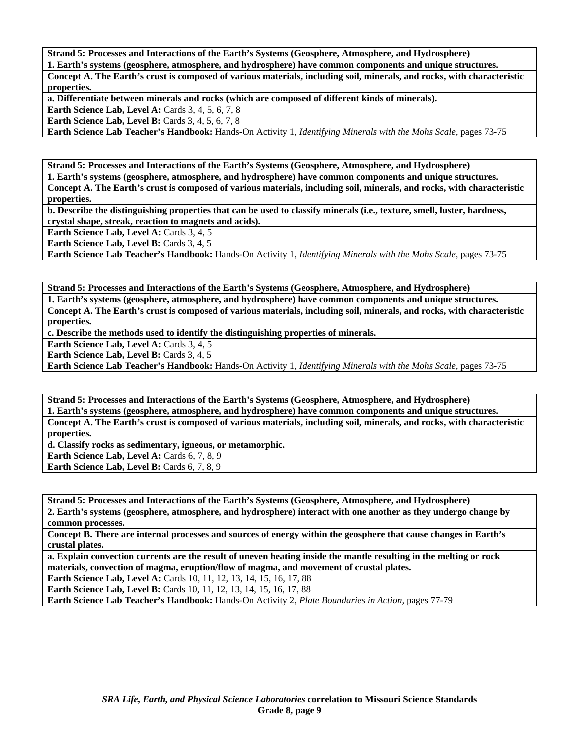| **Strand 5: Processes and Interactions of the Earth's Systems (Geosphere, Atmosphere, and Hydrosphere)** |
|---|
| **1. Earth's systems (geosphere, atmosphere, and hydrosphere) have common components and unique structures.** |
| **Concept A. The Earth's crust is composed of various materials, including soil, minerals, and rocks, with characteristic properties.** |
| **a. Differentiate between minerals and rocks (which are composed of different kinds of minerals).** |
| **Earth Science Lab, Level A:** Cards 3, 4, 5, 6, 7, 8 |
| **Earth Science Lab, Level B:** Cards 3, 4, 5, 6, 7, 8 |
| **Earth Science Lab Teacher's Handbook:** Hands-On Activity 1, *Identifying Minerals with the Mohs Scale,* pages 73-75 |

| **Strand 5: Processes and Interactions of the Earth's Systems (Geosphere, Atmosphere, and Hydrosphere)** |
|---|
| **1. Earth's systems (geosphere, atmosphere, and hydrosphere) have common components and unique structures.** |
| **Concept A. The Earth's crust is composed of various materials, including soil, minerals, and rocks, with characteristic properties.** |
| **b. Describe the distinguishing properties that can be used to classify minerals (i.e., texture, smell, luster, hardness, crystal shape, streak, reaction to magnets and acids).** |
| **Earth Science Lab, Level A:** Cards 3, 4, 5 |
| **Earth Science Lab, Level B:** Cards 3, 4, 5 |
| **Earth Science Lab Teacher's Handbook:** Hands-On Activity 1, *Identifying Minerals with the Mohs Scale,* pages 73-75 |

| **Strand 5: Processes and Interactions of the Earth's Systems (Geosphere, Atmosphere, and Hydrosphere)** |
|---|
| **1. Earth's systems (geosphere, atmosphere, and hydrosphere) have common components and unique structures.** |
| **Concept A. The Earth's crust is composed of various materials, including soil, minerals, and rocks, with characteristic properties.** |
| **c. Describe the methods used to identify the distinguishing properties of minerals.** |
| **Earth Science Lab, Level A:** Cards 3, 4, 5 |
| **Earth Science Lab, Level B:** Cards 3, 4, 5 |
| **Earth Science Lab Teacher's Handbook:** Hands-On Activity 1, *Identifying Minerals with the Mohs Scale,* pages 73-75 |

| **Strand 5: Processes and Interactions of the Earth's Systems (Geosphere, Atmosphere, and Hydrosphere)** |
|---|
| **1. Earth's systems (geosphere, atmosphere, and hydrosphere) have common components and unique structures.** |
| **Concept A. The Earth's crust is composed of various materials, including soil, minerals, and rocks, with characteristic properties.** |
| **d. Classify rocks as sedimentary, igneous, or metamorphic.** |
| **Earth Science Lab, Level A:** Cards 6, 7, 8, 9 |
| **Earth Science Lab, Level B:** Cards 6, 7, 8, 9 |

| **Strand 5: Processes and Interactions of the Earth's Systems (Geosphere, Atmosphere, and Hydrosphere)** |
|---|
| **2. Earth's systems (geosphere, atmosphere, and hydrosphere) interact with one another as they undergo change by common processes.** |
| **Concept B. There are internal processes and sources of energy within the geosphere that cause changes in Earth's crustal plates.** |
| **a. Explain convection currents are the result of uneven heating inside the mantle resulting in the melting or rock materials, convection of magma, eruption/flow of magma, and movement of crustal plates.** |
| **Earth Science Lab, Level A:** Cards 10, 11, 12, 13, 14, 15, 16, 17, 88 |
| **Earth Science Lab, Level B:** Cards 10, 11, 12, 13, 14, 15, 16, 17, 88 |
| **Earth Science Lab Teacher's Handbook:** Hands-On Activity 2, *Plate Boundaries in Action,* pages 77-79 |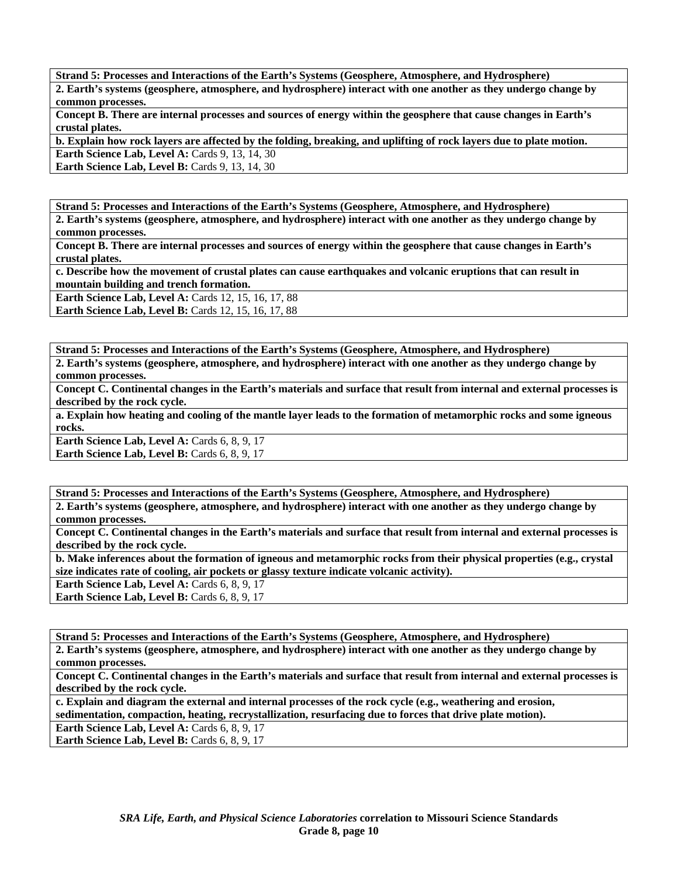**Strand 5: Processes and Interactions of the Earth's Systems (Geosphere, Atmosphere, and Hydrosphere)**

**2. Earth's systems (geosphere, atmosphere, and hydrosphere) interact with one another as they undergo change by common processes.**

**Concept B. There are internal processes and sources of energy within the geosphere that cause changes in Earth's crustal plates.**

**b. Explain how rock layers are affected by the folding, breaking, and uplifting of rock layers due to plate motion.**

**Earth Science Lab, Level A:** Cards 9, 13, 14, 30
**Earth Science Lab, Level B:** Cards 9, 13, 14, 30

**Strand 5: Processes and Interactions of the Earth's Systems (Geosphere, Atmosphere, and Hydrosphere)**

**2. Earth's systems (geosphere, atmosphere, and hydrosphere) interact with one another as they undergo change by common processes.**

**Concept B. There are internal processes and sources of energy within the geosphere that cause changes in Earth's crustal plates.**

**c. Describe how the movement of crustal plates can cause earthquakes and volcanic eruptions that can result in mountain building and trench formation.**

**Earth Science Lab, Level A:** Cards 12, 15, 16, 17, 88
**Earth Science Lab, Level B:** Cards 12, 15, 16, 17, 88

**Strand 5: Processes and Interactions of the Earth's Systems (Geosphere, Atmosphere, and Hydrosphere)**

**2. Earth's systems (geosphere, atmosphere, and hydrosphere) interact with one another as they undergo change by common processes.**

**Concept C. Continental changes in the Earth's materials and surface that result from internal and external processes is described by the rock cycle.**

**a. Explain how heating and cooling of the mantle layer leads to the formation of metamorphic rocks and some igneous rocks.**

**Earth Science Lab, Level A:** Cards 6, 8, 9, 17
**Earth Science Lab, Level B:** Cards 6, 8, 9, 17

**Strand 5: Processes and Interactions of the Earth's Systems (Geosphere, Atmosphere, and Hydrosphere)**

**2. Earth's systems (geosphere, atmosphere, and hydrosphere) interact with one another as they undergo change by common processes.**

**Concept C. Continental changes in the Earth's materials and surface that result from internal and external processes is described by the rock cycle.**

**b. Make inferences about the formation of igneous and metamorphic rocks from their physical properties (e.g., crystal size indicates rate of cooling, air pockets or glassy texture indicate volcanic activity).**

**Earth Science Lab, Level A:** Cards 6, 8, 9, 17
**Earth Science Lab, Level B:** Cards 6, 8, 9, 17

**Strand 5: Processes and Interactions of the Earth's Systems (Geosphere, Atmosphere, and Hydrosphere)**

**2. Earth's systems (geosphere, atmosphere, and hydrosphere) interact with one another as they undergo change by common processes.**

**Concept C. Continental changes in the Earth's materials and surface that result from internal and external processes is described by the rock cycle.**

**c. Explain and diagram the external and internal processes of the rock cycle (e.g., weathering and erosion, sedimentation, compaction, heating, recrystallization, resurfacing due to forces that drive plate motion).**

**Earth Science Lab, Level A:** Cards 6, 8, 9, 17
**Earth Science Lab, Level B:** Cards 6, 8, 9, 17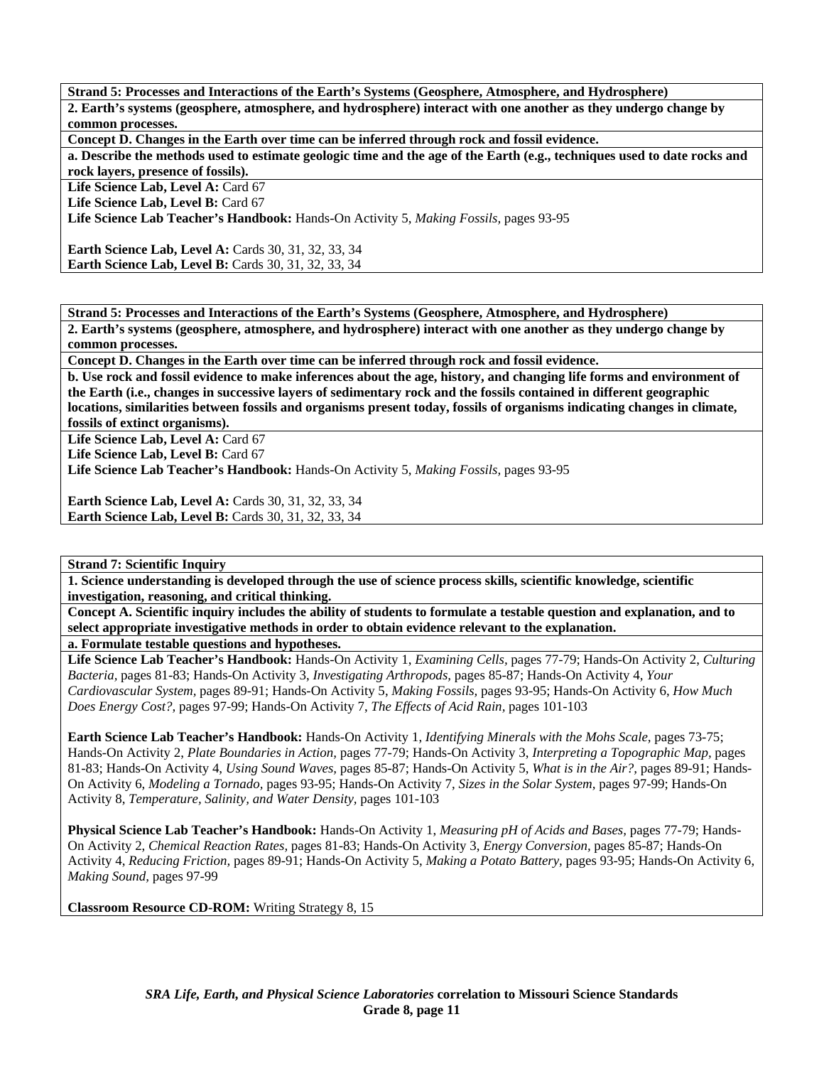**Strand 5: Processes and Interactions of the Earth's Systems (Geosphere, Atmosphere, and Hydrosphere)**

**2. Earth's systems (geosphere, atmosphere, and hydrosphere) interact with one another as they undergo change by common processes.**

**Concept D. Changes in the Earth over time can be inferred through rock and fossil evidence.**

**a. Describe the methods used to estimate geologic time and the age of the Earth (e.g., techniques used to date rocks and rock layers, presence of fossils).**

**Life Science Lab, Level A:** Card 67
**Life Science Lab, Level B:** Card 67
**Life Science Lab Teacher's Handbook:** Hands-On Activity 5, *Making Fossils,* pages 93-95

**Earth Science Lab, Level A:** Cards 30, 31, 32, 33, 34
**Earth Science Lab, Level B:** Cards 30, 31, 32, 33, 34

---

**Strand 5: Processes and Interactions of the Earth's Systems (Geosphere, Atmosphere, and Hydrosphere)**

**2. Earth's systems (geosphere, atmosphere, and hydrosphere) interact with one another as they undergo change by common processes.**

**Concept D. Changes in the Earth over time can be inferred through rock and fossil evidence.**

**b. Use rock and fossil evidence to make inferences about the age, history, and changing life forms and environment of the Earth (i.e., changes in successive layers of sedimentary rock and the fossils contained in different geographic locations, similarities between fossils and organisms present today, fossils of organisms indicating changes in climate, fossils of extinct organisms).**

**Life Science Lab, Level A:** Card 67
**Life Science Lab, Level B:** Card 67
**Life Science Lab Teacher's Handbook:** Hands-On Activity 5, *Making Fossils,* pages 93-95

**Earth Science Lab, Level A:** Cards 30, 31, 32, 33, 34
**Earth Science Lab, Level B:** Cards 30, 31, 32, 33, 34

---

**Strand 7: Scientific Inquiry**

**1. Science understanding is developed through the use of science process skills, scientific knowledge, scientific investigation, reasoning, and critical thinking.**

**Concept A. Scientific inquiry includes the ability of students to formulate a testable question and explanation, and to select appropriate investigative methods in order to obtain evidence relevant to the explanation.**

**a. Formulate testable questions and hypotheses.**

**Life Science Lab Teacher's Handbook:** Hands-On Activity 1, *Examining Cells,* pages 77-79; Hands-On Activity 2, *Culturing Bacteria,* pages 81-83; Hands-On Activity 3, *Investigating Arthropods,* pages 85-87; Hands-On Activity 4, *Your Cardiovascular System,* pages 89-91; Hands-On Activity 5, *Making Fossils,* pages 93-95; Hands-On Activity 6, *How Much Does Energy Cost?,* pages 97-99; Hands-On Activity 7, *The Effects of Acid Rain,* pages 101-103

**Earth Science Lab Teacher's Handbook:** Hands-On Activity 1, *Identifying Minerals with the Mohs Scale,* pages 73-75; Hands-On Activity 2, *Plate Boundaries in Action,* pages 77-79; Hands-On Activity 3, *Interpreting a Topographic Map,* pages 81-83; Hands-On Activity 4, *Using Sound Waves,* pages 85-87; Hands-On Activity 5, *What is in the Air?,* pages 89-91; Hands-On Activity 6, *Modeling a Tornado,* pages 93-95; Hands-On Activity 7, *Sizes in the Solar System,* pages 97-99; Hands-On Activity 8, *Temperature, Salinity, and Water Density,* pages 101-103

**Physical Science Lab Teacher's Handbook:** Hands-On Activity 1, *Measuring pH of Acids and Bases,* pages 77-79; Hands-On Activity 2, *Chemical Reaction Rates,* pages 81-83; Hands-On Activity 3, *Energy Conversion,* pages 85-87; Hands-On Activity 4, *Reducing Friction,* pages 89-91; Hands-On Activity 5, *Making a Potato Battery,* pages 93-95; Hands-On Activity 6, *Making Sound,* pages 97-99

**Classroom Resource CD-ROM:** Writing Strategy 8, 15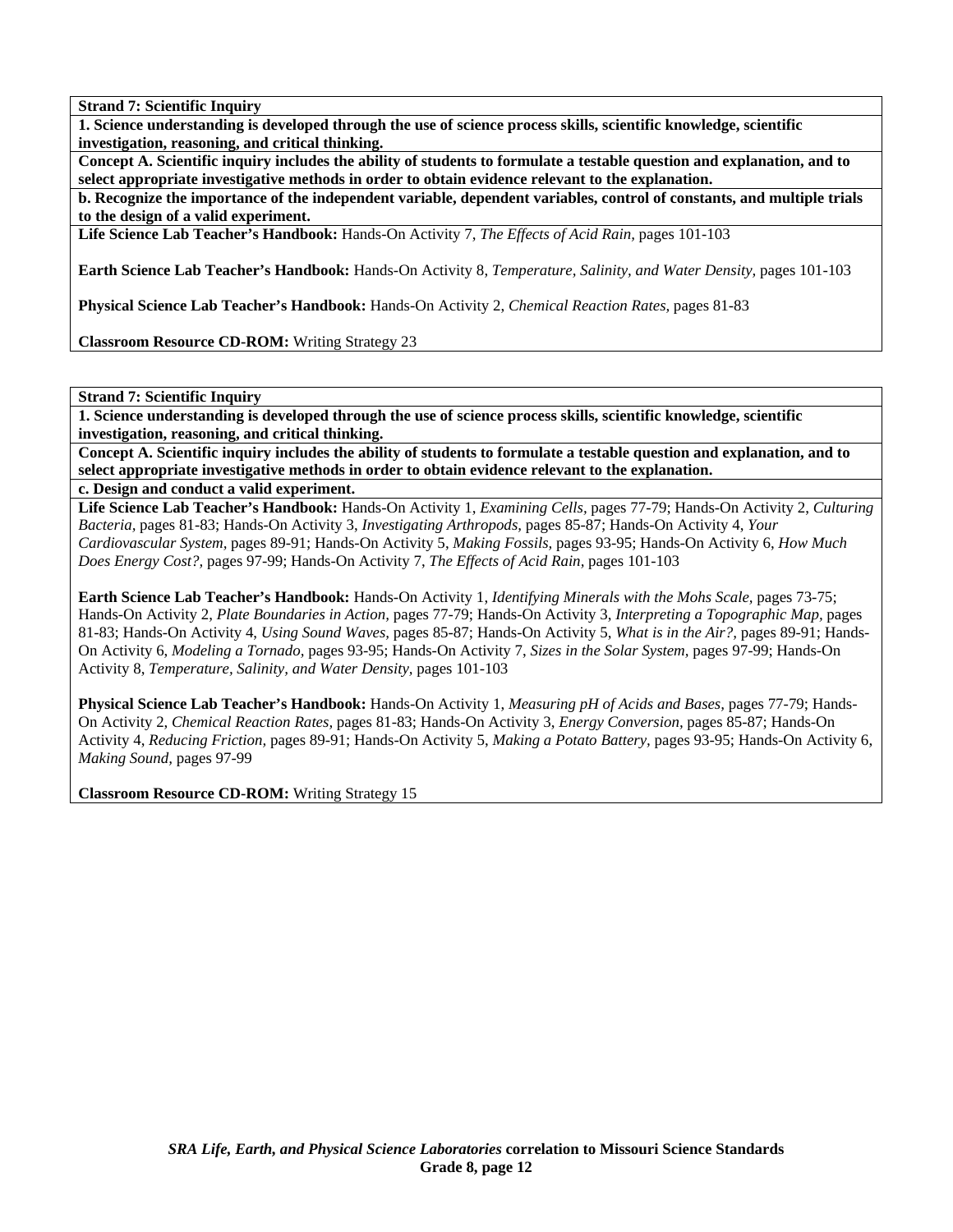**Strand 7: Scientific Inquiry**

**1. Science understanding is developed through the use of science process skills, scientific knowledge, scientific investigation, reasoning, and critical thinking.**

**Concept A. Scientific inquiry includes the ability of students to formulate a testable question and explanation, and to select appropriate investigative methods in order to obtain evidence relevant to the explanation.**

**b. Recognize the importance of the independent variable, dependent variables, control of constants, and multiple trials to the design of a valid experiment.**

**Life Science Lab Teacher's Handbook:** Hands-On Activity 7, *The Effects of Acid Rain,* pages 101-103

**Earth Science Lab Teacher's Handbook:** Hands-On Activity 8, *Temperature, Salinity, and Water Density,* pages 101-103

**Physical Science Lab Teacher's Handbook:** Hands-On Activity 2, *Chemical Reaction Rates,* pages 81-83

**Classroom Resource CD-ROM:** Writing Strategy 23

---

**Strand 7: Scientific Inquiry**

**1. Science understanding is developed through the use of science process skills, scientific knowledge, scientific investigation, reasoning, and critical thinking.**

**Concept A. Scientific inquiry includes the ability of students to formulate a testable question and explanation, and to select appropriate investigative methods in order to obtain evidence relevant to the explanation.**

**c. Design and conduct a valid experiment.**

**Life Science Lab Teacher's Handbook:** Hands-On Activity 1, *Examining Cells,* pages 77-79; Hands-On Activity 2, *Culturing Bacteria,* pages 81-83; Hands-On Activity 3, *Investigating Arthropods,* pages 85-87; Hands-On Activity 4, *Your Cardiovascular System,* pages 89-91; Hands-On Activity 5, *Making Fossils,* pages 93-95; Hands-On Activity 6, *How Much Does Energy Cost?,* pages 97-99; Hands-On Activity 7, *The Effects of Acid Rain,* pages 101-103

**Earth Science Lab Teacher's Handbook:** Hands-On Activity 1, *Identifying Minerals with the Mohs Scale,* pages 73-75; Hands-On Activity 2, *Plate Boundaries in Action,* pages 77-79; Hands-On Activity 3, *Interpreting a Topographic Map,* pages 81-83; Hands-On Activity 4, *Using Sound Waves,* pages 85-87; Hands-On Activity 5, *What is in the Air?,* pages 89-91; Hands-On Activity 6, *Modeling a Tornado,* pages 93-95; Hands-On Activity 7, *Sizes in the Solar System,* pages 97-99; Hands-On Activity 8, *Temperature, Salinity, and Water Density,* pages 101-103

**Physical Science Lab Teacher's Handbook:** Hands-On Activity 1, *Measuring pH of Acids and Bases,* pages 77-79; Hands-On Activity 2, *Chemical Reaction Rates,* pages 81-83; Hands-On Activity 3, *Energy Conversion,* pages 85-87; Hands-On Activity 4, *Reducing Friction,* pages 89-91; Hands-On Activity 5, *Making a Potato Battery,* pages 93-95; Hands-On Activity 6, *Making Sound,* pages 97-99

**Classroom Resource CD-ROM:** Writing Strategy 15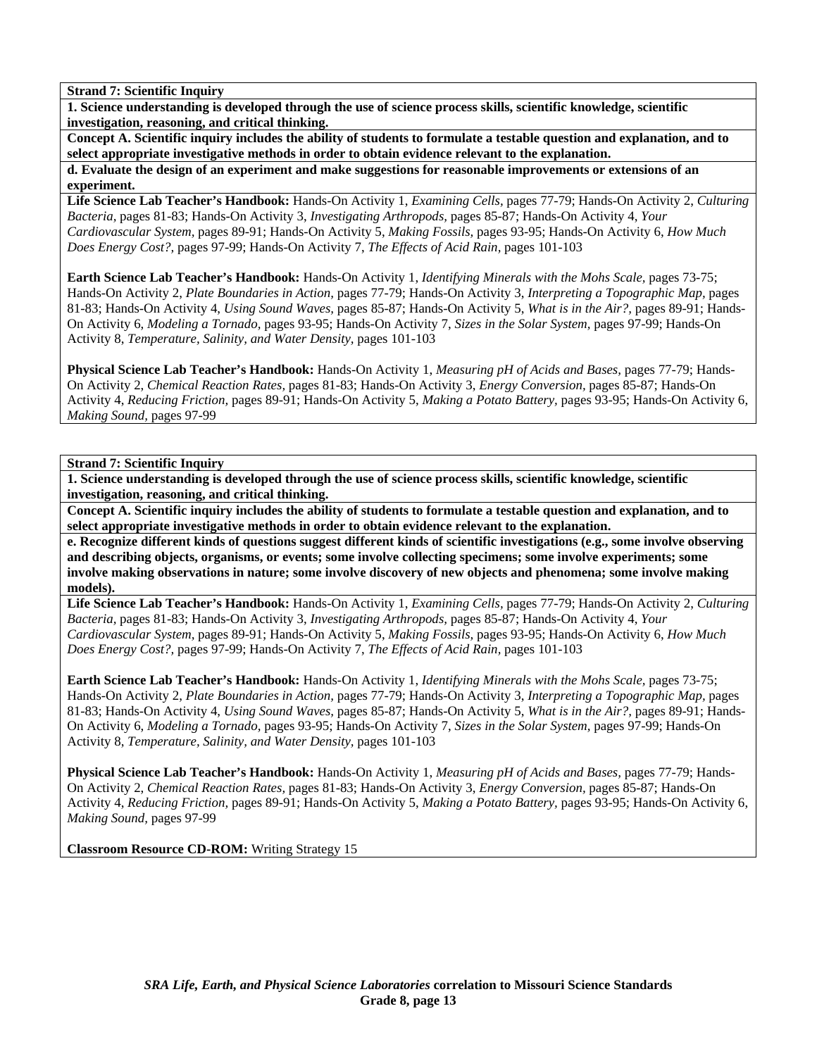**Strand 7: Scientific Inquiry**

**1. Science understanding is developed through the use of science process skills, scientific knowledge, scientific investigation, reasoning, and critical thinking.**

**Concept A. Scientific inquiry includes the ability of students to formulate a testable question and explanation, and to select appropriate investigative methods in order to obtain evidence relevant to the explanation.**

**d. Evaluate the design of an experiment and make suggestions for reasonable improvements or extensions of an experiment.**

**Life Science Lab Teacher's Handbook:** Hands-On Activity 1, *Examining Cells,* pages 77-79; Hands-On Activity 2, *Culturing Bacteria,* pages 81-83; Hands-On Activity 3, *Investigating Arthropods,* pages 85-87; Hands-On Activity 4, *Your Cardiovascular System,* pages 89-91; Hands-On Activity 5, *Making Fossils,* pages 93-95; Hands-On Activity 6, *How Much Does Energy Cost?,* pages 97-99; Hands-On Activity 7, *The Effects of Acid Rain,* pages 101-103

**Earth Science Lab Teacher's Handbook:** Hands-On Activity 1, *Identifying Minerals with the Mohs Scale,* pages 73-75; Hands-On Activity 2, *Plate Boundaries in Action,* pages 77-79; Hands-On Activity 3, *Interpreting a Topographic Map,* pages 81-83; Hands-On Activity 4, *Using Sound Waves,* pages 85-87; Hands-On Activity 5, *What is in the Air?,* pages 89-91; Hands-On Activity 6, *Modeling a Tornado,* pages 93-95; Hands-On Activity 7, *Sizes in the Solar System,* pages 97-99; Hands-On Activity 8, *Temperature, Salinity, and Water Density,* pages 101-103

**Physical Science Lab Teacher's Handbook:** Hands-On Activity 1, *Measuring pH of Acids and Bases,* pages 77-79; Hands-On Activity 2, *Chemical Reaction Rates,* pages 81-83; Hands-On Activity 3, *Energy Conversion,* pages 85-87; Hands-On Activity 4, *Reducing Friction,* pages 89-91; Hands-On Activity 5, *Making a Potato Battery,* pages 93-95; Hands-On Activity 6, *Making Sound,* pages 97-99

**Strand 7: Scientific Inquiry**

**1. Science understanding is developed through the use of science process skills, scientific knowledge, scientific investigation, reasoning, and critical thinking.**

**Concept A. Scientific inquiry includes the ability of students to formulate a testable question and explanation, and to select appropriate investigative methods in order to obtain evidence relevant to the explanation.**

**e. Recognize different kinds of questions suggest different kinds of scientific investigations (e.g., some involve observing and describing objects, organisms, or events; some involve collecting specimens; some involve experiments; some involve making observations in nature; some involve discovery of new objects and phenomena; some involve making models).**

**Life Science Lab Teacher's Handbook:** Hands-On Activity 1, *Examining Cells,* pages 77-79; Hands-On Activity 2, *Culturing Bacteria,* pages 81-83; Hands-On Activity 3, *Investigating Arthropods,* pages 85-87; Hands-On Activity 4, *Your Cardiovascular System,* pages 89-91; Hands-On Activity 5, *Making Fossils,* pages 93-95; Hands-On Activity 6, *How Much Does Energy Cost?,* pages 97-99; Hands-On Activity 7, *The Effects of Acid Rain,* pages 101-103

**Earth Science Lab Teacher's Handbook:** Hands-On Activity 1, *Identifying Minerals with the Mohs Scale,* pages 73-75; Hands-On Activity 2, *Plate Boundaries in Action,* pages 77-79; Hands-On Activity 3, *Interpreting a Topographic Map,* pages 81-83; Hands-On Activity 4, *Using Sound Waves,* pages 85-87; Hands-On Activity 5, *What is in the Air?,* pages 89-91; Hands-On Activity 6, *Modeling a Tornado,* pages 93-95; Hands-On Activity 7, *Sizes in the Solar System,* pages 97-99; Hands-On Activity 8, *Temperature, Salinity, and Water Density,* pages 101-103

**Physical Science Lab Teacher's Handbook:** Hands-On Activity 1, *Measuring pH of Acids and Bases,* pages 77-79; Hands-On Activity 2, *Chemical Reaction Rates,* pages 81-83; Hands-On Activity 3, *Energy Conversion,* pages 85-87; Hands-On Activity 4, *Reducing Friction,* pages 89-91; Hands-On Activity 5, *Making a Potato Battery,* pages 93-95; Hands-On Activity 6, *Making Sound,* pages 97-99

**Classroom Resource CD-ROM:** Writing Strategy 15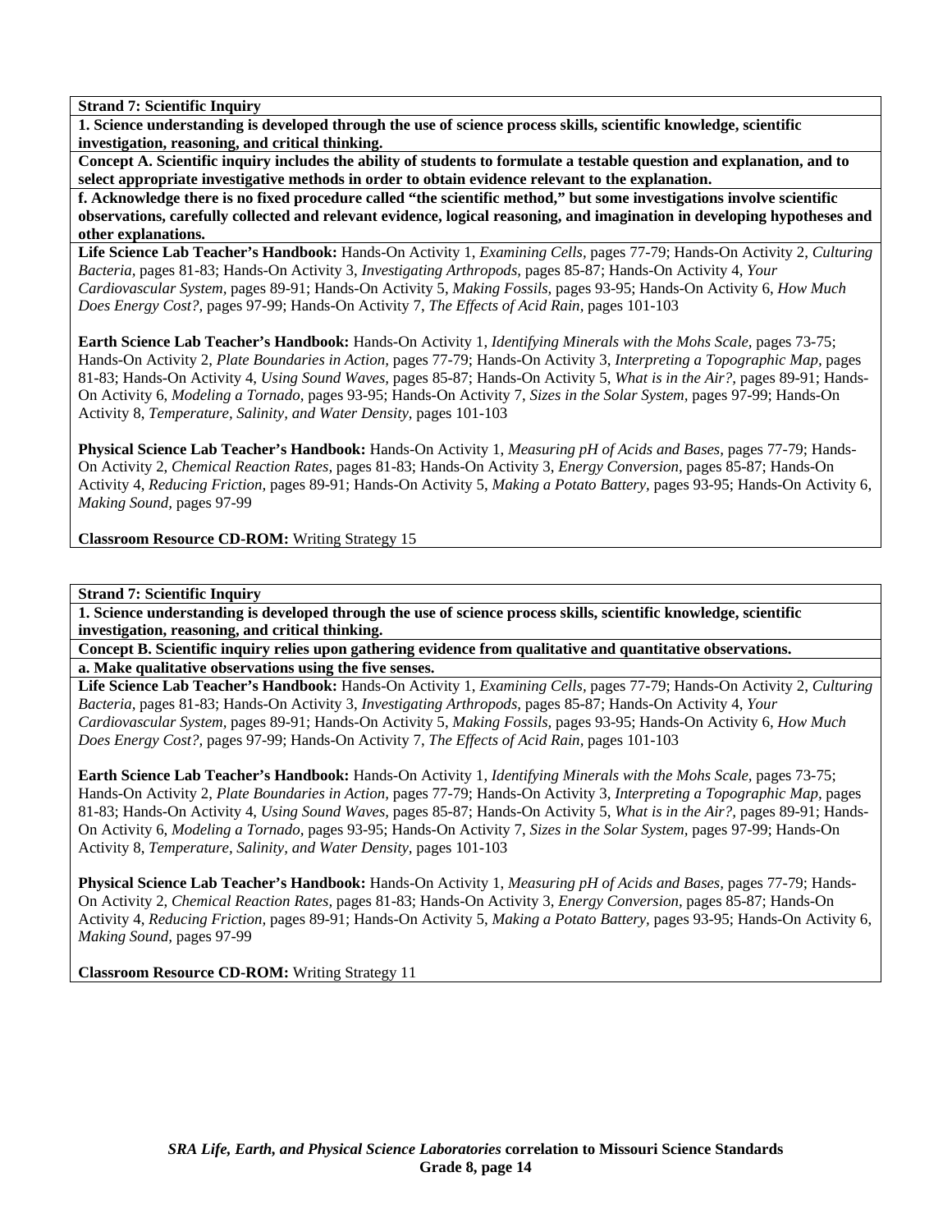**Strand 7: Scientific Inquiry**

**1. Science understanding is developed through the use of science process skills, scientific knowledge, scientific investigation, reasoning, and critical thinking.**

**Concept A. Scientific inquiry includes the ability of students to formulate a testable question and explanation, and to select appropriate investigative methods in order to obtain evidence relevant to the explanation.**

**f. Acknowledge there is no fixed procedure called "the scientific method," but some investigations involve scientific observations, carefully collected and relevant evidence, logical reasoning, and imagination in developing hypotheses and other explanations.**

**Life Science Lab Teacher's Handbook:** Hands-On Activity 1, *Examining Cells,* pages 77-79; Hands-On Activity 2, *Culturing Bacteria,* pages 81-83; Hands-On Activity 3, *Investigating Arthropods,* pages 85-87; Hands-On Activity 4, *Your Cardiovascular System,* pages 89-91; Hands-On Activity 5, *Making Fossils,* pages 93-95; Hands-On Activity 6, *How Much Does Energy Cost?,* pages 97-99; Hands-On Activity 7, *The Effects of Acid Rain,* pages 101-103

**Earth Science Lab Teacher's Handbook:** Hands-On Activity 1, *Identifying Minerals with the Mohs Scale,* pages 73-75; Hands-On Activity 2, *Plate Boundaries in Action,* pages 77-79; Hands-On Activity 3, *Interpreting a Topographic Map,* pages 81-83; Hands-On Activity 4, *Using Sound Waves,* pages 85-87; Hands-On Activity 5, *What is in the Air?,* pages 89-91; Hands-On Activity 6, *Modeling a Tornado,* pages 93-95; Hands-On Activity 7, *Sizes in the Solar System,* pages 97-99; Hands-On Activity 8, *Temperature, Salinity, and Water Density,* pages 101-103

**Physical Science Lab Teacher's Handbook:** Hands-On Activity 1, *Measuring pH of Acids and Bases,* pages 77-79; Hands-On Activity 2, *Chemical Reaction Rates,* pages 81-83; Hands-On Activity 3, *Energy Conversion,* pages 85-87; Hands-On Activity 4, *Reducing Friction,* pages 89-91; Hands-On Activity 5, *Making a Potato Battery,* pages 93-95; Hands-On Activity 6, *Making Sound,* pages 97-99

**Classroom Resource CD-ROM:** Writing Strategy 15

**Strand 7: Scientific Inquiry**

**1. Science understanding is developed through the use of science process skills, scientific knowledge, scientific investigation, reasoning, and critical thinking.**

**Concept B. Scientific inquiry relies upon gathering evidence from qualitative and quantitative observations.**

**a. Make qualitative observations using the five senses.**

**Life Science Lab Teacher's Handbook:** Hands-On Activity 1, *Examining Cells,* pages 77-79; Hands-On Activity 2, *Culturing Bacteria,* pages 81-83; Hands-On Activity 3, *Investigating Arthropods,* pages 85-87; Hands-On Activity 4, *Your Cardiovascular System,* pages 89-91; Hands-On Activity 5, *Making Fossils,* pages 93-95; Hands-On Activity 6, *How Much Does Energy Cost?,* pages 97-99; Hands-On Activity 7, *The Effects of Acid Rain,* pages 101-103

**Earth Science Lab Teacher's Handbook:** Hands-On Activity 1, *Identifying Minerals with the Mohs Scale,* pages 73-75; Hands-On Activity 2, *Plate Boundaries in Action,* pages 77-79; Hands-On Activity 3, *Interpreting a Topographic Map,* pages 81-83; Hands-On Activity 4, *Using Sound Waves,* pages 85-87; Hands-On Activity 5, *What is in the Air?,* pages 89-91; Hands-On Activity 6, *Modeling a Tornado,* pages 93-95; Hands-On Activity 7, *Sizes in the Solar System,* pages 97-99; Hands-On Activity 8, *Temperature, Salinity, and Water Density,* pages 101-103

**Physical Science Lab Teacher's Handbook:** Hands-On Activity 1, *Measuring pH of Acids and Bases,* pages 77-79; Hands-On Activity 2, *Chemical Reaction Rates,* pages 81-83; Hands-On Activity 3, *Energy Conversion,* pages 85-87; Hands-On Activity 4, *Reducing Friction,* pages 89-91; Hands-On Activity 5, *Making a Potato Battery,* pages 93-95; Hands-On Activity 6, *Making Sound,* pages 97-99

**Classroom Resource CD-ROM:** Writing Strategy 11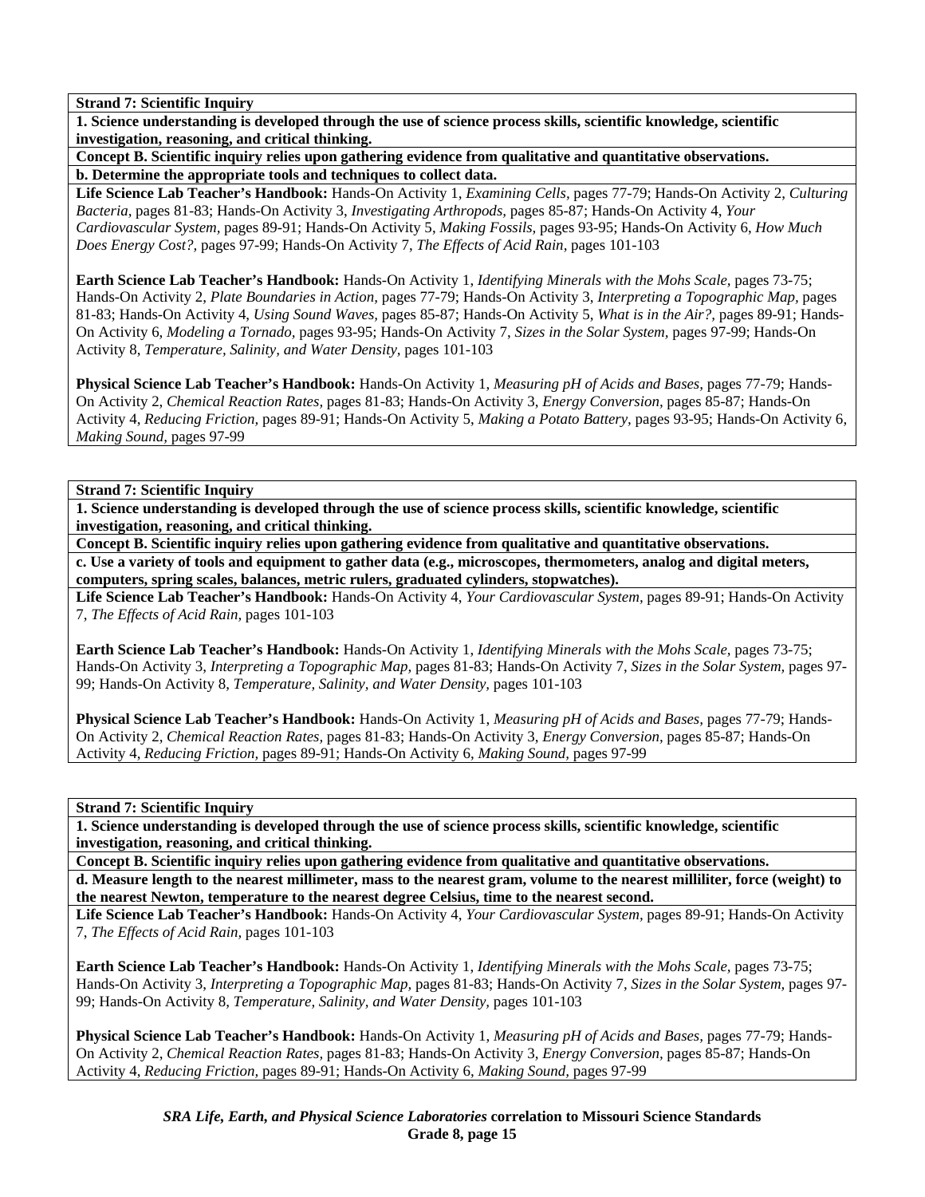**Strand 7: Scientific Inquiry**

**1. Science understanding is developed through the use of science process skills, scientific knowledge, scientific investigation, reasoning, and critical thinking.**

**Concept B. Scientific inquiry relies upon gathering evidence from qualitative and quantitative observations.**

**b. Determine the appropriate tools and techniques to collect data.**

**Life Science Lab Teacher's Handbook:** Hands-On Activity 1, *Examining Cells,* pages 77-79; Hands-On Activity 2, *Culturing Bacteria,* pages 81-83; Hands-On Activity 3, *Investigating Arthropods,* pages 85-87; Hands-On Activity 4, *Your Cardiovascular System,* pages 89-91; Hands-On Activity 5, *Making Fossils,* pages 93-95; Hands-On Activity 6, *How Much Does Energy Cost?,* pages 97-99; Hands-On Activity 7, *The Effects of Acid Rain,* pages 101-103

**Earth Science Lab Teacher's Handbook:** Hands-On Activity 1, *Identifying Minerals with the Mohs Scale,* pages 73-75; Hands-On Activity 2, *Plate Boundaries in Action,* pages 77-79; Hands-On Activity 3, *Interpreting a Topographic Map,* pages 81-83; Hands-On Activity 4, *Using Sound Waves,* pages 85-87; Hands-On Activity 5, *What is in the Air?,* pages 89-91; Hands-On Activity 6, *Modeling a Tornado,* pages 93-95; Hands-On Activity 7, *Sizes in the Solar System,* pages 97-99; Hands-On Activity 8, *Temperature, Salinity, and Water Density,* pages 101-103

**Physical Science Lab Teacher's Handbook:** Hands-On Activity 1, *Measuring pH of Acids and Bases,* pages 77-79; Hands-On Activity 2, *Chemical Reaction Rates,* pages 81-83; Hands-On Activity 3, *Energy Conversion,* pages 85-87; Hands-On Activity 4, *Reducing Friction,* pages 89-91; Hands-On Activity 5, *Making a Potato Battery,* pages 93-95; Hands-On Activity 6, *Making Sound,* pages 97-99

**Strand 7: Scientific Inquiry**

**1. Science understanding is developed through the use of science process skills, scientific knowledge, scientific investigation, reasoning, and critical thinking.**

**Concept B. Scientific inquiry relies upon gathering evidence from qualitative and quantitative observations.**

**c. Use a variety of tools and equipment to gather data (e.g., microscopes, thermometers, analog and digital meters, computers, spring scales, balances, metric rulers, graduated cylinders, stopwatches).**

**Life Science Lab Teacher's Handbook:** Hands-On Activity 4, *Your Cardiovascular System,* pages 89-91; Hands-On Activity 7, *The Effects of Acid Rain,* pages 101-103

**Earth Science Lab Teacher's Handbook:** Hands-On Activity 1, *Identifying Minerals with the Mohs Scale,* pages 73-75; Hands-On Activity 3, *Interpreting a Topographic Map,* pages 81-83; Hands-On Activity 7, *Sizes in the Solar System,* pages 97-99; Hands-On Activity 8, *Temperature, Salinity, and Water Density,* pages 101-103

**Physical Science Lab Teacher's Handbook:** Hands-On Activity 1, *Measuring pH of Acids and Bases,* pages 77-79; Hands-On Activity 2, *Chemical Reaction Rates,* pages 81-83; Hands-On Activity 3, *Energy Conversion,* pages 85-87; Hands-On Activity 4, *Reducing Friction,* pages 89-91; Hands-On Activity 6, *Making Sound,* pages 97-99

**Strand 7: Scientific Inquiry**

**1. Science understanding is developed through the use of science process skills, scientific knowledge, scientific investigation, reasoning, and critical thinking.**

**Concept B. Scientific inquiry relies upon gathering evidence from qualitative and quantitative observations.**

**d. Measure length to the nearest millimeter, mass to the nearest gram, volume to the nearest milliliter, force (weight) to the nearest Newton, temperature to the nearest degree Celsius, time to the nearest second.**

**Life Science Lab Teacher's Handbook:** Hands-On Activity 4, *Your Cardiovascular System,* pages 89-91; Hands-On Activity 7, *The Effects of Acid Rain,* pages 101-103

**Earth Science Lab Teacher's Handbook:** Hands-On Activity 1, *Identifying Minerals with the Mohs Scale,* pages 73-75; Hands-On Activity 3, *Interpreting a Topographic Map,* pages 81-83; Hands-On Activity 7, *Sizes in the Solar System,* pages 97-99; Hands-On Activity 8, *Temperature, Salinity, and Water Density,* pages 101-103

**Physical Science Lab Teacher's Handbook:** Hands-On Activity 1, *Measuring pH of Acids and Bases,* pages 77-79; Hands-On Activity 2, *Chemical Reaction Rates,* pages 81-83; Hands-On Activity 3, *Energy Conversion,* pages 85-87; Hands-On Activity 4, *Reducing Friction,* pages 89-91; Hands-On Activity 6, *Making Sound,* pages 97-99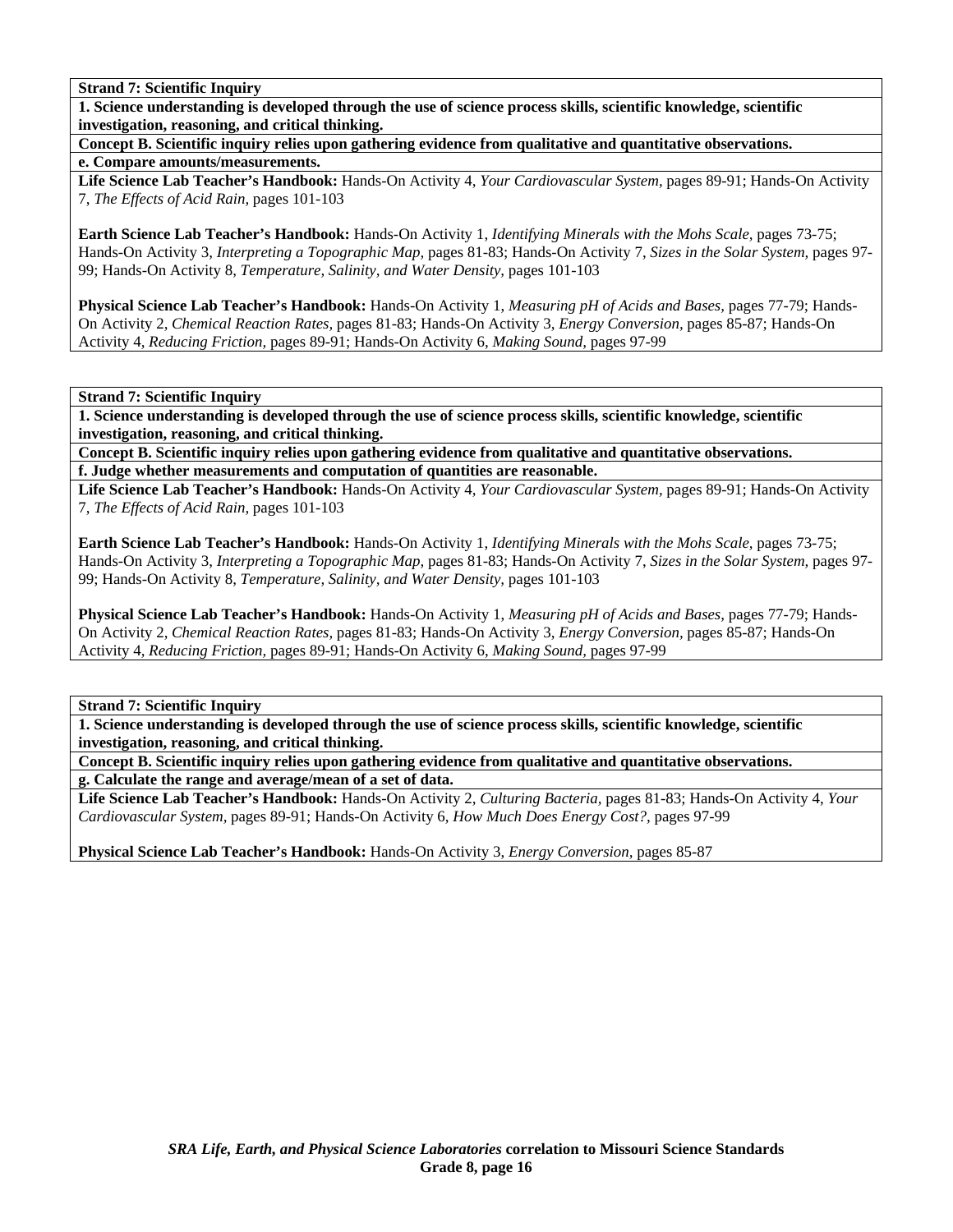**Strand 7: Scientific Inquiry**

**1. Science understanding is developed through the use of science process skills, scientific knowledge, scientific investigation, reasoning, and critical thinking.**

**Concept B. Scientific inquiry relies upon gathering evidence from qualitative and quantitative observations.**

**e. Compare amounts/measurements.**

**Life Science Lab Teacher's Handbook:** Hands-On Activity 4, *Your Cardiovascular System,* pages 89-91; Hands-On Activity 7, *The Effects of Acid Rain,* pages 101-103

**Earth Science Lab Teacher's Handbook:** Hands-On Activity 1, *Identifying Minerals with the Mohs Scale,* pages 73-75; Hands-On Activity 3, *Interpreting a Topographic Map,* pages 81-83; Hands-On Activity 7, *Sizes in the Solar System,* pages 97-99; Hands-On Activity 8, *Temperature, Salinity, and Water Density,* pages 101-103

**Physical Science Lab Teacher's Handbook:** Hands-On Activity 1, *Measuring pH of Acids and Bases,* pages 77-79; Hands-On Activity 2, *Chemical Reaction Rates,* pages 81-83; Hands-On Activity 3, *Energy Conversion,* pages 85-87; Hands-On Activity 4, *Reducing Friction,* pages 89-91; Hands-On Activity 6, *Making Sound,* pages 97-99

**Strand 7: Scientific Inquiry**

**1. Science understanding is developed through the use of science process skills, scientific knowledge, scientific investigation, reasoning, and critical thinking.**

**Concept B. Scientific inquiry relies upon gathering evidence from qualitative and quantitative observations.**

**f. Judge whether measurements and computation of quantities are reasonable.**

**Life Science Lab Teacher's Handbook:** Hands-On Activity 4, *Your Cardiovascular System,* pages 89-91; Hands-On Activity 7, *The Effects of Acid Rain,* pages 101-103

**Earth Science Lab Teacher's Handbook:** Hands-On Activity 1, *Identifying Minerals with the Mohs Scale,* pages 73-75; Hands-On Activity 3, *Interpreting a Topographic Map,* pages 81-83; Hands-On Activity 7, *Sizes in the Solar System,* pages 97-99; Hands-On Activity 8, *Temperature, Salinity, and Water Density,* pages 101-103

**Physical Science Lab Teacher's Handbook:** Hands-On Activity 1, *Measuring pH of Acids and Bases,* pages 77-79; Hands-On Activity 2, *Chemical Reaction Rates,* pages 81-83; Hands-On Activity 3, *Energy Conversion,* pages 85-87; Hands-On Activity 4, *Reducing Friction,* pages 89-91; Hands-On Activity 6, *Making Sound,* pages 97-99

**Strand 7: Scientific Inquiry**

**1. Science understanding is developed through the use of science process skills, scientific knowledge, scientific investigation, reasoning, and critical thinking.**

**Concept B. Scientific inquiry relies upon gathering evidence from qualitative and quantitative observations.**

**g. Calculate the range and average/mean of a set of data.**

**Life Science Lab Teacher's Handbook:** Hands-On Activity 2, *Culturing Bacteria,* pages 81-83; Hands-On Activity 4, *Your Cardiovascular System,* pages 89-91; Hands-On Activity 6, *How Much Does Energy Cost?,* pages 97-99

**Physical Science Lab Teacher's Handbook:** Hands-On Activity 3, *Energy Conversion,* pages 85-87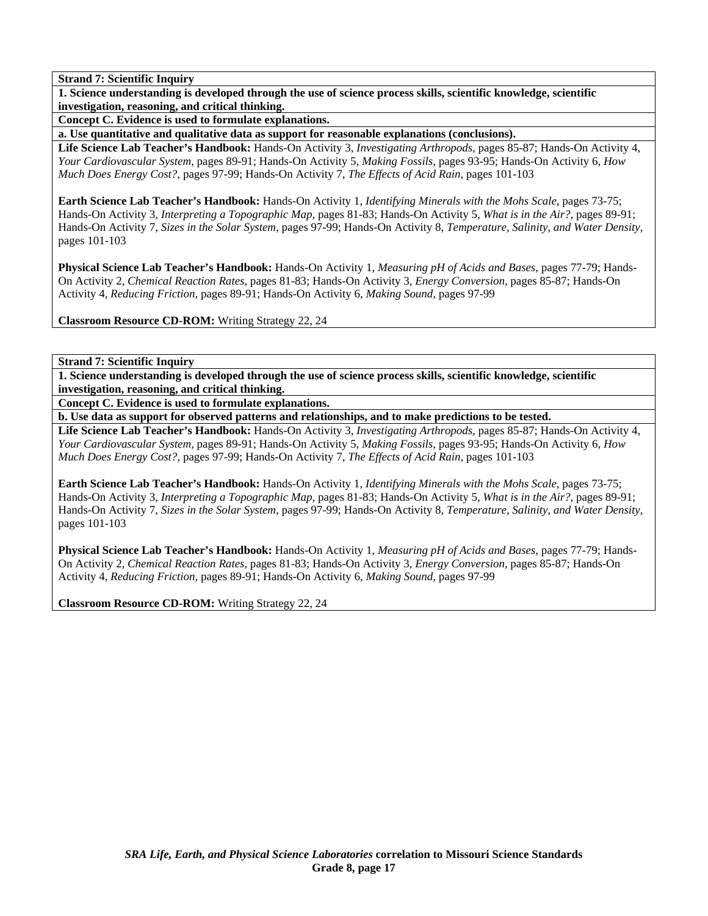**Strand 7: Scientific Inquiry**

**1. Science understanding is developed through the use of science process skills, scientific knowledge, scientific investigation, reasoning, and critical thinking.**

**Concept C. Evidence is used to formulate explanations.**

**a. Use quantitative and qualitative data as support for reasonable explanations (conclusions).**

**Life Science Lab Teacher's Handbook:** Hands-On Activity 3, *Investigating Arthropods,* pages 85-87; Hands-On Activity 4, *Your Cardiovascular System,* pages 89-91; Hands-On Activity 5, *Making Fossils,* pages 93-95; Hands-On Activity 6, *How Much Does Energy Cost?,* pages 97-99; Hands-On Activity 7, *The Effects of Acid Rain,* pages 101-103

**Earth Science Lab Teacher's Handbook:** Hands-On Activity 1, *Identifying Minerals with the Mohs Scale,* pages 73-75; Hands-On Activity 3, *Interpreting a Topographic Map,* pages 81-83; Hands-On Activity 5, *What is in the Air?,* pages 89-91; Hands-On Activity 7, *Sizes in the Solar System,* pages 97-99; Hands-On Activity 8, *Temperature, Salinity, and Water Density,* pages 101-103

**Physical Science Lab Teacher's Handbook:** Hands-On Activity 1, *Measuring pH of Acids and Bases,* pages 77-79; Hands-On Activity 2, *Chemical Reaction Rates,* pages 81-83; Hands-On Activity 3, *Energy Conversion,* pages 85-87; Hands-On Activity 4, *Reducing Friction,* pages 89-91; Hands-On Activity 6, *Making Sound,* pages 97-99

**Classroom Resource CD-ROM:** Writing Strategy 22, 24

**Strand 7: Scientific Inquiry**

**1. Science understanding is developed through the use of science process skills, scientific knowledge, scientific investigation, reasoning, and critical thinking.**

**Concept C. Evidence is used to formulate explanations.**

**b. Use data as support for observed patterns and relationships, and to make predictions to be tested.**

**Life Science Lab Teacher's Handbook:** Hands-On Activity 3, *Investigating Arthropods,* pages 85-87; Hands-On Activity 4, *Your Cardiovascular System,* pages 89-91; Hands-On Activity 5, *Making Fossils,* pages 93-95; Hands-On Activity 6, *How Much Does Energy Cost?,* pages 97-99; Hands-On Activity 7, *The Effects of Acid Rain,* pages 101-103

**Earth Science Lab Teacher's Handbook:** Hands-On Activity 1, *Identifying Minerals with the Mohs Scale,* pages 73-75; Hands-On Activity 3, *Interpreting a Topographic Map,* pages 81-83; Hands-On Activity 5, *What is in the Air?,* pages 89-91; Hands-On Activity 7, *Sizes in the Solar System,* pages 97-99; Hands-On Activity 8, *Temperature, Salinity, and Water Density,* pages 101-103

**Physical Science Lab Teacher's Handbook:** Hands-On Activity 1, *Measuring pH of Acids and Bases,* pages 77-79; Hands-On Activity 2, *Chemical Reaction Rates,* pages 81-83; Hands-On Activity 3, *Energy Conversion,* pages 85-87; Hands-On Activity 4, *Reducing Friction,* pages 89-91; Hands-On Activity 6, *Making Sound,* pages 97-99

**Classroom Resource CD-ROM:** Writing Strategy 22, 24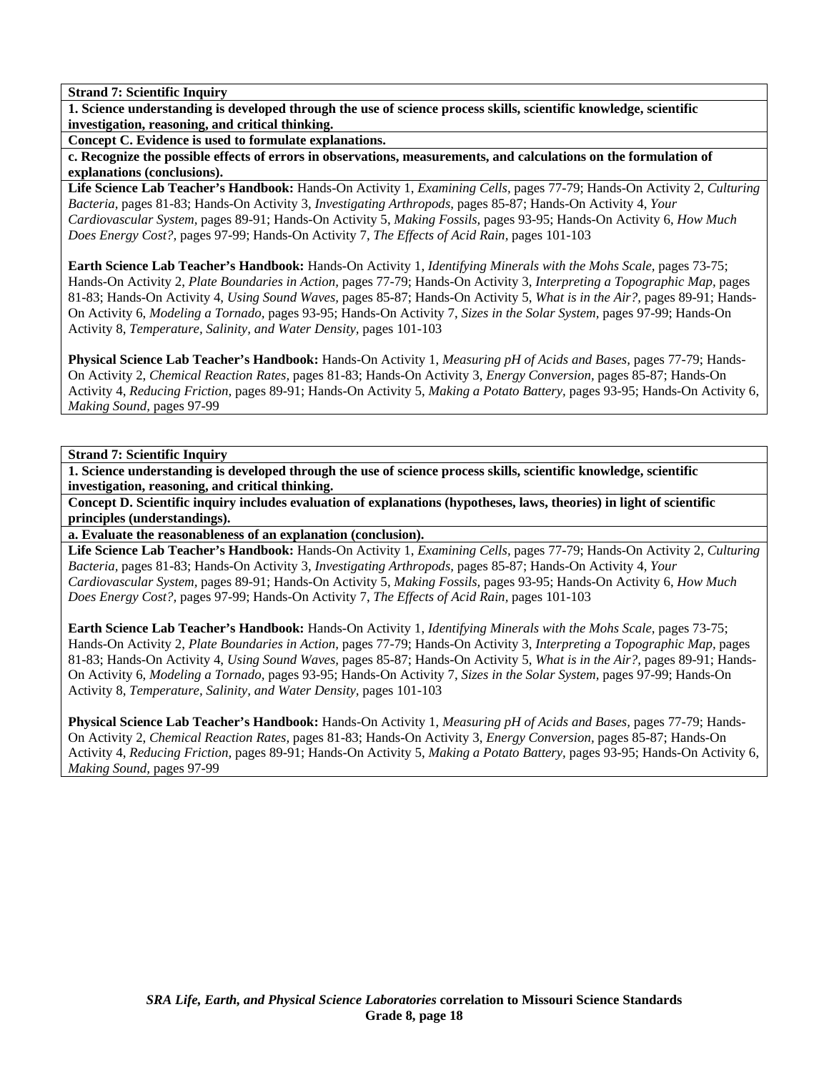**Strand 7: Scientific Inquiry**

**1. Science understanding is developed through the use of science process skills, scientific knowledge, scientific investigation, reasoning, and critical thinking.**

**Concept C. Evidence is used to formulate explanations.**

**c. Recognize the possible effects of errors in observations, measurements, and calculations on the formulation of explanations (conclusions).**

**Life Science Lab Teacher's Handbook:** Hands-On Activity 1, *Examining Cells,* pages 77-79; Hands-On Activity 2, *Culturing Bacteria,* pages 81-83; Hands-On Activity 3, *Investigating Arthropods,* pages 85-87; Hands-On Activity 4, *Your Cardiovascular System,* pages 89-91; Hands-On Activity 5, *Making Fossils,* pages 93-95; Hands-On Activity 6, *How Much Does Energy Cost?,* pages 97-99; Hands-On Activity 7, *The Effects of Acid Rain,* pages 101-103

**Earth Science Lab Teacher's Handbook:** Hands-On Activity 1, *Identifying Minerals with the Mohs Scale,* pages 73-75; Hands-On Activity 2, *Plate Boundaries in Action,* pages 77-79; Hands-On Activity 3, *Interpreting a Topographic Map,* pages 81-83; Hands-On Activity 4, *Using Sound Waves,* pages 85-87; Hands-On Activity 5, *What is in the Air?,* pages 89-91; Hands-On Activity 6, *Modeling a Tornado,* pages 93-95; Hands-On Activity 7, *Sizes in the Solar System,* pages 97-99; Hands-On Activity 8, *Temperature, Salinity, and Water Density,* pages 101-103

**Physical Science Lab Teacher's Handbook:** Hands-On Activity 1, *Measuring pH of Acids and Bases,* pages 77-79; Hands-On Activity 2, *Chemical Reaction Rates,* pages 81-83; Hands-On Activity 3, *Energy Conversion,* pages 85-87; Hands-On Activity 4, *Reducing Friction,* pages 89-91; Hands-On Activity 5, *Making a Potato Battery,* pages 93-95; Hands-On Activity 6, *Making Sound,* pages 97-99

**Strand 7: Scientific Inquiry**

**1. Science understanding is developed through the use of science process skills, scientific knowledge, scientific investigation, reasoning, and critical thinking.**

**Concept D. Scientific inquiry includes evaluation of explanations (hypotheses, laws, theories) in light of scientific principles (understandings).**

**a. Evaluate the reasonableness of an explanation (conclusion).**

**Life Science Lab Teacher's Handbook:** Hands-On Activity 1, *Examining Cells,* pages 77-79; Hands-On Activity 2, *Culturing Bacteria,* pages 81-83; Hands-On Activity 3, *Investigating Arthropods,* pages 85-87; Hands-On Activity 4, *Your Cardiovascular System,* pages 89-91; Hands-On Activity 5, *Making Fossils,* pages 93-95; Hands-On Activity 6, *How Much Does Energy Cost?,* pages 97-99; Hands-On Activity 7, *The Effects of Acid Rain,* pages 101-103

**Earth Science Lab Teacher's Handbook:** Hands-On Activity 1, *Identifying Minerals with the Mohs Scale,* pages 73-75; Hands-On Activity 2, *Plate Boundaries in Action,* pages 77-79; Hands-On Activity 3, *Interpreting a Topographic Map,* pages 81-83; Hands-On Activity 4, *Using Sound Waves,* pages 85-87; Hands-On Activity 5, *What is in the Air?,* pages 89-91; Hands-On Activity 6, *Modeling a Tornado,* pages 93-95; Hands-On Activity 7, *Sizes in the Solar System,* pages 97-99; Hands-On Activity 8, *Temperature, Salinity, and Water Density,* pages 101-103

**Physical Science Lab Teacher's Handbook:** Hands-On Activity 1, *Measuring pH of Acids and Bases,* pages 77-79; Hands-On Activity 2, *Chemical Reaction Rates,* pages 81-83; Hands-On Activity 3, *Energy Conversion,* pages 85-87; Hands-On Activity 4, *Reducing Friction,* pages 89-91; Hands-On Activity 5, *Making a Potato Battery,* pages 93-95; Hands-On Activity 6, *Making Sound,* pages 97-99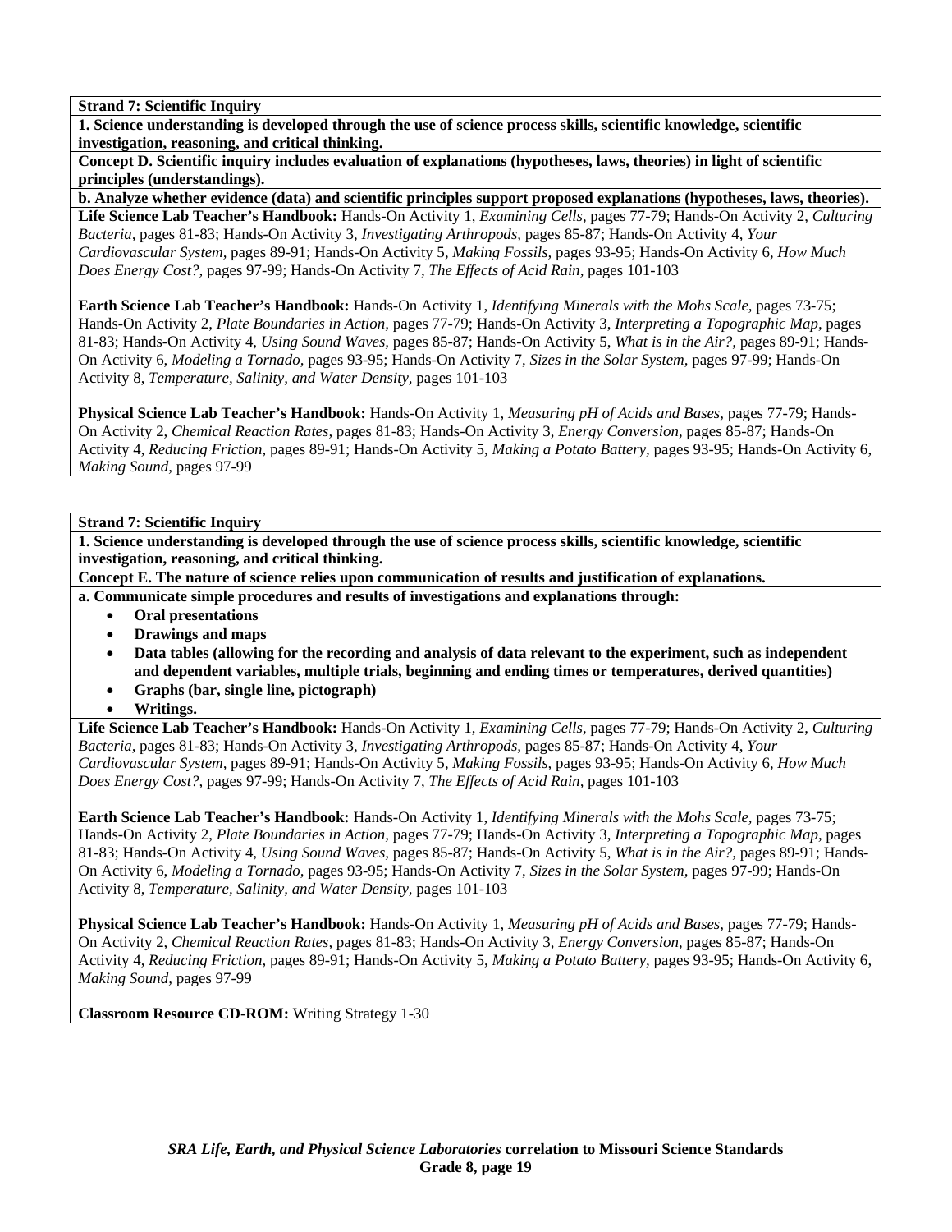**Strand 7: Scientific Inquiry**

**1. Science understanding is developed through the use of science process skills, scientific knowledge, scientific investigation, reasoning, and critical thinking.**

**Concept D. Scientific inquiry includes evaluation of explanations (hypotheses, laws, theories) in light of scientific principles (understandings).**

**b. Analyze whether evidence (data) and scientific principles support proposed explanations (hypotheses, laws, theories).**

**Life Science Lab Teacher's Handbook:** Hands-On Activity 1, *Examining Cells*, pages 77-79; Hands-On Activity 2, *Culturing Bacteria*, pages 81-83; Hands-On Activity 3, *Investigating Arthropods*, pages 85-87; Hands-On Activity 4, *Your Cardiovascular System*, pages 89-91; Hands-On Activity 5, *Making Fossils*, pages 93-95; Hands-On Activity 6, *How Much Does Energy Cost?*, pages 97-99; Hands-On Activity 7, *The Effects of Acid Rain*, pages 101-103

**Earth Science Lab Teacher's Handbook:** Hands-On Activity 1, *Identifying Minerals with the Mohs Scale*, pages 73-75; Hands-On Activity 2, *Plate Boundaries in Action*, pages 77-79; Hands-On Activity 3, *Interpreting a Topographic Map*, pages 81-83; Hands-On Activity 4, *Using Sound Waves*, pages 85-87; Hands-On Activity 5, *What is in the Air?*, pages 89-91; Hands-On Activity 6, *Modeling a Tornado*, pages 93-95; Hands-On Activity 7, *Sizes in the Solar System*, pages 97-99; Hands-On Activity 8, *Temperature, Salinity, and Water Density*, pages 101-103

**Physical Science Lab Teacher's Handbook:** Hands-On Activity 1, *Measuring pH of Acids and Bases*, pages 77-79; Hands-On Activity 2, *Chemical Reaction Rates*, pages 81-83; Hands-On Activity 3, *Energy Conversion*, pages 85-87; Hands-On Activity 4, *Reducing Friction*, pages 89-91; Hands-On Activity 5, *Making a Potato Battery*, pages 93-95; Hands-On Activity 6, *Making Sound*, pages 97-99

**Strand 7: Scientific Inquiry**

**1. Science understanding is developed through the use of science process skills, scientific knowledge, scientific investigation, reasoning, and critical thinking.**

**Concept E. The nature of science relies upon communication of results and justification of explanations.**

**a. Communicate simple procedures and results of investigations and explanations through:**

- **Oral presentations**
- **Drawings and maps**
- **Data tables (allowing for the recording and analysis of data relevant to the experiment, such as independent and dependent variables, multiple trials, beginning and ending times or temperatures, derived quantities)**
- **Graphs (bar, single line, pictograph)**
- **Writings.**

**Life Science Lab Teacher's Handbook:** Hands-On Activity 1, *Examining Cells*, pages 77-79; Hands-On Activity 2, *Culturing Bacteria*, pages 81-83; Hands-On Activity 3, *Investigating Arthropods*, pages 85-87; Hands-On Activity 4, *Your Cardiovascular System*, pages 89-91; Hands-On Activity 5, *Making Fossils*, pages 93-95; Hands-On Activity 6, *How Much Does Energy Cost?*, pages 97-99; Hands-On Activity 7, *The Effects of Acid Rain*, pages 101-103

**Earth Science Lab Teacher's Handbook:** Hands-On Activity 1, *Identifying Minerals with the Mohs Scale*, pages 73-75; Hands-On Activity 2, *Plate Boundaries in Action*, pages 77-79; Hands-On Activity 3, *Interpreting a Topographic Map*, pages 81-83; Hands-On Activity 4, *Using Sound Waves*, pages 85-87; Hands-On Activity 5, *What is in the Air?*, pages 89-91; Hands-On Activity 6, *Modeling a Tornado*, pages 93-95; Hands-On Activity 7, *Sizes in the Solar System*, pages 97-99; Hands-On Activity 8, *Temperature, Salinity, and Water Density*, pages 101-103

**Physical Science Lab Teacher's Handbook:** Hands-On Activity 1, *Measuring pH of Acids and Bases*, pages 77-79; Hands-On Activity 2, *Chemical Reaction Rates*, pages 81-83; Hands-On Activity 3, *Energy Conversion*, pages 85-87; Hands-On Activity 4, *Reducing Friction*, pages 89-91; Hands-On Activity 5, *Making a Potato Battery*, pages 93-95; Hands-On Activity 6, *Making Sound*, pages 97-99

**Classroom Resource CD-ROM:** Writing Strategy 1-30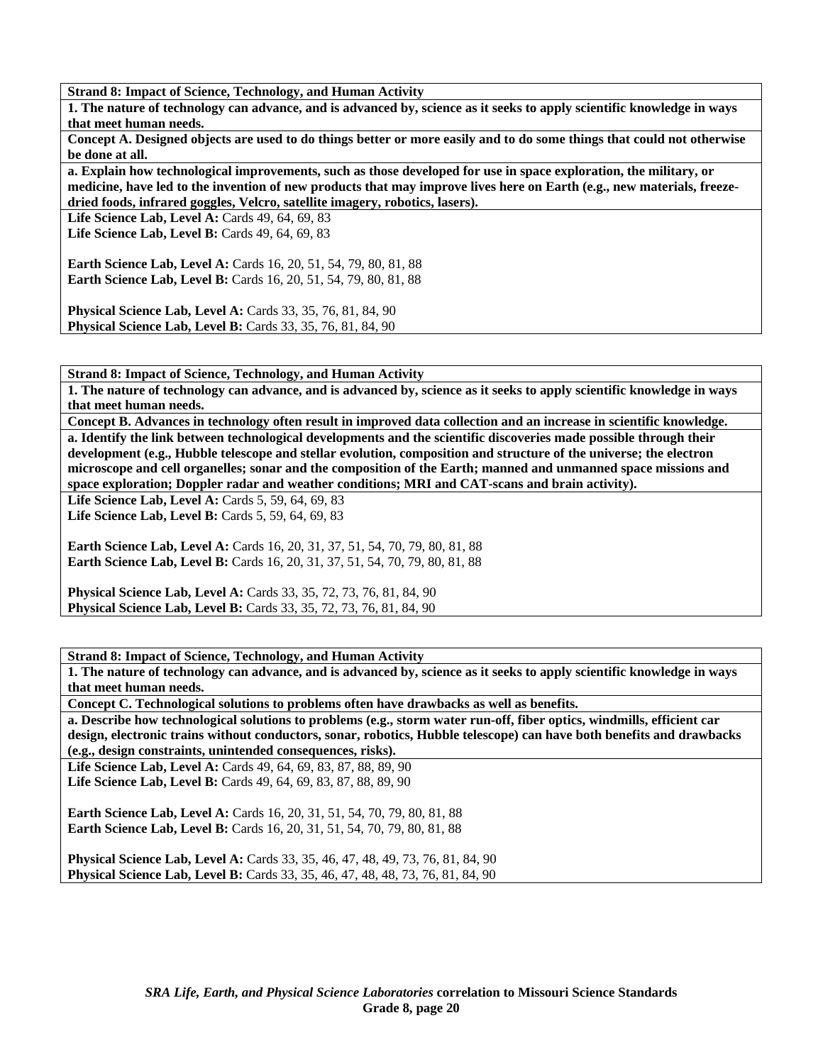**Strand 8: Impact of Science, Technology, and Human Activity**

**1. The nature of technology can advance, and is advanced by, science as it seeks to apply scientific knowledge in ways that meet human needs.**

**Concept A. Designed objects are used to do things better or more easily and to do some things that could not otherwise be done at all.**

**a. Explain how technological improvements, such as those developed for use in space exploration, the military, or medicine, have led to the invention of new products that may improve lives here on Earth (e.g., new materials, freeze-dried foods, infrared goggles, Velcro, satellite imagery, robotics, lasers).**

**Life Science Lab, Level A:** Cards 49, 64, 69, 83
**Life Science Lab, Level B:** Cards 49, 64, 69, 83

**Earth Science Lab, Level A:** Cards 16, 20, 51, 54, 79, 80, 81, 88
**Earth Science Lab, Level B:** Cards 16, 20, 51, 54, 79, 80, 81, 88

**Physical Science Lab, Level A:** Cards 33, 35, 76, 81, 84, 90
**Physical Science Lab, Level B:** Cards 33, 35, 76, 81, 84, 90

**Strand 8: Impact of Science, Technology, and Human Activity**

**1. The nature of technology can advance, and is advanced by, science as it seeks to apply scientific knowledge in ways that meet human needs.**

**Concept B. Advances in technology often result in improved data collection and an increase in scientific knowledge.**

**a. Identify the link between technological developments and the scientific discoveries made possible through their development (e.g., Hubble telescope and stellar evolution, composition and structure of the universe; the electron microscope and cell organelles; sonar and the composition of the Earth; manned and unmanned space missions and space exploration; Doppler radar and weather conditions; MRI and CAT-scans and brain activity).**

**Life Science Lab, Level A:** Cards 5, 59, 64, 69, 83
**Life Science Lab, Level B:** Cards 5, 59, 64, 69, 83

**Earth Science Lab, Level A:** Cards 16, 20, 31, 37, 51, 54, 70, 79, 80, 81, 88
**Earth Science Lab, Level B:** Cards 16, 20, 31, 37, 51, 54, 70, 79, 80, 81, 88

**Physical Science Lab, Level A:** Cards 33, 35, 72, 73, 76, 81, 84, 90
**Physical Science Lab, Level B:** Cards 33, 35, 72, 73, 76, 81, 84, 90

**Strand 8: Impact of Science, Technology, and Human Activity**

**1. The nature of technology can advance, and is advanced by, science as it seeks to apply scientific knowledge in ways that meet human needs.**

**Concept C. Technological solutions to problems often have drawbacks as well as benefits.**

**a. Describe how technological solutions to problems (e.g., storm water run-off, fiber optics, windmills, efficient car design, electronic trains without conductors, sonar, robotics, Hubble telescope) can have both benefits and drawbacks (e.g., design constraints, unintended consequences, risks).**

**Life Science Lab, Level A:** Cards 49, 64, 69, 83, 87, 88, 89, 90
**Life Science Lab, Level B:** Cards 49, 64, 69, 83, 87, 88, 89, 90

**Earth Science Lab, Level A:** Cards 16, 20, 31, 51, 54, 70, 79, 80, 81, 88
**Earth Science Lab, Level B:** Cards 16, 20, 31, 51, 54, 70, 79, 80, 81, 88

**Physical Science Lab, Level A:** Cards 33, 35, 46, 47, 48, 49, 73, 76, 81, 84, 90
**Physical Science Lab, Level B:** Cards 33, 35, 46, 47, 48, 48, 73, 76, 81, 84, 90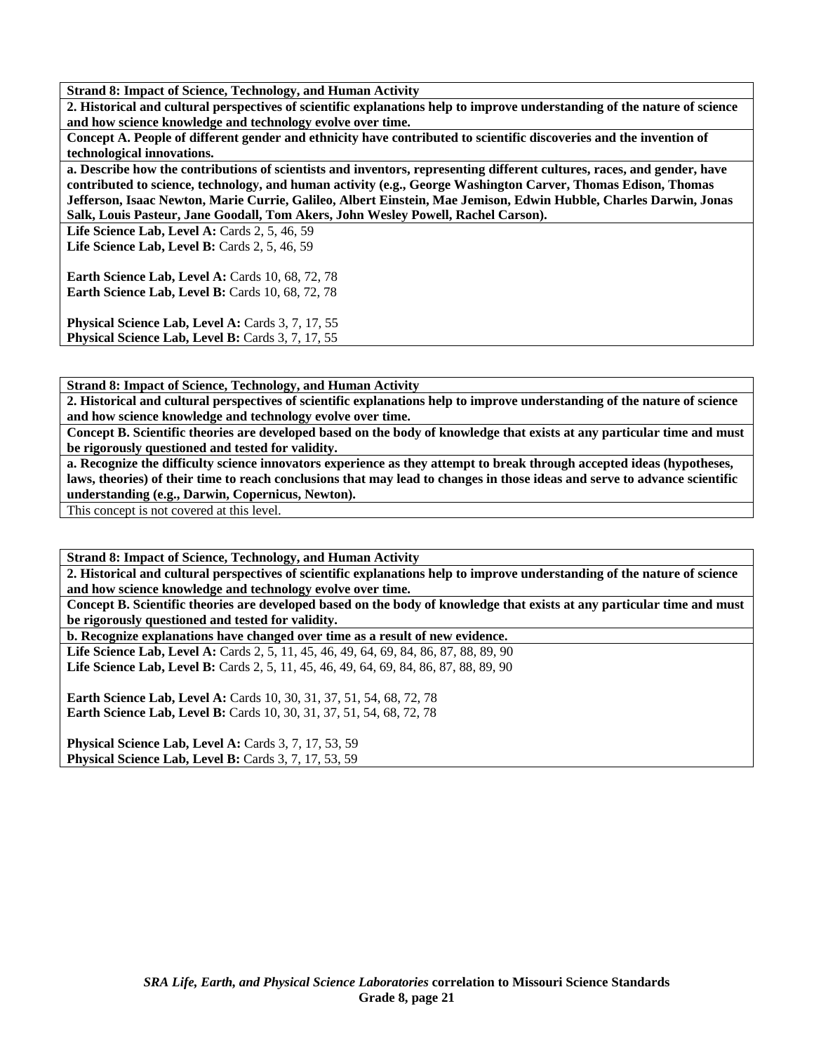**Strand 8: Impact of Science, Technology, and Human Activity**

**2. Historical and cultural perspectives of scientific explanations help to improve understanding of the nature of science and how science knowledge and technology evolve over time.**

**Concept A. People of different gender and ethnicity have contributed to scientific discoveries and the invention of technological innovations.**

**a. Describe how the contributions of scientists and inventors, representing different cultures, races, and gender, have contributed to science, technology, and human activity (e.g., George Washington Carver, Thomas Edison, Thomas Jefferson, Isaac Newton, Marie Currie, Galileo, Albert Einstein, Mae Jemison, Edwin Hubble, Charles Darwin, Jonas Salk, Louis Pasteur, Jane Goodall, Tom Akers, John Wesley Powell, Rachel Carson).**

**Life Science Lab, Level A:** Cards 2, 5, 46, 59
**Life Science Lab, Level B:** Cards 2, 5, 46, 59

**Earth Science Lab, Level A:** Cards 10, 68, 72, 78
**Earth Science Lab, Level B:** Cards 10, 68, 72, 78

**Physical Science Lab, Level A:** Cards 3, 7, 17, 55
**Physical Science Lab, Level B:** Cards 3, 7, 17, 55

**Strand 8: Impact of Science, Technology, and Human Activity**

**2. Historical and cultural perspectives of scientific explanations help to improve understanding of the nature of science and how science knowledge and technology evolve over time.**

**Concept B. Scientific theories are developed based on the body of knowledge that exists at any particular time and must be rigorously questioned and tested for validity.**

**a. Recognize the difficulty science innovators experience as they attempt to break through accepted ideas (hypotheses, laws, theories) of their time to reach conclusions that may lead to changes in those ideas and serve to advance scientific understanding (e.g., Darwin, Copernicus, Newton).**

This concept is not covered at this level.

**Strand 8: Impact of Science, Technology, and Human Activity**

**2. Historical and cultural perspectives of scientific explanations help to improve understanding of the nature of science and how science knowledge and technology evolve over time.**

**Concept B. Scientific theories are developed based on the body of knowledge that exists at any particular time and must be rigorously questioned and tested for validity.**

**b. Recognize explanations have changed over time as a result of new evidence.**

**Life Science Lab, Level A:** Cards 2, 5, 11, 45, 46, 49, 64, 69, 84, 86, 87, 88, 89, 90
**Life Science Lab, Level B:** Cards 2, 5, 11, 45, 46, 49, 64, 69, 84, 86, 87, 88, 89, 90

**Earth Science Lab, Level A:** Cards 10, 30, 31, 37, 51, 54, 68, 72, 78
**Earth Science Lab, Level B:** Cards 10, 30, 31, 37, 51, 54, 68, 72, 78

**Physical Science Lab, Level A:** Cards 3, 7, 17, 53, 59
**Physical Science Lab, Level B:** Cards 3, 7, 17, 53, 59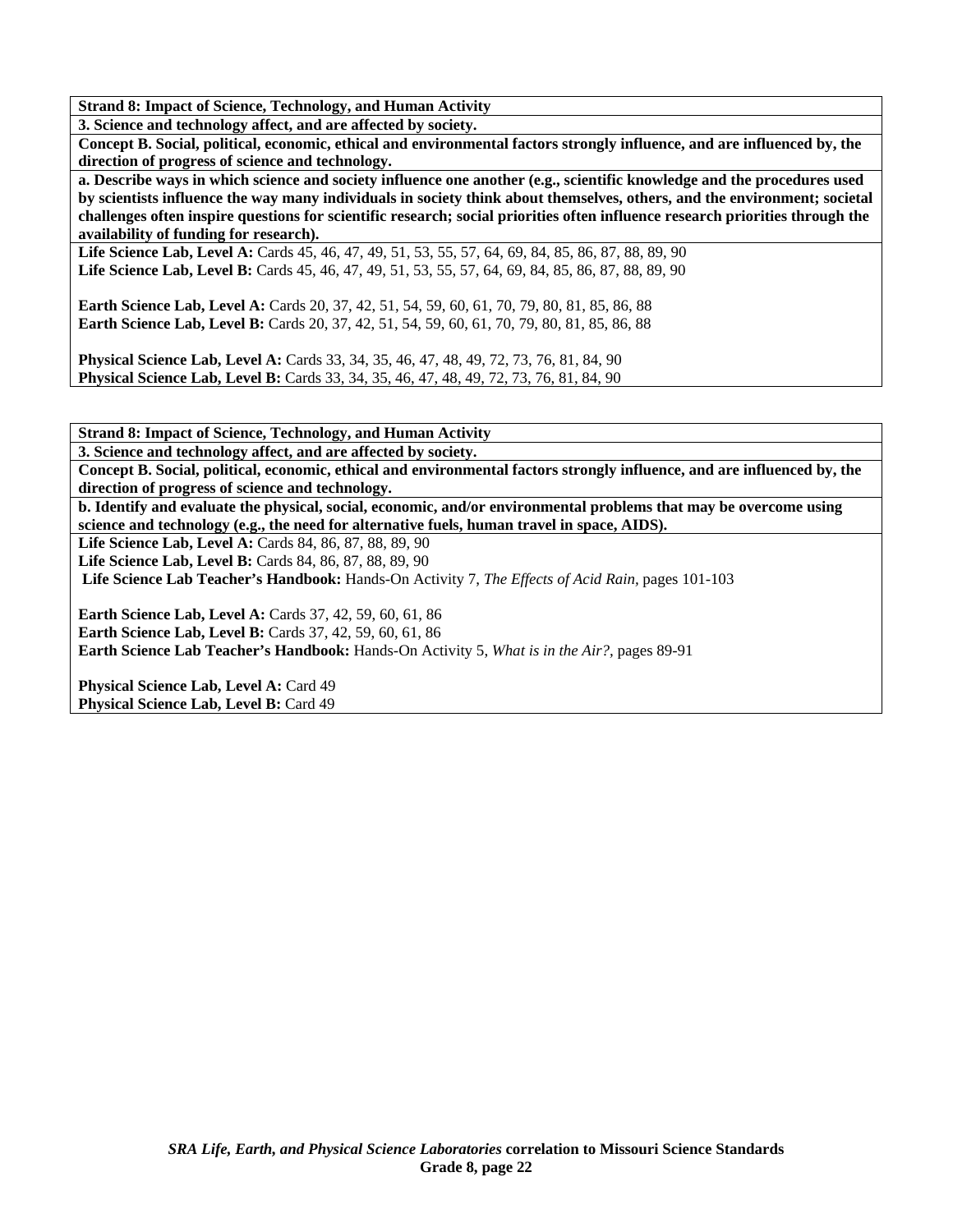**Strand 8: Impact of Science, Technology, and Human Activity**

**3. Science and technology affect, and are affected by society.**

**Concept B. Social, political, economic, ethical and environmental factors strongly influence, and are influenced by, the direction of progress of science and technology.**

**a. Describe ways in which science and society influence one another (e.g., scientific knowledge and the procedures used by scientists influence the way many individuals in society think about themselves, others, and the environment; societal challenges often inspire questions for scientific research; social priorities often influence research priorities through the availability of funding for research).**

**Life Science Lab, Level A:** Cards 45, 46, 47, 49, 51, 53, 55, 57, 64, 69, 84, 85, 86, 87, 88, 89, 90
**Life Science Lab, Level B:** Cards 45, 46, 47, 49, 51, 53, 55, 57, 64, 69, 84, 85, 86, 87, 88, 89, 90

**Earth Science Lab, Level A:** Cards 20, 37, 42, 51, 54, 59, 60, 61, 70, 79, 80, 81, 85, 86, 88
**Earth Science Lab, Level B:** Cards 20, 37, 42, 51, 54, 59, 60, 61, 70, 79, 80, 81, 85, 86, 88

**Physical Science Lab, Level A:** Cards 33, 34, 35, 46, 47, 48, 49, 72, 73, 76, 81, 84, 90
**Physical Science Lab, Level B:** Cards 33, 34, 35, 46, 47, 48, 49, 72, 73, 76, 81, 84, 90

**Strand 8: Impact of Science, Technology, and Human Activity**

**3. Science and technology affect, and are affected by society.**

**Concept B. Social, political, economic, ethical and environmental factors strongly influence, and are influenced by, the direction of progress of science and technology.**

**b. Identify and evaluate the physical, social, economic, and/or environmental problems that may be overcome using science and technology (e.g., the need for alternative fuels, human travel in space, AIDS).**

**Life Science Lab, Level A:** Cards 84, 86, 87, 88, 89, 90
**Life Science Lab, Level B:** Cards 84, 86, 87, 88, 89, 90
**Life Science Lab Teacher's Handbook:** Hands-On Activity 7, *The Effects of Acid Rain,* pages 101-103

**Earth Science Lab, Level A:** Cards 37, 42, 59, 60, 61, 86
**Earth Science Lab, Level B:** Cards 37, 42, 59, 60, 61, 86
**Earth Science Lab Teacher's Handbook:** Hands-On Activity 5, *What is in the Air?,* pages 89-91

**Physical Science Lab, Level A:** Card 49
**Physical Science Lab, Level B:** Card 49